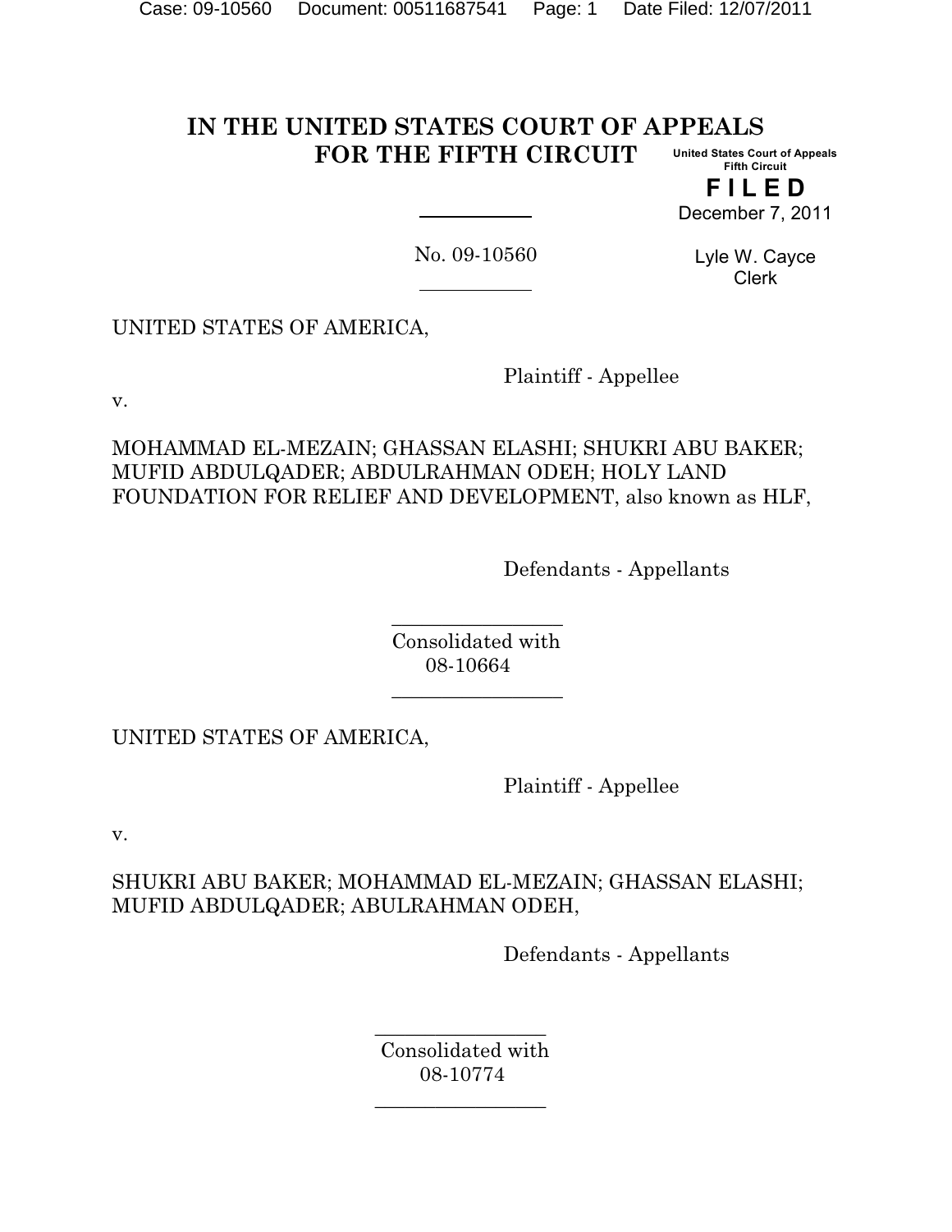# IN THE UNITED STATES COURT OF APPEALS FOR THE FIFTH CIRCUIT

United States Court of Appeals
Fifth Circuit

**F I L E D**

December 7, 2011

Lyle W. Cayce
Clerk

No. 09-10560

UNITED STATES OF AMERICA,

Plaintiff - Appellee

v.

MOHAMMAD EL-MEZAIN; GHASSAN ELASHI; SHUKRI ABU BAKER; MUFID ABDULQADER; ABDULRAHMAN ODEH; HOLY LAND FOUNDATION FOR RELIEF AND DEVELOPMENT, also known as HLF,

Defendants - Appellants

Consolidated with
08-10664

UNITED STATES OF AMERICA,

Plaintiff - Appellee

v.

SHUKRI ABU BAKER; MOHAMMAD EL-MEZAIN; GHASSAN ELASHI; MUFID ABDULQADER; ABULRAHMAN ODEH,

Defendants - Appellants

Consolidated with
08-10774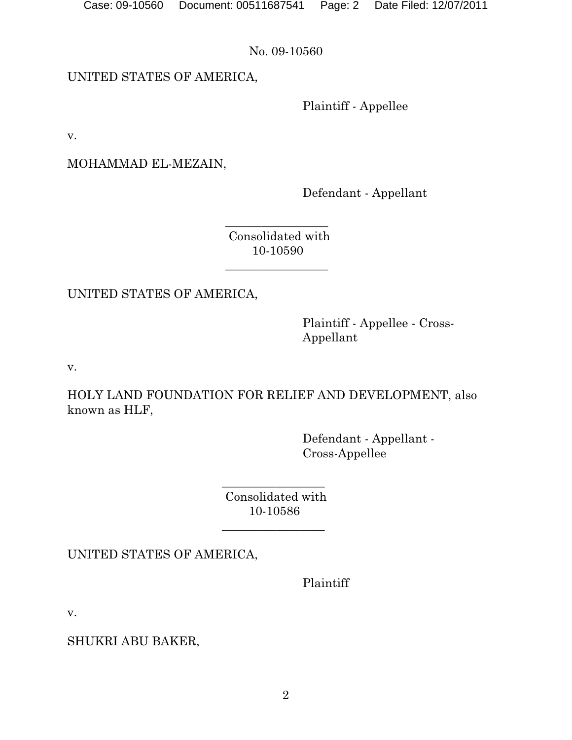No. 09-10560

UNITED STATES OF AMERICA,

Plaintiff - Appellee

v.

MOHAMMAD EL-MEZAIN,

Defendant - Appellant

---

Consolidated with
10-10590

---

UNITED STATES OF AMERICA,

Plaintiff - Appellee - Cross-Appellant

v.

HOLY LAND FOUNDATION FOR RELIEF AND DEVELOPMENT, also known as HLF,

Defendant - Appellant - Cross-Appellee

---

Consolidated with
10-10586

---

UNITED STATES OF AMERICA,

Plaintiff

v.

SHUKRI ABU BAKER,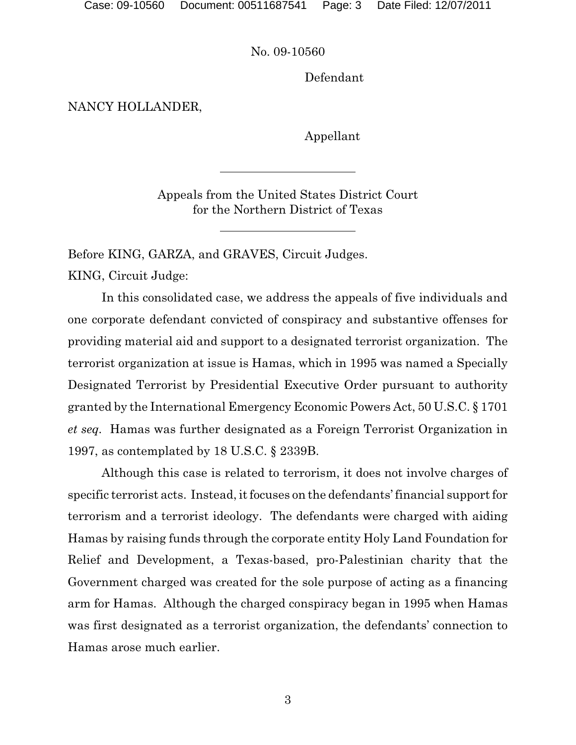No. 09-10560

Defendant

NANCY HOLLANDER,

Appellant

---

Appeals from the United States District Court
for the Northern District of Texas

---

Before KING, GARZA, and GRAVES, Circuit Judges.

KING, Circuit Judge:

In this consolidated case, we address the appeals of five individuals and one corporate defendant convicted of conspiracy and substantive offenses for providing material aid and support to a designated terrorist organization. The terrorist organization at issue is Hamas, which in 1995 was named a Specially Designated Terrorist by Presidential Executive Order pursuant to authority granted by the International Emergency Economic Powers Act, 50 U.S.C. § 1701 *et seq*. Hamas was further designated as a Foreign Terrorist Organization in 1997, as contemplated by 18 U.S.C. § 2339B.

Although this case is related to terrorism, it does not involve charges of specific terrorist acts. Instead, it focuses on the defendants' financial support for terrorism and a terrorist ideology. The defendants were charged with aiding Hamas by raising funds through the corporate entity Holy Land Foundation for Relief and Development, a Texas-based, pro-Palestinian charity that the Government charged was created for the sole purpose of acting as a financing arm for Hamas. Although the charged conspiracy began in 1995 when Hamas was first designated as a terrorist organization, the defendants' connection to Hamas arose much earlier.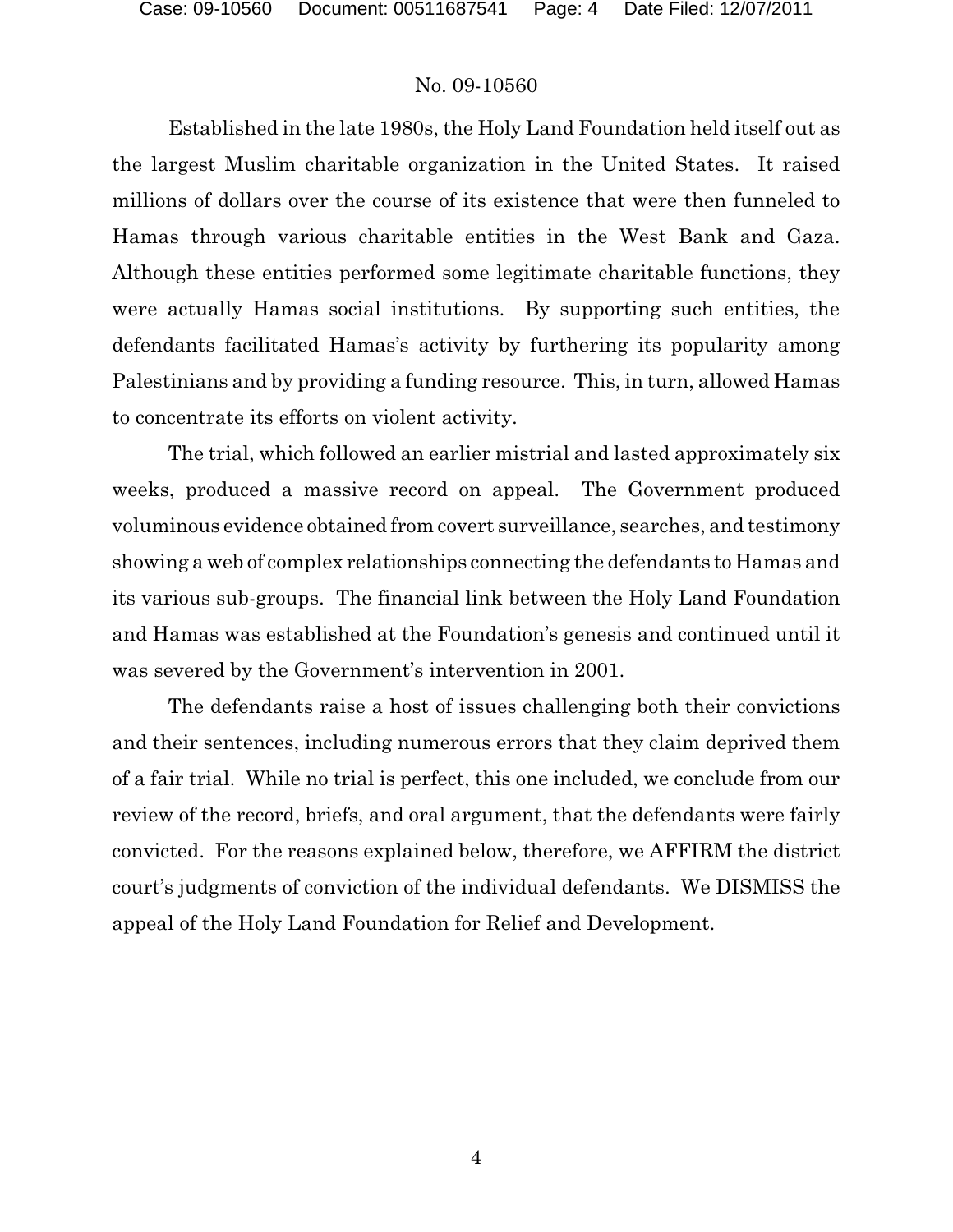Established in the late 1980s, the Holy Land Foundation held itself out as the largest Muslim charitable organization in the United States. It raised millions of dollars over the course of its existence that were then funneled to Hamas through various charitable entities in the West Bank and Gaza. Although these entities performed some legitimate charitable functions, they were actually Hamas social institutions. By supporting such entities, the defendants facilitated Hamas's activity by furthering its popularity among Palestinians and by providing a funding resource. This, in turn, allowed Hamas to concentrate its efforts on violent activity.

The trial, which followed an earlier mistrial and lasted approximately six weeks, produced a massive record on appeal. The Government produced voluminous evidence obtained from covert surveillance, searches, and testimony showing a web of complex relationships connecting the defendants to Hamas and its various sub-groups. The financial link between the Holy Land Foundation and Hamas was established at the Foundation's genesis and continued until it was severed by the Government's intervention in 2001.

The defendants raise a host of issues challenging both their convictions and their sentences, including numerous errors that they claim deprived them of a fair trial. While no trial is perfect, this one included, we conclude from our review of the record, briefs, and oral argument, that the defendants were fairly convicted. For the reasons explained below, therefore, we AFFIRM the district court's judgments of conviction of the individual defendants. We DISMISS the appeal of the Holy Land Foundation for Relief and Development.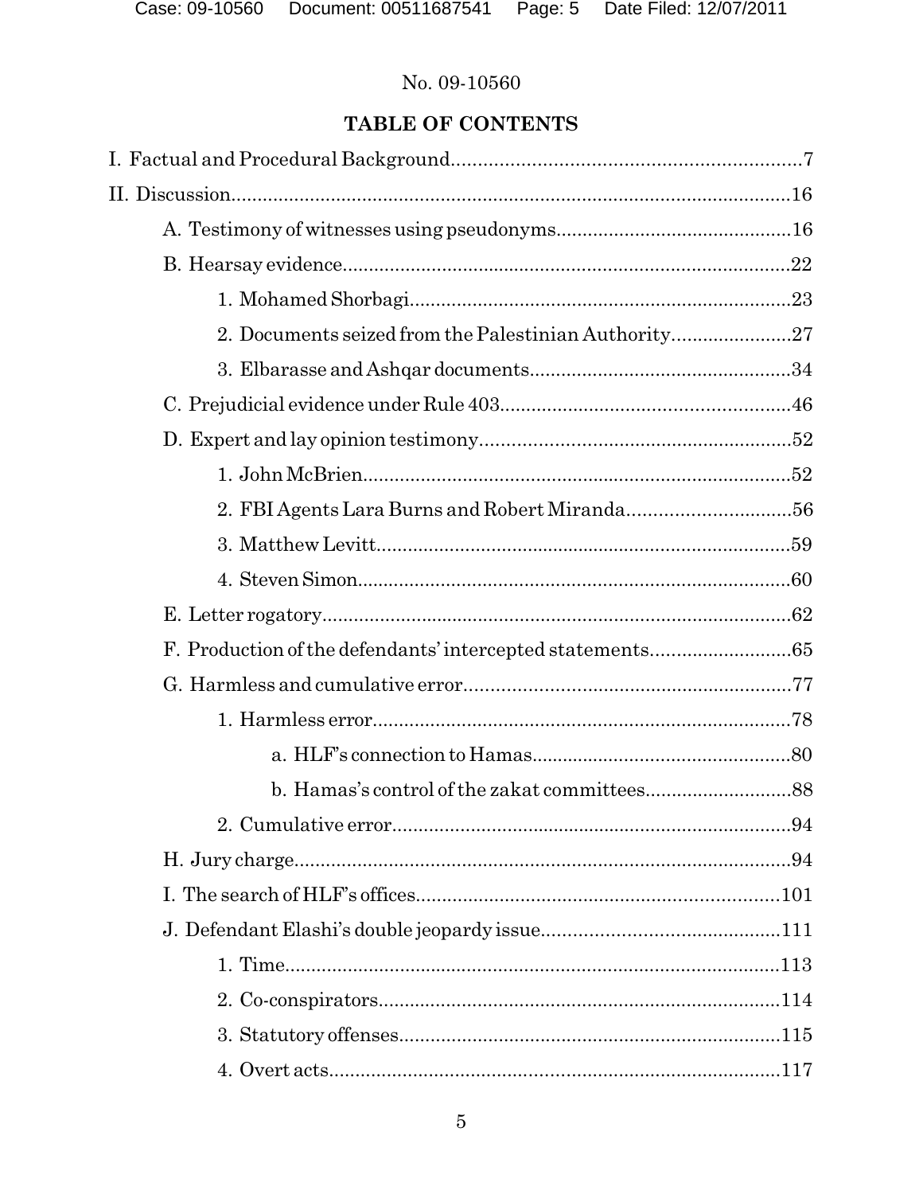No. 09-10560

## TABLE OF CONTENTS

I. Factual and Procedural Background....7

II. Discussion....16

- A. Testimony of witnesses using pseudonyms....16
- B. Hearsay evidence....22
  - 1. Mohamed Shorbagi....23
  - 2. Documents seized from the Palestinian Authority....27
  - 3. Elbarasse and Ashqar documents....34
- C. Prejudicial evidence under Rule 403....46
- D. Expert and lay opinion testimony....52
  - 1. John McBrien....52
  - 2. FBI Agents Lara Burns and Robert Miranda....56
  - 3. Matthew Levitt....59
  - 4. Steven Simon....60
- E. Letter rogatory....62
- F. Production of the defendants' intercepted statements....65
- G. Harmless and cumulative error....77
  - 1. Harmless error....78
    - a. HLF's connection to Hamas....80
    - b. Hamas's control of the zakat committees....88
  - 2. Cumulative error....94
- H. Jury charge....94
- I. The search of HLF's offices....101
- J. Defendant Elashi's double jeopardy issue....111
  - 1. Time....113
  - 2. Co-conspirators....114
  - 3. Statutory offenses....115
  - 4. Overt acts....117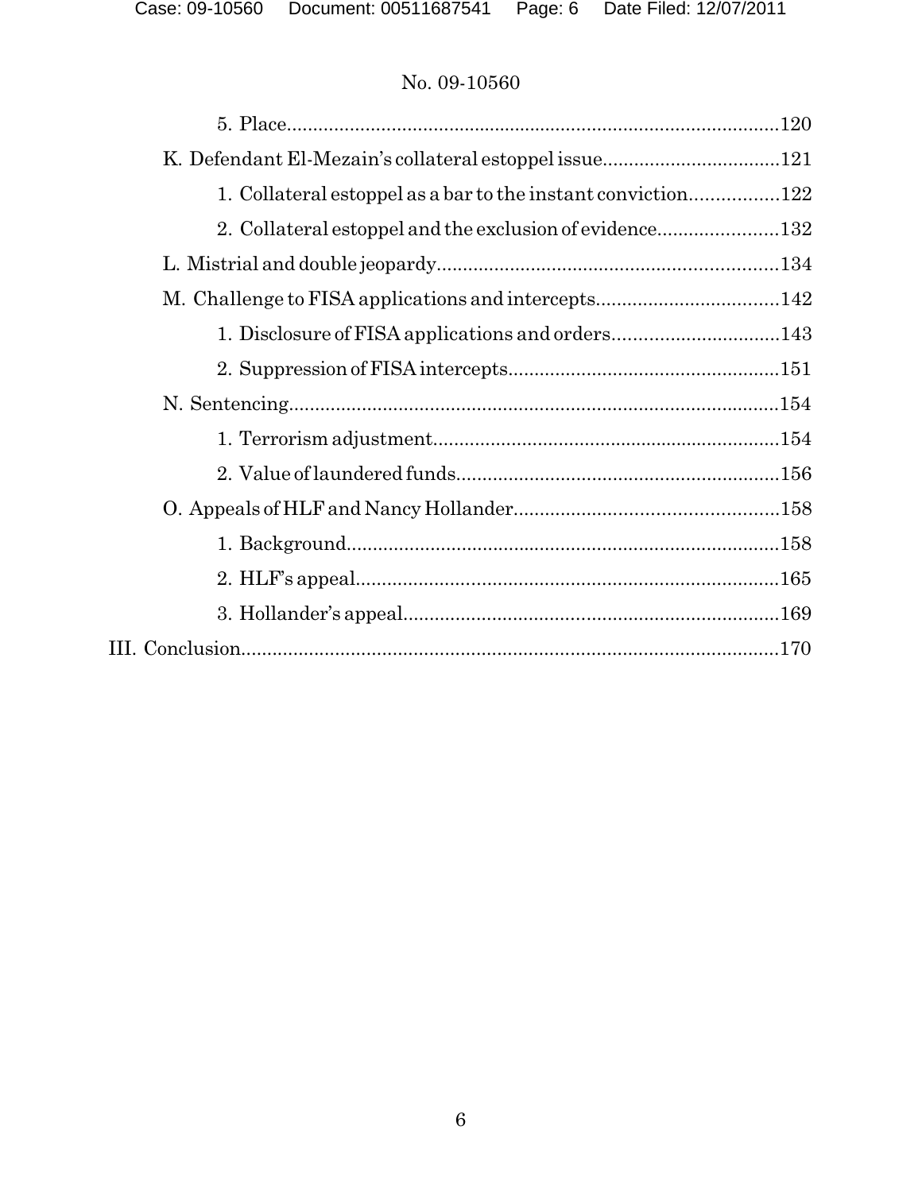No. 09-10560

5. Place....................................................................................................120

K. Defendant El-Mezain's collateral estoppel issue...................................121

1. Collateral estoppel as a bar to the instant conviction.................122

2. Collateral estoppel and the exclusion of evidence.......................132

L. Mistrial and double jeopardy..................................................................134

M. Challenge to FISA applications and intercepts...................................142

1. Disclosure of FISA applications and orders................................143

2. Suppression of FISA intercepts....................................................151

N. Sentencing..............................................................................................154

1. Terrorism adjustment...................................................................154

2. Value of laundered funds..............................................................156

O. Appeals of HLF and Nancy Hollander...................................................158

1. Background....................................................................................158

2. HLF's appeal..................................................................................165

3. Hollander's appeal........................................................................169

III. Conclusion.......................................................................................................170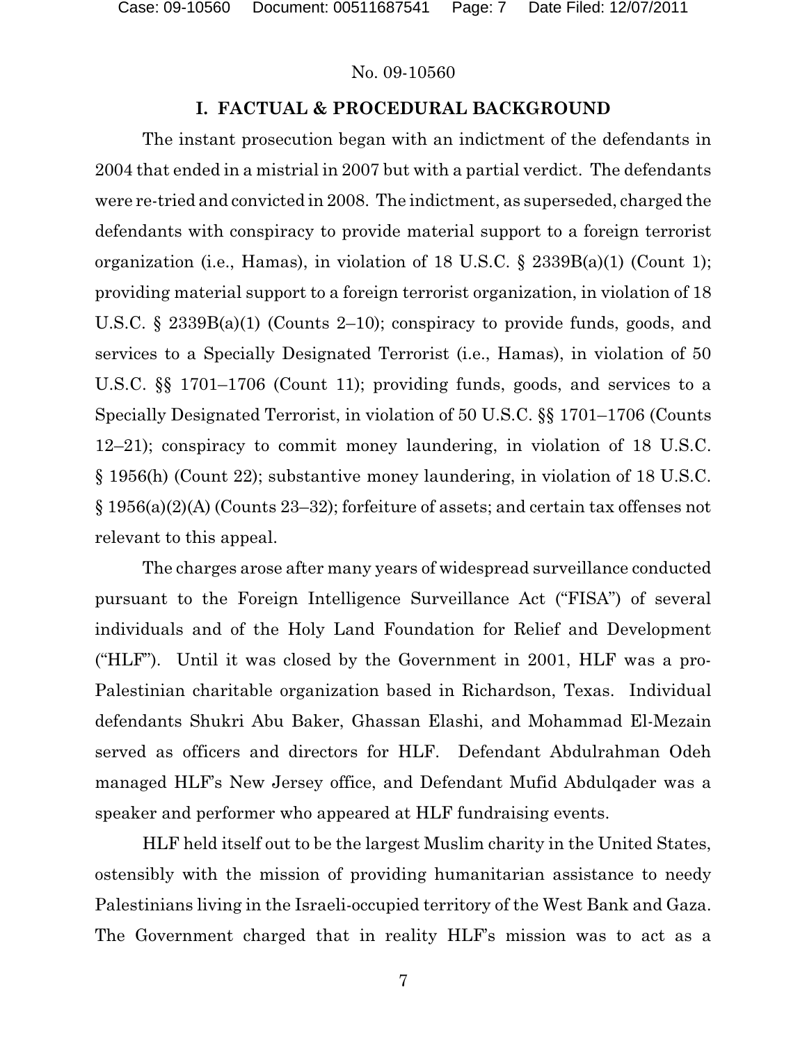## I. FACTUAL & PROCEDURAL BACKGROUND

The instant prosecution began with an indictment of the defendants in 2004 that ended in a mistrial in 2007 but with a partial verdict. The defendants were re-tried and convicted in 2008. The indictment, as superseded, charged the defendants with conspiracy to provide material support to a foreign terrorist organization (i.e., Hamas), in violation of 18 U.S.C. § 2339B(a)(1) (Count 1); providing material support to a foreign terrorist organization, in violation of 18 U.S.C. § 2339B(a)(1) (Counts 2–10); conspiracy to provide funds, goods, and services to a Specially Designated Terrorist (i.e., Hamas), in violation of 50 U.S.C. §§ 1701–1706 (Count 11); providing funds, goods, and services to a Specially Designated Terrorist, in violation of 50 U.S.C. §§ 1701–1706 (Counts 12–21); conspiracy to commit money laundering, in violation of 18 U.S.C. § 1956(h) (Count 22); substantive money laundering, in violation of 18 U.S.C. § 1956(a)(2)(A) (Counts 23–32); forfeiture of assets; and certain tax offenses not relevant to this appeal.

The charges arose after many years of widespread surveillance conducted pursuant to the Foreign Intelligence Surveillance Act ("FISA") of several individuals and of the Holy Land Foundation for Relief and Development ("HLF"). Until it was closed by the Government in 2001, HLF was a pro-Palestinian charitable organization based in Richardson, Texas. Individual defendants Shukri Abu Baker, Ghassan Elashi, and Mohammad El-Mezain served as officers and directors for HLF. Defendant Abdulrahman Odeh managed HLF's New Jersey office, and Defendant Mufid Abdulqader was a speaker and performer who appeared at HLF fundraising events.

HLF held itself out to be the largest Muslim charity in the United States, ostensibly with the mission of providing humanitarian assistance to needy Palestinians living in the Israeli-occupied territory of the West Bank and Gaza. The Government charged that in reality HLF's mission was to act as a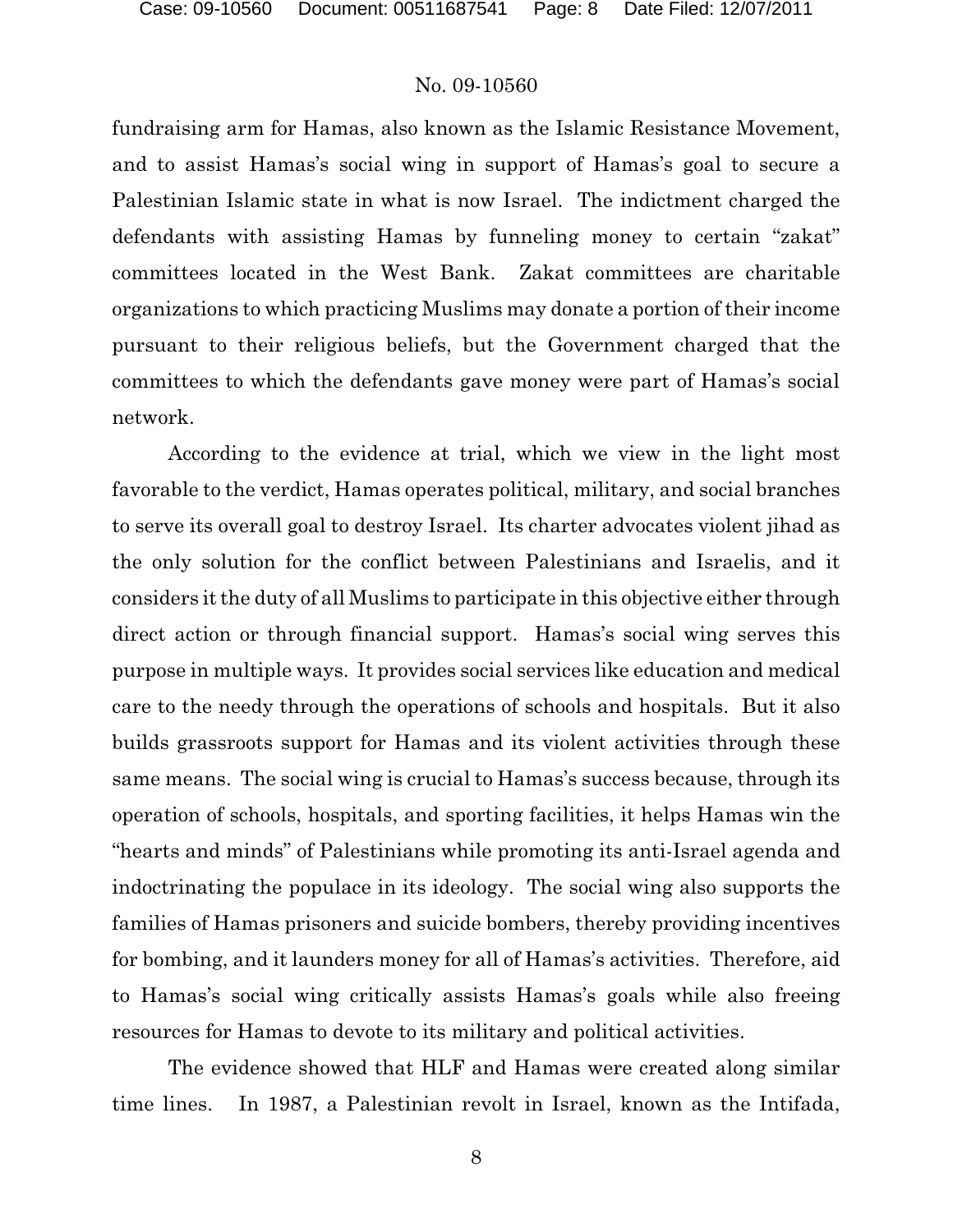fundraising arm for Hamas, also known as the Islamic Resistance Movement, and to assist Hamas's social wing in support of Hamas's goal to secure a Palestinian Islamic state in what is now Israel. The indictment charged the defendants with assisting Hamas by funneling money to certain "zakat" committees located in the West Bank. Zakat committees are charitable organizations to which practicing Muslims may donate a portion of their income pursuant to their religious beliefs, but the Government charged that the committees to which the defendants gave money were part of Hamas's social network.

According to the evidence at trial, which we view in the light most favorable to the verdict, Hamas operates political, military, and social branches to serve its overall goal to destroy Israel. Its charter advocates violent jihad as the only solution for the conflict between Palestinians and Israelis, and it considers it the duty of all Muslims to participate in this objective either through direct action or through financial support. Hamas's social wing serves this purpose in multiple ways. It provides social services like education and medical care to the needy through the operations of schools and hospitals. But it also builds grassroots support for Hamas and its violent activities through these same means. The social wing is crucial to Hamas's success because, through its operation of schools, hospitals, and sporting facilities, it helps Hamas win the "hearts and minds" of Palestinians while promoting its anti-Israel agenda and indoctrinating the populace in its ideology. The social wing also supports the families of Hamas prisoners and suicide bombers, thereby providing incentives for bombing, and it launders money for all of Hamas's activities. Therefore, aid to Hamas's social wing critically assists Hamas's goals while also freeing resources for Hamas to devote to its military and political activities.

The evidence showed that HLF and Hamas were created along similar time lines. In 1987, a Palestinian revolt in Israel, known as the Intifada,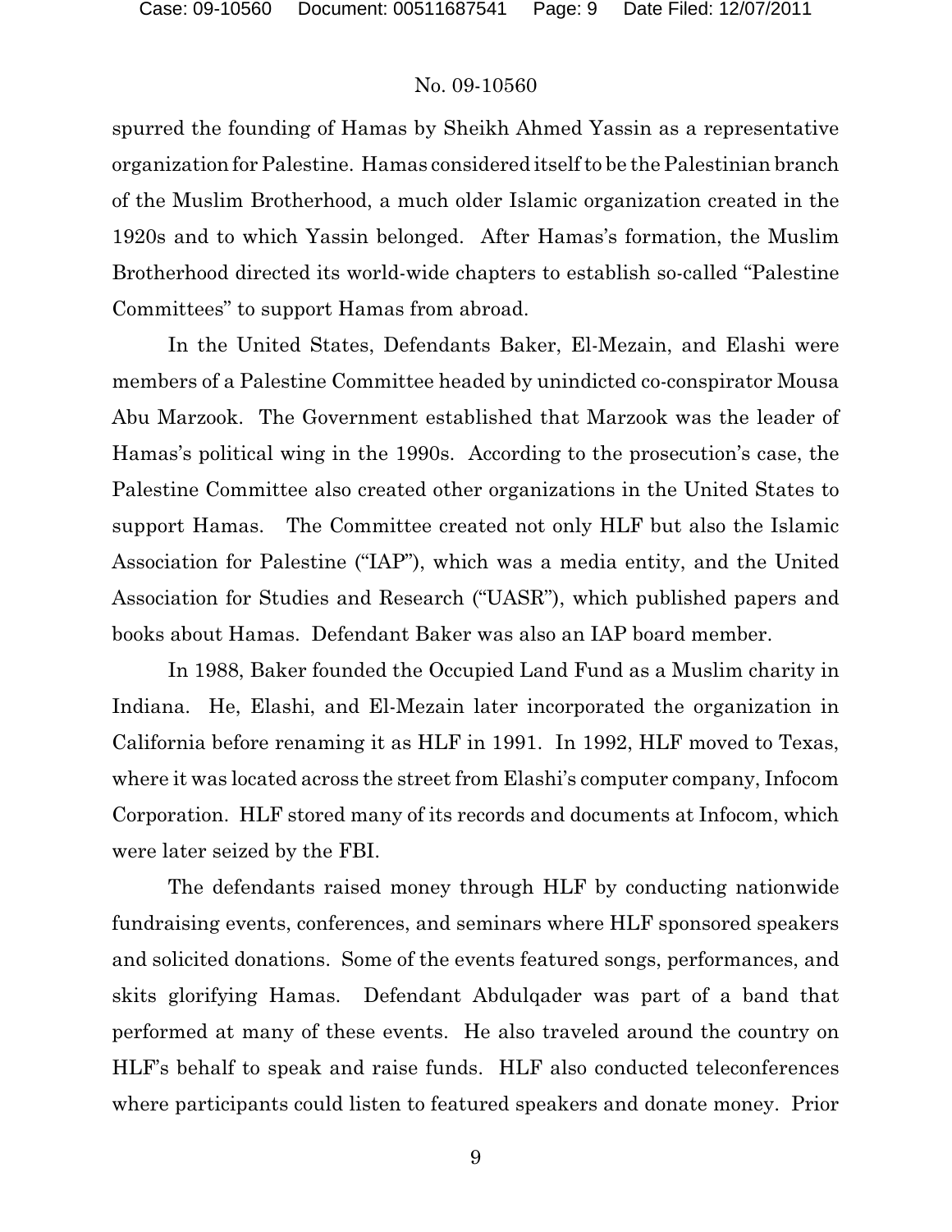spurred the founding of Hamas by Sheikh Ahmed Yassin as a representative organization for Palestine. Hamas considered itself to be the Palestinian branch of the Muslim Brotherhood, a much older Islamic organization created in the 1920s and to which Yassin belonged. After Hamas's formation, the Muslim Brotherhood directed its world-wide chapters to establish so-called "Palestine Committees" to support Hamas from abroad.

In the United States, Defendants Baker, El-Mezain, and Elashi were members of a Palestine Committee headed by unindicted co-conspirator Mousa Abu Marzook. The Government established that Marzook was the leader of Hamas's political wing in the 1990s. According to the prosecution's case, the Palestine Committee also created other organizations in the United States to support Hamas. The Committee created not only HLF but also the Islamic Association for Palestine ("IAP"), which was a media entity, and the United Association for Studies and Research ("UASR"), which published papers and books about Hamas. Defendant Baker was also an IAP board member.

In 1988, Baker founded the Occupied Land Fund as a Muslim charity in Indiana. He, Elashi, and El-Mezain later incorporated the organization in California before renaming it as HLF in 1991. In 1992, HLF moved to Texas, where it was located across the street from Elashi's computer company, Infocom Corporation. HLF stored many of its records and documents at Infocom, which were later seized by the FBI.

The defendants raised money through HLF by conducting nationwide fundraising events, conferences, and seminars where HLF sponsored speakers and solicited donations. Some of the events featured songs, performances, and skits glorifying Hamas. Defendant Abdulqader was part of a band that performed at many of these events. He also traveled around the country on HLF's behalf to speak and raise funds. HLF also conducted teleconferences where participants could listen to featured speakers and donate money. Prior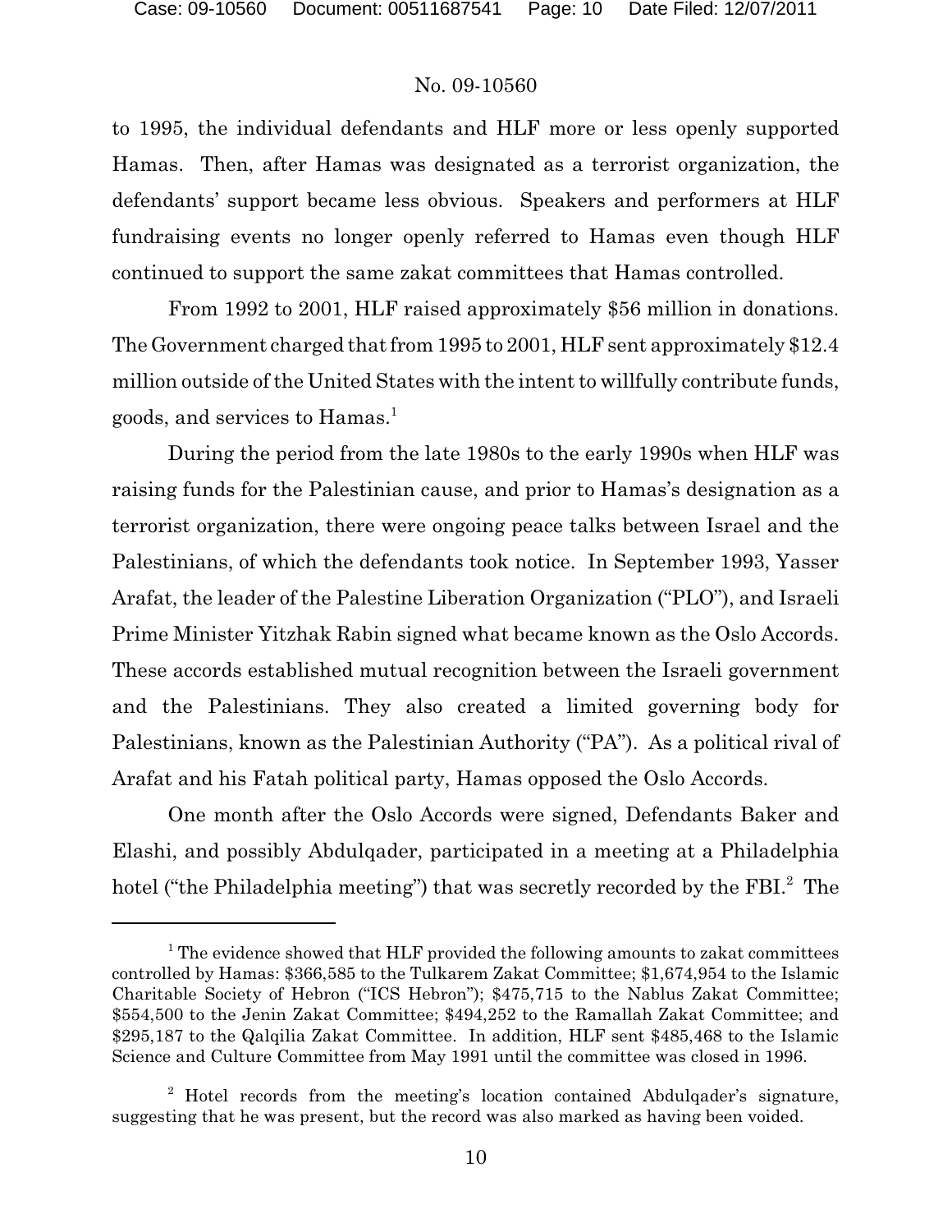to 1995, the individual defendants and HLF more or less openly supported Hamas. Then, after Hamas was designated as a terrorist organization, the defendants' support became less obvious. Speakers and performers at HLF fundraising events no longer openly referred to Hamas even though HLF continued to support the same zakat committees that Hamas controlled.

From 1992 to 2001, HLF raised approximately $56 million in donations. The Government charged that from 1995 to 2001, HLF sent approximately $12.4 million outside of the United States with the intent to willfully contribute funds, goods, and services to Hamas.[1]

During the period from the late 1980s to the early 1990s when HLF was raising funds for the Palestinian cause, and prior to Hamas's designation as a terrorist organization, there were ongoing peace talks between Israel and the Palestinians, of which the defendants took notice. In September 1993, Yasser Arafat, the leader of the Palestine Liberation Organization ("PLO"), and Israeli Prime Minister Yitzhak Rabin signed what became known as the Oslo Accords. These accords established mutual recognition between the Israeli government and the Palestinians. They also created a limited governing body for Palestinians, known as the Palestinian Authority ("PA"). As a political rival of Arafat and his Fatah political party, Hamas opposed the Oslo Accords.

One month after the Oslo Accords were signed, Defendants Baker and Elashi, and possibly Abdulqader, participated in a meeting at a Philadelphia hotel ("the Philadelphia meeting") that was secretly recorded by the FBI.[2] The

---

[1] The evidence showed that HLF provided the following amounts to zakat committees controlled by Hamas: $366,585 to the Tulkarem Zakat Committee; $1,674,954 to the Islamic Charitable Society of Hebron ("ICS Hebron"); $475,715 to the Nablus Zakat Committee; $554,500 to the Jenin Zakat Committee; $494,252 to the Ramallah Zakat Committee; and $295,187 to the Qalqilia Zakat Committee. In addition, HLF sent $485,468 to the Islamic Science and Culture Committee from May 1991 until the committee was closed in 1996.

[2] Hotel records from the meeting's location contained Abdulqader's signature, suggesting that he was present, but the record was also marked as having been voided.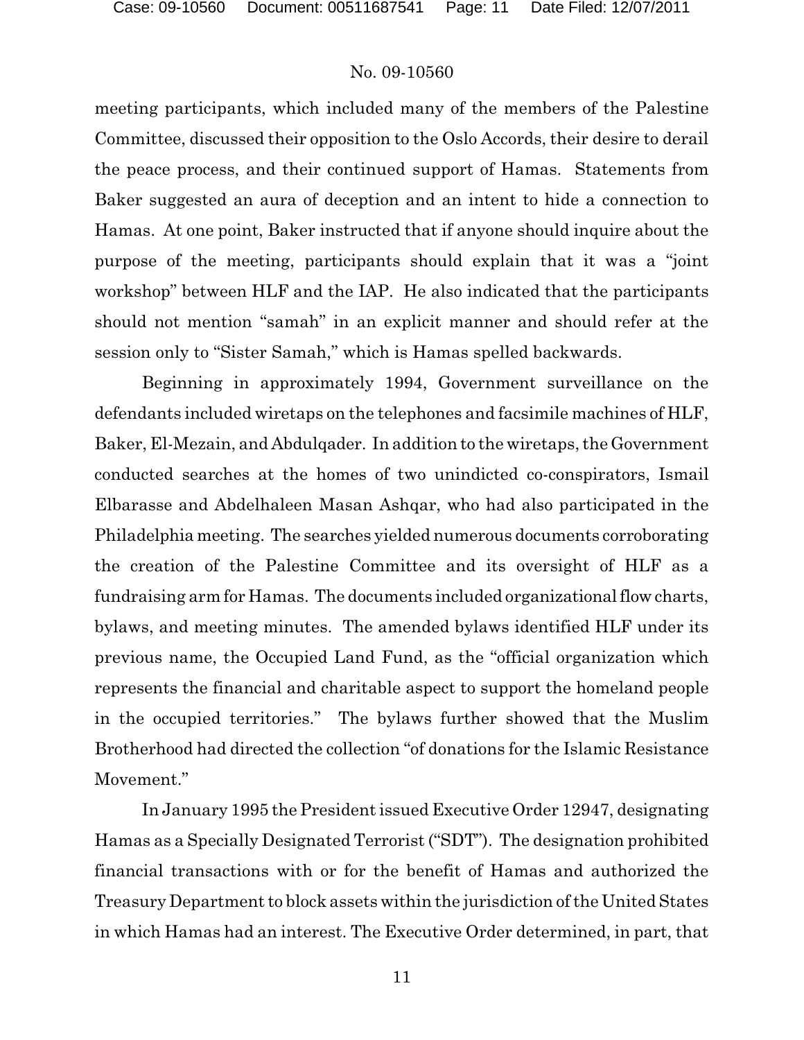meeting participants, which included many of the members of the Palestine Committee, discussed their opposition to the Oslo Accords, their desire to derail the peace process, and their continued support of Hamas. Statements from Baker suggested an aura of deception and an intent to hide a connection to Hamas. At one point, Baker instructed that if anyone should inquire about the purpose of the meeting, participants should explain that it was a "joint workshop" between HLF and the IAP. He also indicated that the participants should not mention "samah" in an explicit manner and should refer at the session only to "Sister Samah," which is Hamas spelled backwards.

Beginning in approximately 1994, Government surveillance on the defendants included wiretaps on the telephones and facsimile machines of HLF, Baker, El-Mezain, and Abdulqader. In addition to the wiretaps, the Government conducted searches at the homes of two unindicted co-conspirators, Ismail Elbarasse and Abdelhaleen Masan Ashqar, who had also participated in the Philadelphia meeting. The searches yielded numerous documents corroborating the creation of the Palestine Committee and its oversight of HLF as a fundraising arm for Hamas. The documents included organizational flow charts, bylaws, and meeting minutes. The amended bylaws identified HLF under its previous name, the Occupied Land Fund, as the "official organization which represents the financial and charitable aspect to support the homeland people in the occupied territories." The bylaws further showed that the Muslim Brotherhood had directed the collection "of donations for the Islamic Resistance Movement."

In January 1995 the President issued Executive Order 12947, designating Hamas as a Specially Designated Terrorist ("SDT"). The designation prohibited financial transactions with or for the benefit of Hamas and authorized the Treasury Department to block assets within the jurisdiction of the United States in which Hamas had an interest. The Executive Order determined, in part, that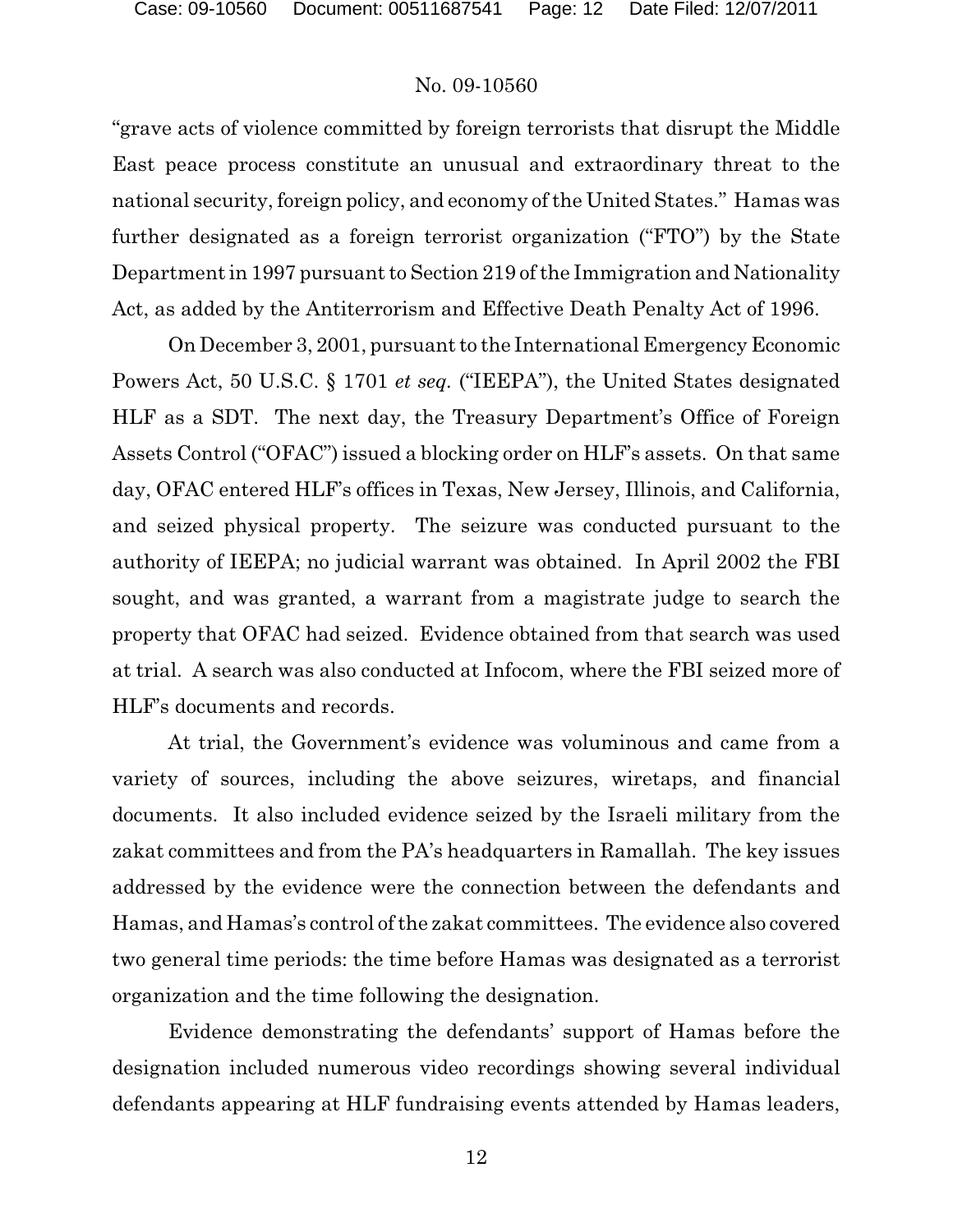"grave acts of violence committed by foreign terrorists that disrupt the Middle East peace process constitute an unusual and extraordinary threat to the national security, foreign policy, and economy of the United States." Hamas was further designated as a foreign terrorist organization ("FTO") by the State Department in 1997 pursuant to Section 219 of the Immigration and Nationality Act, as added by the Antiterrorism and Effective Death Penalty Act of 1996.

On December 3, 2001, pursuant to the International Emergency Economic Powers Act, 50 U.S.C. § 1701 *et seq.* ("IEEPA"), the United States designated HLF as a SDT. The next day, the Treasury Department's Office of Foreign Assets Control ("OFAC") issued a blocking order on HLF's assets. On that same day, OFAC entered HLF's offices in Texas, New Jersey, Illinois, and California, and seized physical property. The seizure was conducted pursuant to the authority of IEEPA; no judicial warrant was obtained. In April 2002 the FBI sought, and was granted, a warrant from a magistrate judge to search the property that OFAC had seized. Evidence obtained from that search was used at trial. A search was also conducted at Infocom, where the FBI seized more of HLF's documents and records.

At trial, the Government's evidence was voluminous and came from a variety of sources, including the above seizures, wiretaps, and financial documents. It also included evidence seized by the Israeli military from the zakat committees and from the PA's headquarters in Ramallah. The key issues addressed by the evidence were the connection between the defendants and Hamas, and Hamas's control of the zakat committees. The evidence also covered two general time periods: the time before Hamas was designated as a terrorist organization and the time following the designation.

Evidence demonstrating the defendants' support of Hamas before the designation included numerous video recordings showing several individual defendants appearing at HLF fundraising events attended by Hamas leaders,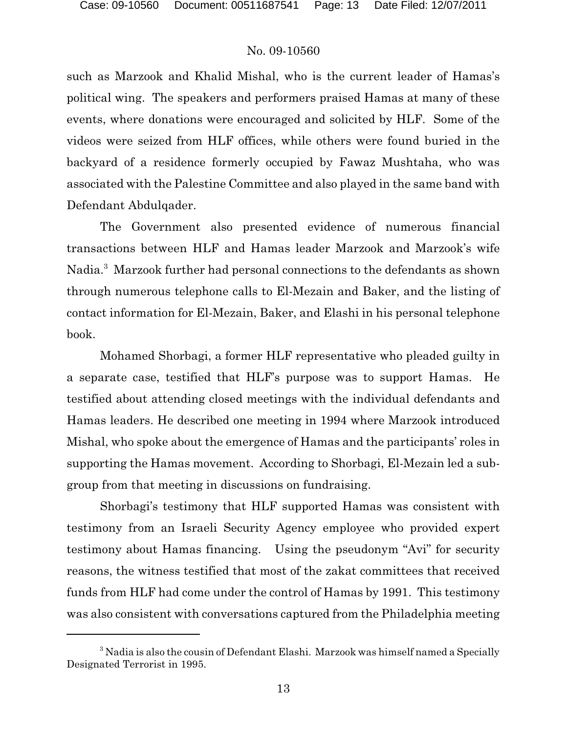such as Marzook and Khalid Mishal, who is the current leader of Hamas's political wing. The speakers and performers praised Hamas at many of these events, where donations were encouraged and solicited by HLF. Some of the videos were seized from HLF offices, while others were found buried in the backyard of a residence formerly occupied by Fawaz Mushtaha, who was associated with the Palestine Committee and also played in the same band with Defendant Abdulqader.

The Government also presented evidence of numerous financial transactions between HLF and Hamas leader Marzook and Marzook's wife Nadia.[3] Marzook further had personal connections to the defendants as shown through numerous telephone calls to El-Mezain and Baker, and the listing of contact information for El-Mezain, Baker, and Elashi in his personal telephone book.

Mohamed Shorbagi, a former HLF representative who pleaded guilty in a separate case, testified that HLF's purpose was to support Hamas. He testified about attending closed meetings with the individual defendants and Hamas leaders. He described one meeting in 1994 where Marzook introduced Mishal, who spoke about the emergence of Hamas and the participants' roles in supporting the Hamas movement. According to Shorbagi, El-Mezain led a sub-group from that meeting in discussions on fundraising.

Shorbagi's testimony that HLF supported Hamas was consistent with testimony from an Israeli Security Agency employee who provided expert testimony about Hamas financing. Using the pseudonym "Avi" for security reasons, the witness testified that most of the zakat committees that received funds from HLF had come under the control of Hamas by 1991. This testimony was also consistent with conversations captured from the Philadelphia meeting

[3] Nadia is also the cousin of Defendant Elashi. Marzook was himself named a Specially Designated Terrorist in 1995.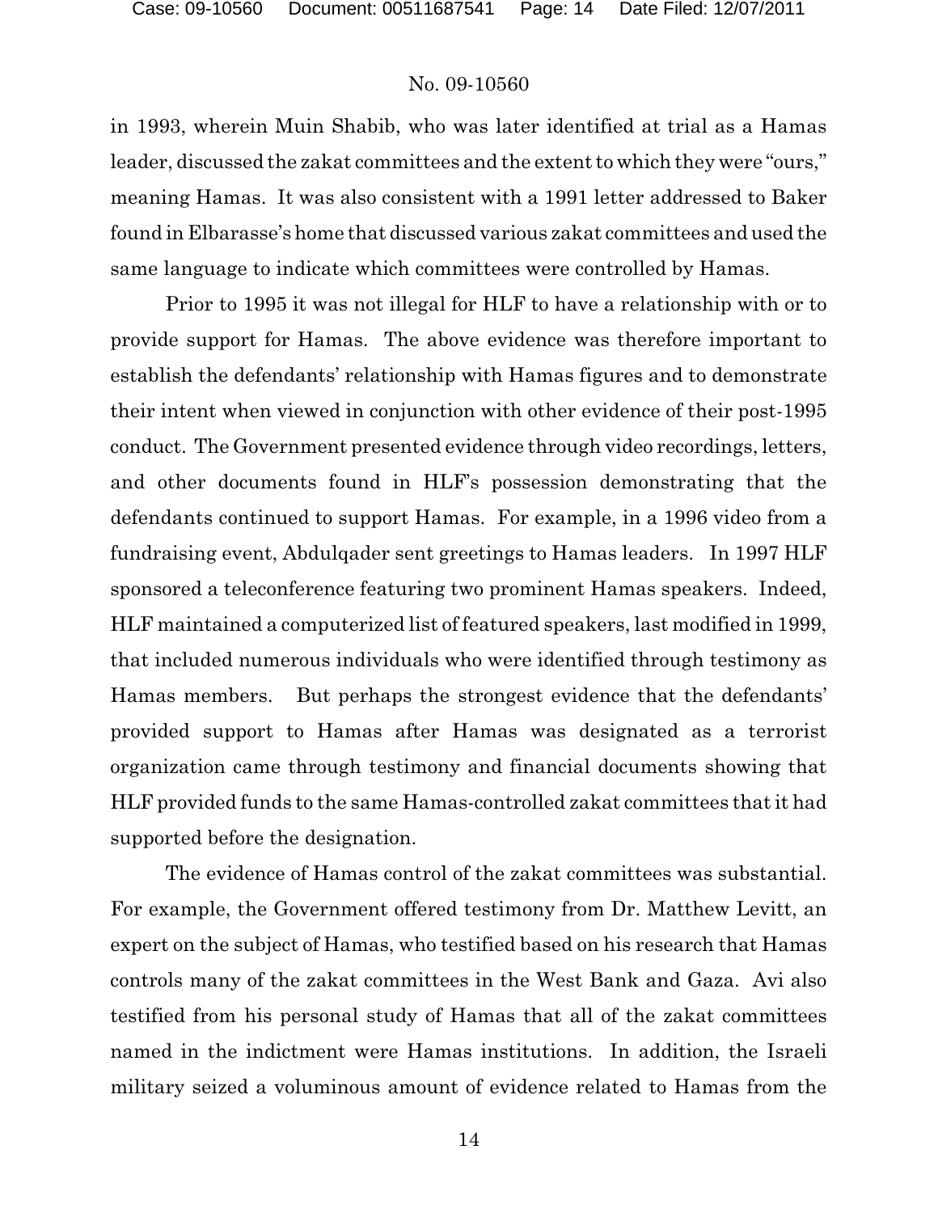in 1993, wherein Muin Shabib, who was later identified at trial as a Hamas leader, discussed the zakat committees and the extent to which they were "ours," meaning Hamas. It was also consistent with a 1991 letter addressed to Baker found in Elbarasse's home that discussed various zakat committees and used the same language to indicate which committees were controlled by Hamas.

Prior to 1995 it was not illegal for HLF to have a relationship with or to provide support for Hamas. The above evidence was therefore important to establish the defendants' relationship with Hamas figures and to demonstrate their intent when viewed in conjunction with other evidence of their post-1995 conduct. The Government presented evidence through video recordings, letters, and other documents found in HLF's possession demonstrating that the defendants continued to support Hamas. For example, in a 1996 video from a fundraising event, Abdulqader sent greetings to Hamas leaders. In 1997 HLF sponsored a teleconference featuring two prominent Hamas speakers. Indeed, HLF maintained a computerized list of featured speakers, last modified in 1999, that included numerous individuals who were identified through testimony as Hamas members. But perhaps the strongest evidence that the defendants' provided support to Hamas after Hamas was designated as a terrorist organization came through testimony and financial documents showing that HLF provided funds to the same Hamas-controlled zakat committees that it had supported before the designation.

The evidence of Hamas control of the zakat committees was substantial. For example, the Government offered testimony from Dr. Matthew Levitt, an expert on the subject of Hamas, who testified based on his research that Hamas controls many of the zakat committees in the West Bank and Gaza. Avi also testified from his personal study of Hamas that all of the zakat committees named in the indictment were Hamas institutions. In addition, the Israeli military seized a voluminous amount of evidence related to Hamas from the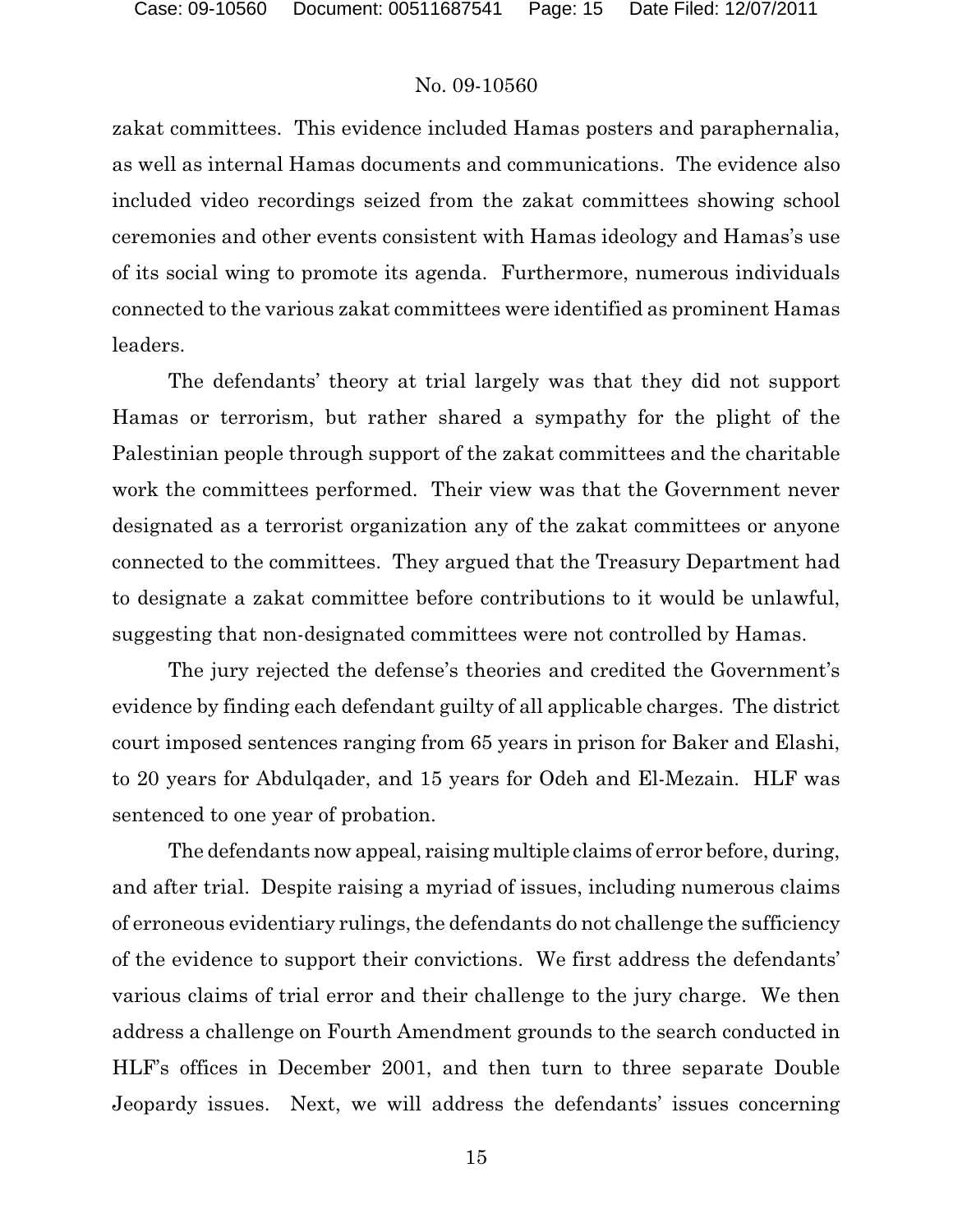zakat committees. This evidence included Hamas posters and paraphernalia, as well as internal Hamas documents and communications. The evidence also included video recordings seized from the zakat committees showing school ceremonies and other events consistent with Hamas ideology and Hamas's use of its social wing to promote its agenda. Furthermore, numerous individuals connected to the various zakat committees were identified as prominent Hamas leaders.

The defendants' theory at trial largely was that they did not support Hamas or terrorism, but rather shared a sympathy for the plight of the Palestinian people through support of the zakat committees and the charitable work the committees performed. Their view was that the Government never designated as a terrorist organization any of the zakat committees or anyone connected to the committees. They argued that the Treasury Department had to designate a zakat committee before contributions to it would be unlawful, suggesting that non-designated committees were not controlled by Hamas.

The jury rejected the defense's theories and credited the Government's evidence by finding each defendant guilty of all applicable charges. The district court imposed sentences ranging from 65 years in prison for Baker and Elashi, to 20 years for Abdulqader, and 15 years for Odeh and El-Mezain. HLF was sentenced to one year of probation.

The defendants now appeal, raising multiple claims of error before, during, and after trial. Despite raising a myriad of issues, including numerous claims of erroneous evidentiary rulings, the defendants do not challenge the sufficiency of the evidence to support their convictions. We first address the defendants' various claims of trial error and their challenge to the jury charge. We then address a challenge on Fourth Amendment grounds to the search conducted in HLF's offices in December 2001, and then turn to three separate Double Jeopardy issues. Next, we will address the defendants' issues concerning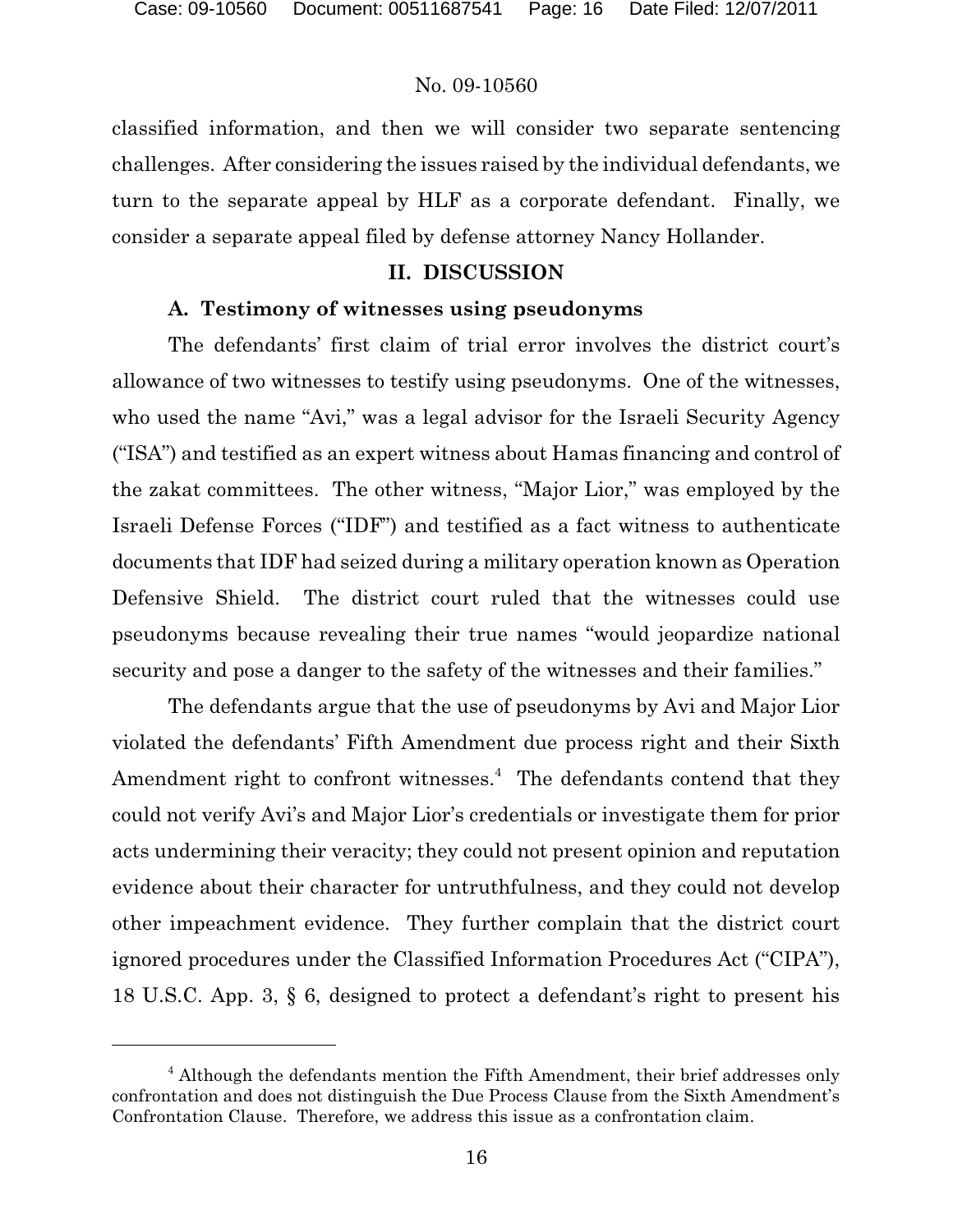classified information, and then we will consider two separate sentencing challenges. After considering the issues raised by the individual defendants, we turn to the separate appeal by HLF as a corporate defendant. Finally, we consider a separate appeal filed by defense attorney Nancy Hollander.

## II. DISCUSSION

### A. Testimony of witnesses using pseudonyms

The defendants' first claim of trial error involves the district court's allowance of two witnesses to testify using pseudonyms. One of the witnesses, who used the name "Avi," was a legal advisor for the Israeli Security Agency ("ISA") and testified as an expert witness about Hamas financing and control of the zakat committees. The other witness, "Major Lior," was employed by the Israeli Defense Forces ("IDF") and testified as a fact witness to authenticate documents that IDF had seized during a military operation known as Operation Defensive Shield. The district court ruled that the witnesses could use pseudonyms because revealing their true names "would jeopardize national security and pose a danger to the safety of the witnesses and their families."

The defendants argue that the use of pseudonyms by Avi and Major Lior violated the defendants' Fifth Amendment due process right and their Sixth Amendment right to confront witnesses.[4] The defendants contend that they could not verify Avi's and Major Lior's credentials or investigate them for prior acts undermining their veracity; they could not present opinion and reputation evidence about their character for untruthfulness, and they could not develop other impeachment evidence. They further complain that the district court ignored procedures under the Classified Information Procedures Act ("CIPA"), 18 U.S.C. App. 3, § 6, designed to protect a defendant's right to present his

---

[4] Although the defendants mention the Fifth Amendment, their brief addresses only confrontation and does not distinguish the Due Process Clause from the Sixth Amendment's Confrontation Clause. Therefore, we address this issue as a confrontation claim.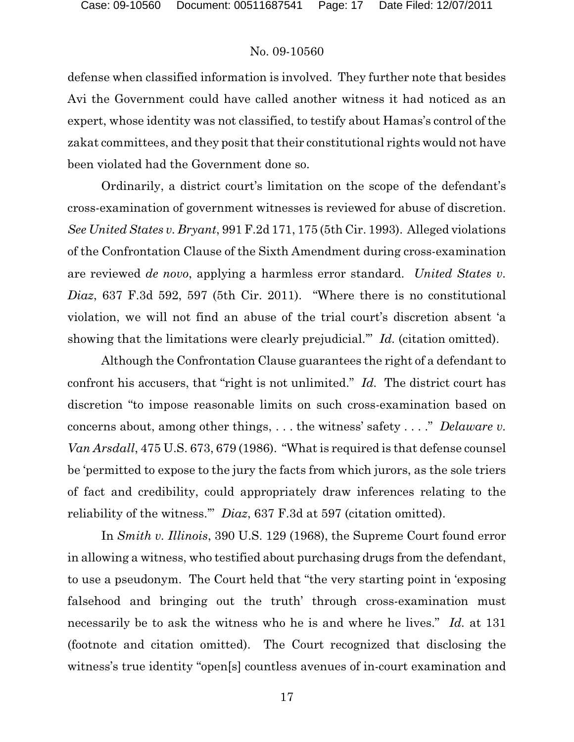defense when classified information is involved. They further note that besides Avi the Government could have called another witness it had noticed as an expert, whose identity was not classified, to testify about Hamas's control of the zakat committees, and they posit that their constitutional rights would not have been violated had the Government done so.

Ordinarily, a district court's limitation on the scope of the defendant's cross-examination of government witnesses is reviewed for abuse of discretion. *See United States v. Bryant*, 991 F.2d 171, 175 (5th Cir. 1993). Alleged violations of the Confrontation Clause of the Sixth Amendment during cross-examination are reviewed *de novo*, applying a harmless error standard. *United States v. Diaz*, 637 F.3d 592, 597 (5th Cir. 2011). "Where there is no constitutional violation, we will not find an abuse of the trial court's discretion absent 'a showing that the limitations were clearly prejudicial.'" *Id.* (citation omitted).

Although the Confrontation Clause guarantees the right of a defendant to confront his accusers, that "right is not unlimited." *Id.* The district court has discretion "to impose reasonable limits on such cross-examination based on concerns about, among other things, . . . the witness' safety . . . ." *Delaware v. Van Arsdall*, 475 U.S. 673, 679 (1986). "What is required is that defense counsel be 'permitted to expose to the jury the facts from which jurors, as the sole triers of fact and credibility, could appropriately draw inferences relating to the reliability of the witness.'" *Diaz*, 637 F.3d at 597 (citation omitted).

In *Smith v. Illinois*, 390 U.S. 129 (1968), the Supreme Court found error in allowing a witness, who testified about purchasing drugs from the defendant, to use a pseudonym. The Court held that "the very starting point in 'exposing falsehood and bringing out the truth' through cross-examination must necessarily be to ask the witness who he is and where he lives." *Id.* at 131 (footnote and citation omitted). The Court recognized that disclosing the witness's true identity "open[s] countless avenues of in-court examination and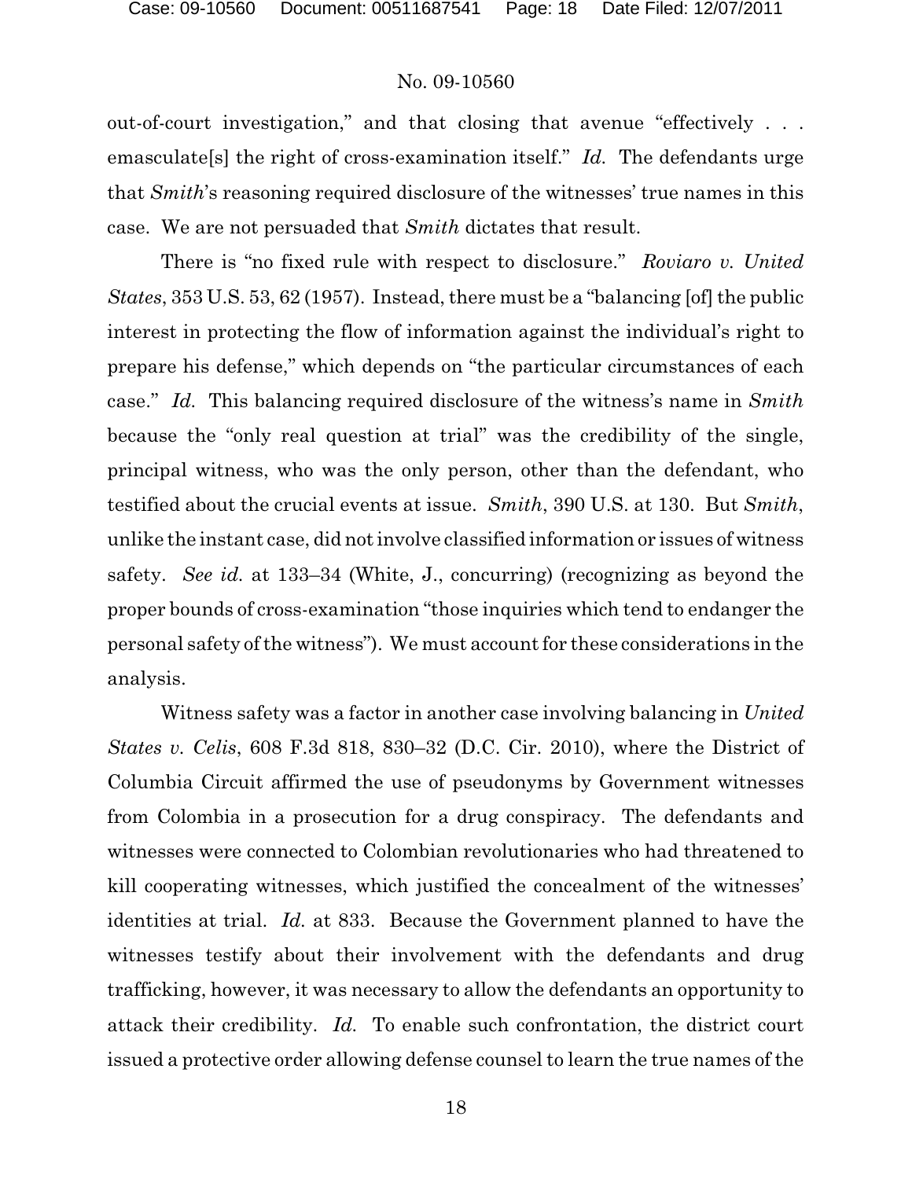out-of-court investigation," and that closing that avenue "effectively . . . emasculate[s] the right of cross-examination itself." *Id.* The defendants urge that *Smith*'s reasoning required disclosure of the witnesses' true names in this case. We are not persuaded that *Smith* dictates that result.

There is "no fixed rule with respect to disclosure." *Roviaro v. United States*, 353 U.S. 53, 62 (1957). Instead, there must be a "balancing [of] the public interest in protecting the flow of information against the individual's right to prepare his defense," which depends on "the particular circumstances of each case." *Id.* This balancing required disclosure of the witness's name in *Smith* because the "only real question at trial" was the credibility of the single, principal witness, who was the only person, other than the defendant, who testified about the crucial events at issue. *Smith*, 390 U.S. at 130. But *Smith*, unlike the instant case, did not involve classified information or issues of witness safety. *See id.* at 133–34 (White, J., concurring) (recognizing as beyond the proper bounds of cross-examination "those inquiries which tend to endanger the personal safety of the witness"). We must account for these considerations in the analysis.

Witness safety was a factor in another case involving balancing in *United States v. Celis*, 608 F.3d 818, 830–32 (D.C. Cir. 2010), where the District of Columbia Circuit affirmed the use of pseudonyms by Government witnesses from Colombia in a prosecution for a drug conspiracy. The defendants and witnesses were connected to Colombian revolutionaries who had threatened to kill cooperating witnesses, which justified the concealment of the witnesses' identities at trial. *Id.* at 833. Because the Government planned to have the witnesses testify about their involvement with the defendants and drug trafficking, however, it was necessary to allow the defendants an opportunity to attack their credibility. *Id.* To enable such confrontation, the district court issued a protective order allowing defense counsel to learn the true names of the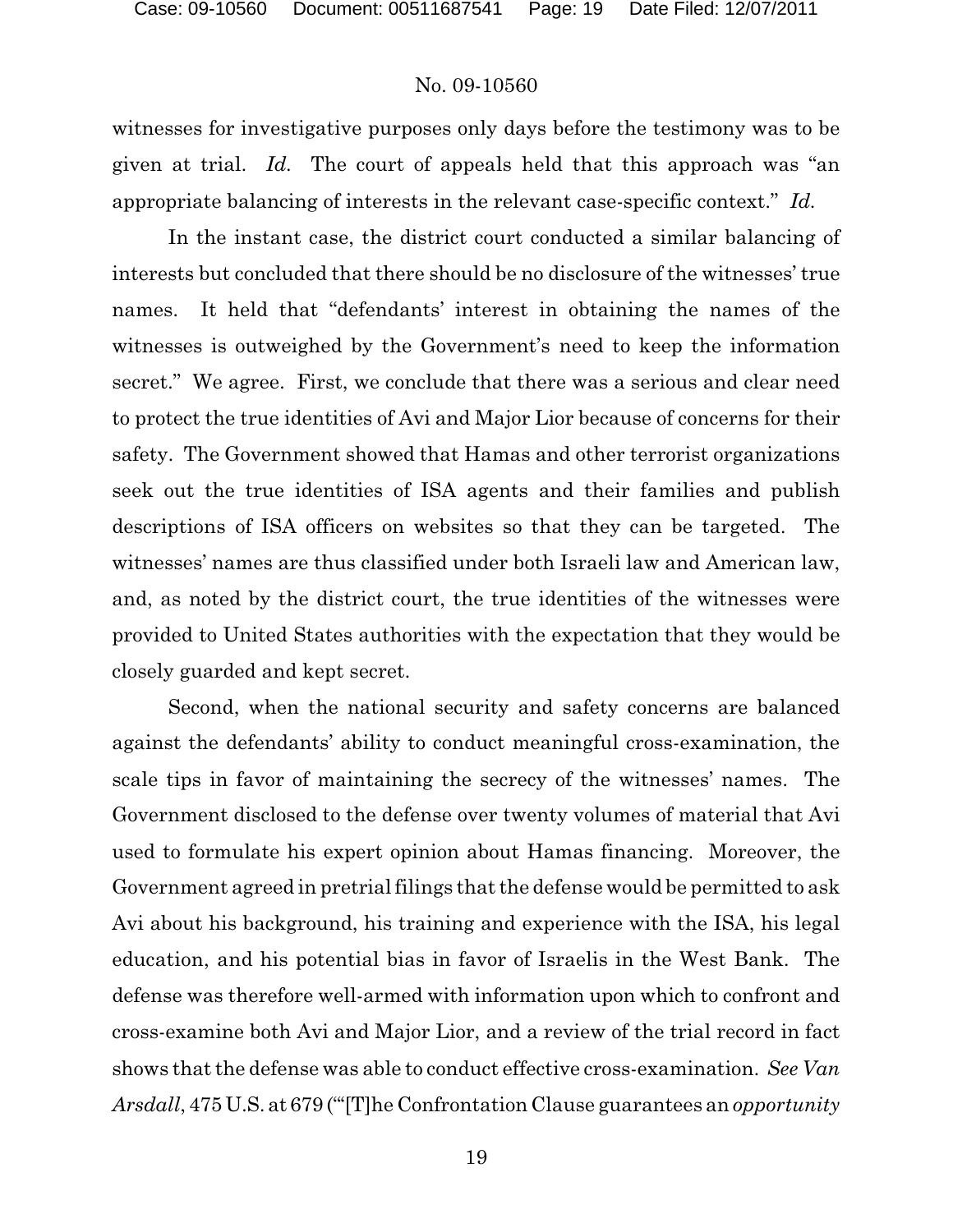witnesses for investigative purposes only days before the testimony was to be given at trial. *Id.* The court of appeals held that this approach was "an appropriate balancing of interests in the relevant case-specific context." *Id.*

In the instant case, the district court conducted a similar balancing of interests but concluded that there should be no disclosure of the witnesses' true names. It held that "defendants' interest in obtaining the names of the witnesses is outweighed by the Government's need to keep the information secret." We agree. First, we conclude that there was a serious and clear need to protect the true identities of Avi and Major Lior because of concerns for their safety. The Government showed that Hamas and other terrorist organizations seek out the true identities of ISA agents and their families and publish descriptions of ISA officers on websites so that they can be targeted. The witnesses' names are thus classified under both Israeli law and American law, and, as noted by the district court, the true identities of the witnesses were provided to United States authorities with the expectation that they would be closely guarded and kept secret.

Second, when the national security and safety concerns are balanced against the defendants' ability to conduct meaningful cross-examination, the scale tips in favor of maintaining the secrecy of the witnesses' names. The Government disclosed to the defense over twenty volumes of material that Avi used to formulate his expert opinion about Hamas financing. Moreover, the Government agreed in pretrial filings that the defense would be permitted to ask Avi about his background, his training and experience with the ISA, his legal education, and his potential bias in favor of Israelis in the West Bank. The defense was therefore well-armed with information upon which to confront and cross-examine both Avi and Major Lior, and a review of the trial record in fact shows that the defense was able to conduct effective cross-examination. *See Van Arsdall*, 475 U.S. at 679 ("'[T]he Confrontation Clause guarantees an *opportunity*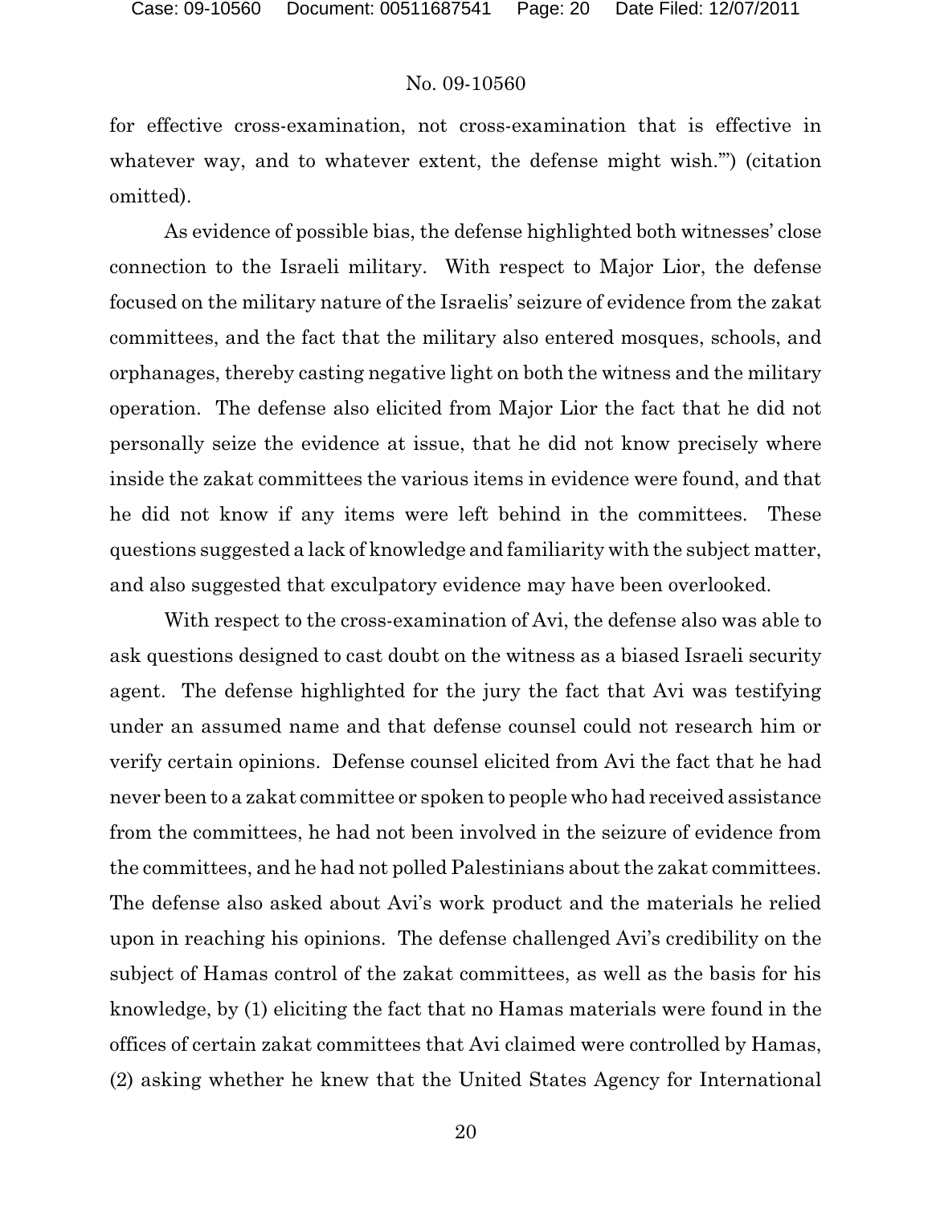for effective cross-examination, not cross-examination that is effective in whatever way, and to whatever extent, the defense might wish.'") (citation omitted).

As evidence of possible bias, the defense highlighted both witnesses' close connection to the Israeli military. With respect to Major Lior, the defense focused on the military nature of the Israelis' seizure of evidence from the zakat committees, and the fact that the military also entered mosques, schools, and orphanages, thereby casting negative light on both the witness and the military operation. The defense also elicited from Major Lior the fact that he did not personally seize the evidence at issue, that he did not know precisely where inside the zakat committees the various items in evidence were found, and that he did not know if any items were left behind in the committees. These questions suggested a lack of knowledge and familiarity with the subject matter, and also suggested that exculpatory evidence may have been overlooked.

With respect to the cross-examination of Avi, the defense also was able to ask questions designed to cast doubt on the witness as a biased Israeli security agent. The defense highlighted for the jury the fact that Avi was testifying under an assumed name and that defense counsel could not research him or verify certain opinions. Defense counsel elicited from Avi the fact that he had never been to a zakat committee or spoken to people who had received assistance from the committees, he had not been involved in the seizure of evidence from the committees, and he had not polled Palestinians about the zakat committees. The defense also asked about Avi's work product and the materials he relied upon in reaching his opinions. The defense challenged Avi's credibility on the subject of Hamas control of the zakat committees, as well as the basis for his knowledge, by (1) eliciting the fact that no Hamas materials were found in the offices of certain zakat committees that Avi claimed were controlled by Hamas, (2) asking whether he knew that the United States Agency for International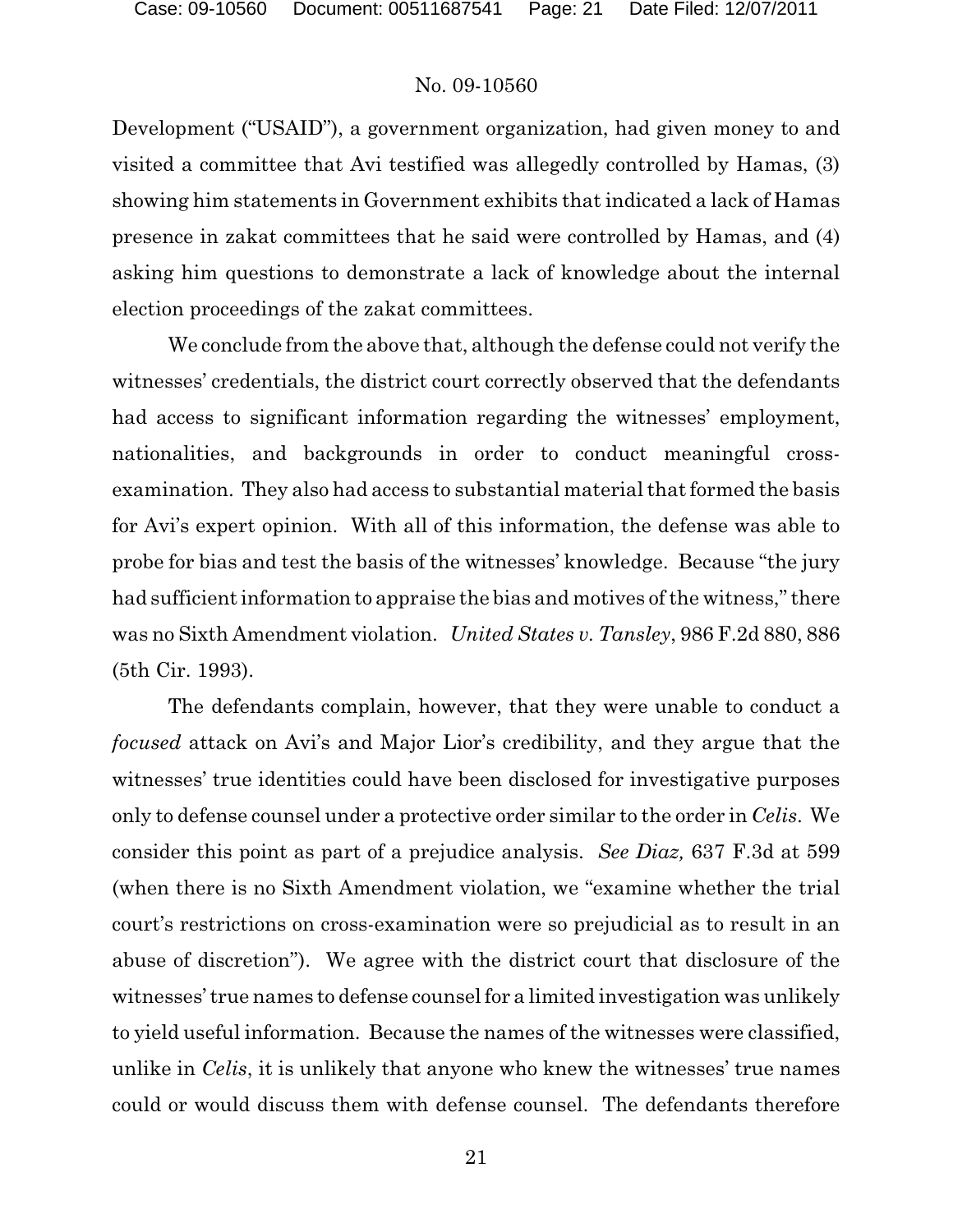Development ("USAID"), a government organization, had given money to and visited a committee that Avi testified was allegedly controlled by Hamas, (3) showing him statements in Government exhibits that indicated a lack of Hamas presence in zakat committees that he said were controlled by Hamas, and (4) asking him questions to demonstrate a lack of knowledge about the internal election proceedings of the zakat committees.

We conclude from the above that, although the defense could not verify the witnesses' credentials, the district court correctly observed that the defendants had access to significant information regarding the witnesses' employment, nationalities, and backgrounds in order to conduct meaningful cross-examination. They also had access to substantial material that formed the basis for Avi's expert opinion. With all of this information, the defense was able to probe for bias and test the basis of the witnesses' knowledge. Because "the jury had sufficient information to appraise the bias and motives of the witness," there was no Sixth Amendment violation. *United States v. Tansley*, 986 F.2d 880, 886 (5th Cir. 1993).

The defendants complain, however, that they were unable to conduct a *focused* attack on Avi's and Major Lior's credibility, and they argue that the witnesses' true identities could have been disclosed for investigative purposes only to defense counsel under a protective order similar to the order in *Celis*. We consider this point as part of a prejudice analysis. *See Diaz,* 637 F.3d at 599 (when there is no Sixth Amendment violation, we "examine whether the trial court's restrictions on cross-examination were so prejudicial as to result in an abuse of discretion"). We agree with the district court that disclosure of the witnesses' true names to defense counsel for a limited investigation was unlikely to yield useful information. Because the names of the witnesses were classified, unlike in *Celis*, it is unlikely that anyone who knew the witnesses' true names could or would discuss them with defense counsel. The defendants therefore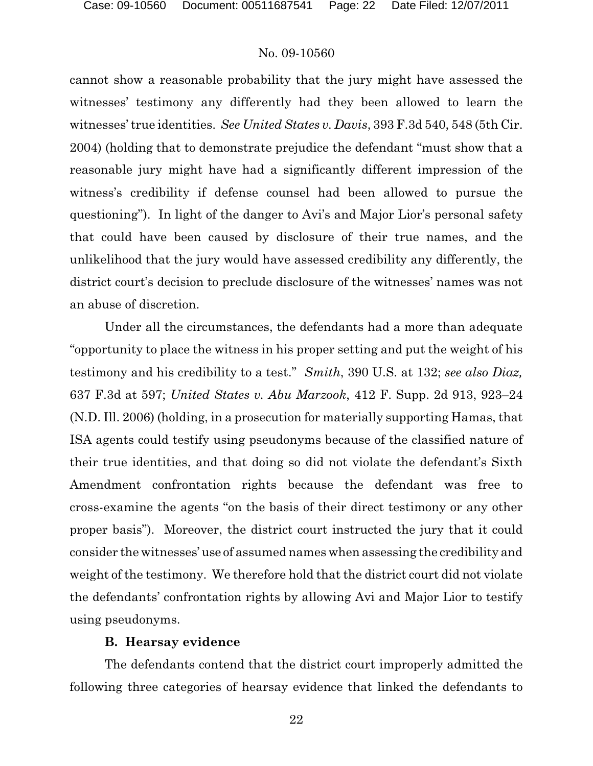cannot show a reasonable probability that the jury might have assessed the witnesses' testimony any differently had they been allowed to learn the witnesses' true identities. *See United States v. Davis*, 393 F.3d 540, 548 (5th Cir. 2004) (holding that to demonstrate prejudice the defendant "must show that a reasonable jury might have had a significantly different impression of the witness's credibility if defense counsel had been allowed to pursue the questioning"). In light of the danger to Avi's and Major Lior's personal safety that could have been caused by disclosure of their true names, and the unlikelihood that the jury would have assessed credibility any differently, the district court's decision to preclude disclosure of the witnesses' names was not an abuse of discretion.

Under all the circumstances, the defendants had a more than adequate "opportunity to place the witness in his proper setting and put the weight of his testimony and his credibility to a test." *Smith*, 390 U.S. at 132; *see also Diaz,* 637 F.3d at 597; *United States v. Abu Marzook*, 412 F. Supp. 2d 913, 923–24 (N.D. Ill. 2006) (holding, in a prosecution for materially supporting Hamas, that ISA agents could testify using pseudonyms because of the classified nature of their true identities, and that doing so did not violate the defendant's Sixth Amendment confrontation rights because the defendant was free to cross-examine the agents "on the basis of their direct testimony or any other proper basis"). Moreover, the district court instructed the jury that it could consider the witnesses' use of assumed names when assessing the credibility and weight of the testimony. We therefore hold that the district court did not violate the defendants' confrontation rights by allowing Avi and Major Lior to testify using pseudonyms.

**B. Hearsay evidence**

The defendants contend that the district court improperly admitted the following three categories of hearsay evidence that linked the defendants to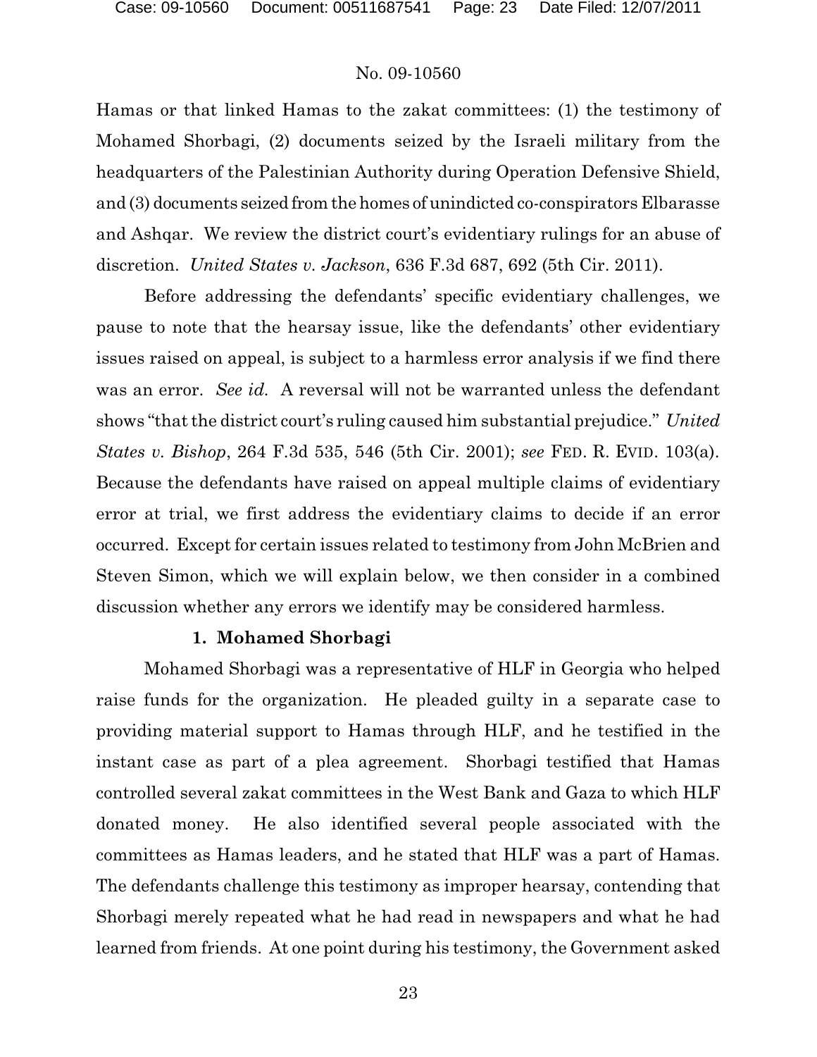Hamas or that linked Hamas to the zakat committees: (1) the testimony of Mohamed Shorbagi, (2) documents seized by the Israeli military from the headquarters of the Palestinian Authority during Operation Defensive Shield, and (3) documents seized from the homes of unindicted co-conspirators Elbarasse and Ashqar. We review the district court's evidentiary rulings for an abuse of discretion. *United States v. Jackson*, 636 F.3d 687, 692 (5th Cir. 2011).

Before addressing the defendants' specific evidentiary challenges, we pause to note that the hearsay issue, like the defendants' other evidentiary issues raised on appeal, is subject to a harmless error analysis if we find there was an error. *See id.* A reversal will not be warranted unless the defendant shows "that the district court's ruling caused him substantial prejudice." *United States v. Bishop*, 264 F.3d 535, 546 (5th Cir. 2001); *see* FED. R. EVID. 103(a). Because the defendants have raised on appeal multiple claims of evidentiary error at trial, we first address the evidentiary claims to decide if an error occurred. Except for certain issues related to testimony from John McBrien and Steven Simon, which we will explain below, we then consider in a combined discussion whether any errors we identify may be considered harmless.

**1. Mohamed Shorbagi**

Mohamed Shorbagi was a representative of HLF in Georgia who helped raise funds for the organization. He pleaded guilty in a separate case to providing material support to Hamas through HLF, and he testified in the instant case as part of a plea agreement. Shorbagi testified that Hamas controlled several zakat committees in the West Bank and Gaza to which HLF donated money. He also identified several people associated with the committees as Hamas leaders, and he stated that HLF was a part of Hamas. The defendants challenge this testimony as improper hearsay, contending that Shorbagi merely repeated what he had read in newspapers and what he had learned from friends. At one point during his testimony, the Government asked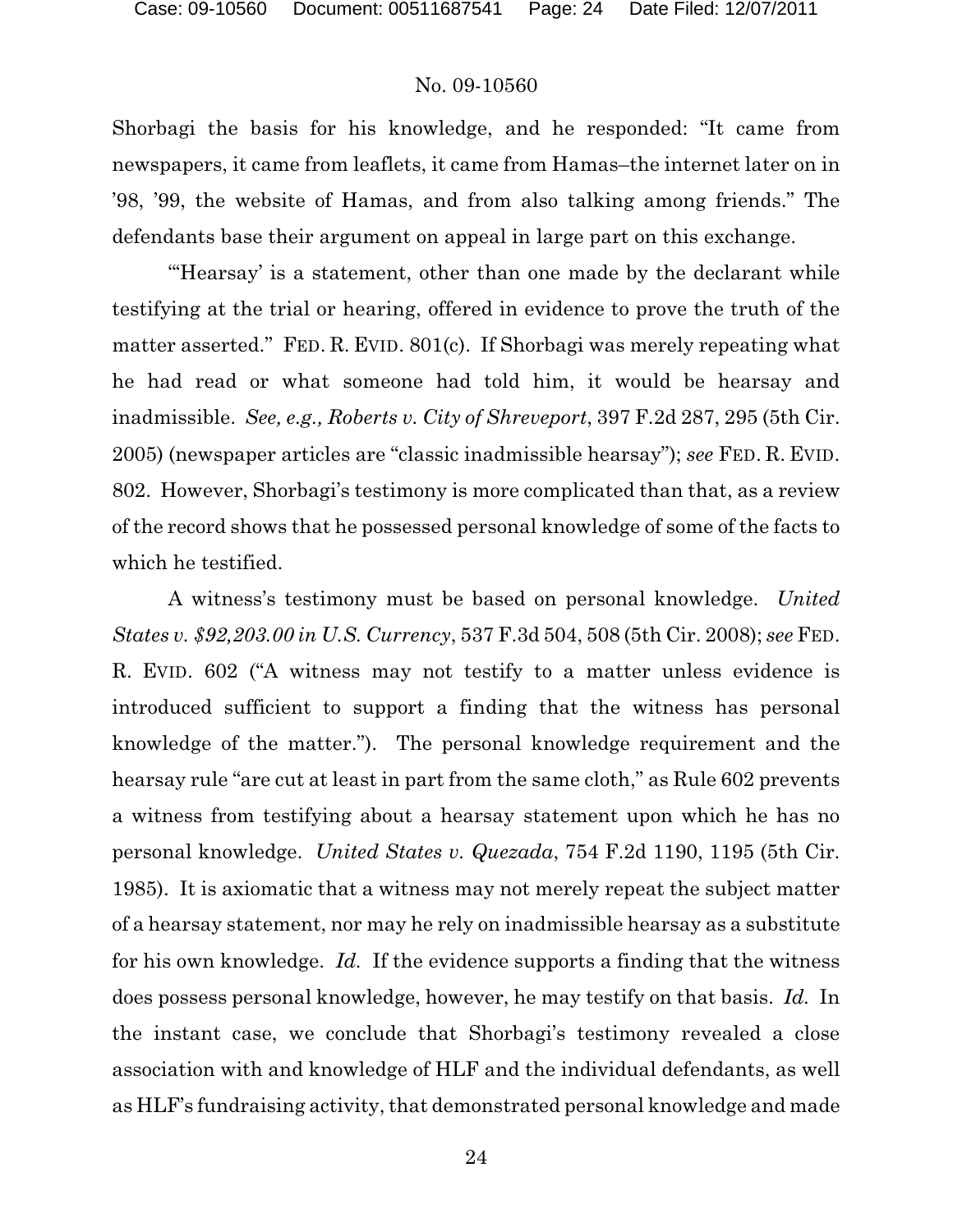Shorbagi the basis for his knowledge, and he responded: "It came from newspapers, it came from leaflets, it came from Hamas–the internet later on in '98, '99, the website of Hamas, and from also talking among friends." The defendants base their argument on appeal in large part on this exchange.

"'Hearsay' is a statement, other than one made by the declarant while testifying at the trial or hearing, offered in evidence to prove the truth of the matter asserted." FED. R. EVID. 801(c). If Shorbagi was merely repeating what he had read or what someone had told him, it would be hearsay and inadmissible. *See, e.g., Roberts v. City of Shreveport*, 397 F.2d 287, 295 (5th Cir. 2005) (newspaper articles are "classic inadmissible hearsay"); *see* FED. R. EVID. 802. However, Shorbagi's testimony is more complicated than that, as a review of the record shows that he possessed personal knowledge of some of the facts to which he testified.

A witness's testimony must be based on personal knowledge. *United States v. $92,203.00 in U.S. Currency*, 537 F.3d 504, 508 (5th Cir. 2008); *see* FED. R. EVID. 602 ("A witness may not testify to a matter unless evidence is introduced sufficient to support a finding that the witness has personal knowledge of the matter."). The personal knowledge requirement and the hearsay rule "are cut at least in part from the same cloth," as Rule 602 prevents a witness from testifying about a hearsay statement upon which he has no personal knowledge. *United States v. Quezada*, 754 F.2d 1190, 1195 (5th Cir. 1985). It is axiomatic that a witness may not merely repeat the subject matter of a hearsay statement, nor may he rely on inadmissible hearsay as a substitute for his own knowledge. *Id.* If the evidence supports a finding that the witness does possess personal knowledge, however, he may testify on that basis. *Id.* In the instant case, we conclude that Shorbagi's testimony revealed a close association with and knowledge of HLF and the individual defendants, as well as HLF's fundraising activity, that demonstrated personal knowledge and made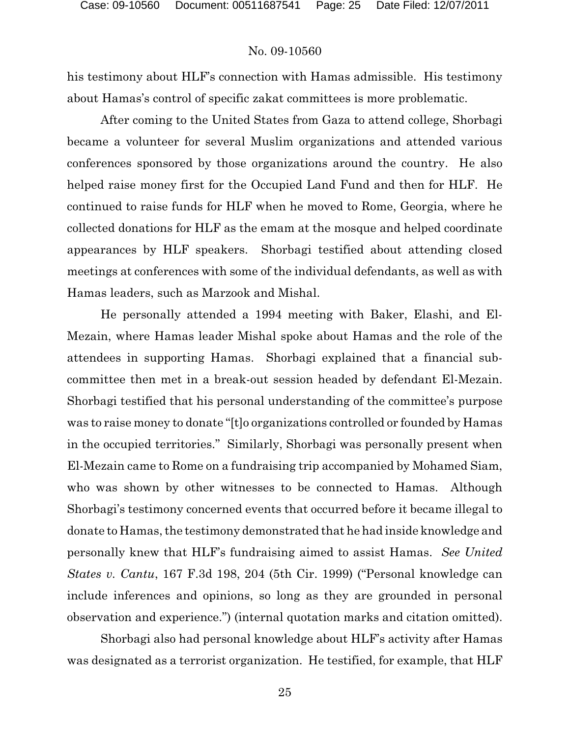his testimony about HLF's connection with Hamas admissible. His testimony about Hamas's control of specific zakat committees is more problematic.

After coming to the United States from Gaza to attend college, Shorbagi became a volunteer for several Muslim organizations and attended various conferences sponsored by those organizations around the country. He also helped raise money first for the Occupied Land Fund and then for HLF. He continued to raise funds for HLF when he moved to Rome, Georgia, where he collected donations for HLF as the emam at the mosque and helped coordinate appearances by HLF speakers. Shorbagi testified about attending closed meetings at conferences with some of the individual defendants, as well as with Hamas leaders, such as Marzook and Mishal.

He personally attended a 1994 meeting with Baker, Elashi, and El-Mezain, where Hamas leader Mishal spoke about Hamas and the role of the attendees in supporting Hamas. Shorbagi explained that a financial sub-committee then met in a break-out session headed by defendant El-Mezain. Shorbagi testified that his personal understanding of the committee's purpose was to raise money to donate "[t]o organizations controlled or founded by Hamas in the occupied territories." Similarly, Shorbagi was personally present when El-Mezain came to Rome on a fundraising trip accompanied by Mohamed Siam, who was shown by other witnesses to be connected to Hamas. Although Shorbagi's testimony concerned events that occurred before it became illegal to donate to Hamas, the testimony demonstrated that he had inside knowledge and personally knew that HLF's fundraising aimed to assist Hamas. *See United States v. Cantu*, 167 F.3d 198, 204 (5th Cir. 1999) ("Personal knowledge can include inferences and opinions, so long as they are grounded in personal observation and experience.") (internal quotation marks and citation omitted).

Shorbagi also had personal knowledge about HLF's activity after Hamas was designated as a terrorist organization. He testified, for example, that HLF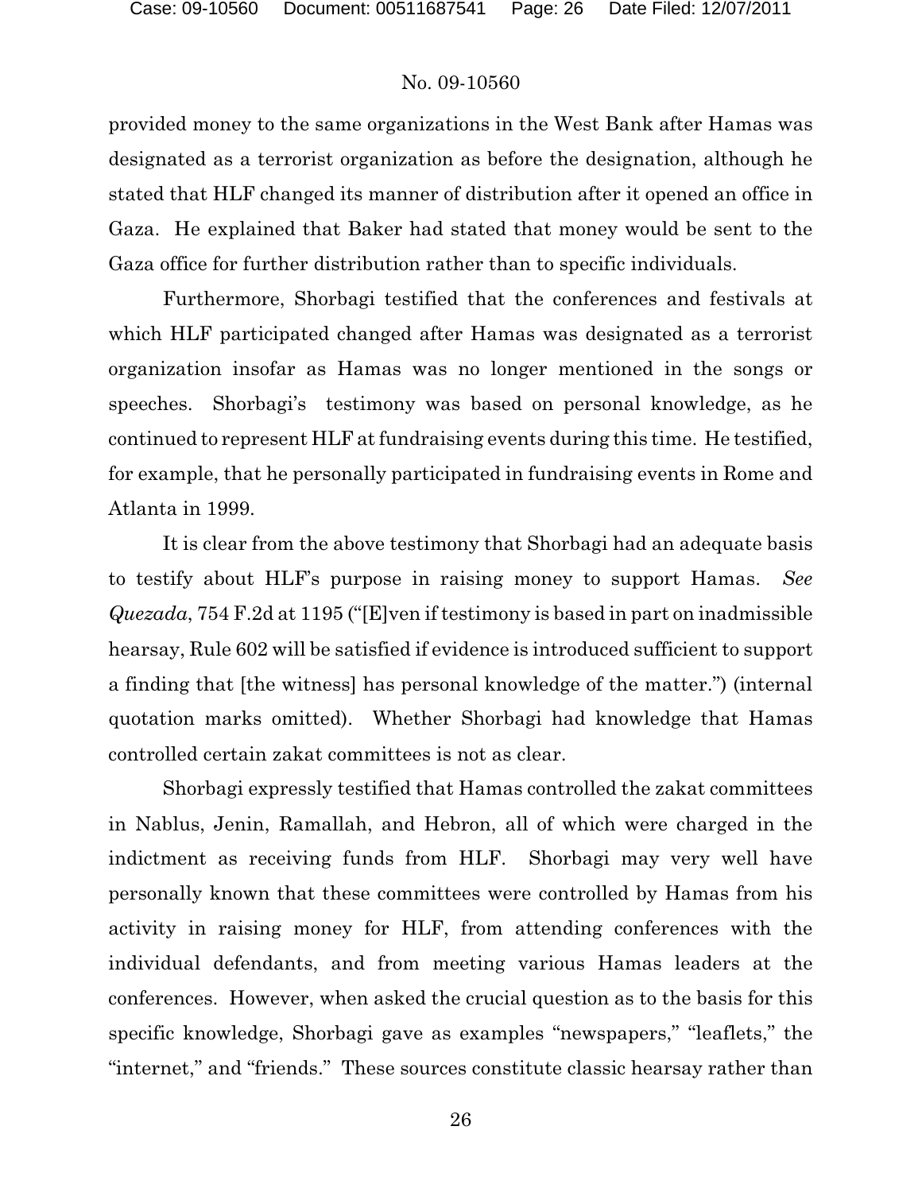provided money to the same organizations in the West Bank after Hamas was designated as a terrorist organization as before the designation, although he stated that HLF changed its manner of distribution after it opened an office in Gaza. He explained that Baker had stated that money would be sent to the Gaza office for further distribution rather than to specific individuals.

Furthermore, Shorbagi testified that the conferences and festivals at which HLF participated changed after Hamas was designated as a terrorist organization insofar as Hamas was no longer mentioned in the songs or speeches. Shorbagi's testimony was based on personal knowledge, as he continued to represent HLF at fundraising events during this time. He testified, for example, that he personally participated in fundraising events in Rome and Atlanta in 1999.

It is clear from the above testimony that Shorbagi had an adequate basis to testify about HLF's purpose in raising money to support Hamas. *See Quezada*, 754 F.2d at 1195 ("[E]ven if testimony is based in part on inadmissible hearsay, Rule 602 will be satisfied if evidence is introduced sufficient to support a finding that [the witness] has personal knowledge of the matter.") (internal quotation marks omitted). Whether Shorbagi had knowledge that Hamas controlled certain zakat committees is not as clear.

Shorbagi expressly testified that Hamas controlled the zakat committees in Nablus, Jenin, Ramallah, and Hebron, all of which were charged in the indictment as receiving funds from HLF. Shorbagi may very well have personally known that these committees were controlled by Hamas from his activity in raising money for HLF, from attending conferences with the individual defendants, and from meeting various Hamas leaders at the conferences. However, when asked the crucial question as to the basis for this specific knowledge, Shorbagi gave as examples "newspapers," "leaflets," the "internet," and "friends." These sources constitute classic hearsay rather than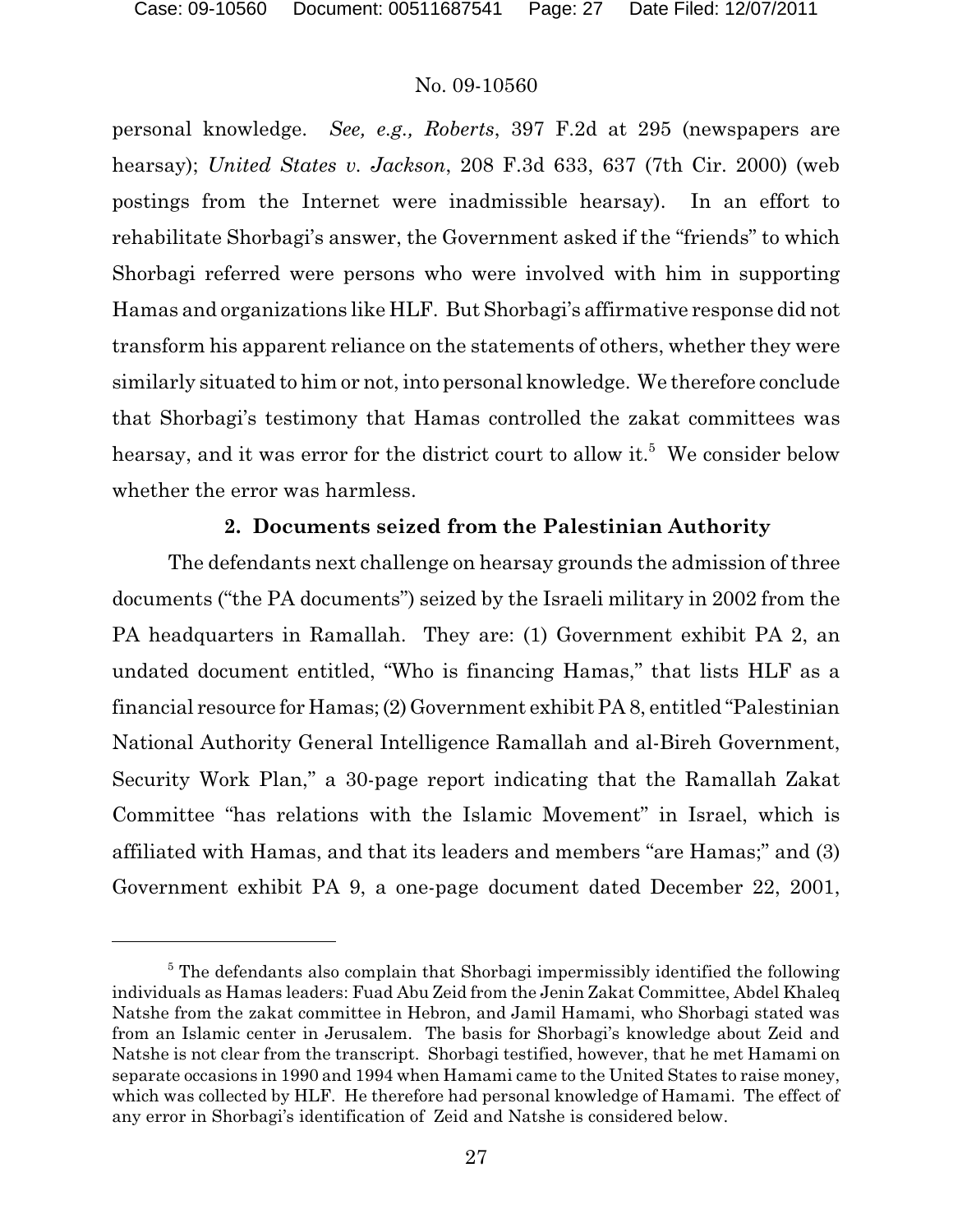personal knowledge. *See, e.g., Roberts*, 397 F.2d at 295 (newspapers are hearsay); *United States v. Jackson*, 208 F.3d 633, 637 (7th Cir. 2000) (web postings from the Internet were inadmissible hearsay). In an effort to rehabilitate Shorbagi's answer, the Government asked if the "friends" to which Shorbagi referred were persons who were involved with him in supporting Hamas and organizations like HLF. But Shorbagi's affirmative response did not transform his apparent reliance on the statements of others, whether they were similarly situated to him or not, into personal knowledge. We therefore conclude that Shorbagi's testimony that Hamas controlled the zakat committees was hearsay, and it was error for the district court to allow it.[5] We consider below whether the error was harmless.

### 2. Documents seized from the Palestinian Authority

The defendants next challenge on hearsay grounds the admission of three documents ("the PA documents") seized by the Israeli military in 2002 from the PA headquarters in Ramallah. They are: (1) Government exhibit PA 2, an undated document entitled, "Who is financing Hamas," that lists HLF as a financial resource for Hamas; (2) Government exhibit PA 8, entitled "Palestinian National Authority General Intelligence Ramallah and al-Bireh Government, Security Work Plan," a 30-page report indicating that the Ramallah Zakat Committee "has relations with the Islamic Movement" in Israel, which is affiliated with Hamas, and that its leaders and members "are Hamas;" and (3) Government exhibit PA 9, a one-page document dated December 22, 2001,

---

[5] The defendants also complain that Shorbagi impermissibly identified the following individuals as Hamas leaders: Fuad Abu Zeid from the Jenin Zakat Committee, Abdel Khaleq Natshe from the zakat committee in Hebron, and Jamil Hamami, who Shorbagi stated was from an Islamic center in Jerusalem. The basis for Shorbagi's knowledge about Zeid and Natshe is not clear from the transcript. Shorbagi testified, however, that he met Hamami on separate occasions in 1990 and 1994 when Hamami came to the United States to raise money, which was collected by HLF. He therefore had personal knowledge of Hamami. The effect of any error in Shorbagi's identification of Zeid and Natshe is considered below.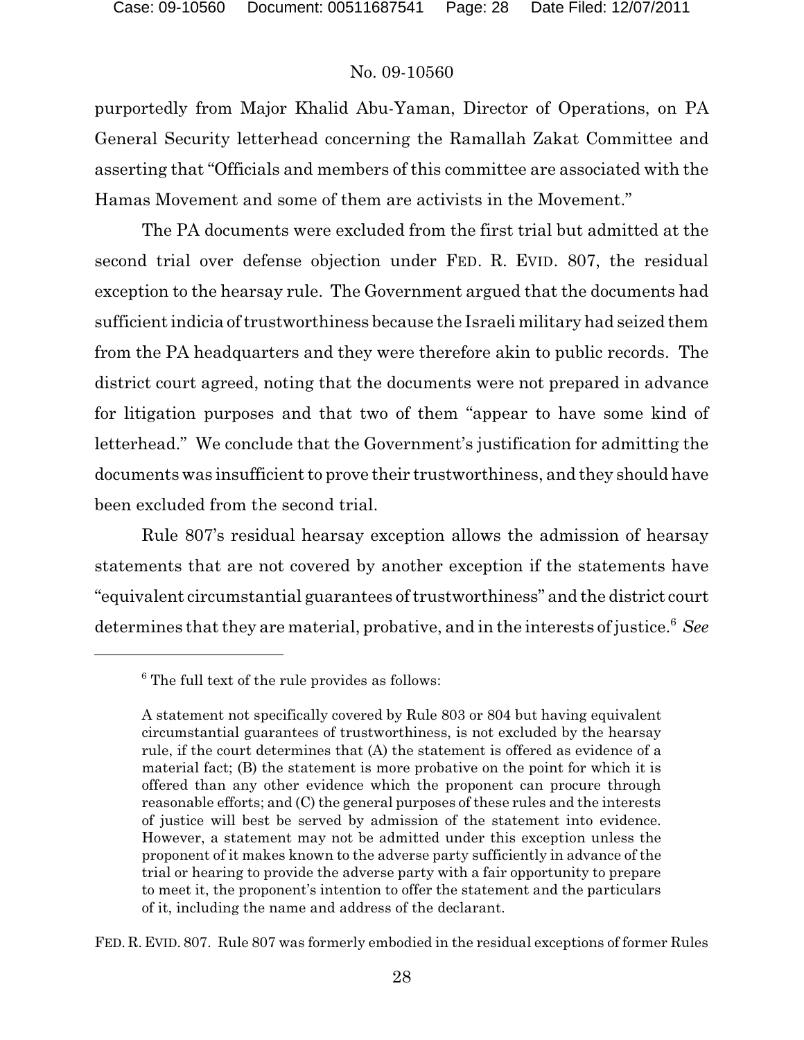purportedly from Major Khalid Abu-Yaman, Director of Operations, on PA General Security letterhead concerning the Ramallah Zakat Committee and asserting that "Officials and members of this committee are associated with the Hamas Movement and some of them are activists in the Movement."

The PA documents were excluded from the first trial but admitted at the second trial over defense objection under FED. R. EVID. 807, the residual exception to the hearsay rule. The Government argued that the documents had sufficient indicia of trustworthiness because the Israeli military had seized them from the PA headquarters and they were therefore akin to public records. The district court agreed, noting that the documents were not prepared in advance for litigation purposes and that two of them "appear to have some kind of letterhead." We conclude that the Government's justification for admitting the documents was insufficient to prove their trustworthiness, and they should have been excluded from the second trial.

Rule 807's residual hearsay exception allows the admission of hearsay statements that are not covered by another exception if the statements have "equivalent circumstantial guarantees of trustworthiness" and the district court determines that they are material, probative, and in the interests of justice.[6] *See*

---

[6] The full text of the rule provides as follows:

> A statement not specifically covered by Rule 803 or 804 but having equivalent circumstantial guarantees of trustworthiness, is not excluded by the hearsay rule, if the court determines that (A) the statement is offered as evidence of a material fact; (B) the statement is more probative on the point for which it is offered than any other evidence which the proponent can procure through reasonable efforts; and (C) the general purposes of these rules and the interests of justice will best be served by admission of the statement into evidence. However, a statement may not be admitted under this exception unless the proponent of it makes known to the adverse party sufficiently in advance of the trial or hearing to provide the adverse party with a fair opportunity to prepare to meet it, the proponent's intention to offer the statement and the particulars of it, including the name and address of the declarant.

FED. R. EVID. 807. Rule 807 was formerly embodied in the residual exceptions of former Rules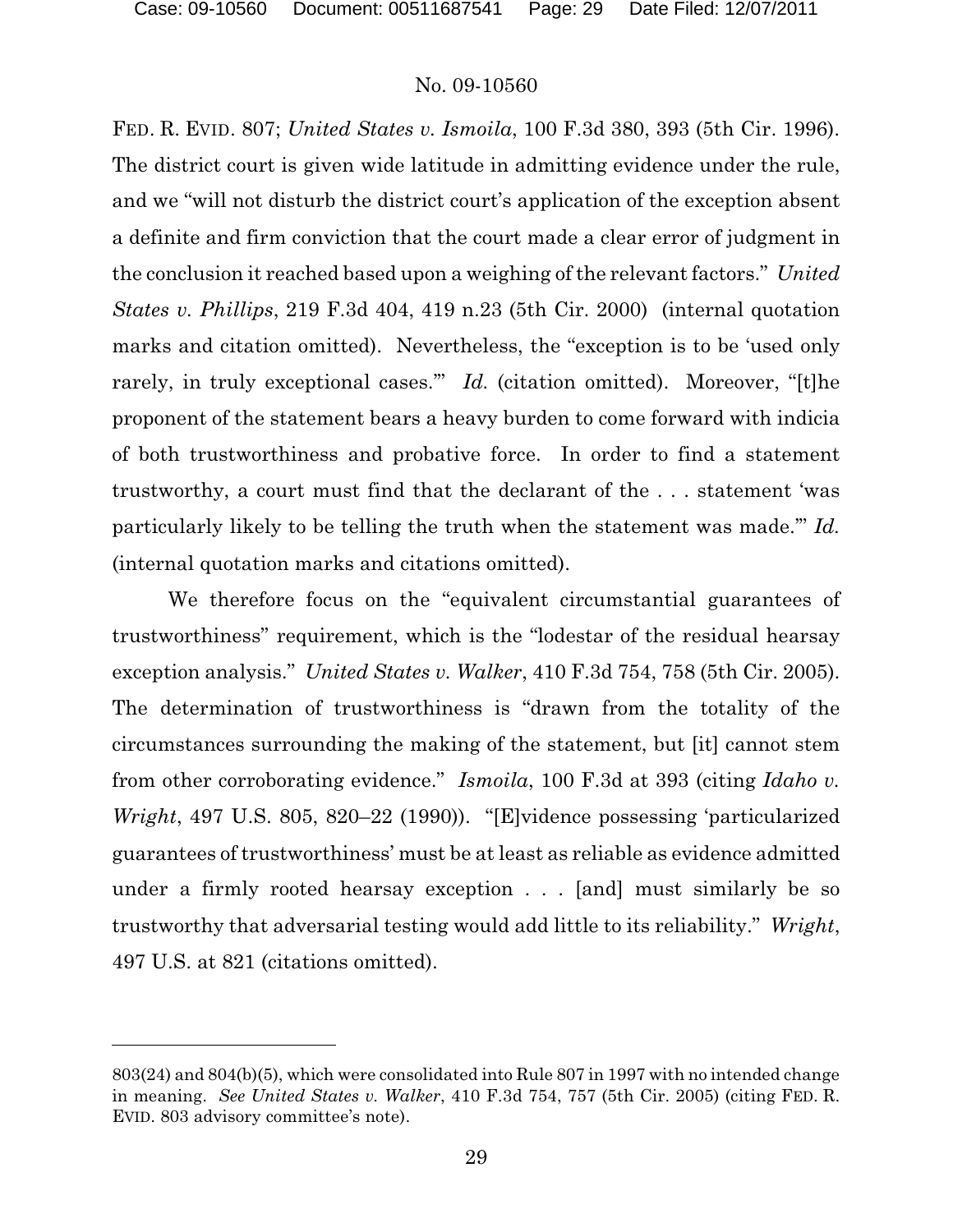FED. R. EVID. 807; *United States v. Ismoila*, 100 F.3d 380, 393 (5th Cir. 1996). The district court is given wide latitude in admitting evidence under the rule, and we "will not disturb the district court's application of the exception absent a definite and firm conviction that the court made a clear error of judgment in the conclusion it reached based upon a weighing of the relevant factors." *United States v. Phillips*, 219 F.3d 404, 419 n.23 (5th Cir. 2000) (internal quotation marks and citation omitted). Nevertheless, the "exception is to be 'used only rarely, in truly exceptional cases.'" *Id.* (citation omitted). Moreover, "[t]he proponent of the statement bears a heavy burden to come forward with indicia of both trustworthiness and probative force. In order to find a statement trustworthy, a court must find that the declarant of the . . . statement 'was particularly likely to be telling the truth when the statement was made.'" *Id.* (internal quotation marks and citations omitted).

We therefore focus on the "equivalent circumstantial guarantees of trustworthiness" requirement, which is the "lodestar of the residual hearsay exception analysis." *United States v. Walker*, 410 F.3d 754, 758 (5th Cir. 2005). The determination of trustworthiness is "drawn from the totality of the circumstances surrounding the making of the statement, but [it] cannot stem from other corroborating evidence." *Ismoila*, 100 F.3d at 393 (citing *Idaho v. Wright*, 497 U.S. 805, 820–22 (1990)). "[E]vidence possessing 'particularized guarantees of trustworthiness' must be at least as reliable as evidence admitted under a firmly rooted hearsay exception . . . [and] must similarly be so trustworthy that adversarial testing would add little to its reliability." *Wright*, 497 U.S. at 821 (citations omitted).

---

803(24) and 804(b)(5), which were consolidated into Rule 807 in 1997 with no intended change in meaning. *See United States v. Walker*, 410 F.3d 754, 757 (5th Cir. 2005) (citing FED. R. EVID. 803 advisory committee's note).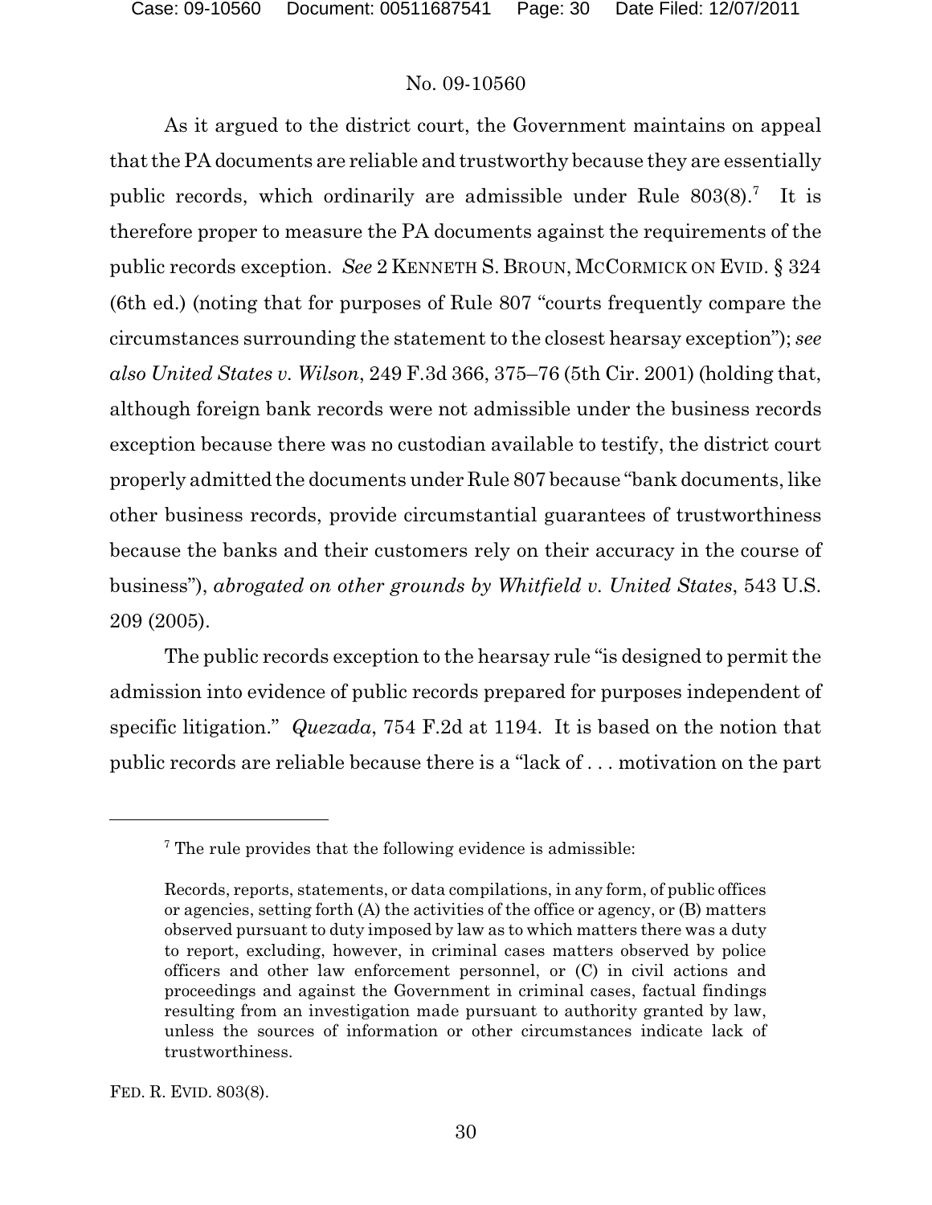As it argued to the district court, the Government maintains on appeal that the PA documents are reliable and trustworthy because they are essentially public records, which ordinarily are admissible under Rule 803(8).[7] It is therefore proper to measure the PA documents against the requirements of the public records exception. *See* 2 KENNETH S. BROUN, MCCORMICK ON EVID. § 324 (6th ed.) (noting that for purposes of Rule 807 "courts frequently compare the circumstances surrounding the statement to the closest hearsay exception"); *see also United States v. Wilson*, 249 F.3d 366, 375–76 (5th Cir. 2001) (holding that, although foreign bank records were not admissible under the business records exception because there was no custodian available to testify, the district court properly admitted the documents under Rule 807 because "bank documents, like other business records, provide circumstantial guarantees of trustworthiness because the banks and their customers rely on their accuracy in the course of business"), *abrogated on other grounds by Whitfield v. United States*, 543 U.S. 209 (2005).

The public records exception to the hearsay rule "is designed to permit the admission into evidence of public records prepared for purposes independent of specific litigation." *Quezada*, 754 F.2d at 1194. It is based on the notion that public records are reliable because there is a "lack of . . . motivation on the part

---

[7] The rule provides that the following evidence is admissible:

> Records, reports, statements, or data compilations, in any form, of public offices or agencies, setting forth (A) the activities of the office or agency, or (B) matters observed pursuant to duty imposed by law as to which matters there was a duty to report, excluding, however, in criminal cases matters observed by police officers and other law enforcement personnel, or (C) in civil actions and proceedings and against the Government in criminal cases, factual findings resulting from an investigation made pursuant to authority granted by law, unless the sources of information or other circumstances indicate lack of trustworthiness.

FED. R. EVID. 803(8).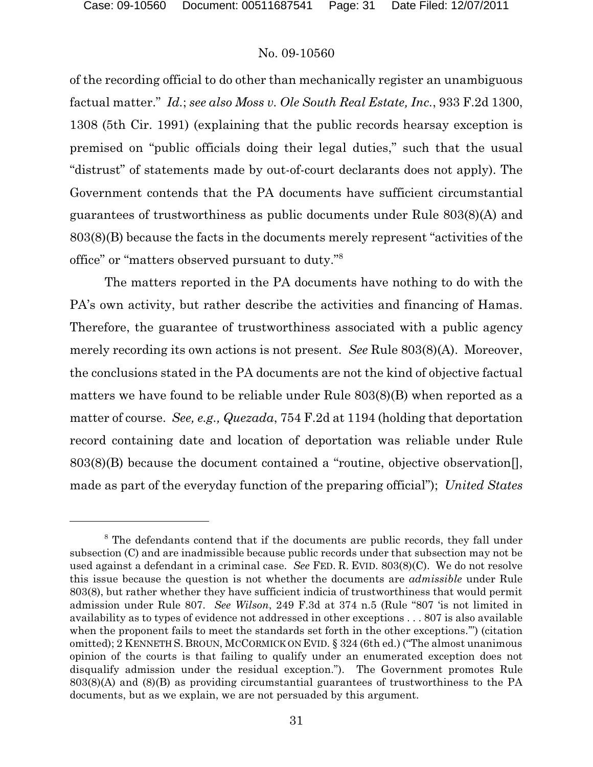of the recording official to do other than mechanically register an unambiguous factual matter." *Id.*; *see also Moss v. Ole South Real Estate, Inc.*, 933 F.2d 1300, 1308 (5th Cir. 1991) (explaining that the public records hearsay exception is premised on "public officials doing their legal duties," such that the usual "distrust" of statements made by out-of-court declarants does not apply). The Government contends that the PA documents have sufficient circumstantial guarantees of trustworthiness as public documents under Rule 803(8)(A) and 803(8)(B) because the facts in the documents merely represent "activities of the office" or "matters observed pursuant to duty."[8]

The matters reported in the PA documents have nothing to do with the PA's own activity, but rather describe the activities and financing of Hamas. Therefore, the guarantee of trustworthiness associated with a public agency merely recording its own actions is not present. *See* Rule 803(8)(A). Moreover, the conclusions stated in the PA documents are not the kind of objective factual matters we have found to be reliable under Rule 803(8)(B) when reported as a matter of course. *See, e.g., Quezada*, 754 F.2d at 1194 (holding that deportation record containing date and location of deportation was reliable under Rule 803(8)(B) because the document contained a "routine, objective observation[], made as part of the everyday function of the preparing official"); *United States*

---

[8] The defendants contend that if the documents are public records, they fall under subsection (C) and are inadmissible because public records under that subsection may not be used against a defendant in a criminal case. *See* FED. R. EVID. 803(8)(C). We do not resolve this issue because the question is not whether the documents are *admissible* under Rule 803(8), but rather whether they have sufficient indicia of trustworthiness that would permit admission under Rule 807. *See Wilson*, 249 F.3d at 374 n.5 (Rule "807 'is not limited in availability as to types of evidence not addressed in other exceptions . . . 807 is also available when the proponent fails to meet the standards set forth in the other exceptions.'") (citation omitted); 2 KENNETH S. BROUN, MCCORMICK ON EVID. § 324 (6th ed.) ("The almost unanimous opinion of the courts is that failing to qualify under an enumerated exception does not disqualify admission under the residual exception."). The Government promotes Rule 803(8)(A) and (8)(B) as providing circumstantial guarantees of trustworthiness to the PA documents, but as we explain, we are not persuaded by this argument.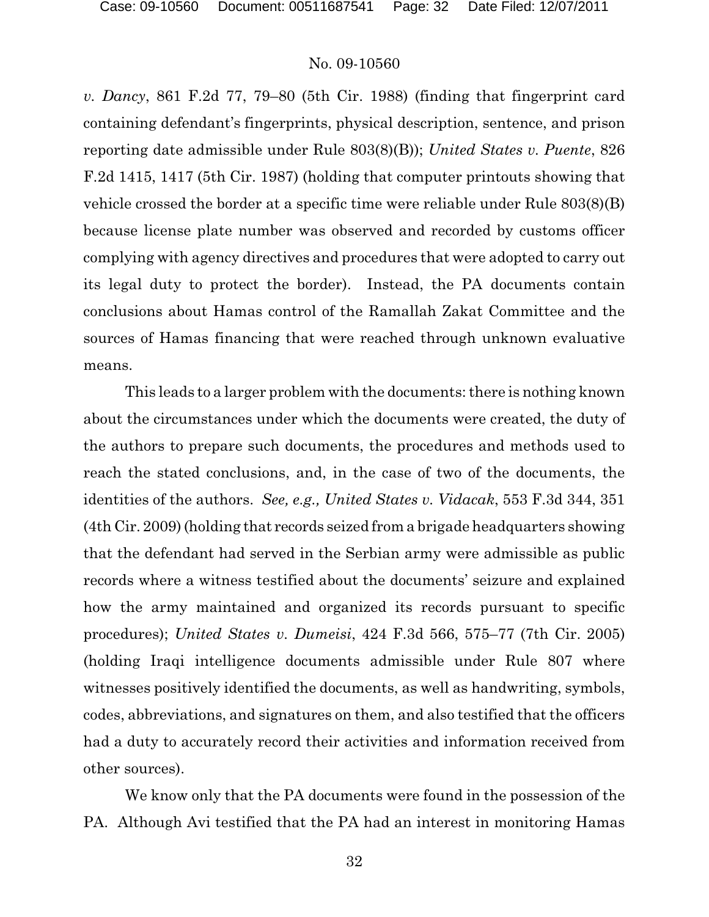*v. Dancy*, 861 F.2d 77, 79–80 (5th Cir. 1988) (finding that fingerprint card containing defendant's fingerprints, physical description, sentence, and prison reporting date admissible under Rule 803(8)(B)); *United States v. Puente*, 826 F.2d 1415, 1417 (5th Cir. 1987) (holding that computer printouts showing that vehicle crossed the border at a specific time were reliable under Rule 803(8)(B) because license plate number was observed and recorded by customs officer complying with agency directives and procedures that were adopted to carry out its legal duty to protect the border). Instead, the PA documents contain conclusions about Hamas control of the Ramallah Zakat Committee and the sources of Hamas financing that were reached through unknown evaluative means.

This leads to a larger problem with the documents: there is nothing known about the circumstances under which the documents were created, the duty of the authors to prepare such documents, the procedures and methods used to reach the stated conclusions, and, in the case of two of the documents, the identities of the authors. *See, e.g., United States v. Vidacak*, 553 F.3d 344, 351 (4th Cir. 2009) (holding that records seized from a brigade headquarters showing that the defendant had served in the Serbian army were admissible as public records where a witness testified about the documents' seizure and explained how the army maintained and organized its records pursuant to specific procedures); *United States v. Dumeisi*, 424 F.3d 566, 575–77 (7th Cir. 2005) (holding Iraqi intelligence documents admissible under Rule 807 where witnesses positively identified the documents, as well as handwriting, symbols, codes, abbreviations, and signatures on them, and also testified that the officers had a duty to accurately record their activities and information received from other sources).

We know only that the PA documents were found in the possession of the PA. Although Avi testified that the PA had an interest in monitoring Hamas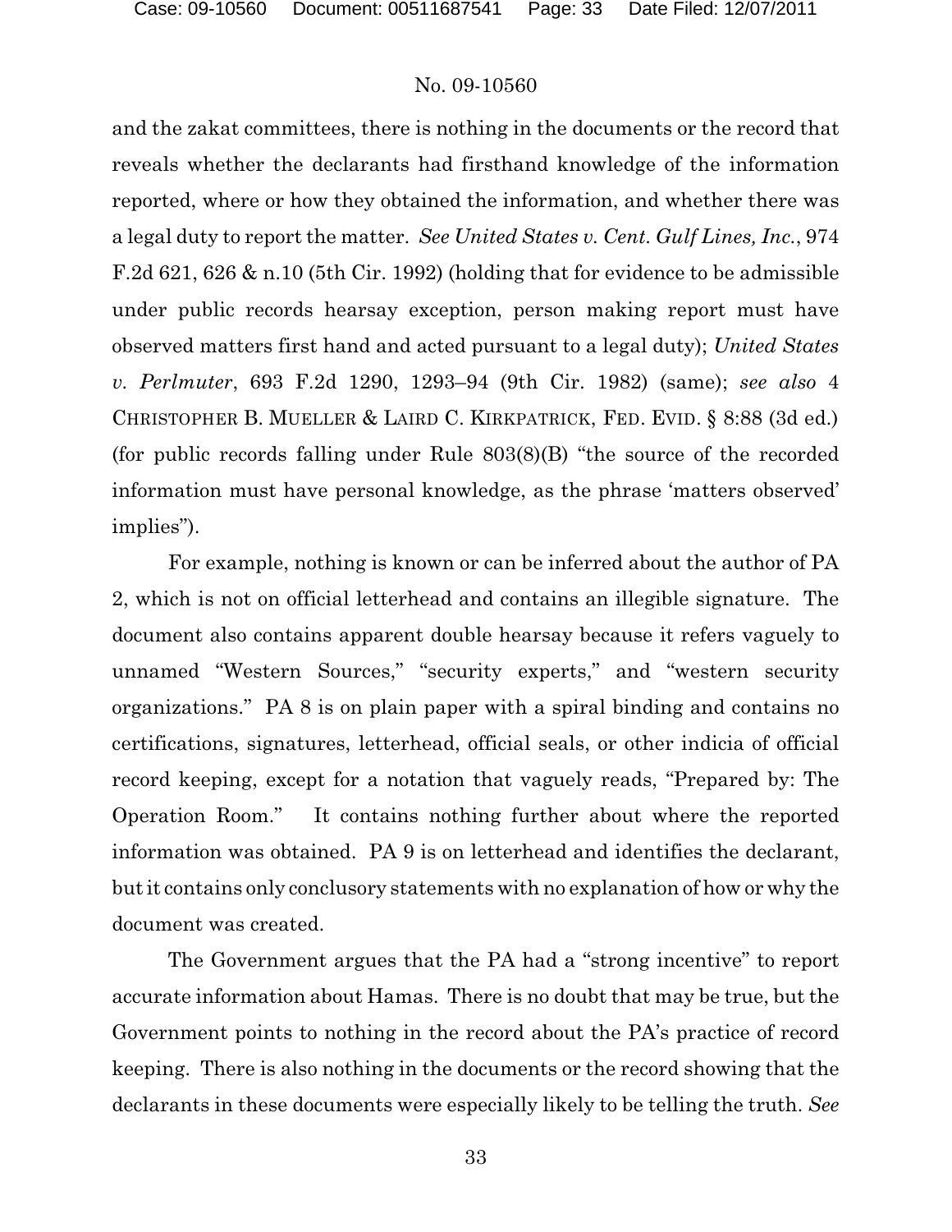and the zakat committees, there is nothing in the documents or the record that reveals whether the declarants had firsthand knowledge of the information reported, where or how they obtained the information, and whether there was a legal duty to report the matter. *See United States v. Cent. Gulf Lines, Inc.*, 974 F.2d 621, 626 & n.10 (5th Cir. 1992) (holding that for evidence to be admissible under public records hearsay exception, person making report must have observed matters first hand and acted pursuant to a legal duty); *United States v. Perlmuter*, 693 F.2d 1290, 1293–94 (9th Cir. 1982) (same); *see also* 4 CHRISTOPHER B. MUELLER & LAIRD C. KIRKPATRICK, FED. EVID. § 8:88 (3d ed.) (for public records falling under Rule 803(8)(B) "the source of the recorded information must have personal knowledge, as the phrase 'matters observed' implies").

For example, nothing is known or can be inferred about the author of PA 2, which is not on official letterhead and contains an illegible signature. The document also contains apparent double hearsay because it refers vaguely to unnamed "Western Sources," "security experts," and "western security organizations." PA 8 is on plain paper with a spiral binding and contains no certifications, signatures, letterhead, official seals, or other indicia of official record keeping, except for a notation that vaguely reads, "Prepared by: The Operation Room." It contains nothing further about where the reported information was obtained. PA 9 is on letterhead and identifies the declarant, but it contains only conclusory statements with no explanation of how or why the document was created.

The Government argues that the PA had a "strong incentive" to report accurate information about Hamas. There is no doubt that may be true, but the Government points to nothing in the record about the PA's practice of record keeping. There is also nothing in the documents or the record showing that the declarants in these documents were especially likely to be telling the truth. *See*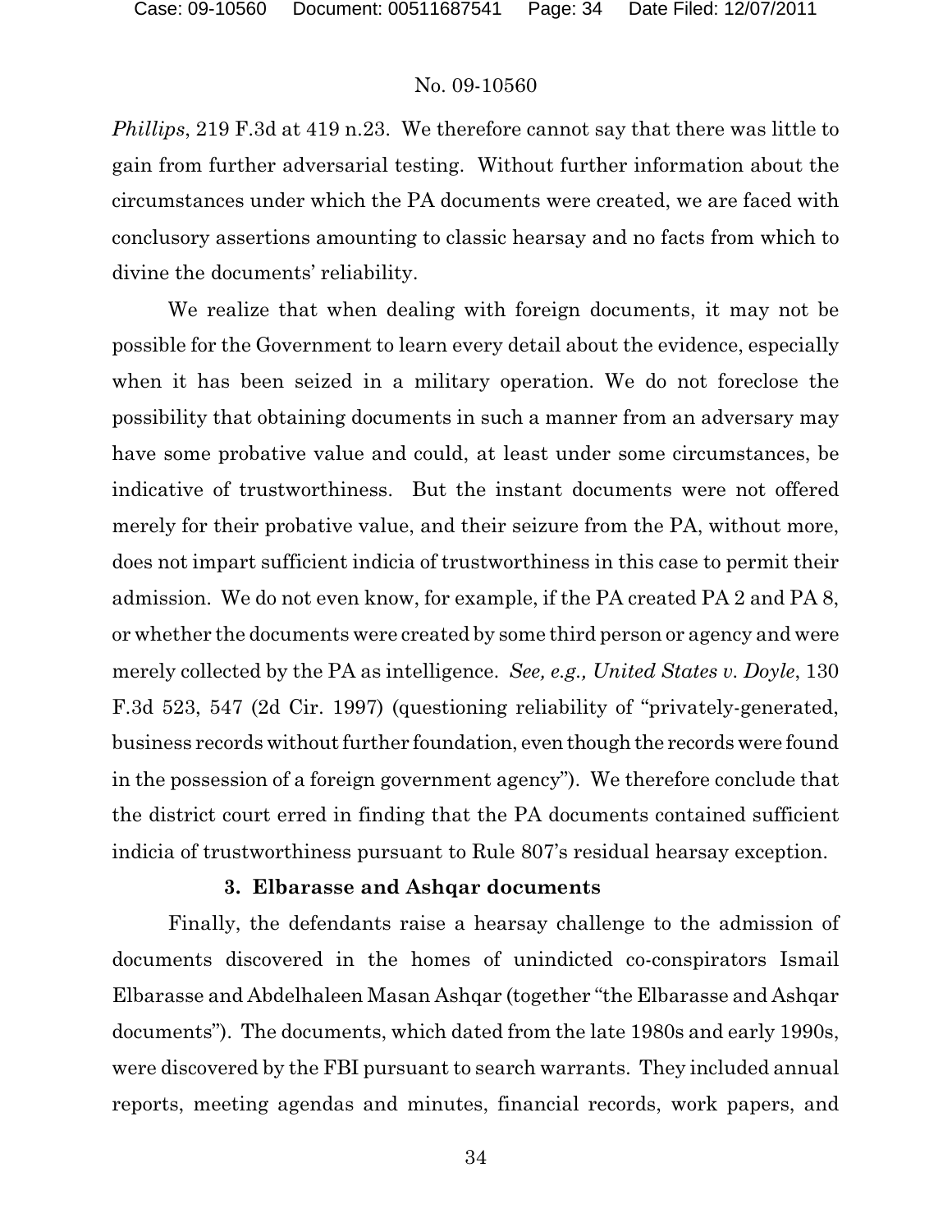*Phillips*, 219 F.3d at 419 n.23. We therefore cannot say that there was little to gain from further adversarial testing. Without further information about the circumstances under which the PA documents were created, we are faced with conclusory assertions amounting to classic hearsay and no facts from which to divine the documents' reliability.

We realize that when dealing with foreign documents, it may not be possible for the Government to learn every detail about the evidence, especially when it has been seized in a military operation. We do not foreclose the possibility that obtaining documents in such a manner from an adversary may have some probative value and could, at least under some circumstances, be indicative of trustworthiness. But the instant documents were not offered merely for their probative value, and their seizure from the PA, without more, does not impart sufficient indicia of trustworthiness in this case to permit their admission. We do not even know, for example, if the PA created PA 2 and PA 8, or whether the documents were created by some third person or agency and were merely collected by the PA as intelligence. *See, e.g., United States v. Doyle*, 130 F.3d 523, 547 (2d Cir. 1997) (questioning reliability of "privately-generated, business records without further foundation, even though the records were found in the possession of a foreign government agency"). We therefore conclude that the district court erred in finding that the PA documents contained sufficient indicia of trustworthiness pursuant to Rule 807's residual hearsay exception.

**3. Elbarasse and Ashqar documents**

Finally, the defendants raise a hearsay challenge to the admission of documents discovered in the homes of unindicted co-conspirators Ismail Elbarasse and Abdelhaleen Masan Ashqar (together "the Elbarasse and Ashqar documents"). The documents, which dated from the late 1980s and early 1990s, were discovered by the FBI pursuant to search warrants. They included annual reports, meeting agendas and minutes, financial records, work papers, and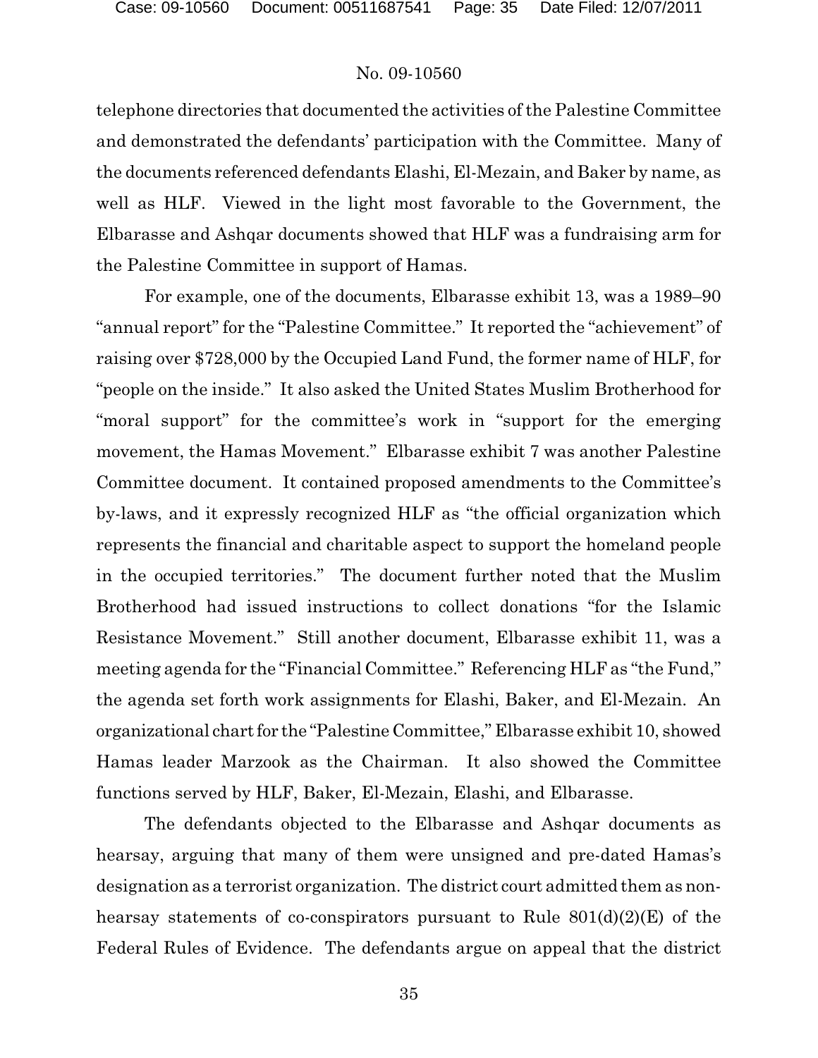telephone directories that documented the activities of the Palestine Committee and demonstrated the defendants' participation with the Committee. Many of the documents referenced defendants Elashi, El-Mezain, and Baker by name, as well as HLF. Viewed in the light most favorable to the Government, the Elbarasse and Ashqar documents showed that HLF was a fundraising arm for the Palestine Committee in support of Hamas.

For example, one of the documents, Elbarasse exhibit 13, was a 1989–90 "annual report" for the "Palestine Committee." It reported the "achievement" of raising over $728,000 by the Occupied Land Fund, the former name of HLF, for "people on the inside." It also asked the United States Muslim Brotherhood for "moral support" for the committee's work in "support for the emerging movement, the Hamas Movement." Elbarasse exhibit 7 was another Palestine Committee document. It contained proposed amendments to the Committee's by-laws, and it expressly recognized HLF as "the official organization which represents the financial and charitable aspect to support the homeland people in the occupied territories." The document further noted that the Muslim Brotherhood had issued instructions to collect donations "for the Islamic Resistance Movement." Still another document, Elbarasse exhibit 11, was a meeting agenda for the "Financial Committee." Referencing HLF as "the Fund," the agenda set forth work assignments for Elashi, Baker, and El-Mezain. An organizational chart for the "Palestine Committee," Elbarasse exhibit 10, showed Hamas leader Marzook as the Chairman. It also showed the Committee functions served by HLF, Baker, El-Mezain, Elashi, and Elbarasse.

The defendants objected to the Elbarasse and Ashqar documents as hearsay, arguing that many of them were unsigned and pre-dated Hamas's designation as a terrorist organization. The district court admitted them as non-hearsay statements of co-conspirators pursuant to Rule 801(d)(2)(E) of the Federal Rules of Evidence. The defendants argue on appeal that the district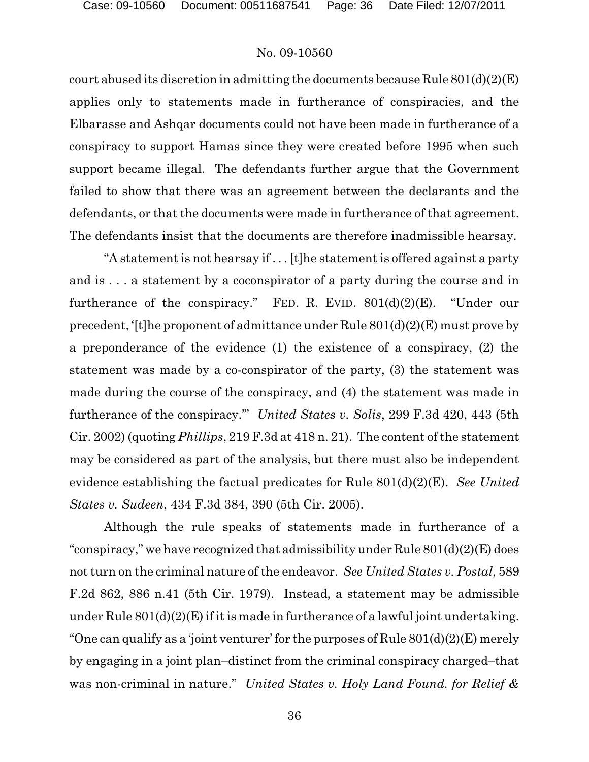court abused its discretion in admitting the documents because Rule 801(d)(2)(E) applies only to statements made in furtherance of conspiracies, and the Elbarasse and Ashqar documents could not have been made in furtherance of a conspiracy to support Hamas since they were created before 1995 when such support became illegal. The defendants further argue that the Government failed to show that there was an agreement between the declarants and the defendants, or that the documents were made in furtherance of that agreement. The defendants insist that the documents are therefore inadmissible hearsay.

"A statement is not hearsay if . . . [t]he statement is offered against a party and is . . . a statement by a coconspirator of a party during the course and in furtherance of the conspiracy." FED. R. EVID. 801(d)(2)(E). "Under our precedent, '[t]he proponent of admittance under Rule 801(d)(2)(E) must prove by a preponderance of the evidence (1) the existence of a conspiracy, (2) the statement was made by a co-conspirator of the party, (3) the statement was made during the course of the conspiracy, and (4) the statement was made in furtherance of the conspiracy.'" *United States v. Solis*, 299 F.3d 420, 443 (5th Cir. 2002) (quoting *Phillips*, 219 F.3d at 418 n. 21). The content of the statement may be considered as part of the analysis, but there must also be independent evidence establishing the factual predicates for Rule 801(d)(2)(E). *See United States v. Sudeen*, 434 F.3d 384, 390 (5th Cir. 2005).

Although the rule speaks of statements made in furtherance of a "conspiracy," we have recognized that admissibility under Rule 801(d)(2)(E) does not turn on the criminal nature of the endeavor. *See United States v. Postal*, 589 F.2d 862, 886 n.41 (5th Cir. 1979). Instead, a statement may be admissible under Rule 801(d)(2)(E) if it is made in furtherance of a lawful joint undertaking. "One can qualify as a 'joint venturer' for the purposes of Rule 801(d)(2)(E) merely by engaging in a joint plan–distinct from the criminal conspiracy charged–that was non-criminal in nature." *United States v. Holy Land Found. for Relief &*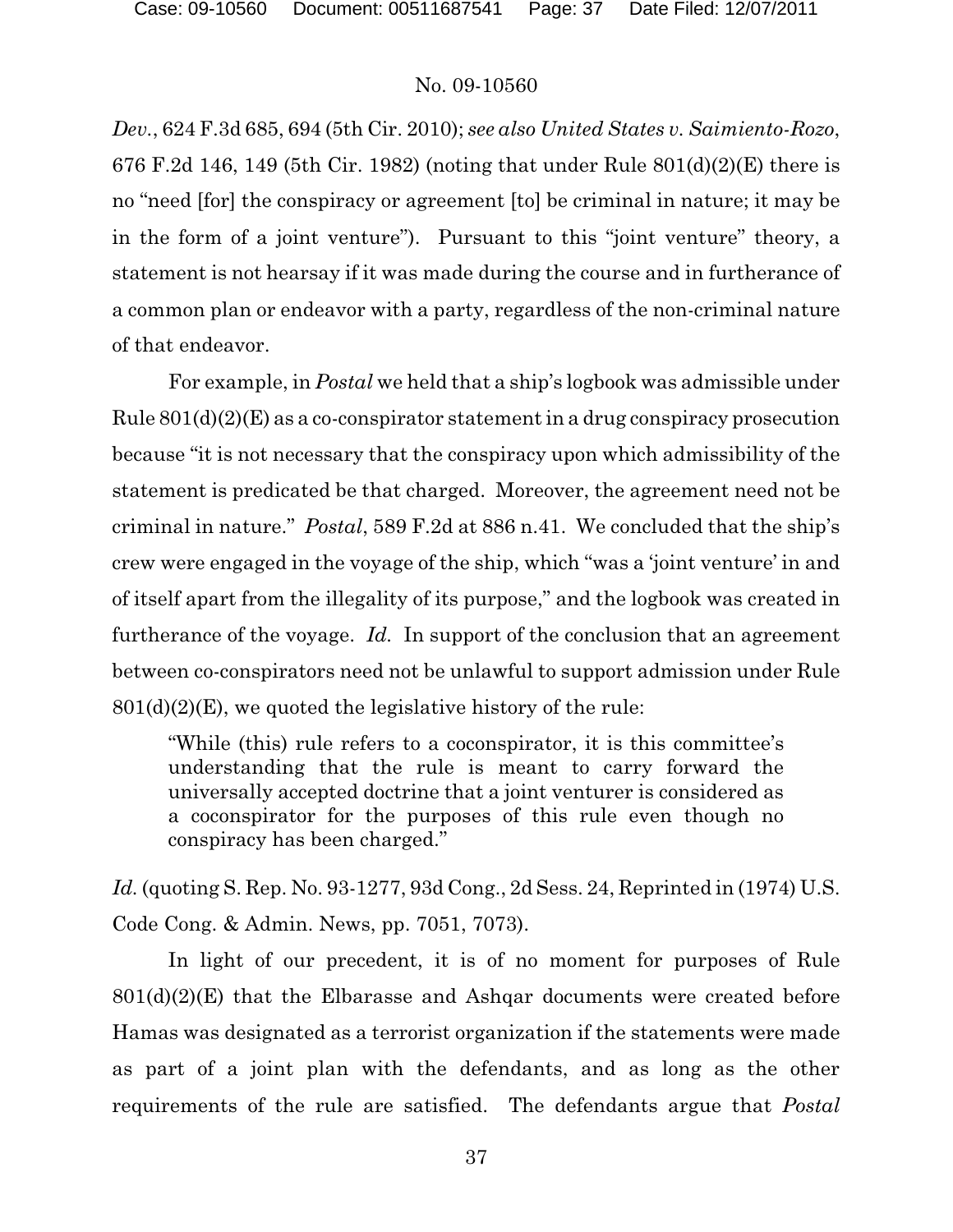*Dev.*, 624 F.3d 685, 694 (5th Cir. 2010); *see also United States v. Saimiento-Rozo*, 676 F.2d 146, 149 (5th Cir. 1982) (noting that under Rule 801(d)(2)(E) there is no "need [for] the conspiracy or agreement [to] be criminal in nature; it may be in the form of a joint venture"). Pursuant to this "joint venture" theory, a statement is not hearsay if it was made during the course and in furtherance of a common plan or endeavor with a party, regardless of the non-criminal nature of that endeavor.

For example, in *Postal* we held that a ship's logbook was admissible under Rule 801(d)(2)(E) as a co-conspirator statement in a drug conspiracy prosecution because "it is not necessary that the conspiracy upon which admissibility of the statement is predicated be that charged. Moreover, the agreement need not be criminal in nature." *Postal*, 589 F.2d at 886 n.41. We concluded that the ship's crew were engaged in the voyage of the ship, which "was a 'joint venture' in and of itself apart from the illegality of its purpose," and the logbook was created in furtherance of the voyage. *Id.* In support of the conclusion that an agreement between co-conspirators need not be unlawful to support admission under Rule 801(d)(2)(E), we quoted the legislative history of the rule:

> "While (this) rule refers to a coconspirator, it is this committee's understanding that the rule is meant to carry forward the universally accepted doctrine that a joint venturer is considered as a coconspirator for the purposes of this rule even though no conspiracy has been charged."

*Id.* (quoting S. Rep. No. 93-1277, 93d Cong., 2d Sess. 24, Reprinted in (1974) U.S. Code Cong. & Admin. News, pp. 7051, 7073).

In light of our precedent, it is of no moment for purposes of Rule 801(d)(2)(E) that the Elbarasse and Ashqar documents were created before Hamas was designated as a terrorist organization if the statements were made as part of a joint plan with the defendants, and as long as the other requirements of the rule are satisfied. The defendants argue that *Postal*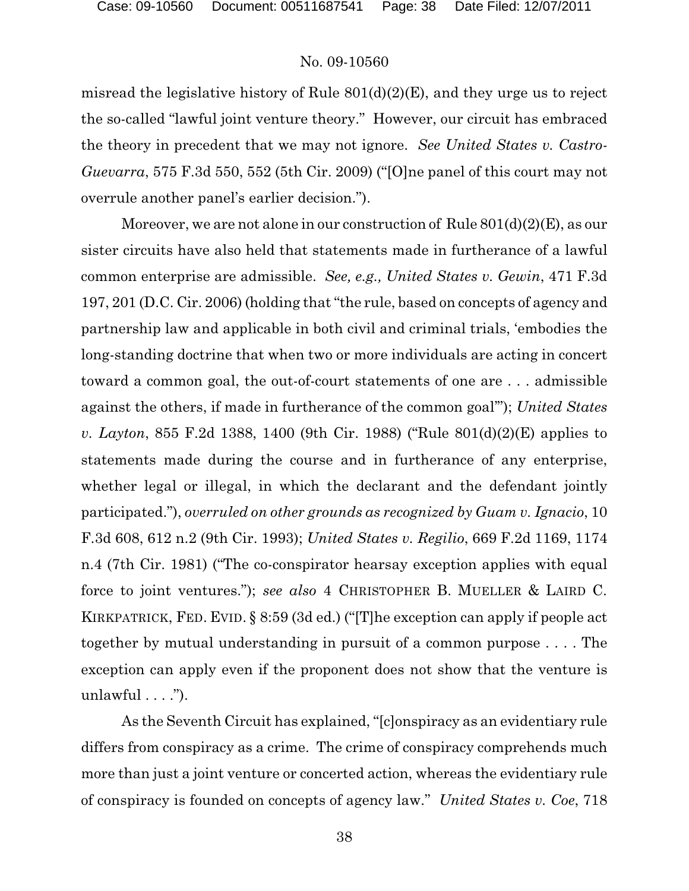misread the legislative history of Rule 801(d)(2)(E), and they urge us to reject the so-called "lawful joint venture theory." However, our circuit has embraced the theory in precedent that we may not ignore. *See United States v. Castro-Guevarra*, 575 F.3d 550, 552 (5th Cir. 2009) ("[O]ne panel of this court may not overrule another panel's earlier decision.").

Moreover, we are not alone in our construction of Rule 801(d)(2)(E), as our sister circuits have also held that statements made in furtherance of a lawful common enterprise are admissible. *See, e.g., United States v. Gewin*, 471 F.3d 197, 201 (D.C. Cir. 2006) (holding that "the rule, based on concepts of agency and partnership law and applicable in both civil and criminal trials, 'embodies the long-standing doctrine that when two or more individuals are acting in concert toward a common goal, the out-of-court statements of one are . . . admissible against the others, if made in furtherance of the common goal'"); *United States v. Layton*, 855 F.2d 1388, 1400 (9th Cir. 1988) ("Rule 801(d)(2)(E) applies to statements made during the course and in furtherance of any enterprise, whether legal or illegal, in which the declarant and the defendant jointly participated."), *overruled on other grounds as recognized by Guam v. Ignacio*, 10 F.3d 608, 612 n.2 (9th Cir. 1993); *United States v. Regilio*, 669 F.2d 1169, 1174 n.4 (7th Cir. 1981) ("The co-conspirator hearsay exception applies with equal force to joint ventures."); *see also* 4 CHRISTOPHER B. MUELLER & LAIRD C. KIRKPATRICK, FED. EVID. § 8:59 (3d ed.) ("[T]he exception can apply if people act together by mutual understanding in pursuit of a common purpose . . . . The exception can apply even if the proponent does not show that the venture is unlawful . . . .").

As the Seventh Circuit has explained, "[c]onspiracy as an evidentiary rule differs from conspiracy as a crime. The crime of conspiracy comprehends much more than just a joint venture or concerted action, whereas the evidentiary rule of conspiracy is founded on concepts of agency law." *United States v. Coe*, 718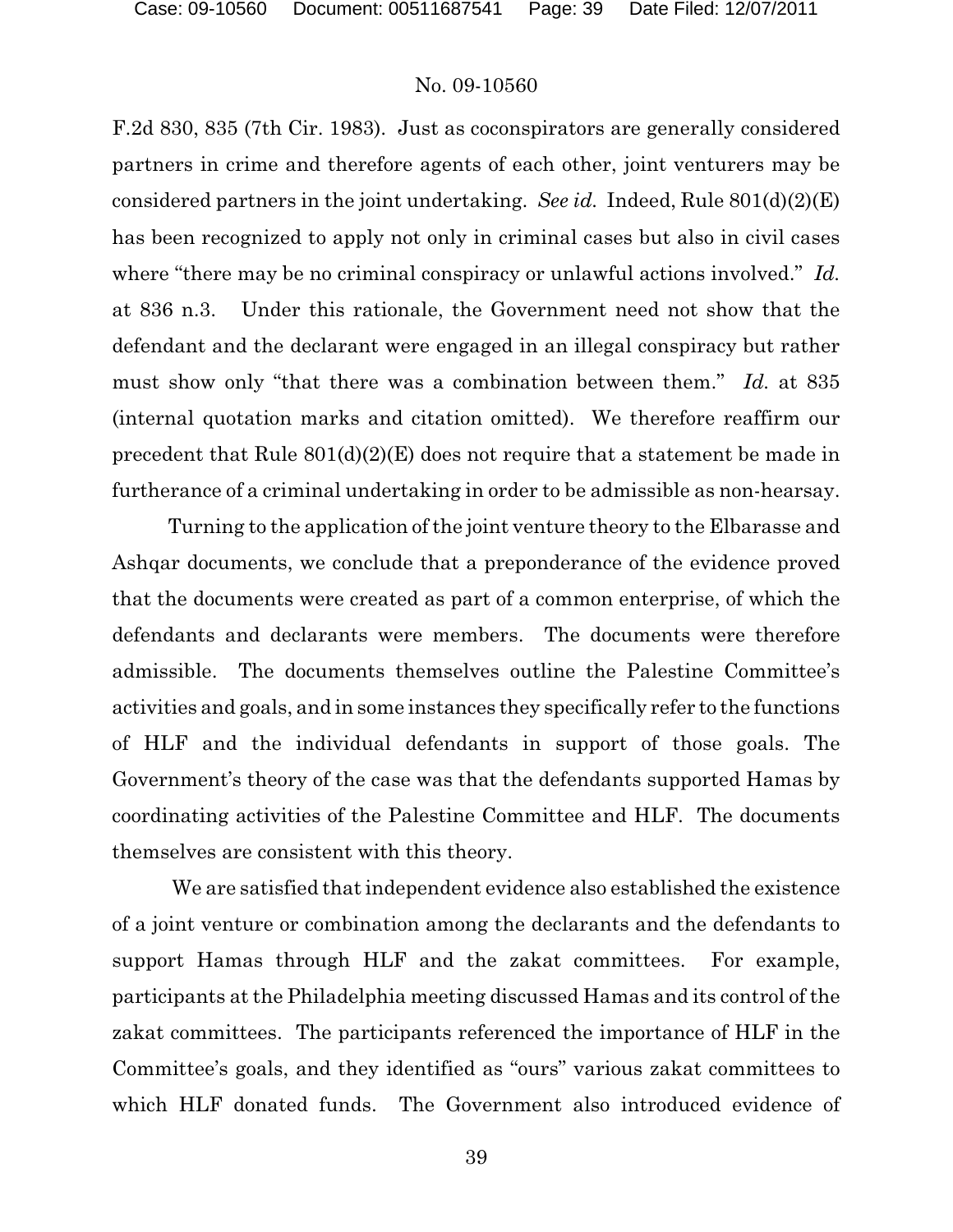F.2d 830, 835 (7th Cir. 1983). Just as coconspirators are generally considered partners in crime and therefore agents of each other, joint venturers may be considered partners in the joint undertaking. *See id.* Indeed, Rule 801(d)(2)(E) has been recognized to apply not only in criminal cases but also in civil cases where "there may be no criminal conspiracy or unlawful actions involved." *Id.* at 836 n.3. Under this rationale, the Government need not show that the defendant and the declarant were engaged in an illegal conspiracy but rather must show only "that there was a combination between them." *Id.* at 835 (internal quotation marks and citation omitted). We therefore reaffirm our precedent that Rule 801(d)(2)(E) does not require that a statement be made in furtherance of a criminal undertaking in order to be admissible as non-hearsay.

Turning to the application of the joint venture theory to the Elbarasse and Ashqar documents, we conclude that a preponderance of the evidence proved that the documents were created as part of a common enterprise, of which the defendants and declarants were members. The documents were therefore admissible. The documents themselves outline the Palestine Committee's activities and goals, and in some instances they specifically refer to the functions of HLF and the individual defendants in support of those goals. The Government's theory of the case was that the defendants supported Hamas by coordinating activities of the Palestine Committee and HLF. The documents themselves are consistent with this theory.

We are satisfied that independent evidence also established the existence of a joint venture or combination among the declarants and the defendants to support Hamas through HLF and the zakat committees. For example, participants at the Philadelphia meeting discussed Hamas and its control of the zakat committees. The participants referenced the importance of HLF in the Committee's goals, and they identified as "ours" various zakat committees to which HLF donated funds. The Government also introduced evidence of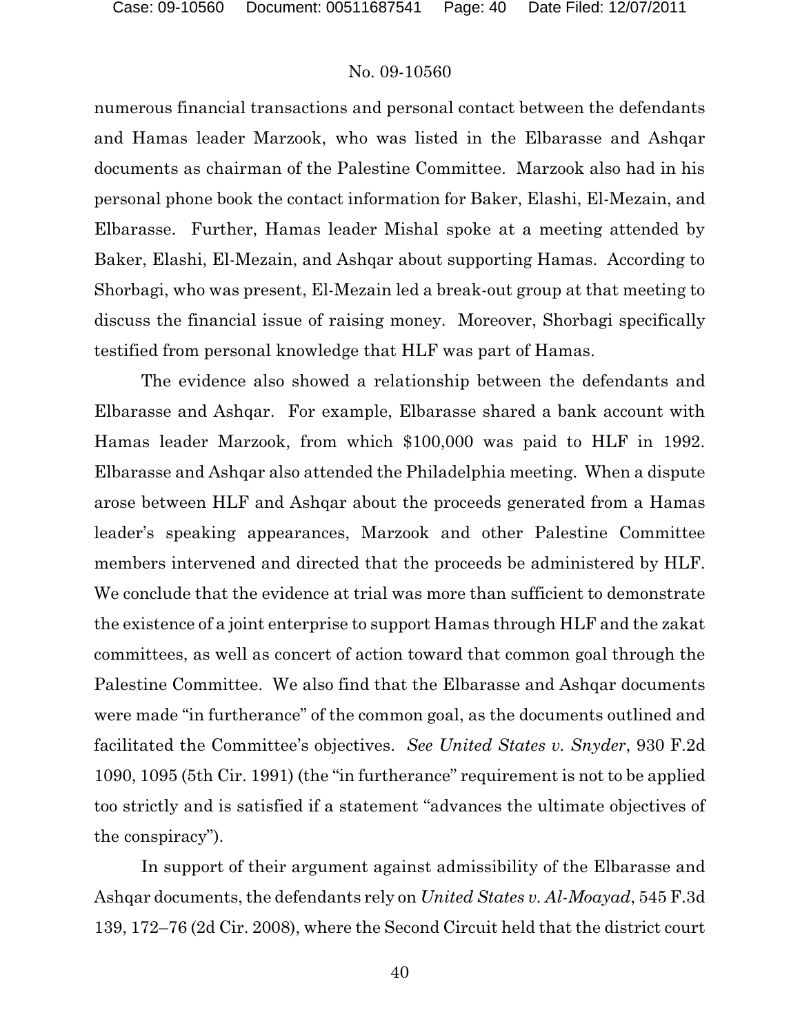numerous financial transactions and personal contact between the defendants and Hamas leader Marzook, who was listed in the Elbarasse and Ashqar documents as chairman of the Palestine Committee. Marzook also had in his personal phone book the contact information for Baker, Elashi, El-Mezain, and Elbarasse. Further, Hamas leader Mishal spoke at a meeting attended by Baker, Elashi, El-Mezain, and Ashqar about supporting Hamas. According to Shorbagi, who was present, El-Mezain led a break-out group at that meeting to discuss the financial issue of raising money. Moreover, Shorbagi specifically testified from personal knowledge that HLF was part of Hamas.

The evidence also showed a relationship between the defendants and Elbarasse and Ashqar. For example, Elbarasse shared a bank account with Hamas leader Marzook, from which $100,000 was paid to HLF in 1992. Elbarasse and Ashqar also attended the Philadelphia meeting. When a dispute arose between HLF and Ashqar about the proceeds generated from a Hamas leader's speaking appearances, Marzook and other Palestine Committee members intervened and directed that the proceeds be administered by HLF. We conclude that the evidence at trial was more than sufficient to demonstrate the existence of a joint enterprise to support Hamas through HLF and the zakat committees, as well as concert of action toward that common goal through the Palestine Committee. We also find that the Elbarasse and Ashqar documents were made "in furtherance" of the common goal, as the documents outlined and facilitated the Committee's objectives. *See United States v. Snyder*, 930 F.2d 1090, 1095 (5th Cir. 1991) (the "in furtherance" requirement is not to be applied too strictly and is satisfied if a statement "advances the ultimate objectives of the conspiracy").

In support of their argument against admissibility of the Elbarasse and Ashqar documents, the defendants rely on *United States v. Al-Moayad*, 545 F.3d 139, 172–76 (2d Cir. 2008), where the Second Circuit held that the district court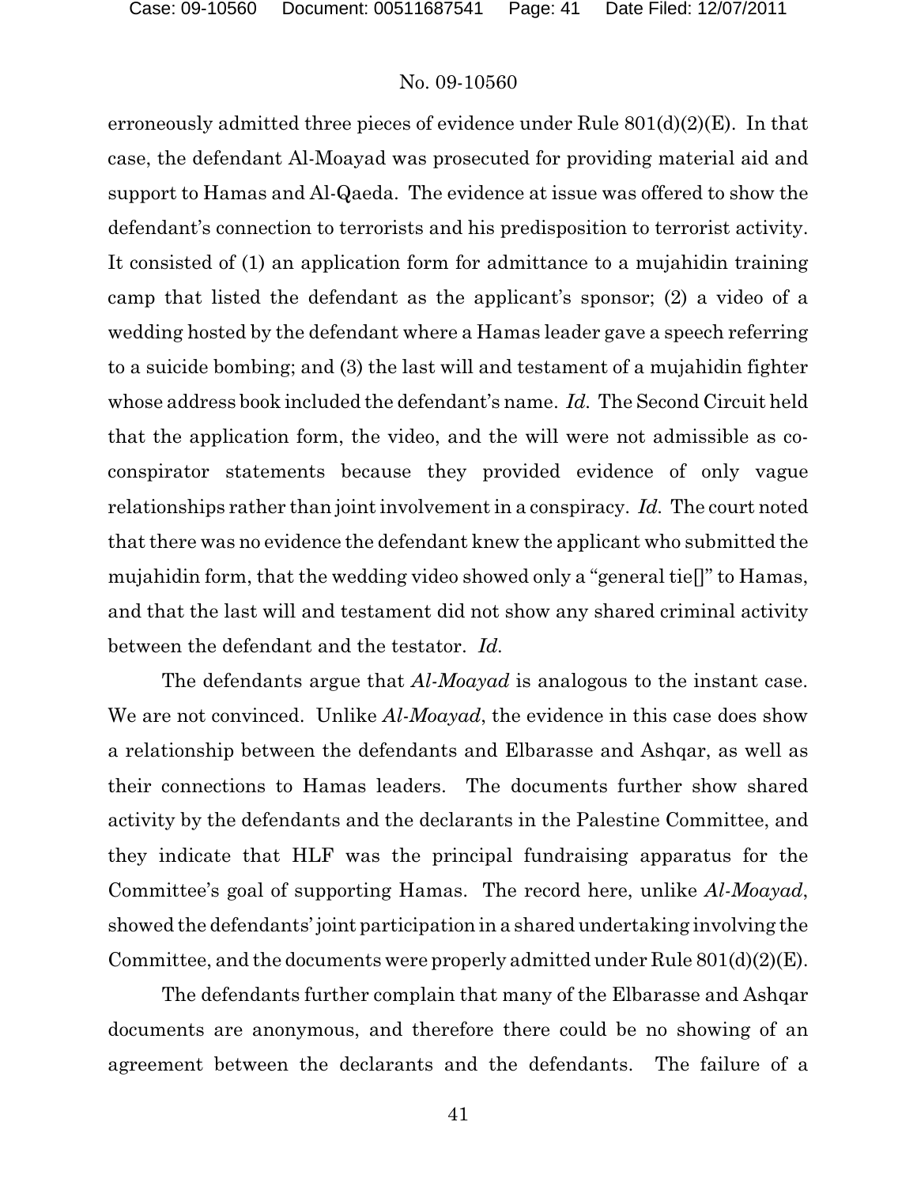erroneously admitted three pieces of evidence under Rule 801(d)(2)(E). In that case, the defendant Al-Moayad was prosecuted for providing material aid and support to Hamas and Al-Qaeda. The evidence at issue was offered to show the defendant's connection to terrorists and his predisposition to terrorist activity. It consisted of (1) an application form for admittance to a mujahidin training camp that listed the defendant as the applicant's sponsor; (2) a video of a wedding hosted by the defendant where a Hamas leader gave a speech referring to a suicide bombing; and (3) the last will and testament of a mujahidin fighter whose address book included the defendant's name. *Id.* The Second Circuit held that the application form, the video, and the will were not admissible as co-conspirator statements because they provided evidence of only vague relationships rather than joint involvement in a conspiracy. *Id.* The court noted that there was no evidence the defendant knew the applicant who submitted the mujahidin form, that the wedding video showed only a "general tie[]" to Hamas, and that the last will and testament did not show any shared criminal activity between the defendant and the testator. *Id.*

The defendants argue that *Al-Moayad* is analogous to the instant case. We are not convinced. Unlike *Al-Moayad*, the evidence in this case does show a relationship between the defendants and Elbarasse and Ashqar, as well as their connections to Hamas leaders. The documents further show shared activity by the defendants and the declarants in the Palestine Committee, and they indicate that HLF was the principal fundraising apparatus for the Committee's goal of supporting Hamas. The record here, unlike *Al-Moayad*, showed the defendants' joint participation in a shared undertaking involving the Committee, and the documents were properly admitted under Rule 801(d)(2)(E).

The defendants further complain that many of the Elbarasse and Ashqar documents are anonymous, and therefore there could be no showing of an agreement between the declarants and the defendants. The failure of a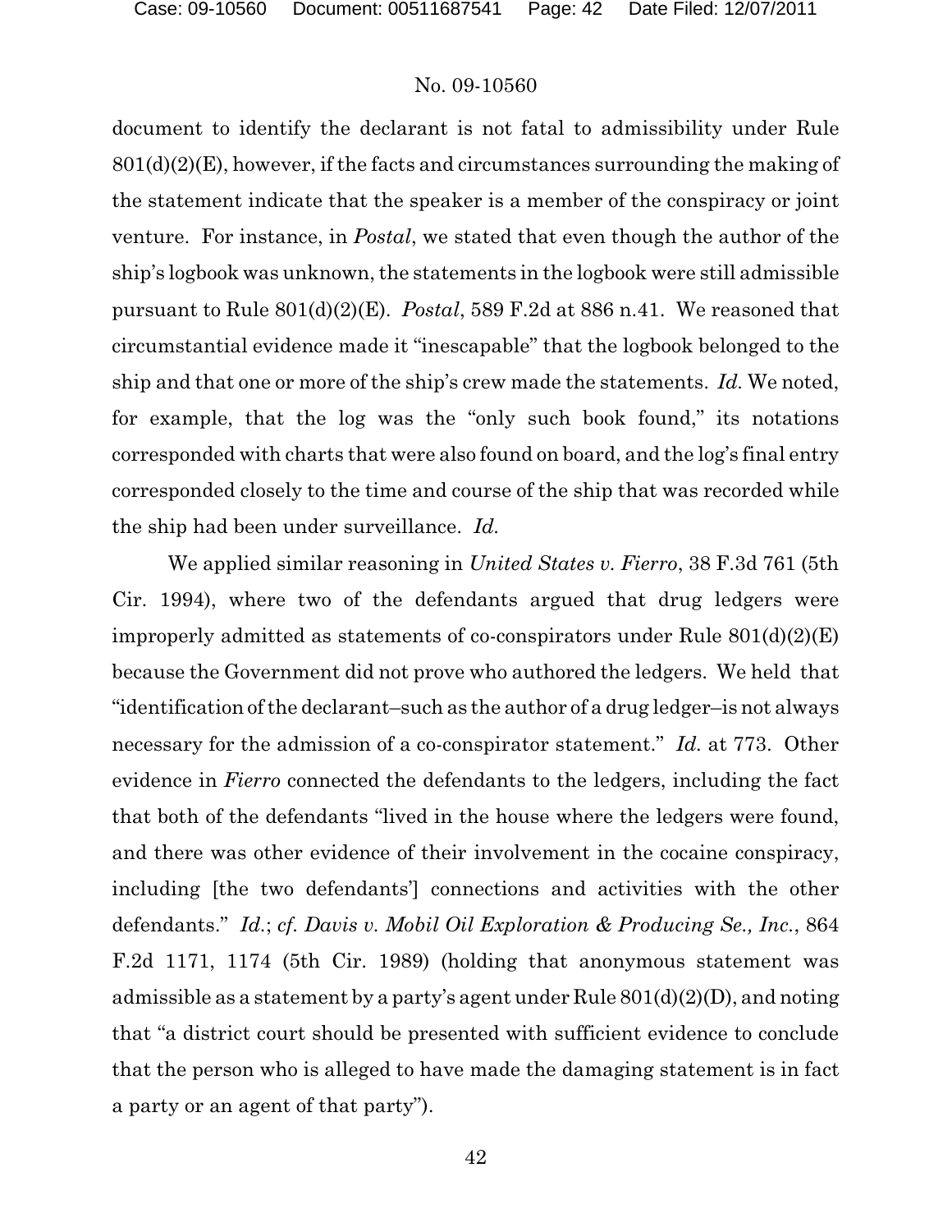document to identify the declarant is not fatal to admissibility under Rule 801(d)(2)(E), however, if the facts and circumstances surrounding the making of the statement indicate that the speaker is a member of the conspiracy or joint venture. For instance, in *Postal*, we stated that even though the author of the ship's logbook was unknown, the statements in the logbook were still admissible pursuant to Rule 801(d)(2)(E). *Postal*, 589 F.2d at 886 n.41. We reasoned that circumstantial evidence made it "inescapable" that the logbook belonged to the ship and that one or more of the ship's crew made the statements. *Id.* We noted, for example, that the log was the "only such book found," its notations corresponded with charts that were also found on board, and the log's final entry corresponded closely to the time and course of the ship that was recorded while the ship had been under surveillance. *Id.*

We applied similar reasoning in *United States v. Fierro*, 38 F.3d 761 (5th Cir. 1994), where two of the defendants argued that drug ledgers were improperly admitted as statements of co-conspirators under Rule 801(d)(2)(E) because the Government did not prove who authored the ledgers. We held that "identification of the declarant–such as the author of a drug ledger–is not always necessary for the admission of a co-conspirator statement." *Id.* at 773. Other evidence in *Fierro* connected the defendants to the ledgers, including the fact that both of the defendants "lived in the house where the ledgers were found, and there was other evidence of their involvement in the cocaine conspiracy, including [the two defendants'] connections and activities with the other defendants." *Id.*; *cf. Davis v. Mobil Oil Exploration & Producing Se., Inc.*, 864 F.2d 1171, 1174 (5th Cir. 1989) (holding that anonymous statement was admissible as a statement by a party's agent under Rule 801(d)(2)(D), and noting that "a district court should be presented with sufficient evidence to conclude that the person who is alleged to have made the damaging statement is in fact a party or an agent of that party").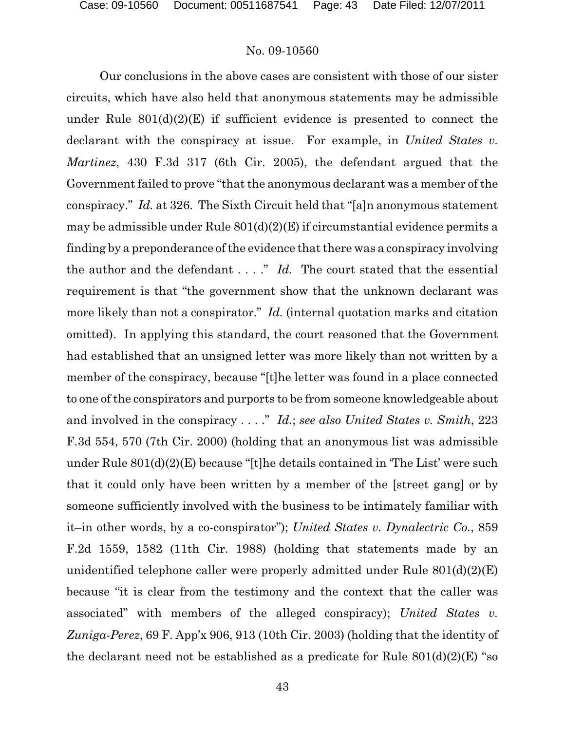Our conclusions in the above cases are consistent with those of our sister circuits, which have also held that anonymous statements may be admissible under Rule 801(d)(2)(E) if sufficient evidence is presented to connect the declarant with the conspiracy at issue. For example, in *United States v. Martinez*, 430 F.3d 317 (6th Cir. 2005), the defendant argued that the Government failed to prove "that the anonymous declarant was a member of the conspiracy." *Id.* at 326. The Sixth Circuit held that "[a]n anonymous statement may be admissible under Rule 801(d)(2)(E) if circumstantial evidence permits a finding by a preponderance of the evidence that there was a conspiracy involving the author and the defendant . . . ." *Id.* The court stated that the essential requirement is that "the government show that the unknown declarant was more likely than not a conspirator." *Id.* (internal quotation marks and citation omitted). In applying this standard, the court reasoned that the Government had established that an unsigned letter was more likely than not written by a member of the conspiracy, because "[t]he letter was found in a place connected to one of the conspirators and purports to be from someone knowledgeable about and involved in the conspiracy . . . ." *Id.*; *see also United States v. Smith*, 223 F.3d 554, 570 (7th Cir. 2000) (holding that an anonymous list was admissible under Rule 801(d)(2)(E) because "[t]he details contained in 'The List' were such that it could only have been written by a member of the [street gang] or by someone sufficiently involved with the business to be intimately familiar with it–in other words, by a co-conspirator"); *United States v. Dynalectric Co.*, 859 F.2d 1559, 1582 (11th Cir. 1988) (holding that statements made by an unidentified telephone caller were properly admitted under Rule 801(d)(2)(E) because "it is clear from the testimony and the context that the caller was associated" with members of the alleged conspiracy); *United States v. Zuniga-Perez*, 69 F. App'x 906, 913 (10th Cir. 2003) (holding that the identity of the declarant need not be established as a predicate for Rule 801(d)(2)(E) "so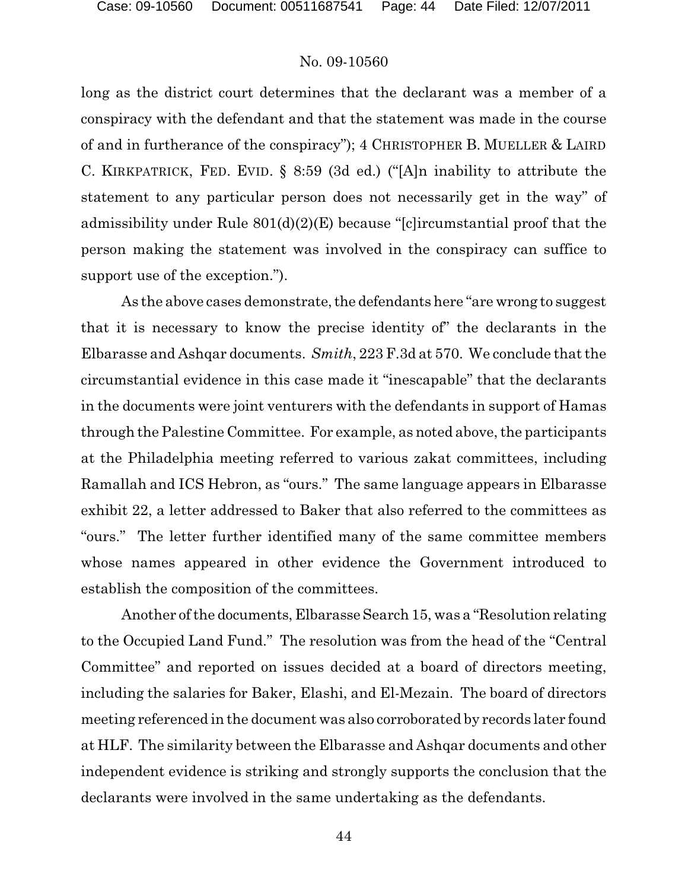long as the district court determines that the declarant was a member of a conspiracy with the defendant and that the statement was made in the course of and in furtherance of the conspiracy"); 4 CHRISTOPHER B. MUELLER & LAIRD C. KIRKPATRICK, FED. EVID. § 8:59 (3d ed.) ("[A]n inability to attribute the statement to any particular person does not necessarily get in the way" of admissibility under Rule 801(d)(2)(E) because "[c]ircumstantial proof that the person making the statement was involved in the conspiracy can suffice to support use of the exception.").

As the above cases demonstrate, the defendants here "are wrong to suggest that it is necessary to know the precise identity of" the declarants in the Elbarasse and Ashqar documents. *Smith*, 223 F.3d at 570. We conclude that the circumstantial evidence in this case made it "inescapable" that the declarants in the documents were joint venturers with the defendants in support of Hamas through the Palestine Committee. For example, as noted above, the participants at the Philadelphia meeting referred to various zakat committees, including Ramallah and ICS Hebron, as "ours." The same language appears in Elbarasse exhibit 22, a letter addressed to Baker that also referred to the committees as "ours." The letter further identified many of the same committee members whose names appeared in other evidence the Government introduced to establish the composition of the committees.

Another of the documents, Elbarasse Search 15, was a "Resolution relating to the Occupied Land Fund." The resolution was from the head of the "Central Committee" and reported on issues decided at a board of directors meeting, including the salaries for Baker, Elashi, and El-Mezain. The board of directors meeting referenced in the document was also corroborated by records later found at HLF. The similarity between the Elbarasse and Ashqar documents and other independent evidence is striking and strongly supports the conclusion that the declarants were involved in the same undertaking as the defendants.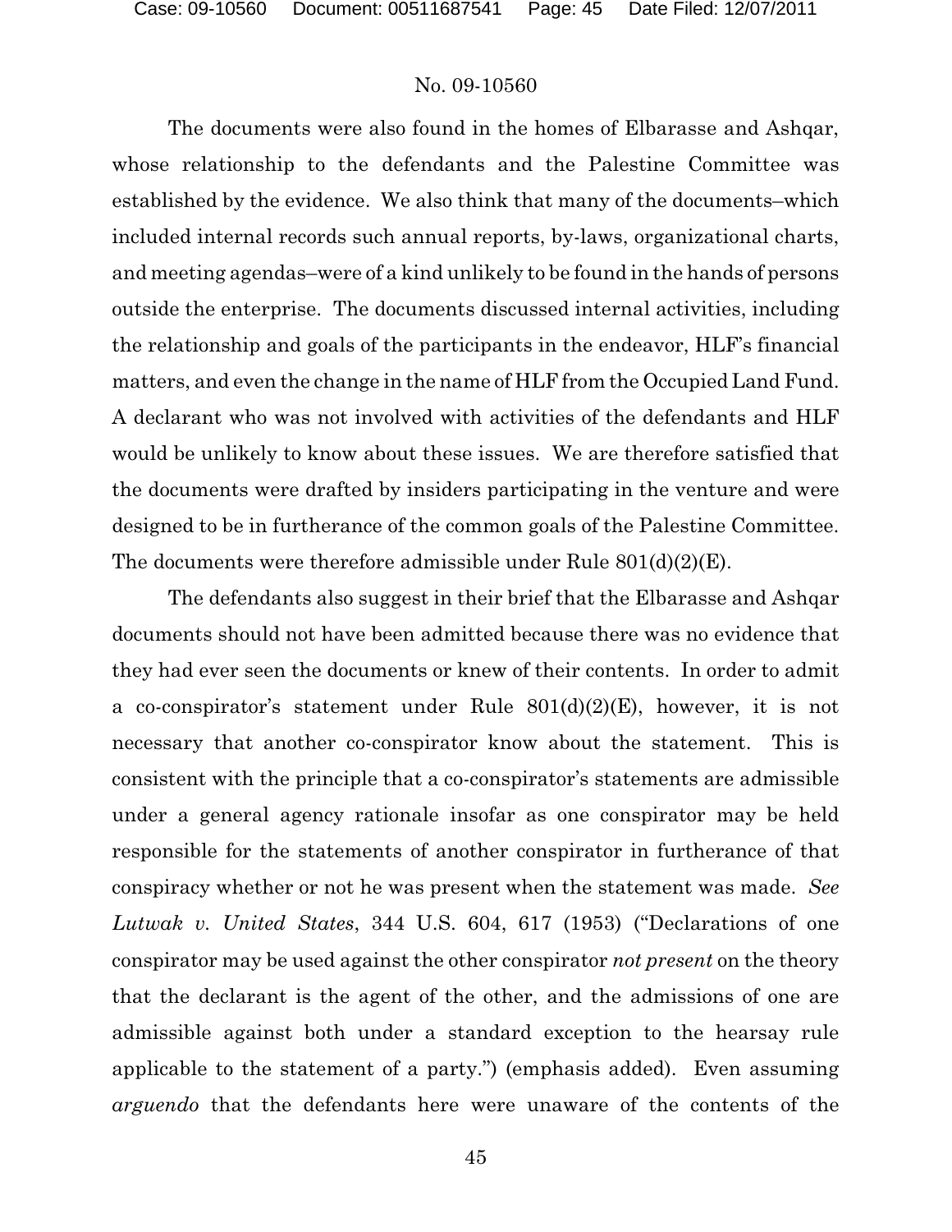The documents were also found in the homes of Elbarasse and Ashqar, whose relationship to the defendants and the Palestine Committee was established by the evidence. We also think that many of the documents–which included internal records such annual reports, by-laws, organizational charts, and meeting agendas–were of a kind unlikely to be found in the hands of persons outside the enterprise. The documents discussed internal activities, including the relationship and goals of the participants in the endeavor, HLF's financial matters, and even the change in the name of HLF from the Occupied Land Fund. A declarant who was not involved with activities of the defendants and HLF would be unlikely to know about these issues. We are therefore satisfied that the documents were drafted by insiders participating in the venture and were designed to be in furtherance of the common goals of the Palestine Committee. The documents were therefore admissible under Rule 801(d)(2)(E).

The defendants also suggest in their brief that the Elbarasse and Ashqar documents should not have been admitted because there was no evidence that they had ever seen the documents or knew of their contents. In order to admit a co-conspirator's statement under Rule 801(d)(2)(E), however, it is not necessary that another co-conspirator know about the statement. This is consistent with the principle that a co-conspirator's statements are admissible under a general agency rationale insofar as one conspirator may be held responsible for the statements of another conspirator in furtherance of that conspiracy whether or not he was present when the statement was made. *See Lutwak v. United States*, 344 U.S. 604, 617 (1953) ("Declarations of one conspirator may be used against the other conspirator *not present* on the theory that the declarant is the agent of the other, and the admissions of one are admissible against both under a standard exception to the hearsay rule applicable to the statement of a party.") (emphasis added). Even assuming *arguendo* that the defendants here were unaware of the contents of the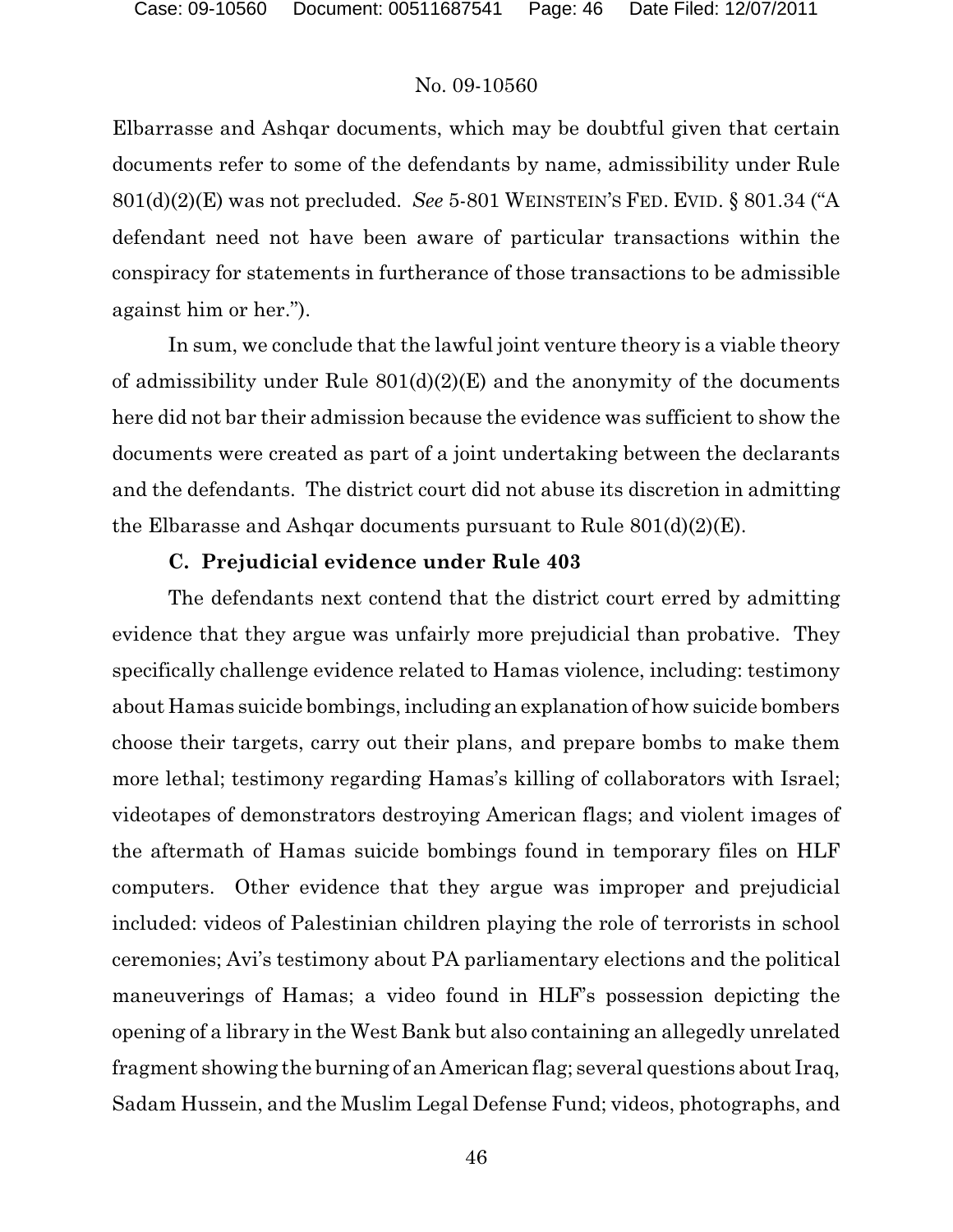Elbarrasse and Ashqar documents, which may be doubtful given that certain documents refer to some of the defendants by name, admissibility under Rule 801(d)(2)(E) was not precluded. *See* 5-801 WEINSTEIN'S FED. EVID. § 801.34 ("A defendant need not have been aware of particular transactions within the conspiracy for statements in furtherance of those transactions to be admissible against him or her.").

In sum, we conclude that the lawful joint venture theory is a viable theory of admissibility under Rule 801(d)(2)(E) and the anonymity of the documents here did not bar their admission because the evidence was sufficient to show the documents were created as part of a joint undertaking between the declarants and the defendants. The district court did not abuse its discretion in admitting the Elbarasse and Ashqar documents pursuant to Rule 801(d)(2)(E).

### C. Prejudicial evidence under Rule 403

The defendants next contend that the district court erred by admitting evidence that they argue was unfairly more prejudicial than probative. They specifically challenge evidence related to Hamas violence, including: testimony about Hamas suicide bombings, including an explanation of how suicide bombers choose their targets, carry out their plans, and prepare bombs to make them more lethal; testimony regarding Hamas's killing of collaborators with Israel; videotapes of demonstrators destroying American flags; and violent images of the aftermath of Hamas suicide bombings found in temporary files on HLF computers. Other evidence that they argue was improper and prejudicial included: videos of Palestinian children playing the role of terrorists in school ceremonies; Avi's testimony about PA parliamentary elections and the political maneuverings of Hamas; a video found in HLF's possession depicting the opening of a library in the West Bank but also containing an allegedly unrelated fragment showing the burning of an American flag; several questions about Iraq, Sadam Hussein, and the Muslim Legal Defense Fund; videos, photographs, and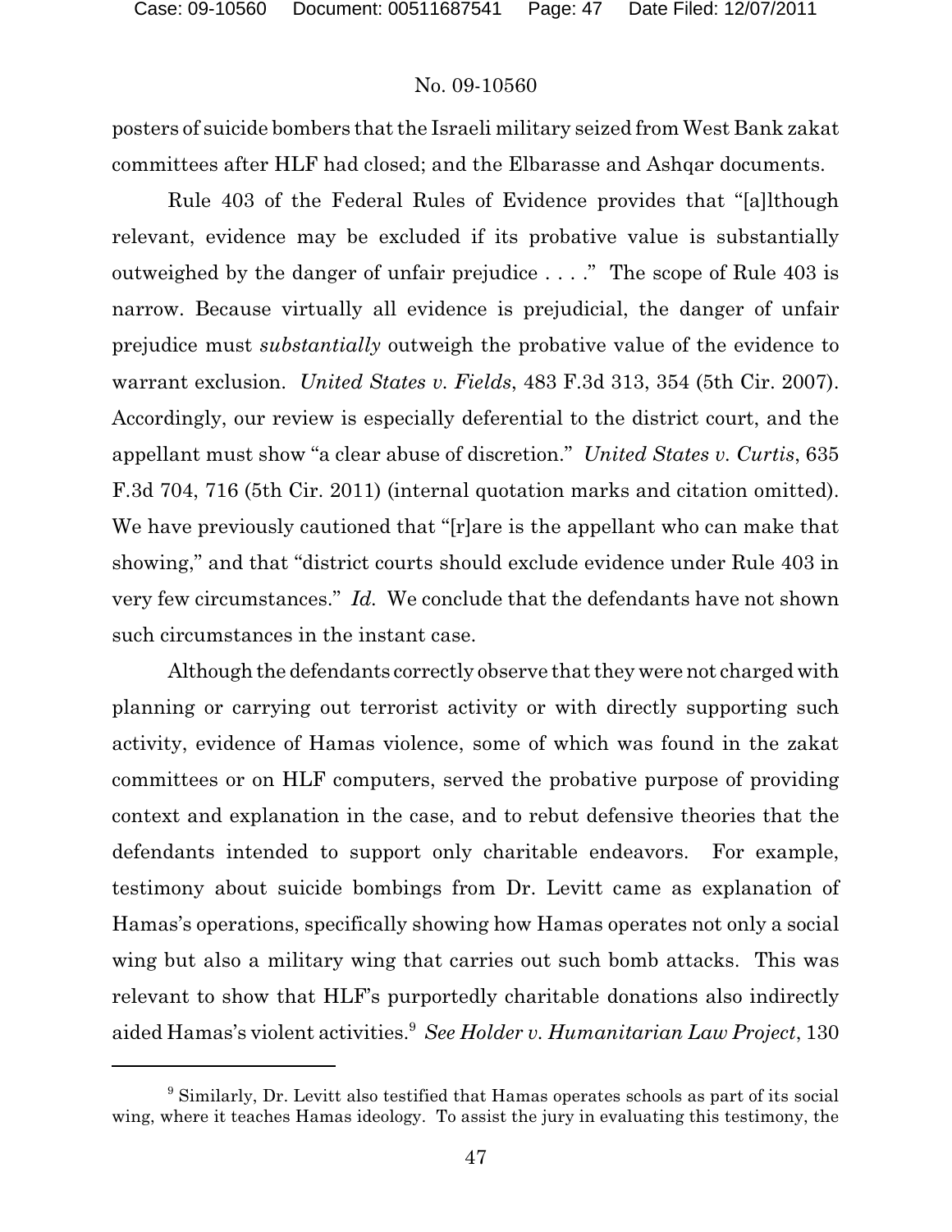posters of suicide bombers that the Israeli military seized from West Bank zakat committees after HLF had closed; and the Elbarasse and Ashqar documents.

Rule 403 of the Federal Rules of Evidence provides that "[a]lthough relevant, evidence may be excluded if its probative value is substantially outweighed by the danger of unfair prejudice . . . ." The scope of Rule 403 is narrow. Because virtually all evidence is prejudicial, the danger of unfair prejudice must *substantially* outweigh the probative value of the evidence to warrant exclusion. *United States v. Fields*, 483 F.3d 313, 354 (5th Cir. 2007). Accordingly, our review is especially deferential to the district court, and the appellant must show "a clear abuse of discretion." *United States v. Curtis*, 635 F.3d 704, 716 (5th Cir. 2011) (internal quotation marks and citation omitted). We have previously cautioned that "[r]are is the appellant who can make that showing," and that "district courts should exclude evidence under Rule 403 in very few circumstances." *Id.* We conclude that the defendants have not shown such circumstances in the instant case.

Although the defendants correctly observe that they were not charged with planning or carrying out terrorist activity or with directly supporting such activity, evidence of Hamas violence, some of which was found in the zakat committees or on HLF computers, served the probative purpose of providing context and explanation in the case, and to rebut defensive theories that the defendants intended to support only charitable endeavors. For example, testimony about suicide bombings from Dr. Levitt came as explanation of Hamas's operations, specifically showing how Hamas operates not only a social wing but also a military wing that carries out such bomb attacks. This was relevant to show that HLF's purportedly charitable donations also indirectly aided Hamas's violent activities.[9] *See Holder v. Humanitarian Law Project*, 130

[9] Similarly, Dr. Levitt also testified that Hamas operates schools as part of its social wing, where it teaches Hamas ideology. To assist the jury in evaluating this testimony, the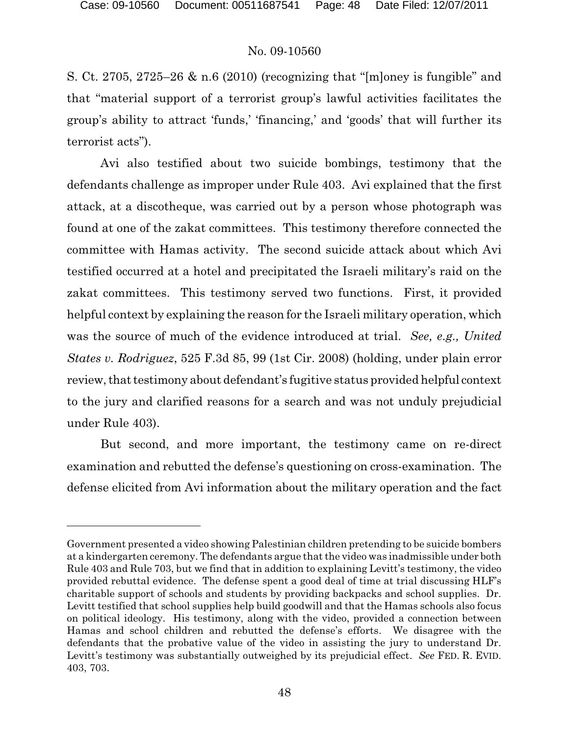S. Ct. 2705, 2725–26 & n.6 (2010) (recognizing that "[m]oney is fungible" and that "material support of a terrorist group's lawful activities facilitates the group's ability to attract 'funds,' 'financing,' and 'goods' that will further its terrorist acts").

Avi also testified about two suicide bombings, testimony that the defendants challenge as improper under Rule 403. Avi explained that the first attack, at a discotheque, was carried out by a person whose photograph was found at one of the zakat committees. This testimony therefore connected the committee with Hamas activity. The second suicide attack about which Avi testified occurred at a hotel and precipitated the Israeli military's raid on the zakat committees. This testimony served two functions. First, it provided helpful context by explaining the reason for the Israeli military operation, which was the source of much of the evidence introduced at trial. *See, e.g., United States v. Rodriguez*, 525 F.3d 85, 99 (1st Cir. 2008) (holding, under plain error review, that testimony about defendant's fugitive status provided helpful context to the jury and clarified reasons for a search and was not unduly prejudicial under Rule 403).

But second, and more important, the testimony came on re-direct examination and rebutted the defense's questioning on cross-examination. The defense elicited from Avi information about the military operation and the fact

---

Government presented a video showing Palestinian children pretending to be suicide bombers at a kindergarten ceremony. The defendants argue that the video was inadmissible under both Rule 403 and Rule 703, but we find that in addition to explaining Levitt's testimony, the video provided rebuttal evidence. The defense spent a good deal of time at trial discussing HLF's charitable support of schools and students by providing backpacks and school supplies. Dr. Levitt testified that school supplies help build goodwill and that the Hamas schools also focus on political ideology. His testimony, along with the video, provided a connection between Hamas and school children and rebutted the defense's efforts. We disagree with the defendants that the probative value of the video in assisting the jury to understand Dr. Levitt's testimony was substantially outweighed by its prejudicial effect. *See* FED. R. EVID. 403, 703.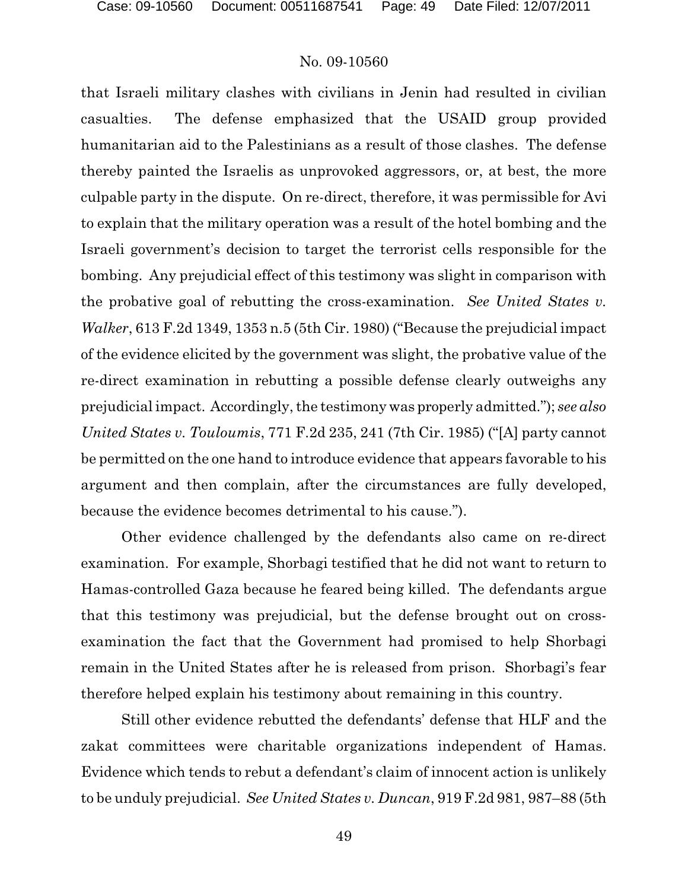that Israeli military clashes with civilians in Jenin had resulted in civilian casualties. The defense emphasized that the USAID group provided humanitarian aid to the Palestinians as a result of those clashes. The defense thereby painted the Israelis as unprovoked aggressors, or, at best, the more culpable party in the dispute. On re-direct, therefore, it was permissible for Avi to explain that the military operation was a result of the hotel bombing and the Israeli government's decision to target the terrorist cells responsible for the bombing. Any prejudicial effect of this testimony was slight in comparison with the probative goal of rebutting the cross-examination. *See United States v. Walker*, 613 F.2d 1349, 1353 n.5 (5th Cir. 1980) ("Because the prejudicial impact of the evidence elicited by the government was slight, the probative value of the re-direct examination in rebutting a possible defense clearly outweighs any prejudicial impact. Accordingly, the testimony was properly admitted."); *see also United States v. Touloumis*, 771 F.2d 235, 241 (7th Cir. 1985) ("[A] party cannot be permitted on the one hand to introduce evidence that appears favorable to his argument and then complain, after the circumstances are fully developed, because the evidence becomes detrimental to his cause.").

Other evidence challenged by the defendants also came on re-direct examination. For example, Shorbagi testified that he did not want to return to Hamas-controlled Gaza because he feared being killed. The defendants argue that this testimony was prejudicial, but the defense brought out on cross-examination the fact that the Government had promised to help Shorbagi remain in the United States after he is released from prison. Shorbagi's fear therefore helped explain his testimony about remaining in this country.

Still other evidence rebutted the defendants' defense that HLF and the zakat committees were charitable organizations independent of Hamas. Evidence which tends to rebut a defendant's claim of innocent action is unlikely to be unduly prejudicial. *See United States v. Duncan*, 919 F.2d 981, 987–88 (5th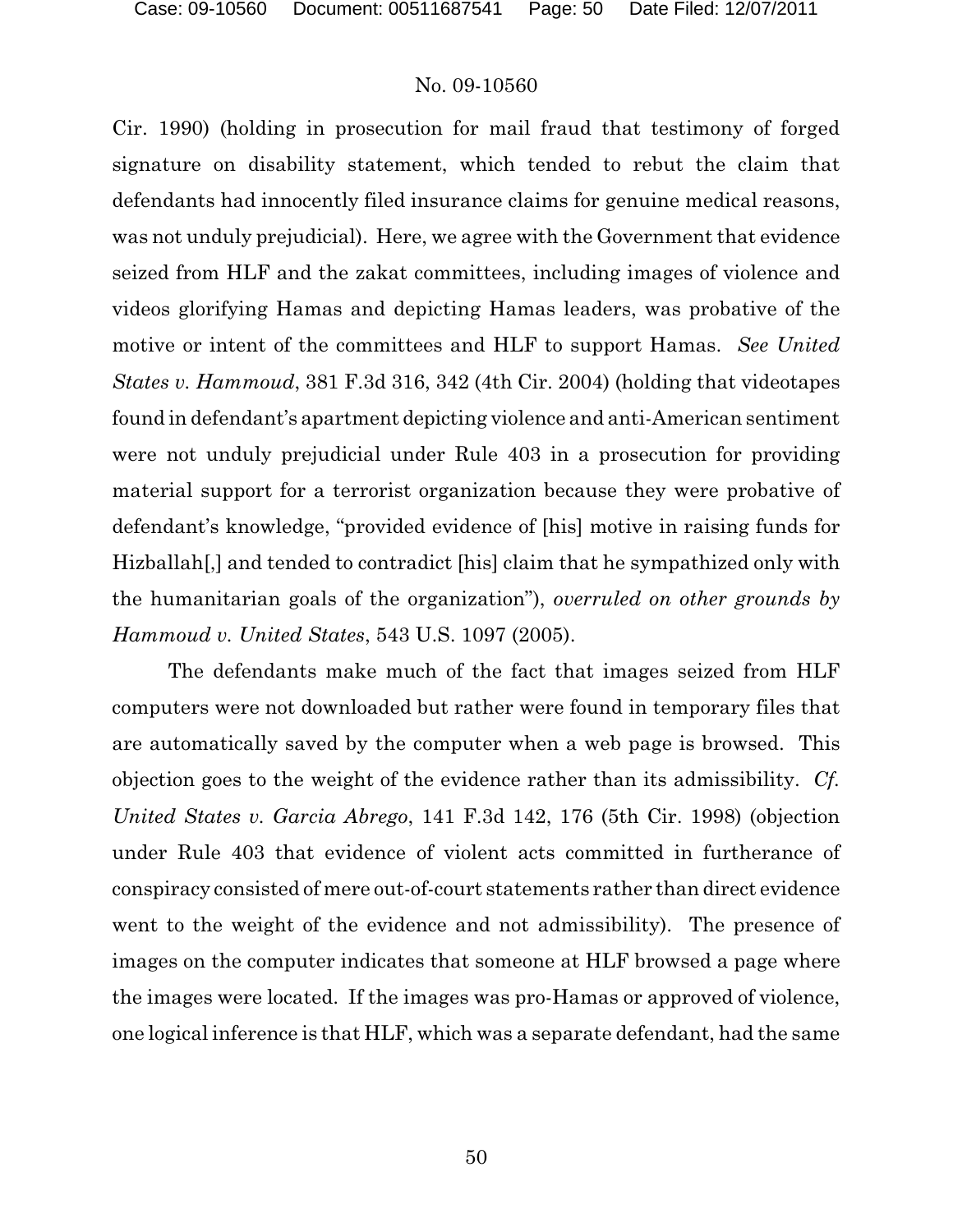Cir. 1990) (holding in prosecution for mail fraud that testimony of forged signature on disability statement, which tended to rebut the claim that defendants had innocently filed insurance claims for genuine medical reasons, was not unduly prejudicial). Here, we agree with the Government that evidence seized from HLF and the zakat committees, including images of violence and videos glorifying Hamas and depicting Hamas leaders, was probative of the motive or intent of the committees and HLF to support Hamas. *See United States v. Hammoud*, 381 F.3d 316, 342 (4th Cir. 2004) (holding that videotapes found in defendant's apartment depicting violence and anti-American sentiment were not unduly prejudicial under Rule 403 in a prosecution for providing material support for a terrorist organization because they were probative of defendant's knowledge, "provided evidence of [his] motive in raising funds for Hizballah[,] and tended to contradict [his] claim that he sympathized only with the humanitarian goals of the organization"), *overruled on other grounds by Hammoud v. United States*, 543 U.S. 1097 (2005).

The defendants make much of the fact that images seized from HLF computers were not downloaded but rather were found in temporary files that are automatically saved by the computer when a web page is browsed. This objection goes to the weight of the evidence rather than its admissibility. *Cf. United States v. Garcia Abrego*, 141 F.3d 142, 176 (5th Cir. 1998) (objection under Rule 403 that evidence of violent acts committed in furtherance of conspiracy consisted of mere out-of-court statements rather than direct evidence went to the weight of the evidence and not admissibility). The presence of images on the computer indicates that someone at HLF browsed a page where the images were located. If the images was pro-Hamas or approved of violence, one logical inference is that HLF, which was a separate defendant, had the same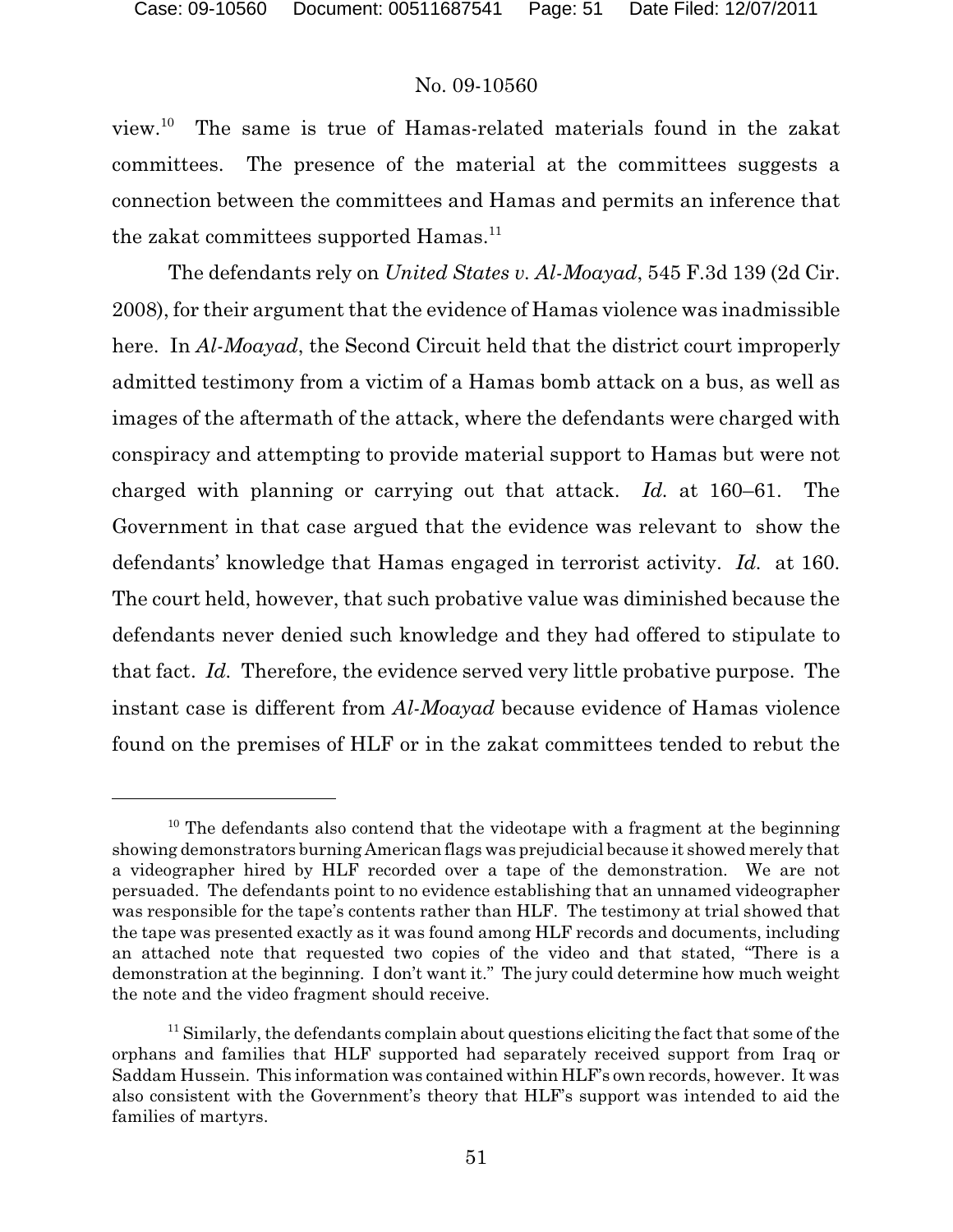view.[10] The same is true of Hamas-related materials found in the zakat committees. The presence of the material at the committees suggests a connection between the committees and Hamas and permits an inference that the zakat committees supported Hamas.[11]

The defendants rely on *United States v. Al-Moayad*, 545 F.3d 139 (2d Cir. 2008), for their argument that the evidence of Hamas violence was inadmissible here. In *Al-Moayad*, the Second Circuit held that the district court improperly admitted testimony from a victim of a Hamas bomb attack on a bus, as well as images of the aftermath of the attack, where the defendants were charged with conspiracy and attempting to provide material support to Hamas but were not charged with planning or carrying out that attack. *Id.* at 160–61. The Government in that case argued that the evidence was relevant to show the defendants' knowledge that Hamas engaged in terrorist activity. *Id.* at 160. The court held, however, that such probative value was diminished because the defendants never denied such knowledge and they had offered to stipulate to that fact. *Id.* Therefore, the evidence served very little probative purpose. The instant case is different from *Al-Moayad* because evidence of Hamas violence found on the premises of HLF or in the zakat committees tended to rebut the

---

[10] The defendants also contend that the videotape with a fragment at the beginning showing demonstrators burning American flags was prejudicial because it showed merely that a videographer hired by HLF recorded over a tape of the demonstration. We are not persuaded. The defendants point to no evidence establishing that an unnamed videographer was responsible for the tape's contents rather than HLF. The testimony at trial showed that the tape was presented exactly as it was found among HLF records and documents, including an attached note that requested two copies of the video and that stated, "There is a demonstration at the beginning. I don't want it." The jury could determine how much weight the note and the video fragment should receive.

[11] Similarly, the defendants complain about questions eliciting the fact that some of the orphans and families that HLF supported had separately received support from Iraq or Saddam Hussein. This information was contained within HLF's own records, however. It was also consistent with the Government's theory that HLF's support was intended to aid the families of martyrs.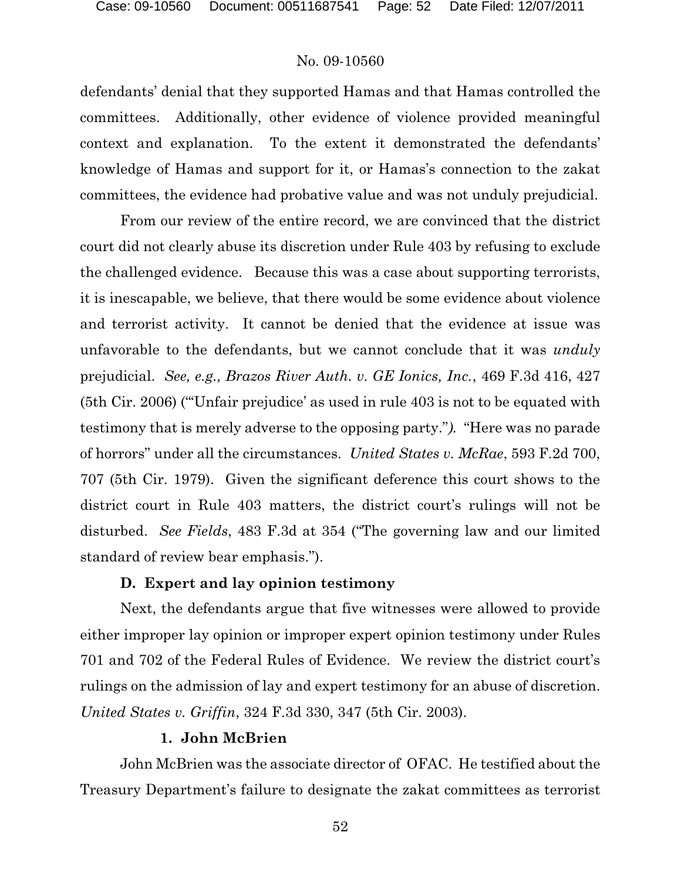defendants' denial that they supported Hamas and that Hamas controlled the committees. Additionally, other evidence of violence provided meaningful context and explanation. To the extent it demonstrated the defendants' knowledge of Hamas and support for it, or Hamas's connection to the zakat committees, the evidence had probative value and was not unduly prejudicial.

From our review of the entire record, we are convinced that the district court did not clearly abuse its discretion under Rule 403 by refusing to exclude the challenged evidence. Because this was a case about supporting terrorists, it is inescapable, we believe, that there would be some evidence about violence and terrorist activity. It cannot be denied that the evidence at issue was unfavorable to the defendants, but we cannot conclude that it was *unduly* prejudicial. *See, e.g., Brazos River Auth. v. GE Ionics, Inc.*, 469 F.3d 416, 427 (5th Cir. 2006) ("'Unfair prejudice' as used in rule 403 is not to be equated with testimony that is merely adverse to the opposing party."). "Here was no parade of horrors" under all the circumstances. *United States v. McRae*, 593 F.2d 700, 707 (5th Cir. 1979). Given the significant deference this court shows to the district court in Rule 403 matters, the district court's rulings will not be disturbed. *See Fields*, 483 F.3d at 354 ("The governing law and our limited standard of review bear emphasis.").

### D. Expert and lay opinion testimony

Next, the defendants argue that five witnesses were allowed to provide either improper lay opinion or improper expert opinion testimony under Rules 701 and 702 of the Federal Rules of Evidence. We review the district court's rulings on the admission of lay and expert testimony for an abuse of discretion. *United States v. Griffin*, 324 F.3d 330, 347 (5th Cir. 2003).

#### 1. John McBrien

John McBrien was the associate director of OFAC. He testified about the Treasury Department's failure to designate the zakat committees as terrorist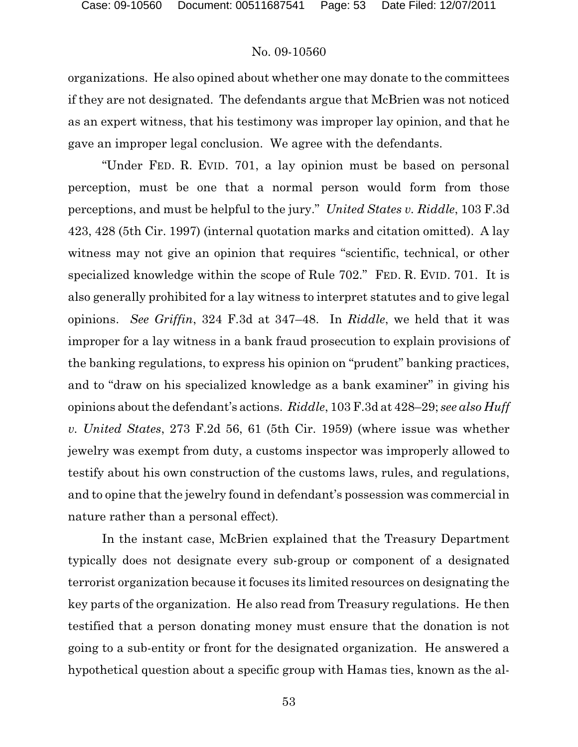organizations. He also opined about whether one may donate to the committees if they are not designated. The defendants argue that McBrien was not noticed as an expert witness, that his testimony was improper lay opinion, and that he gave an improper legal conclusion. We agree with the defendants.

"Under FED. R. EVID. 701, a lay opinion must be based on personal perception, must be one that a normal person would form from those perceptions, and must be helpful to the jury." *United States v. Riddle*, 103 F.3d 423, 428 (5th Cir. 1997) (internal quotation marks and citation omitted). A lay witness may not give an opinion that requires "scientific, technical, or other specialized knowledge within the scope of Rule 702." FED. R. EVID. 701. It is also generally prohibited for a lay witness to interpret statutes and to give legal opinions. *See Griffin*, 324 F.3d at 347–48. In *Riddle*, we held that it was improper for a lay witness in a bank fraud prosecution to explain provisions of the banking regulations, to express his opinion on "prudent" banking practices, and to "draw on his specialized knowledge as a bank examiner" in giving his opinions about the defendant's actions. *Riddle*, 103 F.3d at 428–29; *see also Huff v. United States*, 273 F.2d 56, 61 (5th Cir. 1959) (where issue was whether jewelry was exempt from duty, a customs inspector was improperly allowed to testify about his own construction of the customs laws, rules, and regulations, and to opine that the jewelry found in defendant's possession was commercial in nature rather than a personal effect).

In the instant case, McBrien explained that the Treasury Department typically does not designate every sub-group or component of a designated terrorist organization because it focuses its limited resources on designating the key parts of the organization. He also read from Treasury regulations. He then testified that a person donating money must ensure that the donation is not going to a sub-entity or front for the designated organization. He answered a hypothetical question about a specific group with Hamas ties, known as the al-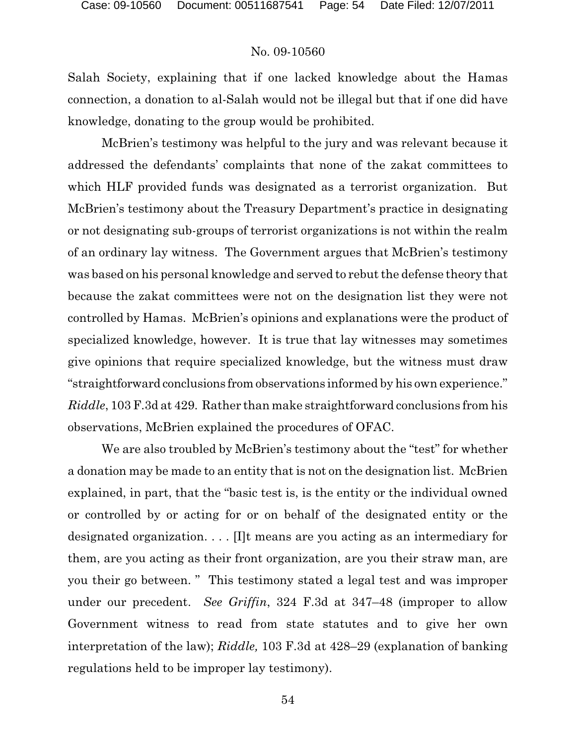Salah Society, explaining that if one lacked knowledge about the Hamas connection, a donation to al-Salah would not be illegal but that if one did have knowledge, donating to the group would be prohibited.

McBrien's testimony was helpful to the jury and was relevant because it addressed the defendants' complaints that none of the zakat committees to which HLF provided funds was designated as a terrorist organization. But McBrien's testimony about the Treasury Department's practice in designating or not designating sub-groups of terrorist organizations is not within the realm of an ordinary lay witness. The Government argues that McBrien's testimony was based on his personal knowledge and served to rebut the defense theory that because the zakat committees were not on the designation list they were not controlled by Hamas. McBrien's opinions and explanations were the product of specialized knowledge, however. It is true that lay witnesses may sometimes give opinions that require specialized knowledge, but the witness must draw "straightforward conclusions from observations informed by his own experience." *Riddle*, 103 F.3d at 429. Rather than make straightforward conclusions from his observations, McBrien explained the procedures of OFAC.

We are also troubled by McBrien's testimony about the "test" for whether a donation may be made to an entity that is not on the designation list. McBrien explained, in part, that the "basic test is, is the entity or the individual owned or controlled by or acting for or on behalf of the designated entity or the designated organization. . . . [I]t means are you acting as an intermediary for them, are you acting as their front organization, are you their straw man, are you their go between. " This testimony stated a legal test and was improper under our precedent. *See Griffin*, 324 F.3d at 347–48 (improper to allow Government witness to read from state statutes and to give her own interpretation of the law); *Riddle,* 103 F.3d at 428–29 (explanation of banking regulations held to be improper lay testimony).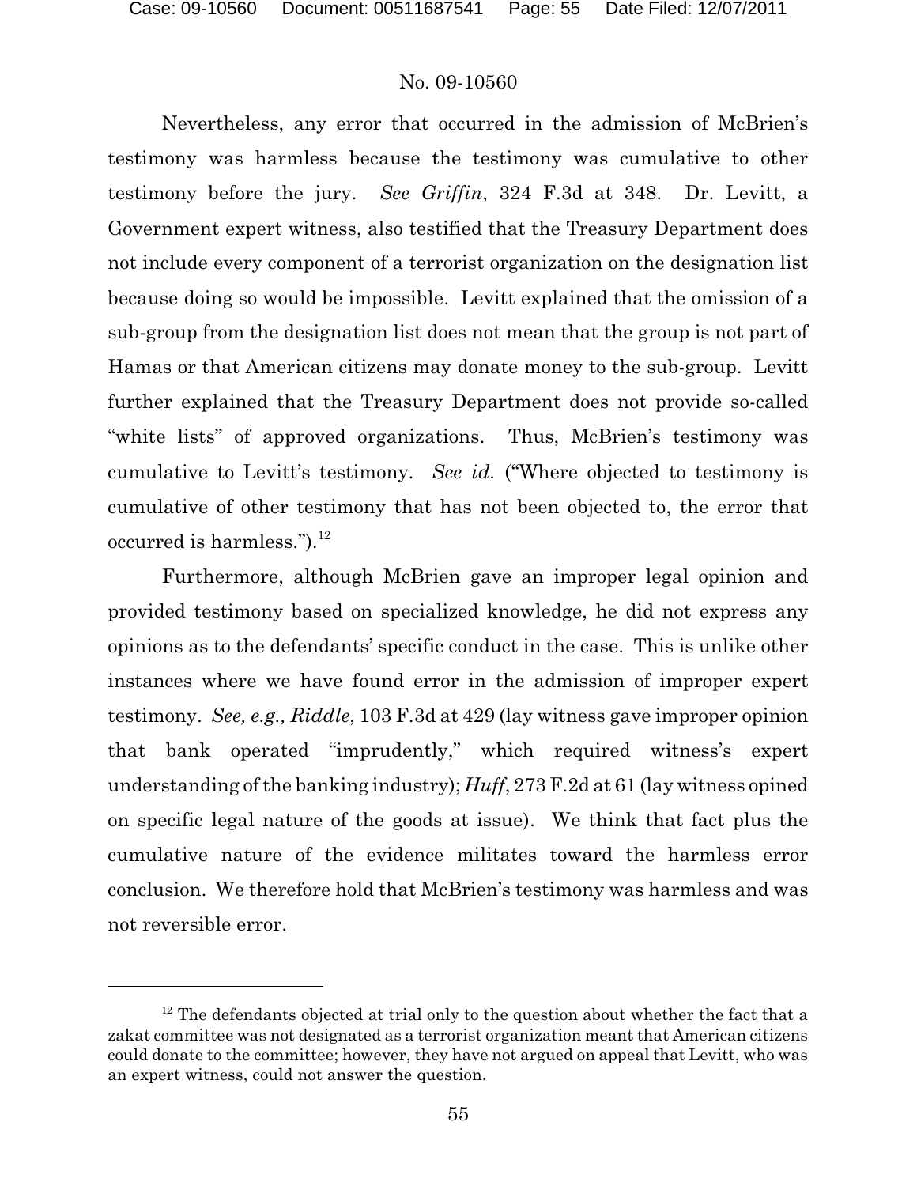Nevertheless, any error that occurred in the admission of McBrien's testimony was harmless because the testimony was cumulative to other testimony before the jury. *See Griffin*, 324 F.3d at 348. Dr. Levitt, a Government expert witness, also testified that the Treasury Department does not include every component of a terrorist organization on the designation list because doing so would be impossible. Levitt explained that the omission of a sub-group from the designation list does not mean that the group is not part of Hamas or that American citizens may donate money to the sub-group. Levitt further explained that the Treasury Department does not provide so-called "white lists" of approved organizations. Thus, McBrien's testimony was cumulative to Levitt's testimony. *See id.* ("Where objected to testimony is cumulative of other testimony that has not been objected to, the error that occurred is harmless.").[12]

Furthermore, although McBrien gave an improper legal opinion and provided testimony based on specialized knowledge, he did not express any opinions as to the defendants' specific conduct in the case. This is unlike other instances where we have found error in the admission of improper expert testimony. *See, e.g., Riddle*, 103 F.3d at 429 (lay witness gave improper opinion that bank operated "imprudently," which required witness's expert understanding of the banking industry); *Huff*, 273 F.2d at 61 (lay witness opined on specific legal nature of the goods at issue). We think that fact plus the cumulative nature of the evidence militates toward the harmless error conclusion. We therefore hold that McBrien's testimony was harmless and was not reversible error.

---

[12] The defendants objected at trial only to the question about whether the fact that a zakat committee was not designated as a terrorist organization meant that American citizens could donate to the committee; however, they have not argued on appeal that Levitt, who was an expert witness, could not answer the question.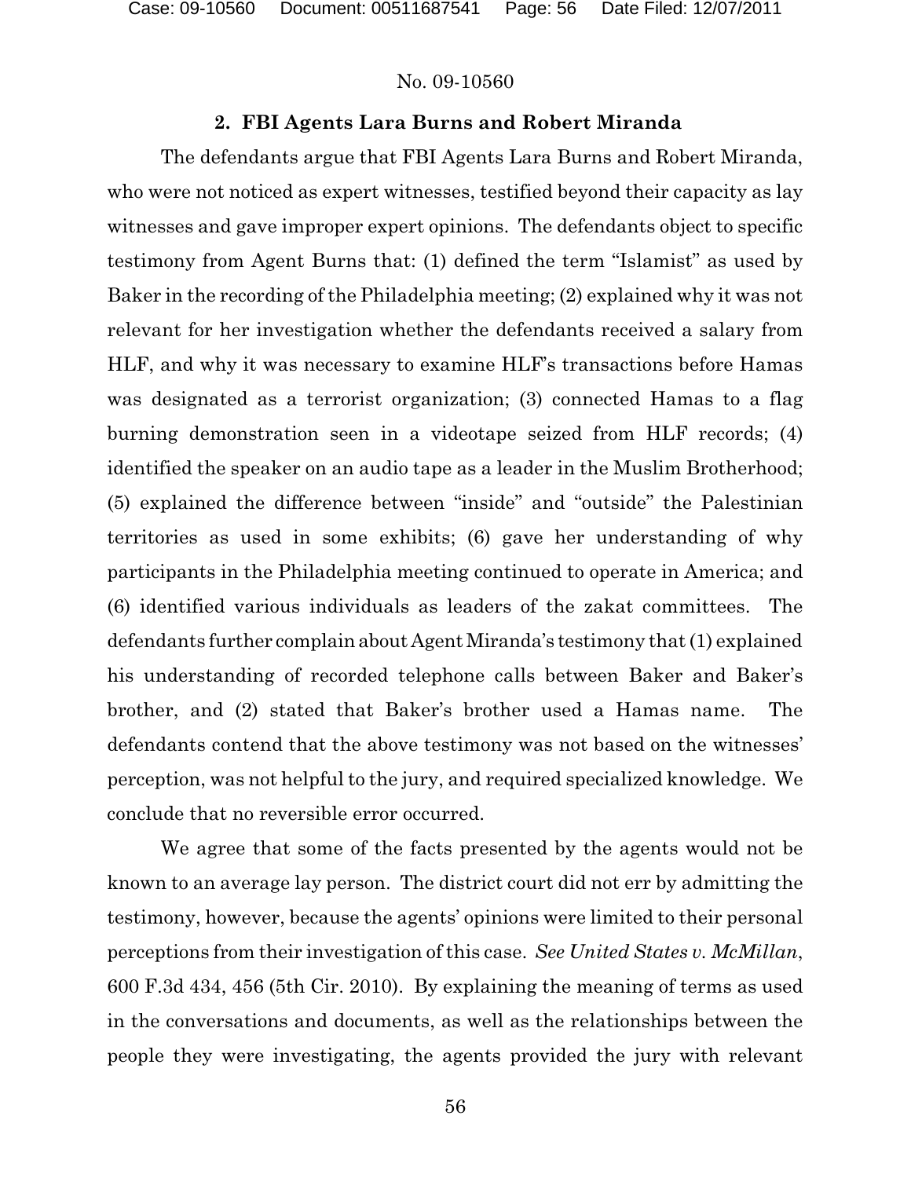### 2. FBI Agents Lara Burns and Robert Miranda

The defendants argue that FBI Agents Lara Burns and Robert Miranda, who were not noticed as expert witnesses, testified beyond their capacity as lay witnesses and gave improper expert opinions. The defendants object to specific testimony from Agent Burns that: (1) defined the term "Islamist" as used by Baker in the recording of the Philadelphia meeting; (2) explained why it was not relevant for her investigation whether the defendants received a salary from HLF, and why it was necessary to examine HLF's transactions before Hamas was designated as a terrorist organization; (3) connected Hamas to a flag burning demonstration seen in a videotape seized from HLF records; (4) identified the speaker on an audio tape as a leader in the Muslim Brotherhood; (5) explained the difference between "inside" and "outside" the Palestinian territories as used in some exhibits; (6) gave her understanding of why participants in the Philadelphia meeting continued to operate in America; and (6) identified various individuals as leaders of the zakat committees. The defendants further complain about Agent Miranda's testimony that (1) explained his understanding of recorded telephone calls between Baker and Baker's brother, and (2) stated that Baker's brother used a Hamas name. The defendants contend that the above testimony was not based on the witnesses' perception, was not helpful to the jury, and required specialized knowledge. We conclude that no reversible error occurred.

We agree that some of the facts presented by the agents would not be known to an average lay person. The district court did not err by admitting the testimony, however, because the agents' opinions were limited to their personal perceptions from their investigation of this case. *See United States v. McMillan*, 600 F.3d 434, 456 (5th Cir. 2010). By explaining the meaning of terms as used in the conversations and documents, as well as the relationships between the people they were investigating, the agents provided the jury with relevant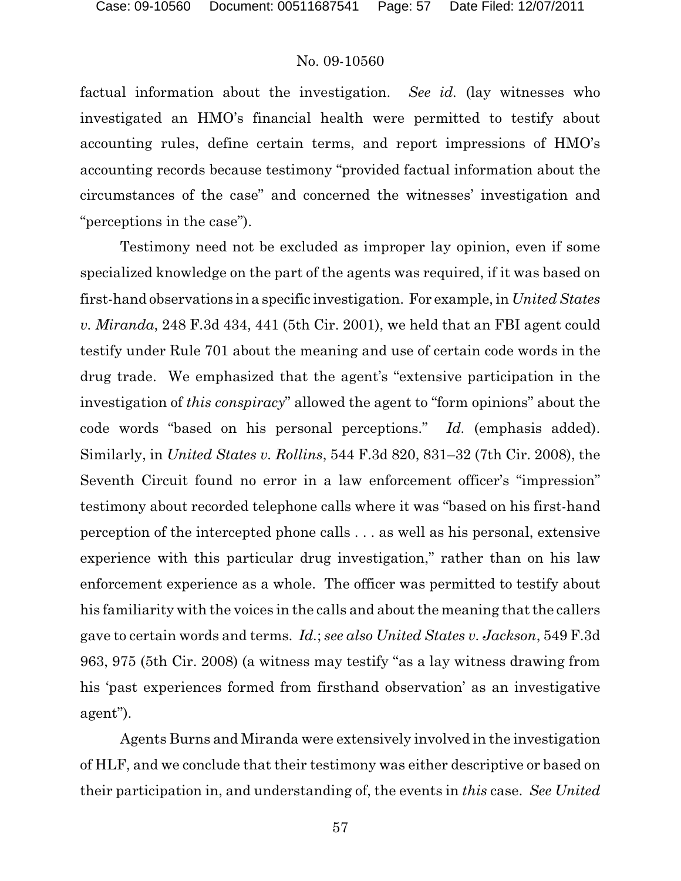factual information about the investigation. *See id.* (lay witnesses who investigated an HMO's financial health were permitted to testify about accounting rules, define certain terms, and report impressions of HMO's accounting records because testimony "provided factual information about the circumstances of the case" and concerned the witnesses' investigation and "perceptions in the case").

Testimony need not be excluded as improper lay opinion, even if some specialized knowledge on the part of the agents was required, if it was based on first-hand observations in a specific investigation. For example, in *United States v. Miranda*, 248 F.3d 434, 441 (5th Cir. 2001), we held that an FBI agent could testify under Rule 701 about the meaning and use of certain code words in the drug trade. We emphasized that the agent's "extensive participation in the investigation of *this conspiracy*" allowed the agent to "form opinions" about the code words "based on his personal perceptions." *Id.* (emphasis added). Similarly, in *United States v. Rollins*, 544 F.3d 820, 831–32 (7th Cir. 2008), the Seventh Circuit found no error in a law enforcement officer's "impression" testimony about recorded telephone calls where it was "based on his first-hand perception of the intercepted phone calls . . . as well as his personal, extensive experience with this particular drug investigation," rather than on his law enforcement experience as a whole. The officer was permitted to testify about his familiarity with the voices in the calls and about the meaning that the callers gave to certain words and terms. *Id.*; *see also United States v. Jackson*, 549 F.3d 963, 975 (5th Cir. 2008) (a witness may testify "as a lay witness drawing from his 'past experiences formed from firsthand observation' as an investigative agent").

Agents Burns and Miranda were extensively involved in the investigation of HLF, and we conclude that their testimony was either descriptive or based on their participation in, and understanding of, the events in *this* case. *See United*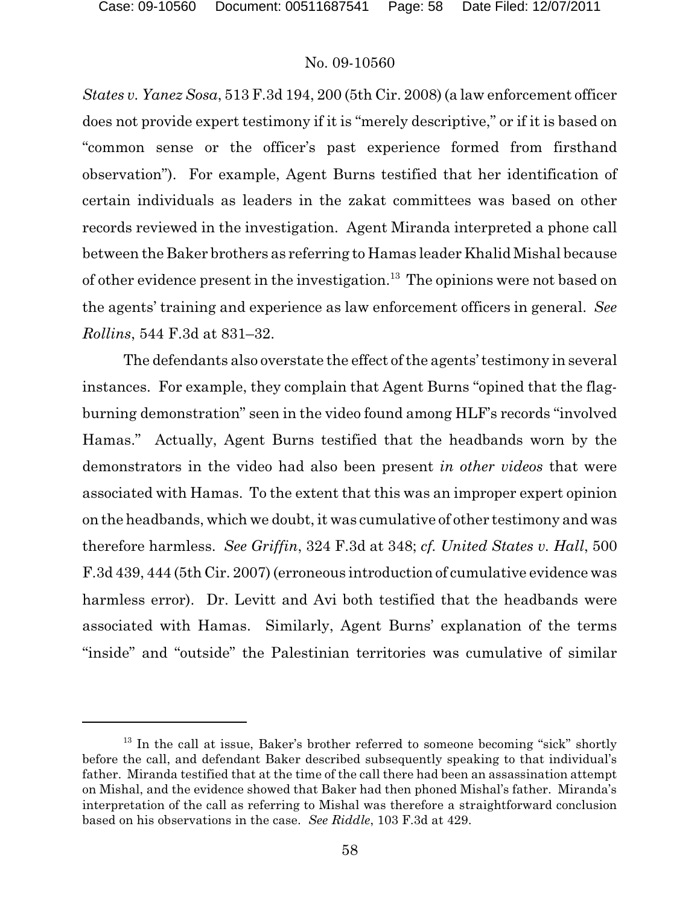*States v. Yanez Sosa*, 513 F.3d 194, 200 (5th Cir. 2008) (a law enforcement officer does not provide expert testimony if it is "merely descriptive," or if it is based on "common sense or the officer's past experience formed from firsthand observation"). For example, Agent Burns testified that her identification of certain individuals as leaders in the zakat committees was based on other records reviewed in the investigation. Agent Miranda interpreted a phone call between the Baker brothers as referring to Hamas leader Khalid Mishal because of other evidence present in the investigation.[13] The opinions were not based on the agents' training and experience as law enforcement officers in general. *See Rollins*, 544 F.3d at 831–32.

The defendants also overstate the effect of the agents' testimony in several instances. For example, they complain that Agent Burns "opined that the flag-burning demonstration" seen in the video found among HLF's records "involved Hamas." Actually, Agent Burns testified that the headbands worn by the demonstrators in the video had also been present *in other videos* that were associated with Hamas. To the extent that this was an improper expert opinion on the headbands, which we doubt, it was cumulative of other testimony and was therefore harmless. *See Griffin*, 324 F.3d at 348; *cf. United States v. Hall*, 500 F.3d 439, 444 (5th Cir. 2007) (erroneous introduction of cumulative evidence was harmless error). Dr. Levitt and Avi both testified that the headbands were associated with Hamas. Similarly, Agent Burns' explanation of the terms "inside" and "outside" the Palestinian territories was cumulative of similar

---

[13] In the call at issue, Baker's brother referred to someone becoming "sick" shortly before the call, and defendant Baker described subsequently speaking to that individual's father. Miranda testified that at the time of the call there had been an assassination attempt on Mishal, and the evidence showed that Baker had then phoned Mishal's father. Miranda's interpretation of the call as referring to Mishal was therefore a straightforward conclusion based on his observations in the case. *See Riddle*, 103 F.3d at 429.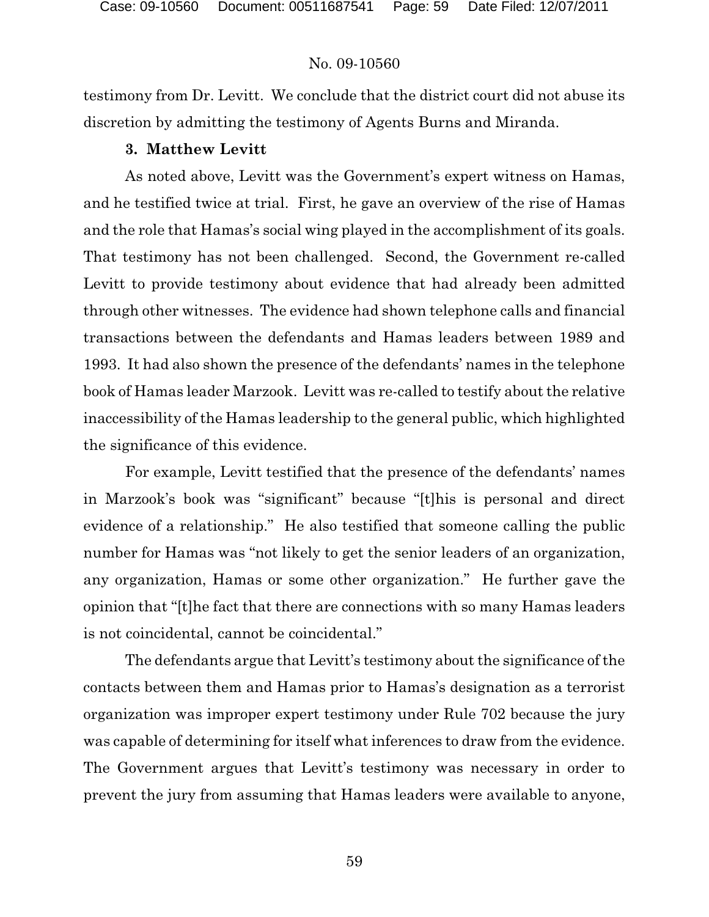testimony from Dr. Levitt. We conclude that the district court did not abuse its discretion by admitting the testimony of Agents Burns and Miranda.

**3. Matthew Levitt**

As noted above, Levitt was the Government's expert witness on Hamas, and he testified twice at trial. First, he gave an overview of the rise of Hamas and the role that Hamas's social wing played in the accomplishment of its goals. That testimony has not been challenged. Second, the Government re-called Levitt to provide testimony about evidence that had already been admitted through other witnesses. The evidence had shown telephone calls and financial transactions between the defendants and Hamas leaders between 1989 and 1993. It had also shown the presence of the defendants' names in the telephone book of Hamas leader Marzook. Levitt was re-called to testify about the relative inaccessibility of the Hamas leadership to the general public, which highlighted the significance of this evidence.

For example, Levitt testified that the presence of the defendants' names in Marzook's book was "significant" because "[t]his is personal and direct evidence of a relationship." He also testified that someone calling the public number for Hamas was "not likely to get the senior leaders of an organization, any organization, Hamas or some other organization." He further gave the opinion that "[t]he fact that there are connections with so many Hamas leaders is not coincidental, cannot be coincidental."

The defendants argue that Levitt's testimony about the significance of the contacts between them and Hamas prior to Hamas's designation as a terrorist organization was improper expert testimony under Rule 702 because the jury was capable of determining for itself what inferences to draw from the evidence. The Government argues that Levitt's testimony was necessary in order to prevent the jury from assuming that Hamas leaders were available to anyone,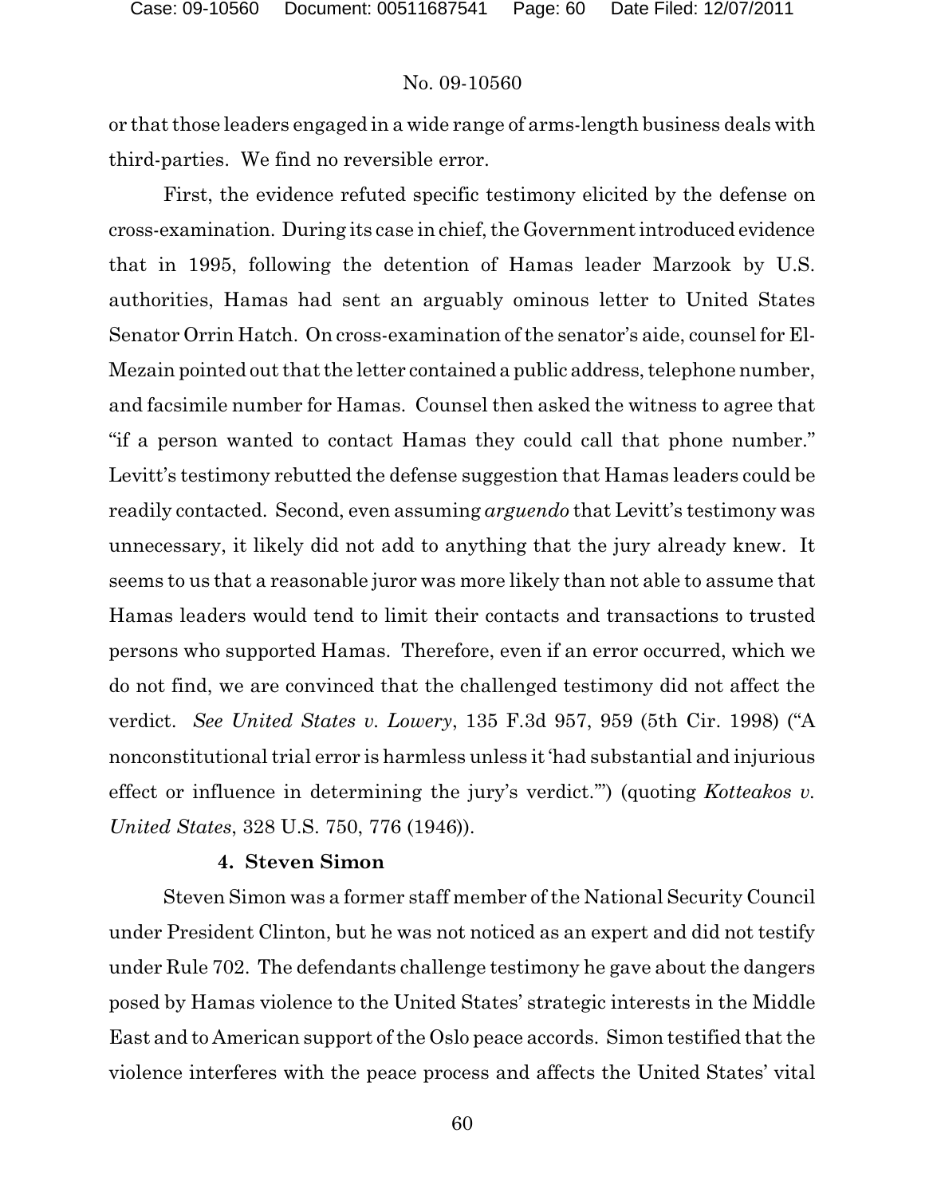or that those leaders engaged in a wide range of arms-length business deals with third-parties. We find no reversible error.

First, the evidence refuted specific testimony elicited by the defense on cross-examination. During its case in chief, the Government introduced evidence that in 1995, following the detention of Hamas leader Marzook by U.S. authorities, Hamas had sent an arguably ominous letter to United States Senator Orrin Hatch. On cross-examination of the senator's aide, counsel for El-Mezain pointed out that the letter contained a public address, telephone number, and facsimile number for Hamas. Counsel then asked the witness to agree that "if a person wanted to contact Hamas they could call that phone number." Levitt's testimony rebutted the defense suggestion that Hamas leaders could be readily contacted. Second, even assuming *arguendo* that Levitt's testimony was unnecessary, it likely did not add to anything that the jury already knew. It seems to us that a reasonable juror was more likely than not able to assume that Hamas leaders would tend to limit their contacts and transactions to trusted persons who supported Hamas. Therefore, even if an error occurred, which we do not find, we are convinced that the challenged testimony did not affect the verdict. *See United States v. Lowery*, 135 F.3d 957, 959 (5th Cir. 1998) ("A nonconstitutional trial error is harmless unless it 'had substantial and injurious effect or influence in determining the jury's verdict.'") (quoting *Kotteakos v. United States*, 328 U.S. 750, 776 (1946)).

**4. Steven Simon**

Steven Simon was a former staff member of the National Security Council under President Clinton, but he was not noticed as an expert and did not testify under Rule 702. The defendants challenge testimony he gave about the dangers posed by Hamas violence to the United States' strategic interests in the Middle East and to American support of the Oslo peace accords. Simon testified that the violence interferes with the peace process and affects the United States' vital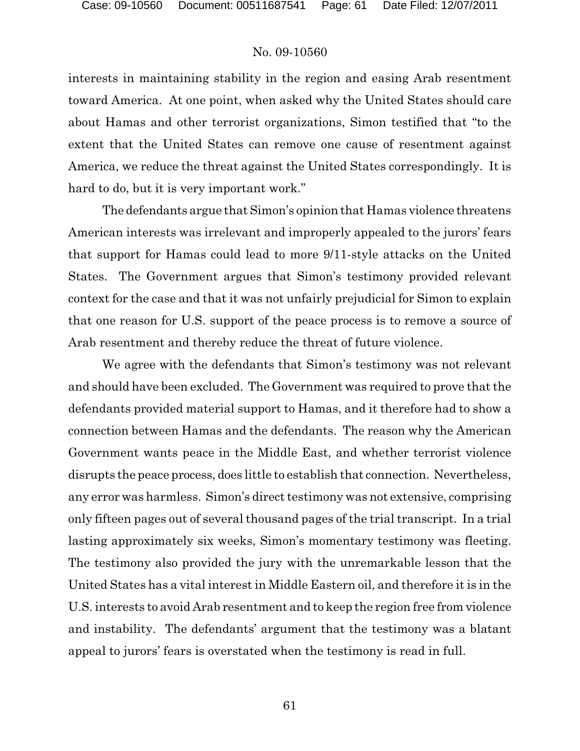interests in maintaining stability in the region and easing Arab resentment toward America. At one point, when asked why the United States should care about Hamas and other terrorist organizations, Simon testified that "to the extent that the United States can remove one cause of resentment against America, we reduce the threat against the United States correspondingly. It is hard to do, but it is very important work."

The defendants argue that Simon's opinion that Hamas violence threatens American interests was irrelevant and improperly appealed to the jurors' fears that support for Hamas could lead to more 9/11-style attacks on the United States. The Government argues that Simon's testimony provided relevant context for the case and that it was not unfairly prejudicial for Simon to explain that one reason for U.S. support of the peace process is to remove a source of Arab resentment and thereby reduce the threat of future violence.

We agree with the defendants that Simon's testimony was not relevant and should have been excluded. The Government was required to prove that the defendants provided material support to Hamas, and it therefore had to show a connection between Hamas and the defendants. The reason why the American Government wants peace in the Middle East, and whether terrorist violence disrupts the peace process, does little to establish that connection. Nevertheless, any error was harmless. Simon's direct testimony was not extensive, comprising only fifteen pages out of several thousand pages of the trial transcript. In a trial lasting approximately six weeks, Simon's momentary testimony was fleeting. The testimony also provided the jury with the unremarkable lesson that the United States has a vital interest in Middle Eastern oil, and therefore it is in the U.S. interests to avoid Arab resentment and to keep the region free from violence and instability. The defendants' argument that the testimony was a blatant appeal to jurors' fears is overstated when the testimony is read in full.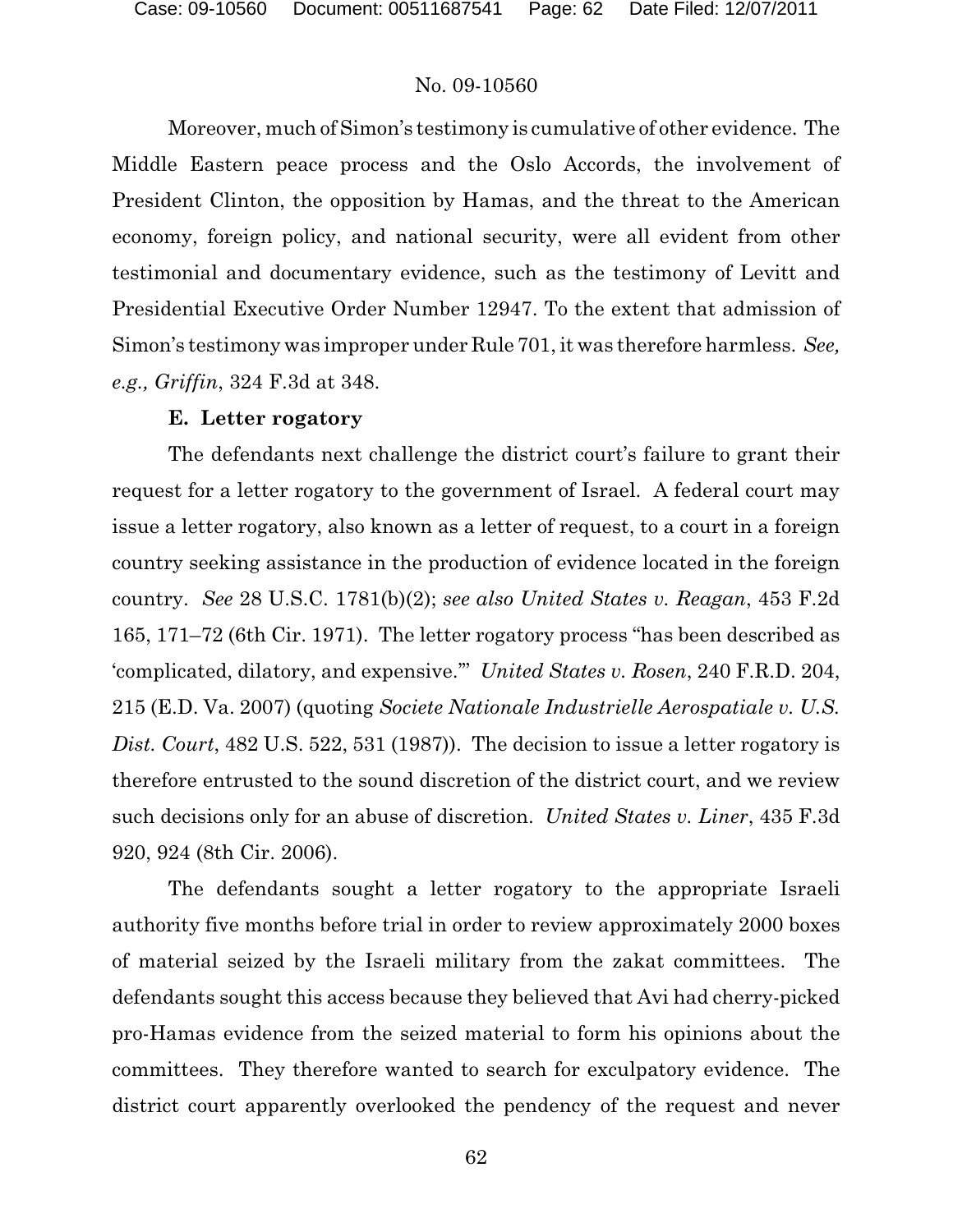Moreover, much of Simon's testimony is cumulative of other evidence. The Middle Eastern peace process and the Oslo Accords, the involvement of President Clinton, the opposition by Hamas, and the threat to the American economy, foreign policy, and national security, were all evident from other testimonial and documentary evidence, such as the testimony of Levitt and Presidential Executive Order Number 12947. To the extent that admission of Simon's testimony was improper under Rule 701, it was therefore harmless. *See, e.g., Griffin*, 324 F.3d at 348.

**E. Letter rogatory**

The defendants next challenge the district court's failure to grant their request for a letter rogatory to the government of Israel. A federal court may issue a letter rogatory, also known as a letter of request, to a court in a foreign country seeking assistance in the production of evidence located in the foreign country. *See* 28 U.S.C. 1781(b)(2); *see also United States v. Reagan*, 453 F.2d 165, 171–72 (6th Cir. 1971). The letter rogatory process "has been described as 'complicated, dilatory, and expensive.'" *United States v. Rosen*, 240 F.R.D. 204, 215 (E.D. Va. 2007) (quoting *Societe Nationale Industrielle Aerospatiale v. U.S. Dist. Court*, 482 U.S. 522, 531 (1987)). The decision to issue a letter rogatory is therefore entrusted to the sound discretion of the district court, and we review such decisions only for an abuse of discretion. *United States v. Liner*, 435 F.3d 920, 924 (8th Cir. 2006).

The defendants sought a letter rogatory to the appropriate Israeli authority five months before trial in order to review approximately 2000 boxes of material seized by the Israeli military from the zakat committees. The defendants sought this access because they believed that Avi had cherry-picked pro-Hamas evidence from the seized material to form his opinions about the committees. They therefore wanted to search for exculpatory evidence. The district court apparently overlooked the pendency of the request and never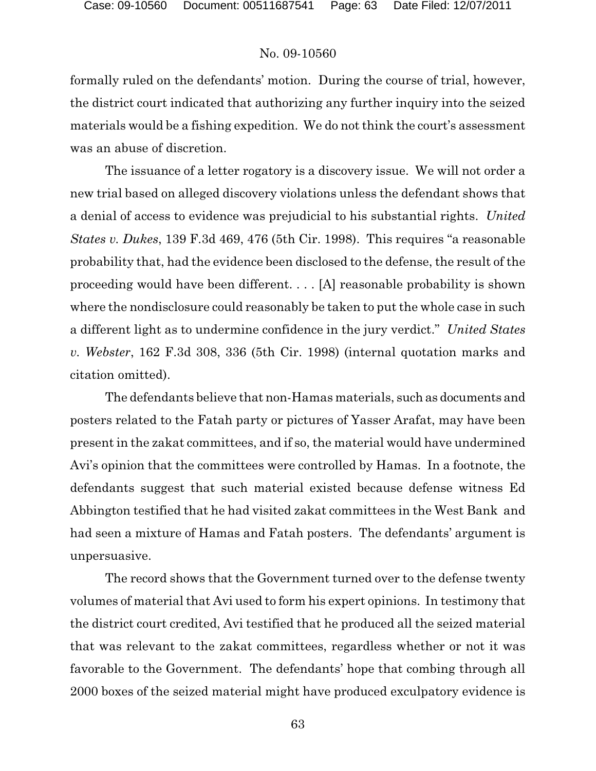formally ruled on the defendants' motion. During the course of trial, however, the district court indicated that authorizing any further inquiry into the seized materials would be a fishing expedition. We do not think the court's assessment was an abuse of discretion.

The issuance of a letter rogatory is a discovery issue. We will not order a new trial based on alleged discovery violations unless the defendant shows that a denial of access to evidence was prejudicial to his substantial rights. *United States v. Dukes*, 139 F.3d 469, 476 (5th Cir. 1998). This requires "a reasonable probability that, had the evidence been disclosed to the defense, the result of the proceeding would have been different. . . . [A] reasonable probability is shown where the nondisclosure could reasonably be taken to put the whole case in such a different light as to undermine confidence in the jury verdict." *United States v. Webster*, 162 F.3d 308, 336 (5th Cir. 1998) (internal quotation marks and citation omitted).

The defendants believe that non-Hamas materials, such as documents and posters related to the Fatah party or pictures of Yasser Arafat, may have been present in the zakat committees, and if so, the material would have undermined Avi's opinion that the committees were controlled by Hamas. In a footnote, the defendants suggest that such material existed because defense witness Ed Abbington testified that he had visited zakat committees in the West Bank and had seen a mixture of Hamas and Fatah posters. The defendants' argument is unpersuasive.

The record shows that the Government turned over to the defense twenty volumes of material that Avi used to form his expert opinions. In testimony that the district court credited, Avi testified that he produced all the seized material that was relevant to the zakat committees, regardless whether or not it was favorable to the Government. The defendants' hope that combing through all 2000 boxes of the seized material might have produced exculpatory evidence is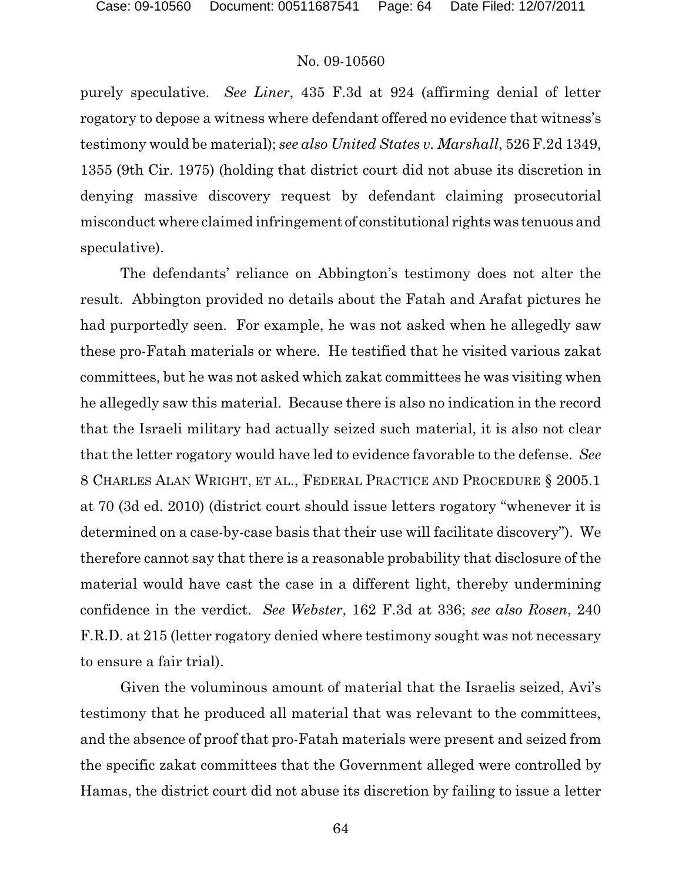purely speculative. *See Liner*, 435 F.3d at 924 (affirming denial of letter rogatory to depose a witness where defendant offered no evidence that witness's testimony would be material); *see also United States v. Marshall*, 526 F.2d 1349, 1355 (9th Cir. 1975) (holding that district court did not abuse its discretion in denying massive discovery request by defendant claiming prosecutorial misconduct where claimed infringement of constitutional rights was tenuous and speculative).

The defendants' reliance on Abbington's testimony does not alter the result. Abbington provided no details about the Fatah and Arafat pictures he had purportedly seen. For example, he was not asked when he allegedly saw these pro-Fatah materials or where. He testified that he visited various zakat committees, but he was not asked which zakat committees he was visiting when he allegedly saw this material. Because there is also no indication in the record that the Israeli military had actually seized such material, it is also not clear that the letter rogatory would have led to evidence favorable to the defense. *See* 8 CHARLES ALAN WRIGHT, ET AL., FEDERAL PRACTICE AND PROCEDURE § 2005.1 at 70 (3d ed. 2010) (district court should issue letters rogatory "whenever it is determined on a case-by-case basis that their use will facilitate discovery"). We therefore cannot say that there is a reasonable probability that disclosure of the material would have cast the case in a different light, thereby undermining confidence in the verdict. *See Webster*, 162 F.3d at 336; *see also Rosen*, 240 F.R.D. at 215 (letter rogatory denied where testimony sought was not necessary to ensure a fair trial).

Given the voluminous amount of material that the Israelis seized, Avi's testimony that he produced all material that was relevant to the committees, and the absence of proof that pro-Fatah materials were present and seized from the specific zakat committees that the Government alleged were controlled by Hamas, the district court did not abuse its discretion by failing to issue a letter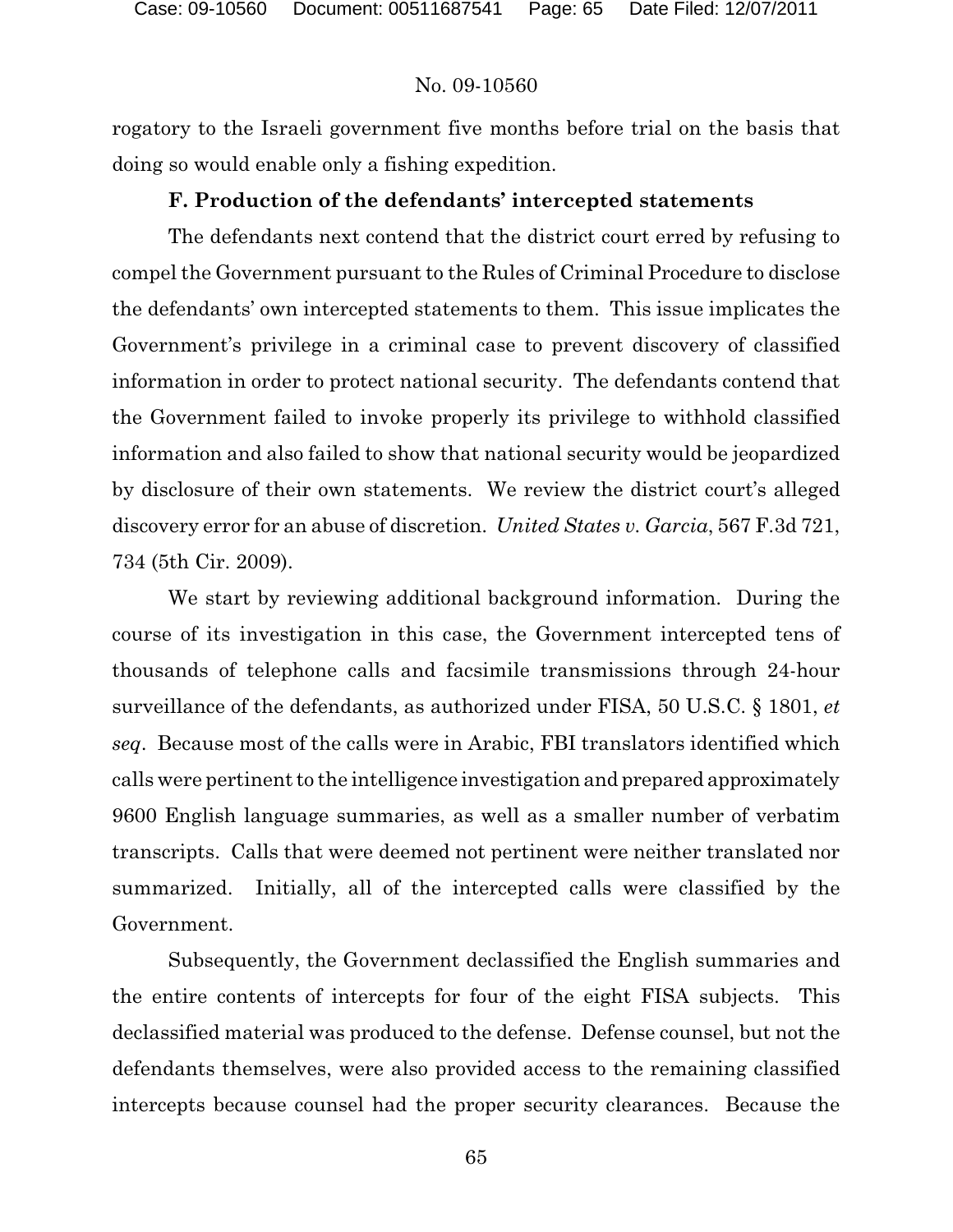rogatory to the Israeli government five months before trial on the basis that doing so would enable only a fishing expedition.

### F. Production of the defendants' intercepted statements

The defendants next contend that the district court erred by refusing to compel the Government pursuant to the Rules of Criminal Procedure to disclose the defendants' own intercepted statements to them. This issue implicates the Government's privilege in a criminal case to prevent discovery of classified information in order to protect national security. The defendants contend that the Government failed to invoke properly its privilege to withhold classified information and also failed to show that national security would be jeopardized by disclosure of their own statements. We review the district court's alleged discovery error for an abuse of discretion. *United States v. Garcia*, 567 F.3d 721, 734 (5th Cir. 2009).

We start by reviewing additional background information. During the course of its investigation in this case, the Government intercepted tens of thousands of telephone calls and facsimile transmissions through 24-hour surveillance of the defendants, as authorized under FISA, 50 U.S.C. § 1801, *et seq*. Because most of the calls were in Arabic, FBI translators identified which calls were pertinent to the intelligence investigation and prepared approximately 9600 English language summaries, as well as a smaller number of verbatim transcripts. Calls that were deemed not pertinent were neither translated nor summarized. Initially, all of the intercepted calls were classified by the Government.

Subsequently, the Government declassified the English summaries and the entire contents of intercepts for four of the eight FISA subjects. This declassified material was produced to the defense. Defense counsel, but not the defendants themselves, were also provided access to the remaining classified intercepts because counsel had the proper security clearances. Because the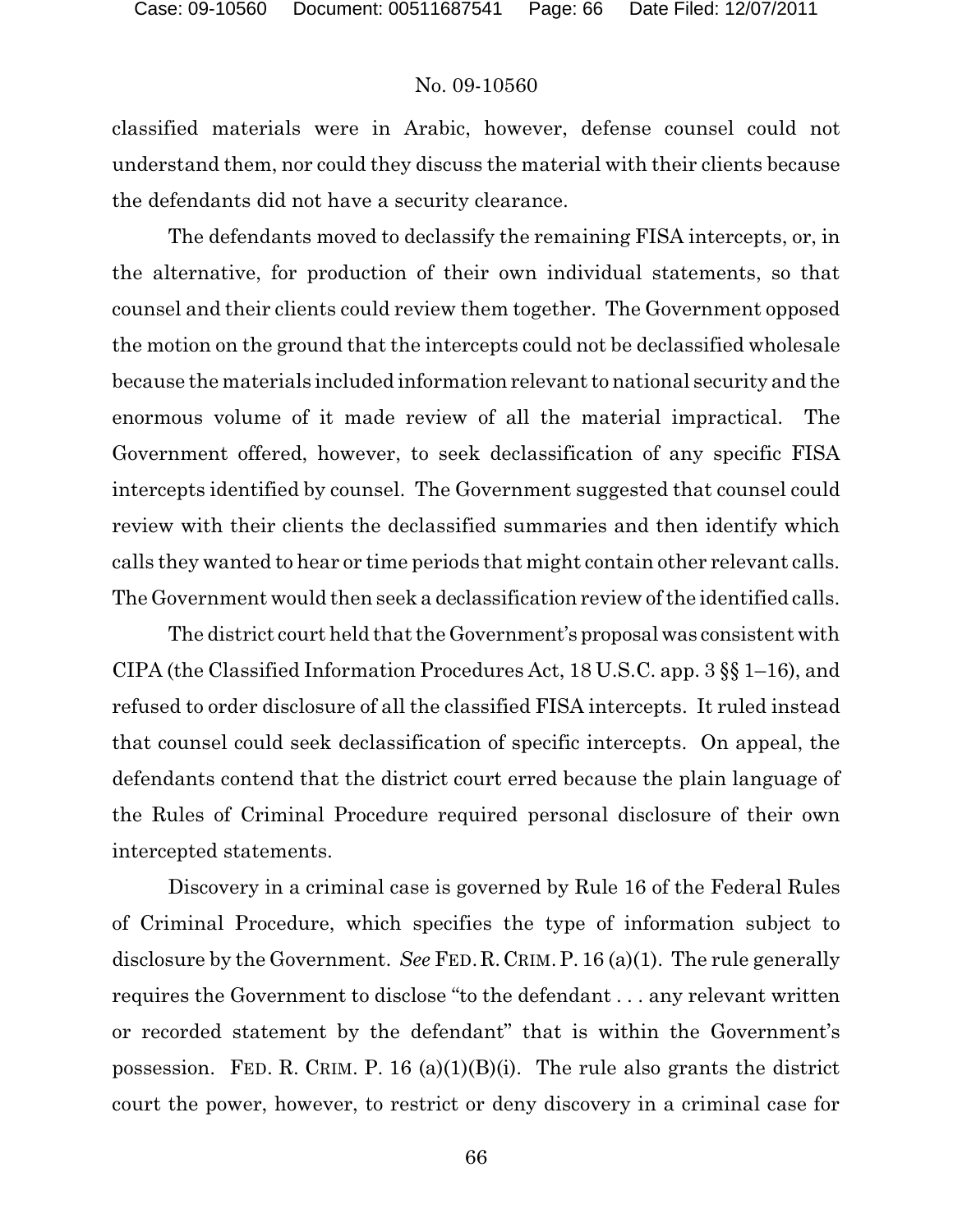classified materials were in Arabic, however, defense counsel could not understand them, nor could they discuss the material with their clients because the defendants did not have a security clearance.

The defendants moved to declassify the remaining FISA intercepts, or, in the alternative, for production of their own individual statements, so that counsel and their clients could review them together. The Government opposed the motion on the ground that the intercepts could not be declassified wholesale because the materials included information relevant to national security and the enormous volume of it made review of all the material impractical. The Government offered, however, to seek declassification of any specific FISA intercepts identified by counsel. The Government suggested that counsel could review with their clients the declassified summaries and then identify which calls they wanted to hear or time periods that might contain other relevant calls. The Government would then seek a declassification review of the identified calls.

The district court held that the Government's proposal was consistent with CIPA (the Classified Information Procedures Act, 18 U.S.C. app. 3 §§ 1–16), and refused to order disclosure of all the classified FISA intercepts. It ruled instead that counsel could seek declassification of specific intercepts. On appeal, the defendants contend that the district court erred because the plain language of the Rules of Criminal Procedure required personal disclosure of their own intercepted statements.

Discovery in a criminal case is governed by Rule 16 of the Federal Rules of Criminal Procedure, which specifies the type of information subject to disclosure by the Government. *See* FED. R. CRIM. P. 16 (a)(1). The rule generally requires the Government to disclose "to the defendant . . . any relevant written or recorded statement by the defendant" that is within the Government's possession. FED. R. CRIM. P. 16 (a)(1)(B)(i). The rule also grants the district court the power, however, to restrict or deny discovery in a criminal case for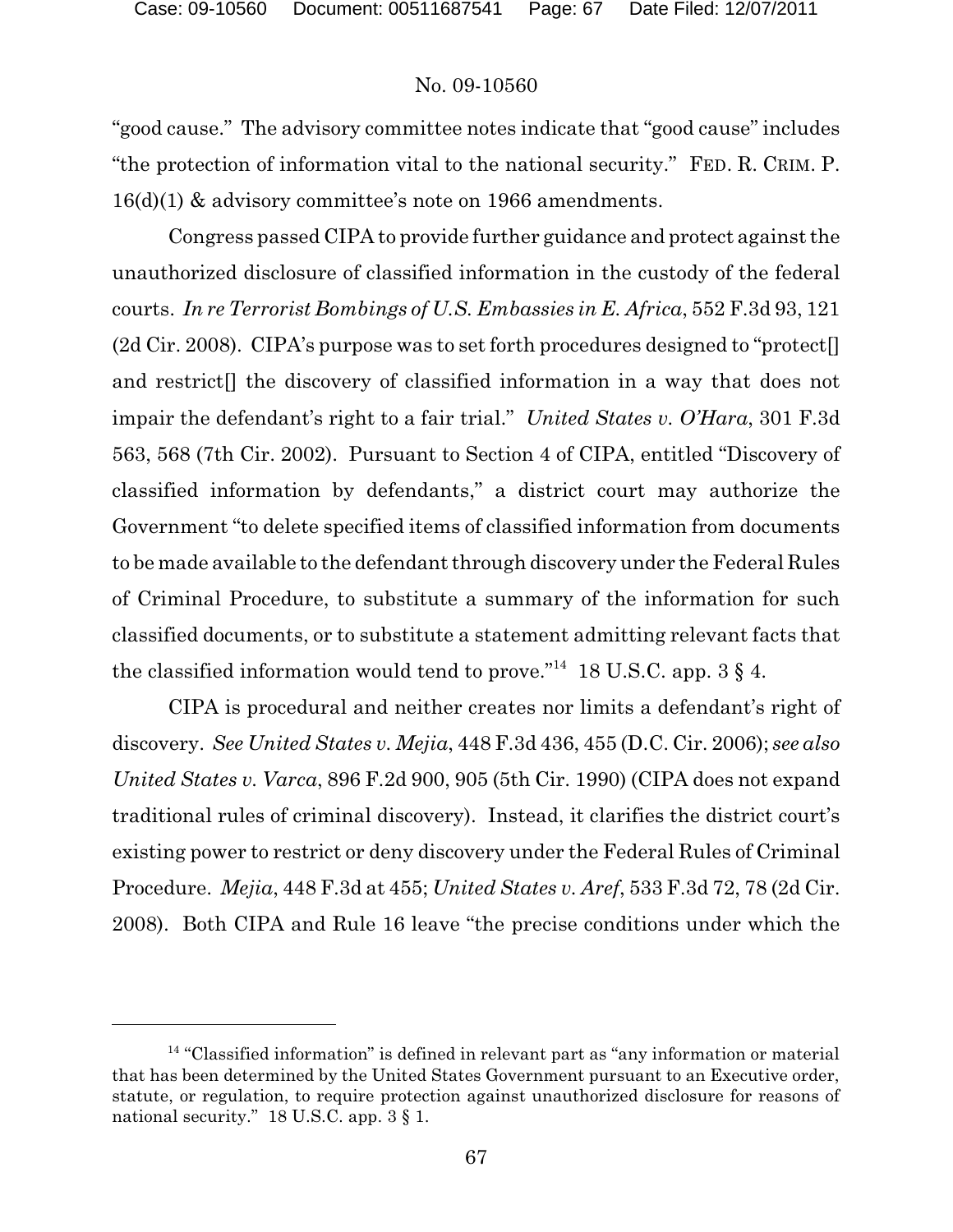"good cause." The advisory committee notes indicate that "good cause" includes "the protection of information vital to the national security." FED. R. CRIM. P. 16(d)(1) & advisory committee's note on 1966 amendments.

Congress passed CIPA to provide further guidance and protect against the unauthorized disclosure of classified information in the custody of the federal courts. *In re Terrorist Bombings of U.S. Embassies in E. Africa*, 552 F.3d 93, 121 (2d Cir. 2008). CIPA's purpose was to set forth procedures designed to "protect[] and restrict[] the discovery of classified information in a way that does not impair the defendant's right to a fair trial." *United States v. O'Hara*, 301 F.3d 563, 568 (7th Cir. 2002). Pursuant to Section 4 of CIPA, entitled "Discovery of classified information by defendants," a district court may authorize the Government "to delete specified items of classified information from documents to be made available to the defendant through discovery under the Federal Rules of Criminal Procedure, to substitute a summary of the information for such classified documents, or to substitute a statement admitting relevant facts that the classified information would tend to prove."[14] 18 U.S.C. app. 3 § 4.

CIPA is procedural and neither creates nor limits a defendant's right of discovery. *See United States v. Mejia*, 448 F.3d 436, 455 (D.C. Cir. 2006); *see also United States v. Varca*, 896 F.2d 900, 905 (5th Cir. 1990) (CIPA does not expand traditional rules of criminal discovery). Instead, it clarifies the district court's existing power to restrict or deny discovery under the Federal Rules of Criminal Procedure. *Mejia*, 448 F.3d at 455; *United States v. Aref*, 533 F.3d 72, 78 (2d Cir. 2008). Both CIPA and Rule 16 leave "the precise conditions under which the

---

[14] "Classified information" is defined in relevant part as "any information or material that has been determined by the United States Government pursuant to an Executive order, statute, or regulation, to require protection against unauthorized disclosure for reasons of national security." 18 U.S.C. app. 3 § 1.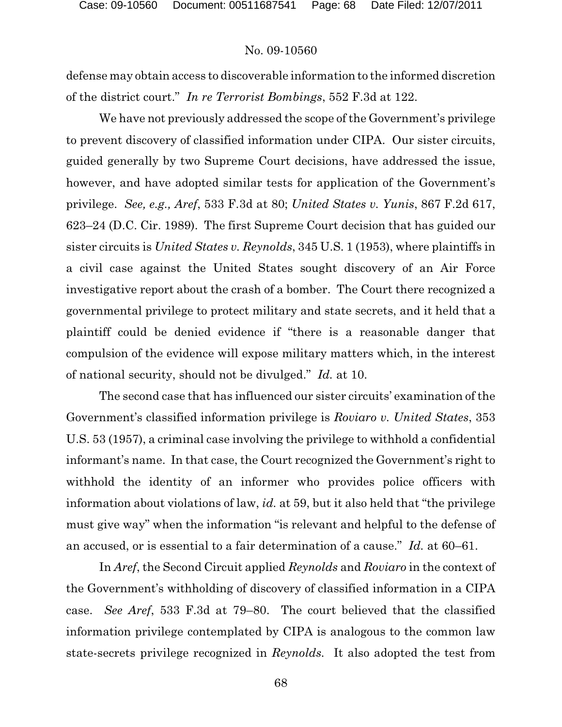defense may obtain access to discoverable information to the informed discretion of the district court." *In re Terrorist Bombings*, 552 F.3d at 122.

We have not previously addressed the scope of the Government's privilege to prevent discovery of classified information under CIPA. Our sister circuits, guided generally by two Supreme Court decisions, have addressed the issue, however, and have adopted similar tests for application of the Government's privilege. *See, e.g., Aref*, 533 F.3d at 80; *United States v. Yunis*, 867 F.2d 617, 623–24 (D.C. Cir. 1989). The first Supreme Court decision that has guided our sister circuits is *United States v. Reynolds*, 345 U.S. 1 (1953), where plaintiffs in a civil case against the United States sought discovery of an Air Force investigative report about the crash of a bomber. The Court there recognized a governmental privilege to protect military and state secrets, and it held that a plaintiff could be denied evidence if "there is a reasonable danger that compulsion of the evidence will expose military matters which, in the interest of national security, should not be divulged." *Id.* at 10.

The second case that has influenced our sister circuits' examination of the Government's classified information privilege is *Roviaro v. United States*, 353 U.S. 53 (1957), a criminal case involving the privilege to withhold a confidential informant's name. In that case, the Court recognized the Government's right to withhold the identity of an informer who provides police officers with information about violations of law, *id.* at 59, but it also held that "the privilege must give way" when the information "is relevant and helpful to the defense of an accused, or is essential to a fair determination of a cause." *Id.* at 60–61.

In *Aref*, the Second Circuit applied *Reynolds* and *Roviaro* in the context of the Government's withholding of discovery of classified information in a CIPA case. *See Aref*, 533 F.3d at 79–80. The court believed that the classified information privilege contemplated by CIPA is analogous to the common law state-secrets privilege recognized in *Reynolds*. It also adopted the test from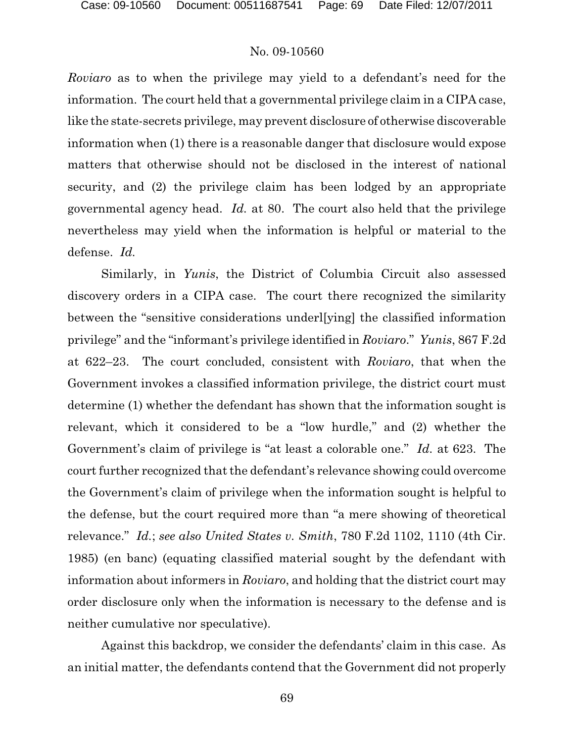*Roviaro* as to when the privilege may yield to a defendant's need for the information. The court held that a governmental privilege claim in a CIPA case, like the state-secrets privilege, may prevent disclosure of otherwise discoverable information when (1) there is a reasonable danger that disclosure would expose matters that otherwise should not be disclosed in the interest of national security, and (2) the privilege claim has been lodged by an appropriate governmental agency head. *Id.* at 80. The court also held that the privilege nevertheless may yield when the information is helpful or material to the defense. *Id.*

Similarly, in *Yunis*, the District of Columbia Circuit also assessed discovery orders in a CIPA case. The court there recognized the similarity between the "sensitive considerations underl[ying] the classified information privilege" and the "informant's privilege identified in *Roviaro*." *Yunis*, 867 F.2d at 622–23. The court concluded, consistent with *Roviaro*, that when the Government invokes a classified information privilege, the district court must determine (1) whether the defendant has shown that the information sought is relevant, which it considered to be a "low hurdle," and (2) whether the Government's claim of privilege is "at least a colorable one." *Id.* at 623. The court further recognized that the defendant's relevance showing could overcome the Government's claim of privilege when the information sought is helpful to the defense, but the court required more than "a mere showing of theoretical relevance." *Id.*; *see also United States v. Smith*, 780 F.2d 1102, 1110 (4th Cir. 1985) (en banc) (equating classified material sought by the defendant with information about informers in *Roviaro*, and holding that the district court may order disclosure only when the information is necessary to the defense and is neither cumulative nor speculative).

Against this backdrop, we consider the defendants' claim in this case. As an initial matter, the defendants contend that the Government did not properly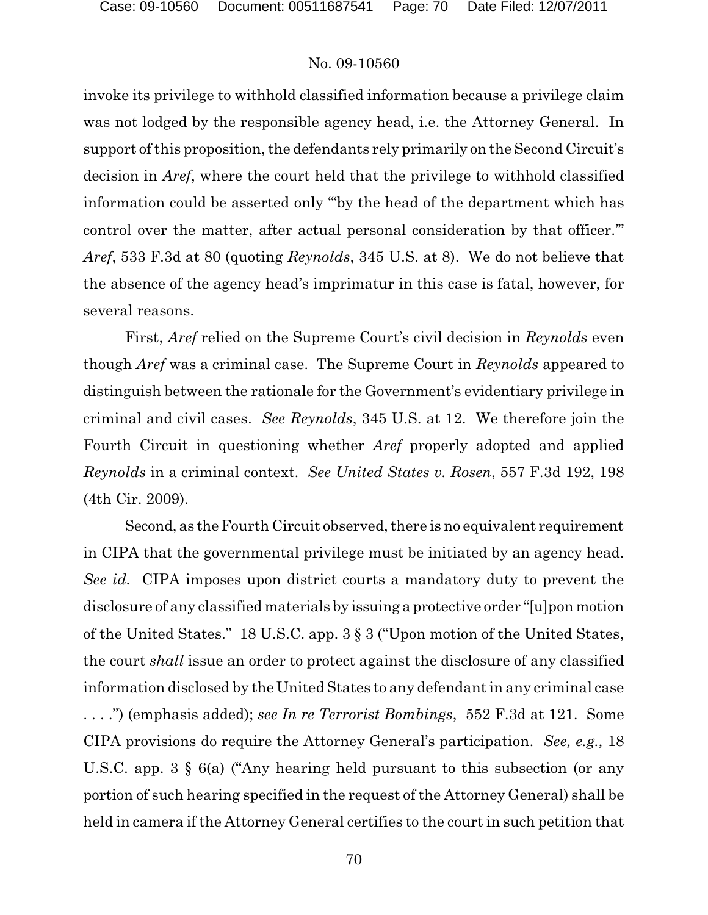invoke its privilege to withhold classified information because a privilege claim was not lodged by the responsible agency head, i.e. the Attorney General. In support of this proposition, the defendants rely primarily on the Second Circuit's decision in *Aref*, where the court held that the privilege to withhold classified information could be asserted only "'by the head of the department which has control over the matter, after actual personal consideration by that officer.'" *Aref*, 533 F.3d at 80 (quoting *Reynolds*, 345 U.S. at 8). We do not believe that the absence of the agency head's imprimatur in this case is fatal, however, for several reasons.

First, *Aref* relied on the Supreme Court's civil decision in *Reynolds* even though *Aref* was a criminal case. The Supreme Court in *Reynolds* appeared to distinguish between the rationale for the Government's evidentiary privilege in criminal and civil cases. *See Reynolds*, 345 U.S. at 12. We therefore join the Fourth Circuit in questioning whether *Aref* properly adopted and applied *Reynolds* in a criminal context. *See United States v. Rosen*, 557 F.3d 192, 198 (4th Cir. 2009).

Second, as the Fourth Circuit observed, there is no equivalent requirement in CIPA that the governmental privilege must be initiated by an agency head. *See id.* CIPA imposes upon district courts a mandatory duty to prevent the disclosure of any classified materials by issuing a protective order "[u]pon motion of the United States." 18 U.S.C. app. 3 § 3 ("Upon motion of the United States, the court *shall* issue an order to protect against the disclosure of any classified information disclosed by the United States to any defendant in any criminal case . . . .") (emphasis added); *see In re Terrorist Bombings*, 552 F.3d at 121. Some CIPA provisions do require the Attorney General's participation. *See, e.g.,* 18 U.S.C. app. 3 § 6(a) ("Any hearing held pursuant to this subsection (or any portion of such hearing specified in the request of the Attorney General) shall be held in camera if the Attorney General certifies to the court in such petition that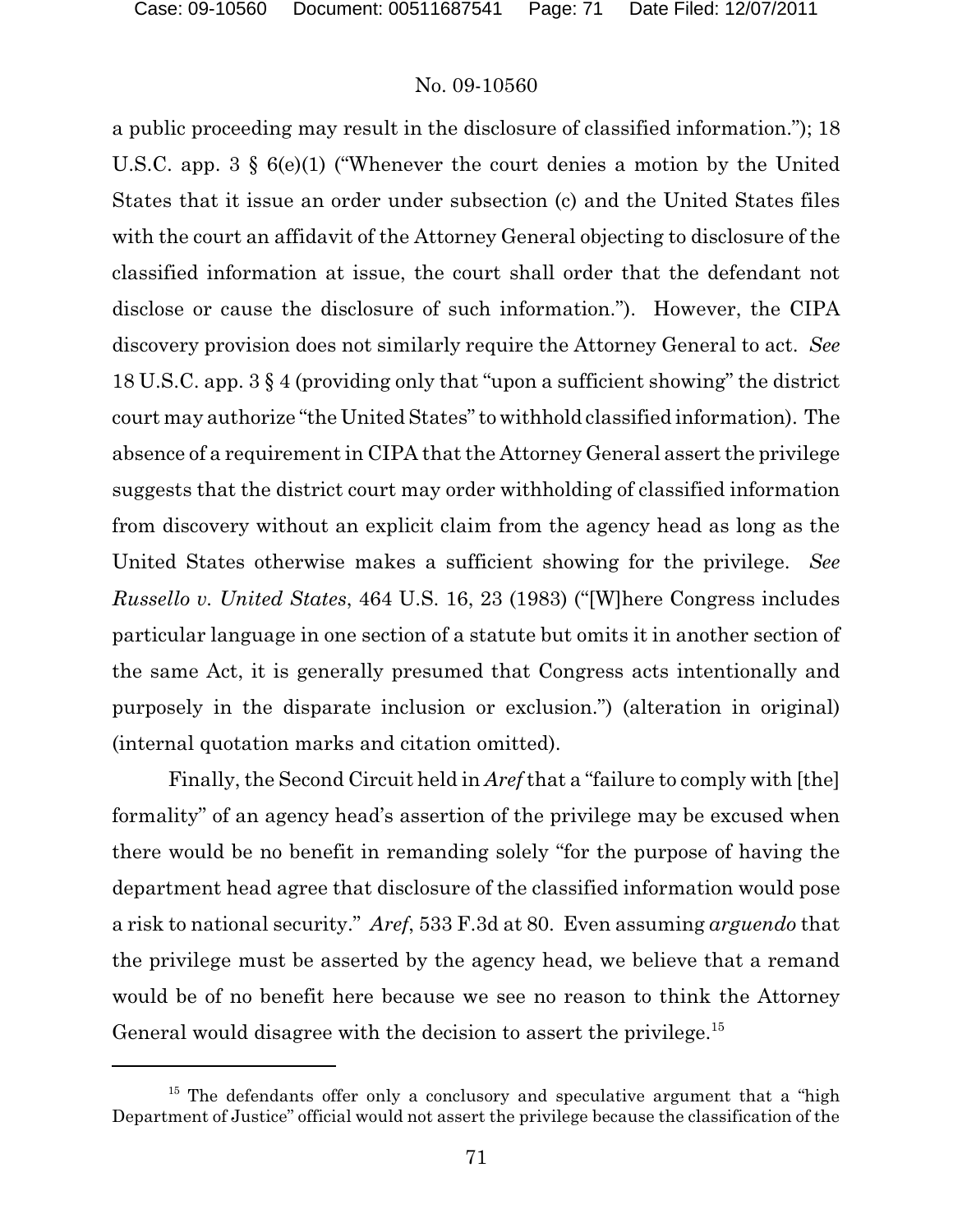a public proceeding may result in the disclosure of classified information."); 18 U.S.C. app. 3 § 6(e)(1) ("Whenever the court denies a motion by the United States that it issue an order under subsection (c) and the United States files with the court an affidavit of the Attorney General objecting to disclosure of the classified information at issue, the court shall order that the defendant not disclose or cause the disclosure of such information."). However, the CIPA discovery provision does not similarly require the Attorney General to act. *See* 18 U.S.C. app. 3 § 4 (providing only that "upon a sufficient showing" the district court may authorize "the United States" to withhold classified information). The absence of a requirement in CIPA that the Attorney General assert the privilege suggests that the district court may order withholding of classified information from discovery without an explicit claim from the agency head as long as the United States otherwise makes a sufficient showing for the privilege. *See Russello v. United States*, 464 U.S. 16, 23 (1983) ("[W]here Congress includes particular language in one section of a statute but omits it in another section of the same Act, it is generally presumed that Congress acts intentionally and purposely in the disparate inclusion or exclusion.") (alteration in original) (internal quotation marks and citation omitted).

Finally, the Second Circuit held in *Aref* that a "failure to comply with [the] formality" of an agency head's assertion of the privilege may be excused when there would be no benefit in remanding solely "for the purpose of having the department head agree that disclosure of the classified information would pose a risk to national security." *Aref*, 533 F.3d at 80. Even assuming *arguendo* that the privilege must be asserted by the agency head, we believe that a remand would be of no benefit here because we see no reason to think the Attorney General would disagree with the decision to assert the privilege.[15]

---

[15] The defendants offer only a conclusory and speculative argument that a "high Department of Justice" official would not assert the privilege because the classification of the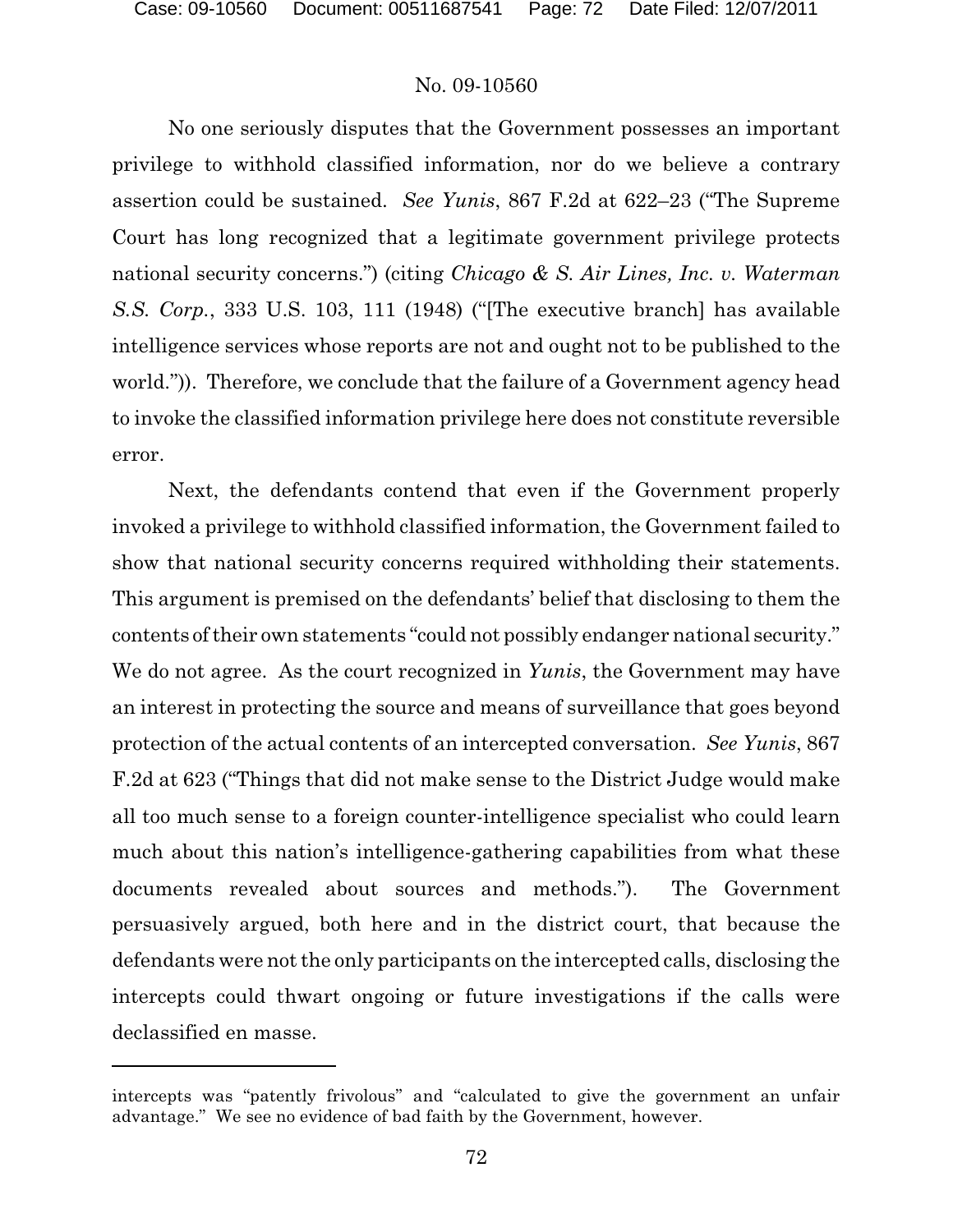No one seriously disputes that the Government possesses an important privilege to withhold classified information, nor do we believe a contrary assertion could be sustained. *See Yunis*, 867 F.2d at 622–23 ("The Supreme Court has long recognized that a legitimate government privilege protects national security concerns.") (citing *Chicago & S. Air Lines, Inc. v. Waterman S.S. Corp.*, 333 U.S. 103, 111 (1948) ("[The executive branch] has available intelligence services whose reports are not and ought not to be published to the world.")). Therefore, we conclude that the failure of a Government agency head to invoke the classified information privilege here does not constitute reversible error.

Next, the defendants contend that even if the Government properly invoked a privilege to withhold classified information, the Government failed to show that national security concerns required withholding their statements. This argument is premised on the defendants' belief that disclosing to them the contents of their own statements "could not possibly endanger national security." We do not agree. As the court recognized in *Yunis*, the Government may have an interest in protecting the source and means of surveillance that goes beyond protection of the actual contents of an intercepted conversation. *See Yunis*, 867 F.2d at 623 ("Things that did not make sense to the District Judge would make all too much sense to a foreign counter-intelligence specialist who could learn much about this nation's intelligence-gathering capabilities from what these documents revealed about sources and methods."). The Government persuasively argued, both here and in the district court, that because the defendants were not the only participants on the intercepted calls, disclosing the intercepts could thwart ongoing or future investigations if the calls were declassified en masse.

---

intercepts was "patently frivolous" and "calculated to give the government an unfair advantage." We see no evidence of bad faith by the Government, however.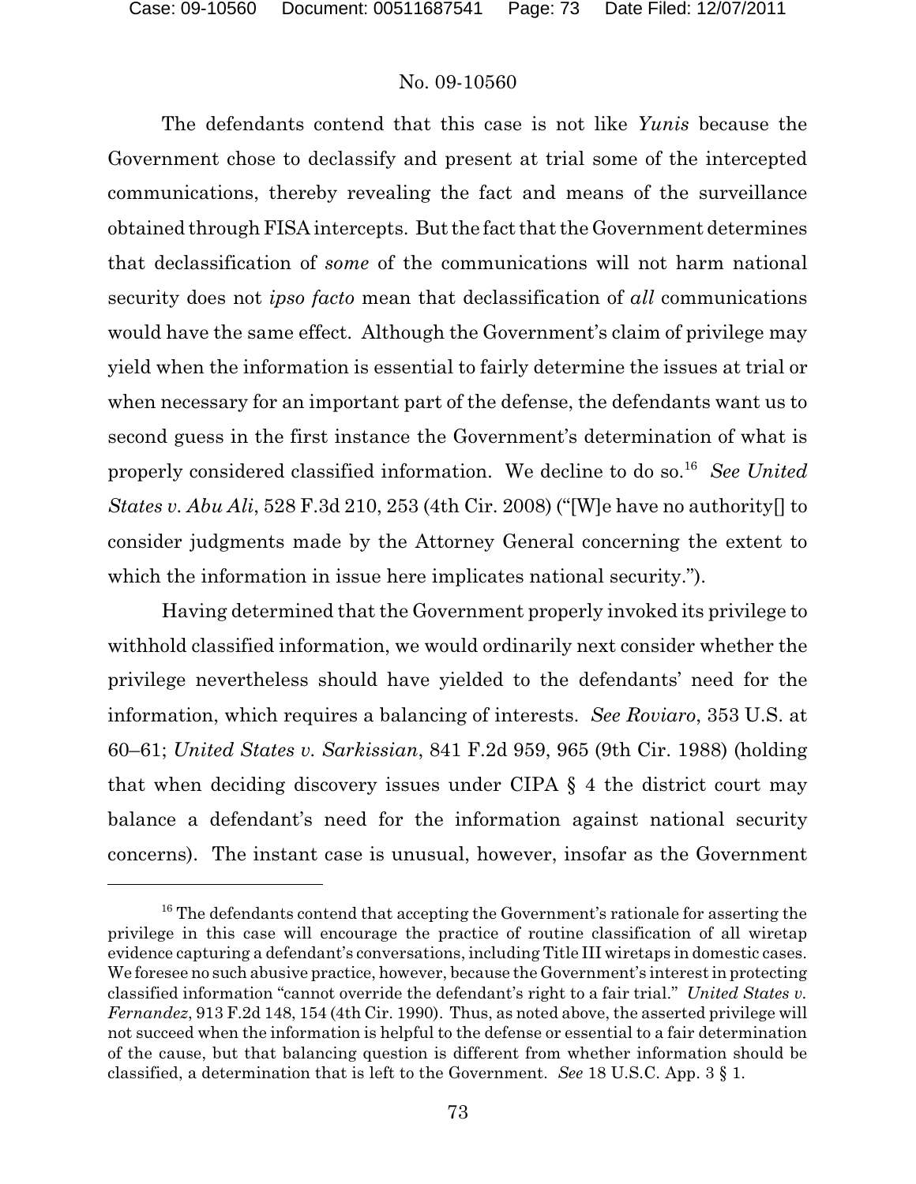The defendants contend that this case is not like *Yunis* because the Government chose to declassify and present at trial some of the intercepted communications, thereby revealing the fact and means of the surveillance obtained through FISA intercepts. But the fact that the Government determines that declassification of *some* of the communications will not harm national security does not *ipso facto* mean that declassification of *all* communications would have the same effect. Although the Government's claim of privilege may yield when the information is essential to fairly determine the issues at trial or when necessary for an important part of the defense, the defendants want us to second guess in the first instance the Government's determination of what is properly considered classified information. We decline to do so.[16] *See United States v. Abu Ali*, 528 F.3d 210, 253 (4th Cir. 2008) ("[W]e have no authority[] to consider judgments made by the Attorney General concerning the extent to which the information in issue here implicates national security.").

Having determined that the Government properly invoked its privilege to withhold classified information, we would ordinarily next consider whether the privilege nevertheless should have yielded to the defendants' need for the information, which requires a balancing of interests. *See Roviaro*, 353 U.S. at 60–61; *United States v. Sarkissian*, 841 F.2d 959, 965 (9th Cir. 1988) (holding that when deciding discovery issues under CIPA § 4 the district court may balance a defendant's need for the information against national security concerns). The instant case is unusual, however, insofar as the Government

---

[16] The defendants contend that accepting the Government's rationale for asserting the privilege in this case will encourage the practice of routine classification of all wiretap evidence capturing a defendant's conversations, including Title III wiretaps in domestic cases. We foresee no such abusive practice, however, because the Government's interest in protecting classified information "cannot override the defendant's right to a fair trial." *United States v. Fernandez*, 913 F.2d 148, 154 (4th Cir. 1990). Thus, as noted above, the asserted privilege will not succeed when the information is helpful to the defense or essential to a fair determination of the cause, but that balancing question is different from whether information should be classified, a determination that is left to the Government. *See* 18 U.S.C. App. 3 § 1.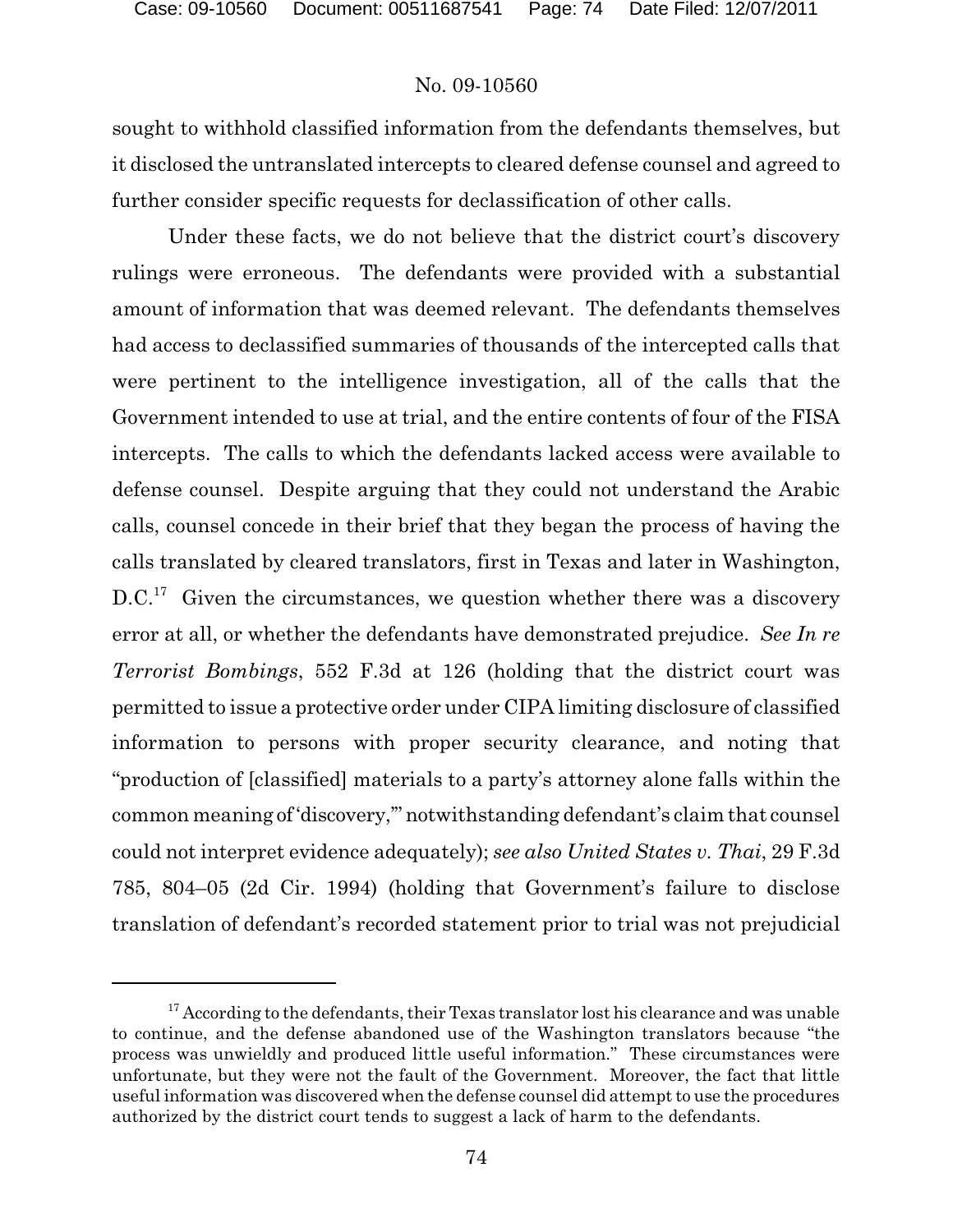sought to withhold classified information from the defendants themselves, but it disclosed the untranslated intercepts to cleared defense counsel and agreed to further consider specific requests for declassification of other calls.

Under these facts, we do not believe that the district court's discovery rulings were erroneous. The defendants were provided with a substantial amount of information that was deemed relevant. The defendants themselves had access to declassified summaries of thousands of the intercepted calls that were pertinent to the intelligence investigation, all of the calls that the Government intended to use at trial, and the entire contents of four of the FISA intercepts. The calls to which the defendants lacked access were available to defense counsel. Despite arguing that they could not understand the Arabic calls, counsel concede in their brief that they began the process of having the calls translated by cleared translators, first in Texas and later in Washington, D.C.[17] Given the circumstances, we question whether there was a discovery error at all, or whether the defendants have demonstrated prejudice. *See In re Terrorist Bombings*, 552 F.3d at 126 (holding that the district court was permitted to issue a protective order under CIPA limiting disclosure of classified information to persons with proper security clearance, and noting that "production of [classified] materials to a party's attorney alone falls within the common meaning of 'discovery,'" notwithstanding defendant's claim that counsel could not interpret evidence adequately); *see also United States v. Thai*, 29 F.3d 785, 804–05 (2d Cir. 1994) (holding that Government's failure to disclose translation of defendant's recorded statement prior to trial was not prejudicial

[17] According to the defendants, their Texas translator lost his clearance and was unable to continue, and the defense abandoned use of the Washington translators because "the process was unwieldly and produced little useful information." These circumstances were unfortunate, but they were not the fault of the Government. Moreover, the fact that little useful information was discovered when the defense counsel did attempt to use the procedures authorized by the district court tends to suggest a lack of harm to the defendants.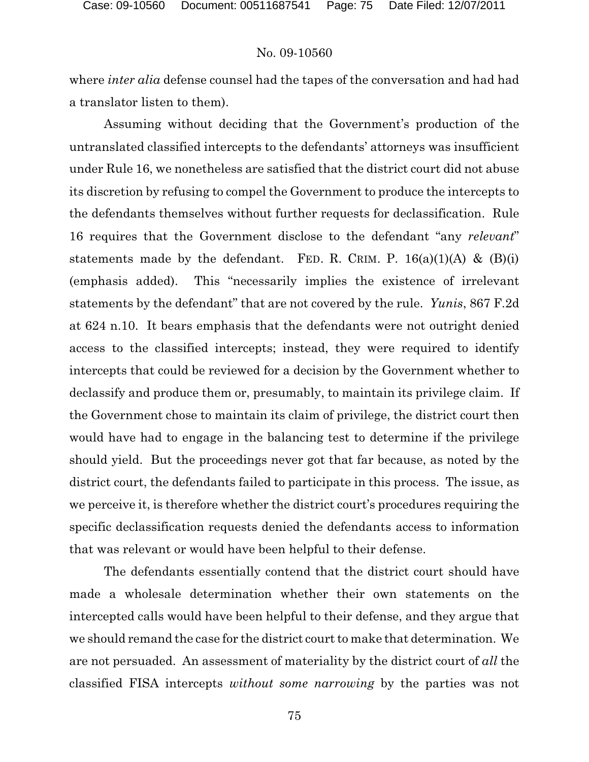where *inter alia* defense counsel had the tapes of the conversation and had had a translator listen to them).

Assuming without deciding that the Government's production of the untranslated classified intercepts to the defendants' attorneys was insufficient under Rule 16, we nonetheless are satisfied that the district court did not abuse its discretion by refusing to compel the Government to produce the intercepts to the defendants themselves without further requests for declassification. Rule 16 requires that the Government disclose to the defendant "any *relevant*" statements made by the defendant. FED. R. CRIM. P. 16(a)(1)(A) & (B)(i) (emphasis added). This "necessarily implies the existence of irrelevant statements by the defendant" that are not covered by the rule. *Yunis*, 867 F.2d at 624 n.10. It bears emphasis that the defendants were not outright denied access to the classified intercepts; instead, they were required to identify intercepts that could be reviewed for a decision by the Government whether to declassify and produce them or, presumably, to maintain its privilege claim. If the Government chose to maintain its claim of privilege, the district court then would have had to engage in the balancing test to determine if the privilege should yield. But the proceedings never got that far because, as noted by the district court, the defendants failed to participate in this process. The issue, as we perceive it, is therefore whether the district court's procedures requiring the specific declassification requests denied the defendants access to information that was relevant or would have been helpful to their defense.

The defendants essentially contend that the district court should have made a wholesale determination whether their own statements on the intercepted calls would have been helpful to their defense, and they argue that we should remand the case for the district court to make that determination. We are not persuaded. An assessment of materiality by the district court of *all* the classified FISA intercepts *without some narrowing* by the parties was not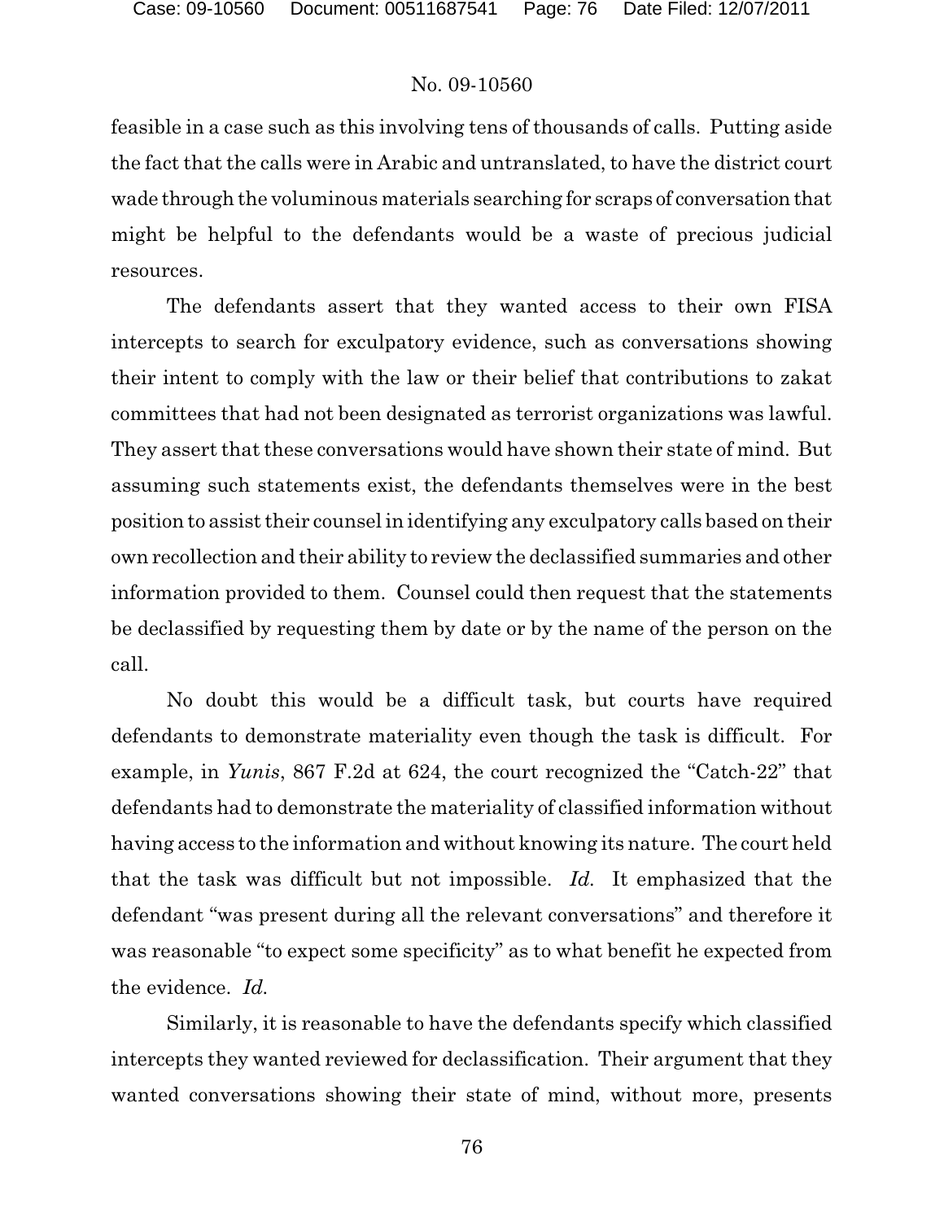feasible in a case such as this involving tens of thousands of calls. Putting aside the fact that the calls were in Arabic and untranslated, to have the district court wade through the voluminous materials searching for scraps of conversation that might be helpful to the defendants would be a waste of precious judicial resources.

The defendants assert that they wanted access to their own FISA intercepts to search for exculpatory evidence, such as conversations showing their intent to comply with the law or their belief that contributions to zakat committees that had not been designated as terrorist organizations was lawful. They assert that these conversations would have shown their state of mind. But assuming such statements exist, the defendants themselves were in the best position to assist their counsel in identifying any exculpatory calls based on their own recollection and their ability to review the declassified summaries and other information provided to them. Counsel could then request that the statements be declassified by requesting them by date or by the name of the person on the call.

No doubt this would be a difficult task, but courts have required defendants to demonstrate materiality even though the task is difficult. For example, in *Yunis*, 867 F.2d at 624, the court recognized the "Catch-22" that defendants had to demonstrate the materiality of classified information without having access to the information and without knowing its nature. The court held that the task was difficult but not impossible. *Id.* It emphasized that the defendant "was present during all the relevant conversations" and therefore it was reasonable "to expect some specificity" as to what benefit he expected from the evidence. *Id.*

Similarly, it is reasonable to have the defendants specify which classified intercepts they wanted reviewed for declassification. Their argument that they wanted conversations showing their state of mind, without more, presents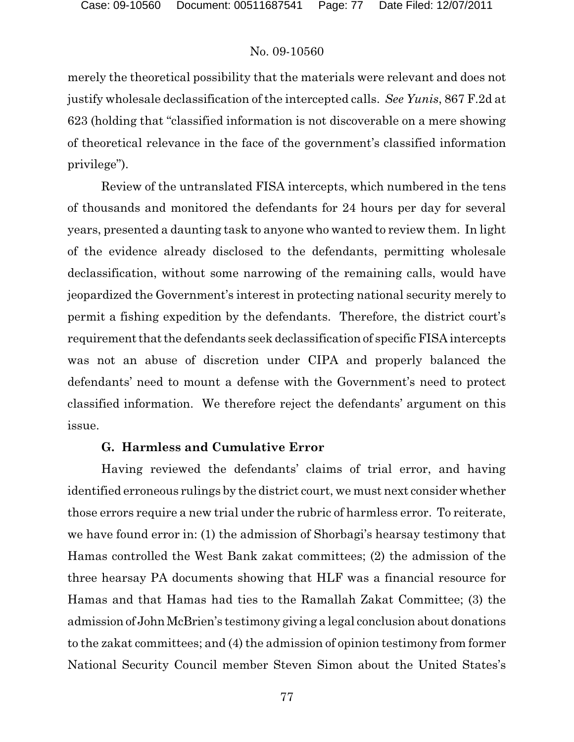merely the theoretical possibility that the materials were relevant and does not justify wholesale declassification of the intercepted calls. *See Yunis*, 867 F.2d at 623 (holding that "classified information is not discoverable on a mere showing of theoretical relevance in the face of the government's classified information privilege").

Review of the untranslated FISA intercepts, which numbered in the tens of thousands and monitored the defendants for 24 hours per day for several years, presented a daunting task to anyone who wanted to review them. In light of the evidence already disclosed to the defendants, permitting wholesale declassification, without some narrowing of the remaining calls, would have jeopardized the Government's interest in protecting national security merely to permit a fishing expedition by the defendants. Therefore, the district court's requirement that the defendants seek declassification of specific FISA intercepts was not an abuse of discretion under CIPA and properly balanced the defendants' need to mount a defense with the Government's need to protect classified information. We therefore reject the defendants' argument on this issue.

### G. Harmless and Cumulative Error

Having reviewed the defendants' claims of trial error, and having identified erroneous rulings by the district court, we must next consider whether those errors require a new trial under the rubric of harmless error. To reiterate, we have found error in: (1) the admission of Shorbagi's hearsay testimony that Hamas controlled the West Bank zakat committees; (2) the admission of the three hearsay PA documents showing that HLF was a financial resource for Hamas and that Hamas had ties to the Ramallah Zakat Committee; (3) the admission of John McBrien's testimony giving a legal conclusion about donations to the zakat committees; and (4) the admission of opinion testimony from former National Security Council member Steven Simon about the United States's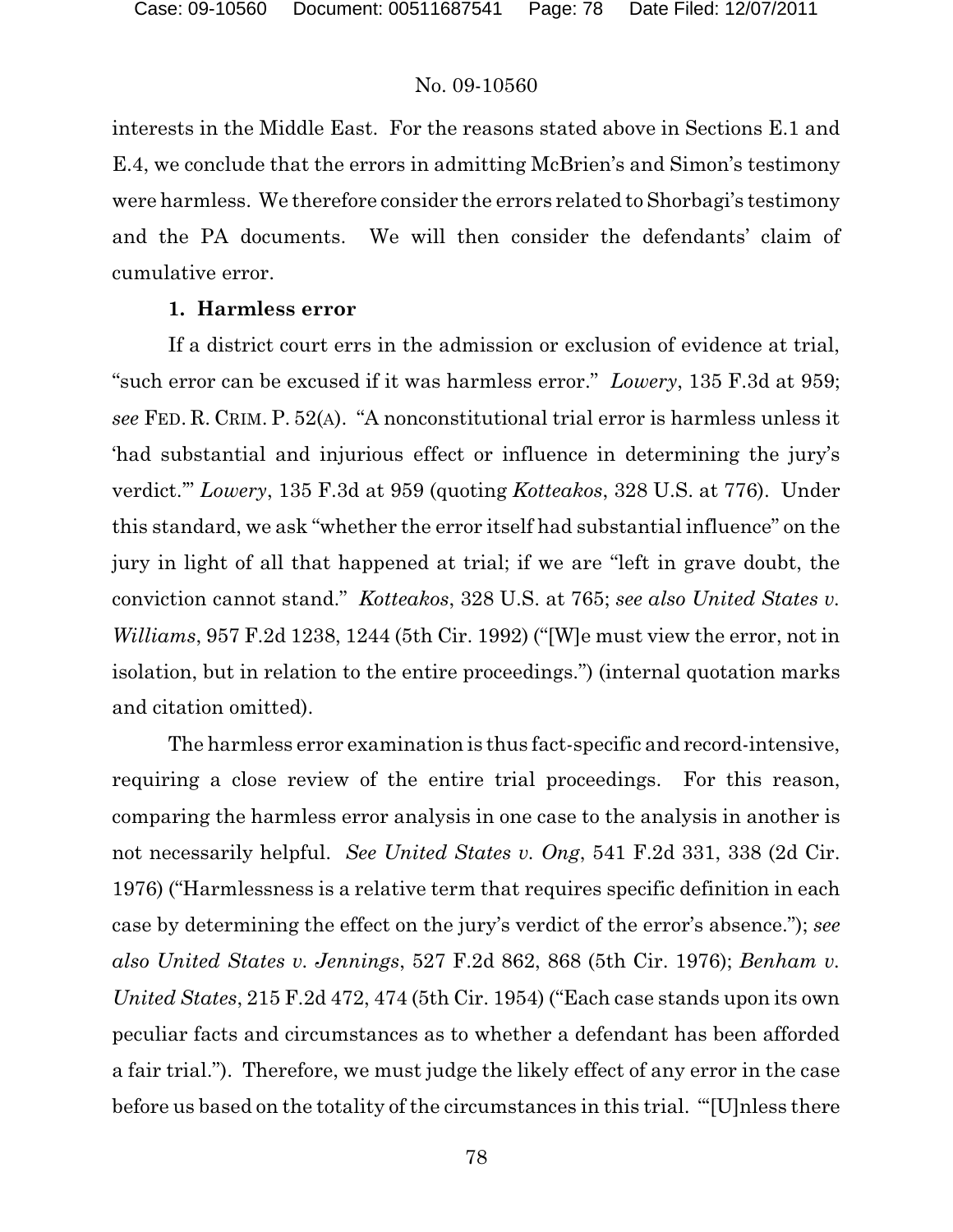interests in the Middle East. For the reasons stated above in Sections E.1 and E.4, we conclude that the errors in admitting McBrien's and Simon's testimony were harmless. We therefore consider the errors related to Shorbagi's testimony and the PA documents. We will then consider the defendants' claim of cumulative error.

### 1. Harmless error

If a district court errs in the admission or exclusion of evidence at trial, "such error can be excused if it was harmless error." *Lowery*, 135 F.3d at 959; *see* FED. R. CRIM. P. 52(A). "A nonconstitutional trial error is harmless unless it 'had substantial and injurious effect or influence in determining the jury's verdict.'" *Lowery*, 135 F.3d at 959 (quoting *Kotteakos*, 328 U.S. at 776). Under this standard, we ask "whether the error itself had substantial influence" on the jury in light of all that happened at trial; if we are "left in grave doubt, the conviction cannot stand." *Kotteakos*, 328 U.S. at 765; *see also United States v. Williams*, 957 F.2d 1238, 1244 (5th Cir. 1992) ("[W]e must view the error, not in isolation, but in relation to the entire proceedings.") (internal quotation marks and citation omitted).

The harmless error examination is thus fact-specific and record-intensive, requiring a close review of the entire trial proceedings. For this reason, comparing the harmless error analysis in one case to the analysis in another is not necessarily helpful. *See United States v. Ong*, 541 F.2d 331, 338 (2d Cir. 1976) ("Harmlessness is a relative term that requires specific definition in each case by determining the effect on the jury's verdict of the error's absence."); *see also United States v. Jennings*, 527 F.2d 862, 868 (5th Cir. 1976); *Benham v. United States*, 215 F.2d 472, 474 (5th Cir. 1954) ("Each case stands upon its own peculiar facts and circumstances as to whether a defendant has been afforded a fair trial."). Therefore, we must judge the likely effect of any error in the case before us based on the totality of the circumstances in this trial. "'[U]nless there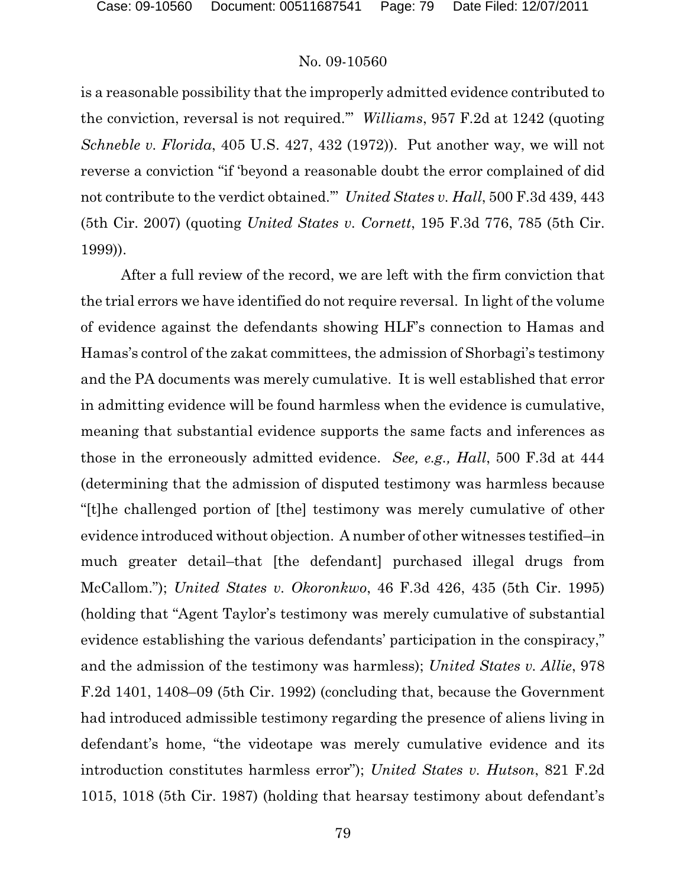is a reasonable possibility that the improperly admitted evidence contributed to the conviction, reversal is not required.'" *Williams*, 957 F.2d at 1242 (quoting *Schneble v. Florida*, 405 U.S. 427, 432 (1972)). Put another way, we will not reverse a conviction "if 'beyond a reasonable doubt the error complained of did not contribute to the verdict obtained.'" *United States v. Hall*, 500 F.3d 439, 443 (5th Cir. 2007) (quoting *United States v. Cornett*, 195 F.3d 776, 785 (5th Cir. 1999)).

After a full review of the record, we are left with the firm conviction that the trial errors we have identified do not require reversal. In light of the volume of evidence against the defendants showing HLF's connection to Hamas and Hamas's control of the zakat committees, the admission of Shorbagi's testimony and the PA documents was merely cumulative. It is well established that error in admitting evidence will be found harmless when the evidence is cumulative, meaning that substantial evidence supports the same facts and inferences as those in the erroneously admitted evidence. *See, e.g., Hall*, 500 F.3d at 444 (determining that the admission of disputed testimony was harmless because "[t]he challenged portion of [the] testimony was merely cumulative of other evidence introduced without objection. A number of other witnesses testified–in much greater detail–that [the defendant] purchased illegal drugs from McCallom."); *United States v. Okoronkwo*, 46 F.3d 426, 435 (5th Cir. 1995) (holding that "Agent Taylor's testimony was merely cumulative of substantial evidence establishing the various defendants' participation in the conspiracy," and the admission of the testimony was harmless); *United States v. Allie*, 978 F.2d 1401, 1408–09 (5th Cir. 1992) (concluding that, because the Government had introduced admissible testimony regarding the presence of aliens living in defendant's home, "the videotape was merely cumulative evidence and its introduction constitutes harmless error"); *United States v. Hutson*, 821 F.2d 1015, 1018 (5th Cir. 1987) (holding that hearsay testimony about defendant's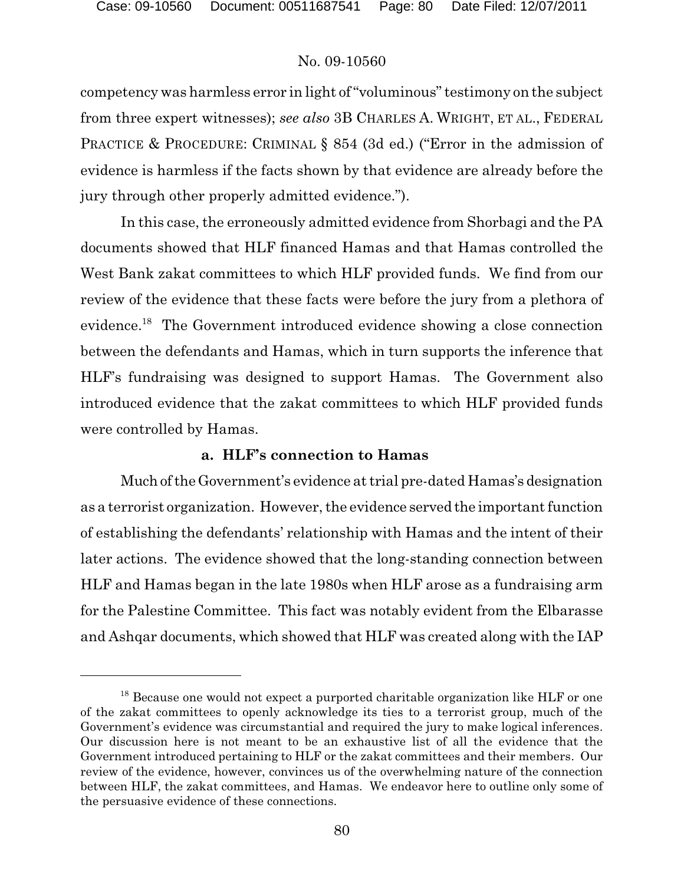competency was harmless error in light of "voluminous" testimony on the subject from three expert witnesses); *see also* 3B CHARLES A. WRIGHT, ET AL., FEDERAL PRACTICE & PROCEDURE: CRIMINAL § 854 (3d ed.) ("Error in the admission of evidence is harmless if the facts shown by that evidence are already before the jury through other properly admitted evidence.").

In this case, the erroneously admitted evidence from Shorbagi and the PA documents showed that HLF financed Hamas and that Hamas controlled the West Bank zakat committees to which HLF provided funds. We find from our review of the evidence that these facts were before the jury from a plethora of evidence.[18] The Government introduced evidence showing a close connection between the defendants and Hamas, which in turn supports the inference that HLF's fundraising was designed to support Hamas. The Government also introduced evidence that the zakat committees to which HLF provided funds were controlled by Hamas.

**a. HLF's connection to Hamas**

Much of the Government's evidence at trial pre-dated Hamas's designation as a terrorist organization. However, the evidence served the important function of establishing the defendants' relationship with Hamas and the intent of their later actions. The evidence showed that the long-standing connection between HLF and Hamas began in the late 1980s when HLF arose as a fundraising arm for the Palestine Committee. This fact was notably evident from the Elbarasse and Ashqar documents, which showed that HLF was created along with the IAP

[18] Because one would not expect a purported charitable organization like HLF or one of the zakat committees to openly acknowledge its ties to a terrorist group, much of the Government's evidence was circumstantial and required the jury to make logical inferences. Our discussion here is not meant to be an exhaustive list of all the evidence that the Government introduced pertaining to HLF or the zakat committees and their members. Our review of the evidence, however, convinces us of the overwhelming nature of the connection between HLF, the zakat committees, and Hamas. We endeavor here to outline only some of the persuasive evidence of these connections.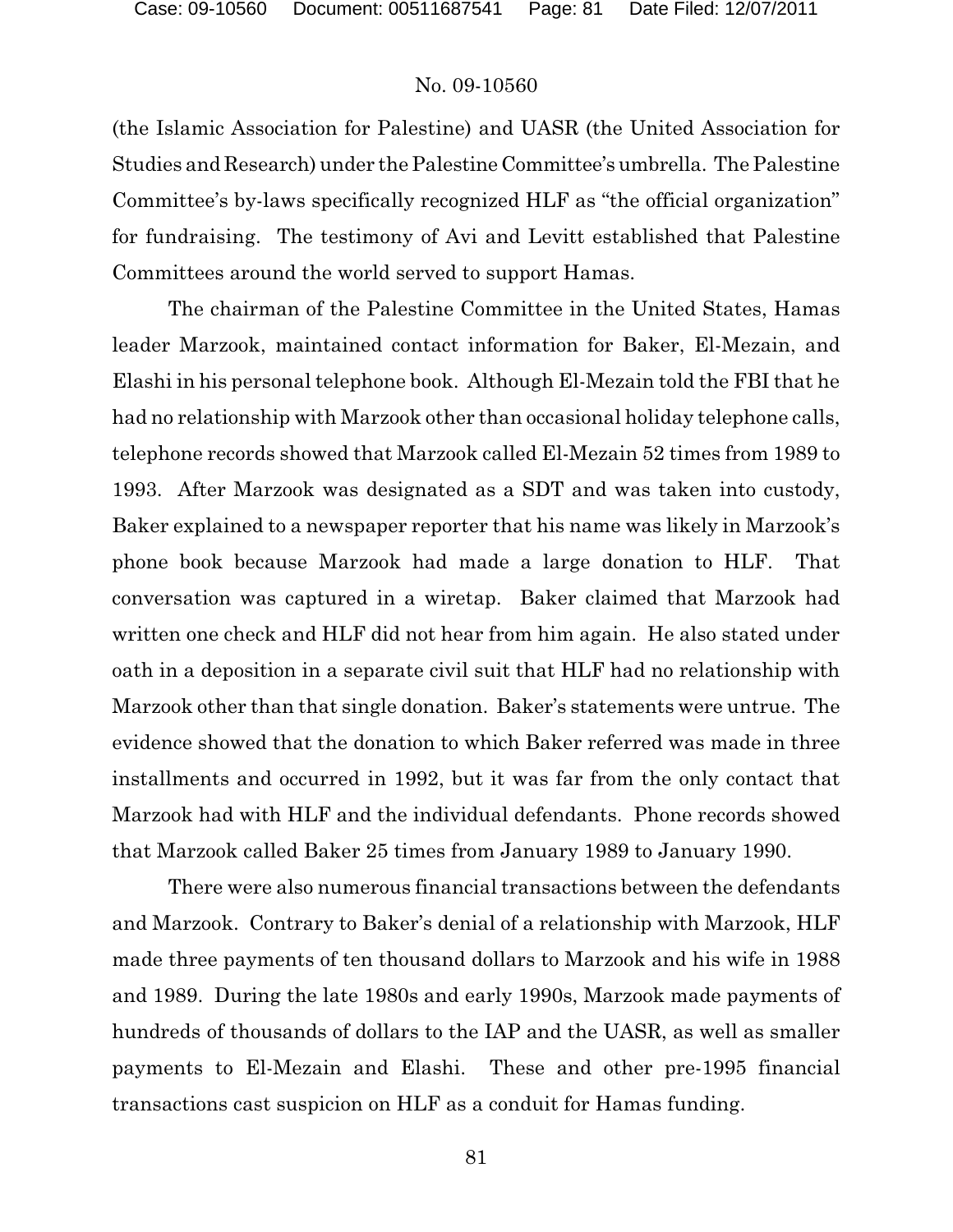(the Islamic Association for Palestine) and UASR (the United Association for Studies and Research) under the Palestine Committee's umbrella. The Palestine Committee's by-laws specifically recognized HLF as "the official organization" for fundraising. The testimony of Avi and Levitt established that Palestine Committees around the world served to support Hamas.

The chairman of the Palestine Committee in the United States, Hamas leader Marzook, maintained contact information for Baker, El-Mezain, and Elashi in his personal telephone book. Although El-Mezain told the FBI that he had no relationship with Marzook other than occasional holiday telephone calls, telephone records showed that Marzook called El-Mezain 52 times from 1989 to 1993. After Marzook was designated as a SDT and was taken into custody, Baker explained to a newspaper reporter that his name was likely in Marzook's phone book because Marzook had made a large donation to HLF. That conversation was captured in a wiretap. Baker claimed that Marzook had written one check and HLF did not hear from him again. He also stated under oath in a deposition in a separate civil suit that HLF had no relationship with Marzook other than that single donation. Baker's statements were untrue. The evidence showed that the donation to which Baker referred was made in three installments and occurred in 1992, but it was far from the only contact that Marzook had with HLF and the individual defendants. Phone records showed that Marzook called Baker 25 times from January 1989 to January 1990.

There were also numerous financial transactions between the defendants and Marzook. Contrary to Baker's denial of a relationship with Marzook, HLF made three payments of ten thousand dollars to Marzook and his wife in 1988 and 1989. During the late 1980s and early 1990s, Marzook made payments of hundreds of thousands of dollars to the IAP and the UASR, as well as smaller payments to El-Mezain and Elashi. These and other pre-1995 financial transactions cast suspicion on HLF as a conduit for Hamas funding.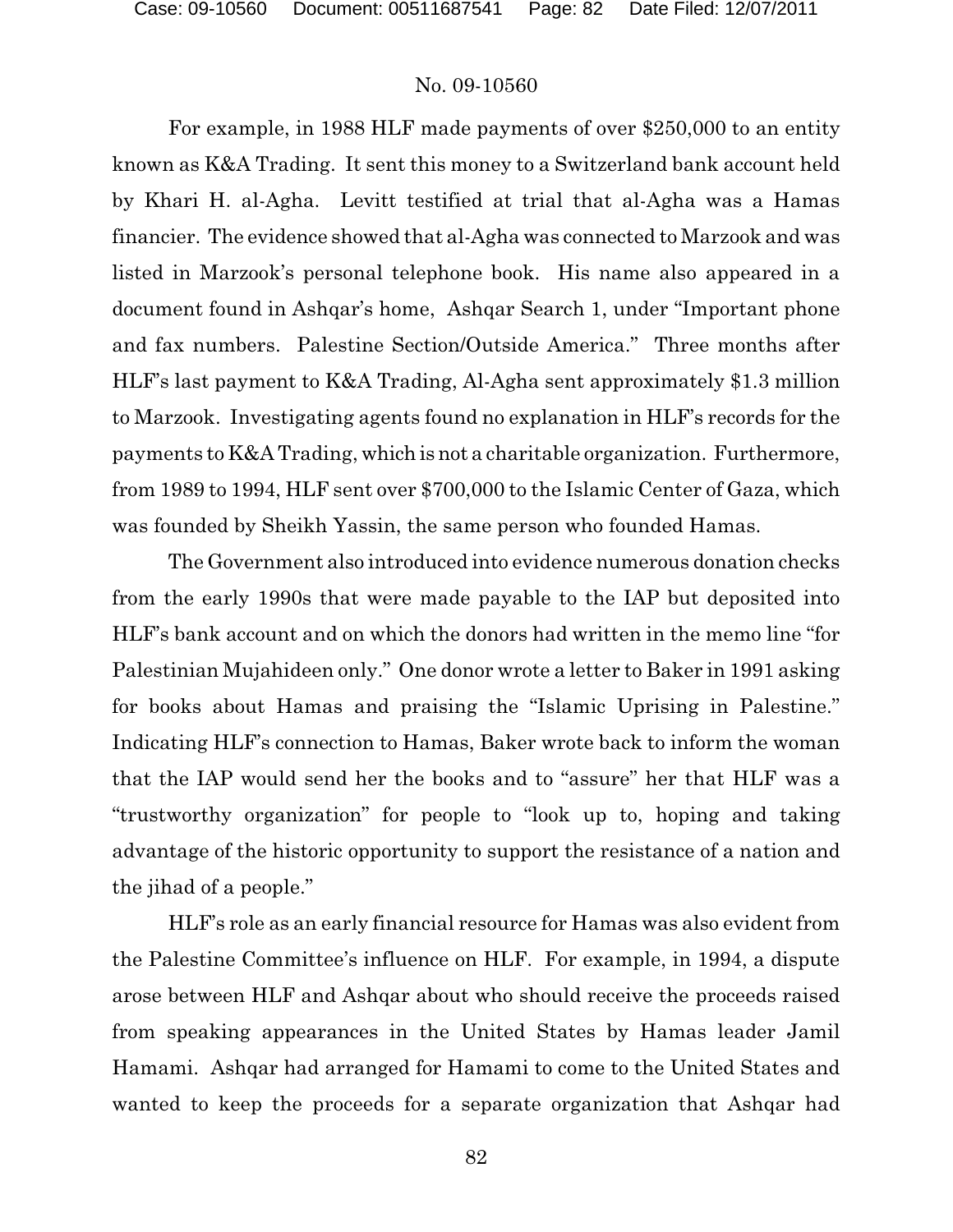For example, in 1988 HLF made payments of over $250,000 to an entity known as K&A Trading. It sent this money to a Switzerland bank account held by Khari H. al-Agha. Levitt testified at trial that al-Agha was a Hamas financier. The evidence showed that al-Agha was connected to Marzook and was listed in Marzook's personal telephone book. His name also appeared in a document found in Ashqar's home, Ashqar Search 1, under "Important phone and fax numbers. Palestine Section/Outside America." Three months after HLF's last payment to K&A Trading, Al-Agha sent approximately $1.3 million to Marzook. Investigating agents found no explanation in HLF's records for the payments to K&A Trading, which is not a charitable organization. Furthermore, from 1989 to 1994, HLF sent over $700,000 to the Islamic Center of Gaza, which was founded by Sheikh Yassin, the same person who founded Hamas.

The Government also introduced into evidence numerous donation checks from the early 1990s that were made payable to the IAP but deposited into HLF's bank account and on which the donors had written in the memo line "for Palestinian Mujahideen only." One donor wrote a letter to Baker in 1991 asking for books about Hamas and praising the "Islamic Uprising in Palestine." Indicating HLF's connection to Hamas, Baker wrote back to inform the woman that the IAP would send her the books and to "assure" her that HLF was a "trustworthy organization" for people to "look up to, hoping and taking advantage of the historic opportunity to support the resistance of a nation and the jihad of a people."

HLF's role as an early financial resource for Hamas was also evident from the Palestine Committee's influence on HLF. For example, in 1994, a dispute arose between HLF and Ashqar about who should receive the proceeds raised from speaking appearances in the United States by Hamas leader Jamil Hamami. Ashqar had arranged for Hamami to come to the United States and wanted to keep the proceeds for a separate organization that Ashqar had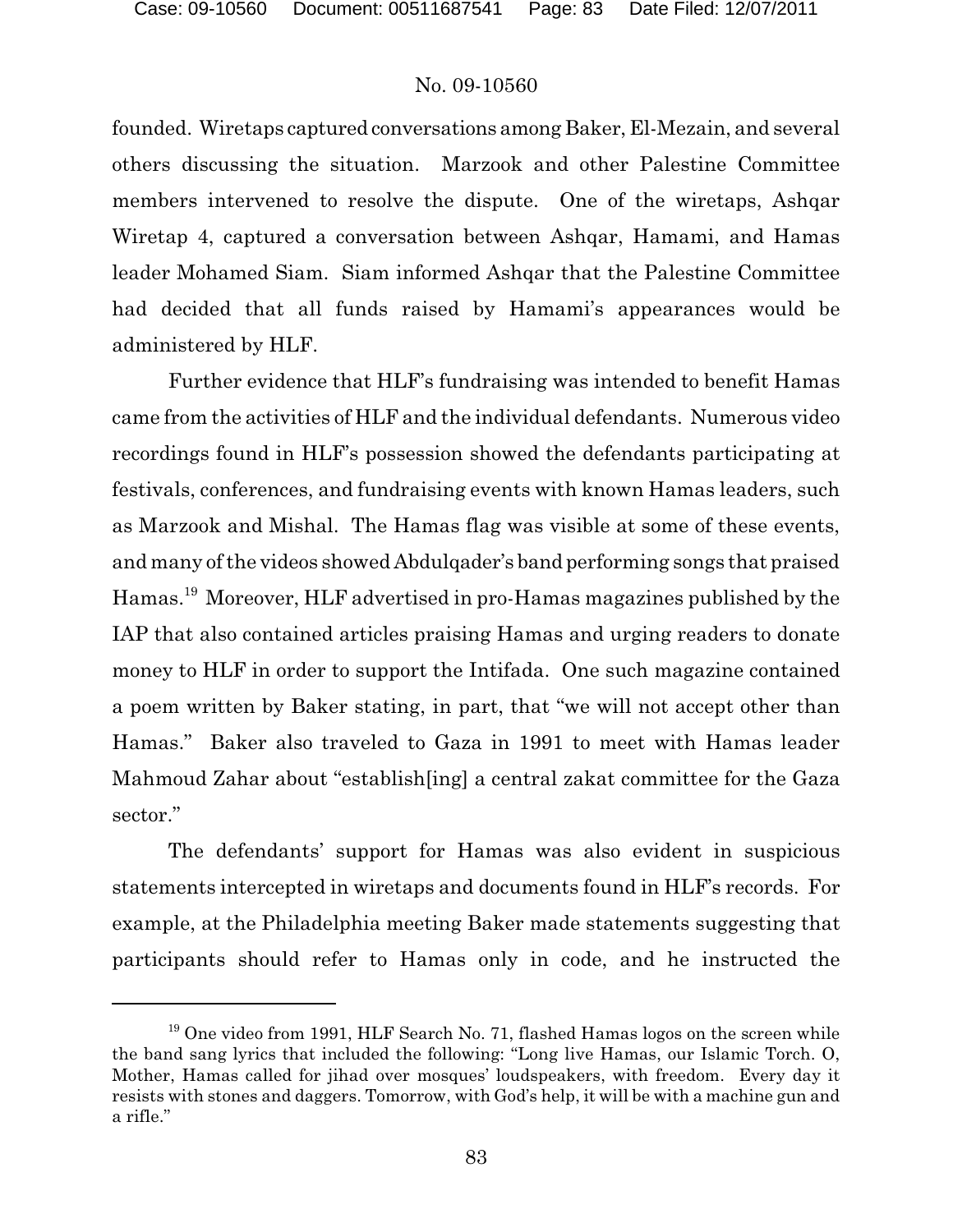founded. Wiretaps captured conversations among Baker, El-Mezain, and several others discussing the situation. Marzook and other Palestine Committee members intervened to resolve the dispute. One of the wiretaps, Ashqar Wiretap 4, captured a conversation between Ashqar, Hamami, and Hamas leader Mohamed Siam. Siam informed Ashqar that the Palestine Committee had decided that all funds raised by Hamami's appearances would be administered by HLF.

Further evidence that HLF's fundraising was intended to benefit Hamas came from the activities of HLF and the individual defendants. Numerous video recordings found in HLF's possession showed the defendants participating at festivals, conferences, and fundraising events with known Hamas leaders, such as Marzook and Mishal. The Hamas flag was visible at some of these events, and many of the videos showed Abdulqader's band performing songs that praised Hamas.[19] Moreover, HLF advertised in pro-Hamas magazines published by the IAP that also contained articles praising Hamas and urging readers to donate money to HLF in order to support the Intifada. One such magazine contained a poem written by Baker stating, in part, that "we will not accept other than Hamas." Baker also traveled to Gaza in 1991 to meet with Hamas leader Mahmoud Zahar about "establish[ing] a central zakat committee for the Gaza sector."

The defendants' support for Hamas was also evident in suspicious statements intercepted in wiretaps and documents found in HLF's records. For example, at the Philadelphia meeting Baker made statements suggesting that participants should refer to Hamas only in code, and he instructed the

---

[19] One video from 1991, HLF Search No. 71, flashed Hamas logos on the screen while the band sang lyrics that included the following: "Long live Hamas, our Islamic Torch. O, Mother, Hamas called for jihad over mosques' loudspeakers, with freedom. Every day it resists with stones and daggers. Tomorrow, with God's help, it will be with a machine gun and a rifle."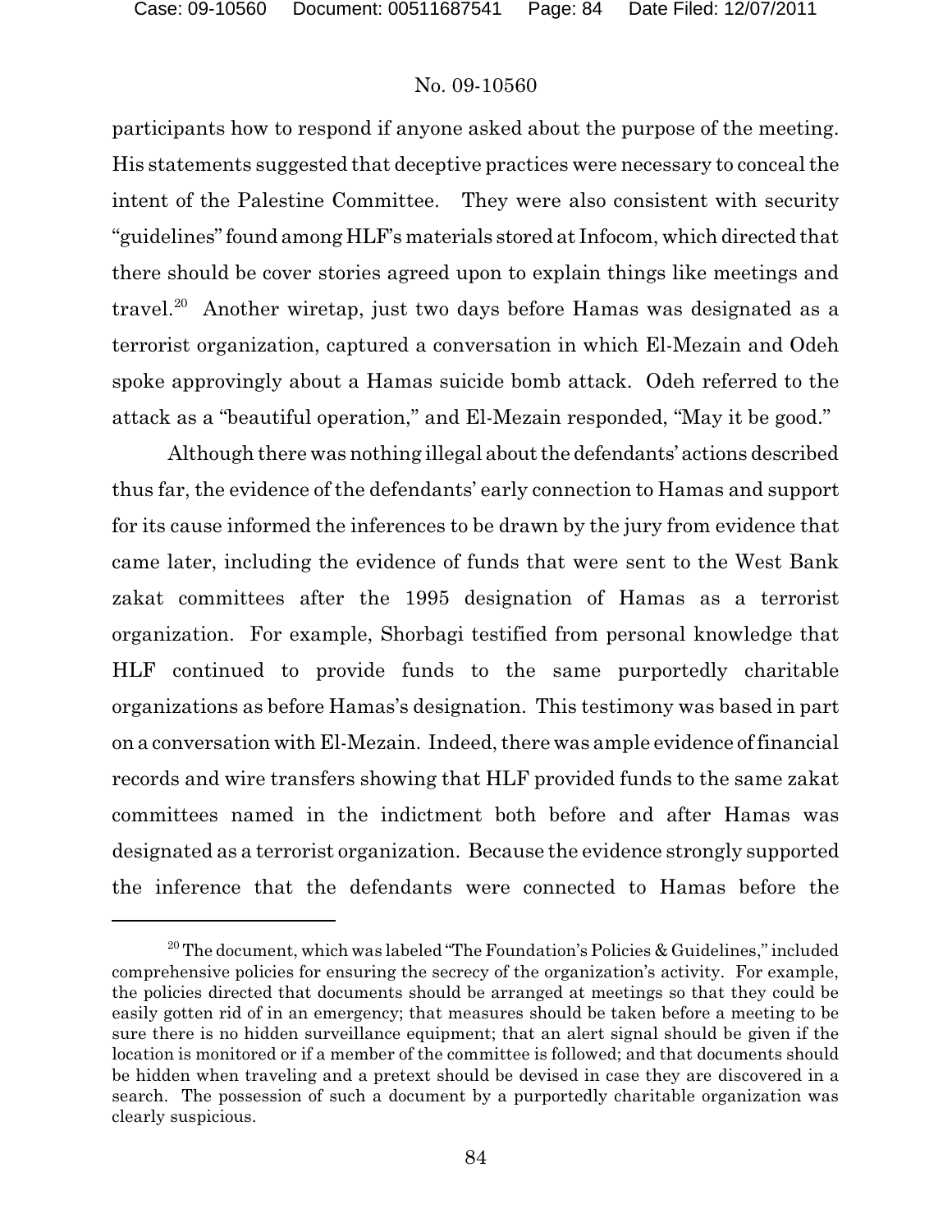participants how to respond if anyone asked about the purpose of the meeting. His statements suggested that deceptive practices were necessary to conceal the intent of the Palestine Committee. They were also consistent with security "guidelines" found among HLF's materials stored at Infocom, which directed that there should be cover stories agreed upon to explain things like meetings and travel.[20] Another wiretap, just two days before Hamas was designated as a terrorist organization, captured a conversation in which El-Mezain and Odeh spoke approvingly about a Hamas suicide bomb attack. Odeh referred to the attack as a "beautiful operation," and El-Mezain responded, "May it be good."

Although there was nothing illegal about the defendants' actions described thus far, the evidence of the defendants' early connection to Hamas and support for its cause informed the inferences to be drawn by the jury from evidence that came later, including the evidence of funds that were sent to the West Bank zakat committees after the 1995 designation of Hamas as a terrorist organization. For example, Shorbagi testified from personal knowledge that HLF continued to provide funds to the same purportedly charitable organizations as before Hamas's designation. This testimony was based in part on a conversation with El-Mezain. Indeed, there was ample evidence of financial records and wire transfers showing that HLF provided funds to the same zakat committees named in the indictment both before and after Hamas was designated as a terrorist organization. Because the evidence strongly supported the inference that the defendants were connected to Hamas before the

---

[20] The document, which was labeled "The Foundation's Policies & Guidelines," included comprehensive policies for ensuring the secrecy of the organization's activity. For example, the policies directed that documents should be arranged at meetings so that they could be easily gotten rid of in an emergency; that measures should be taken before a meeting to be sure there is no hidden surveillance equipment; that an alert signal should be given if the location is monitored or if a member of the committee is followed; and that documents should be hidden when traveling and a pretext should be devised in case they are discovered in a search. The possession of such a document by a purportedly charitable organization was clearly suspicious.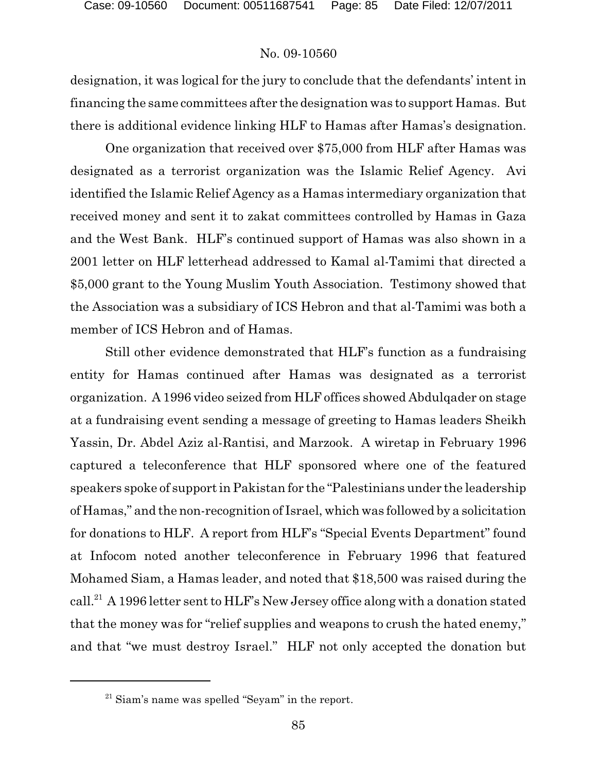designation, it was logical for the jury to conclude that the defendants' intent in financing the same committees after the designation was to support Hamas. But there is additional evidence linking HLF to Hamas after Hamas's designation.

One organization that received over $75,000 from HLF after Hamas was designated as a terrorist organization was the Islamic Relief Agency. Avi identified the Islamic Relief Agency as a Hamas intermediary organization that received money and sent it to zakat committees controlled by Hamas in Gaza and the West Bank. HLF's continued support of Hamas was also shown in a 2001 letter on HLF letterhead addressed to Kamal al-Tamimi that directed a $5,000 grant to the Young Muslim Youth Association. Testimony showed that the Association was a subsidiary of ICS Hebron and that al-Tamimi was both a member of ICS Hebron and of Hamas.

Still other evidence demonstrated that HLF's function as a fundraising entity for Hamas continued after Hamas was designated as a terrorist organization. A 1996 video seized from HLF offices showed Abdulqader on stage at a fundraising event sending a message of greeting to Hamas leaders Sheikh Yassin, Dr. Abdel Aziz al-Rantisi, and Marzook. A wiretap in February 1996 captured a teleconference that HLF sponsored where one of the featured speakers spoke of support in Pakistan for the "Palestinians under the leadership of Hamas," and the non-recognition of Israel, which was followed by a solicitation for donations to HLF. A report from HLF's "Special Events Department" found at Infocom noted another teleconference in February 1996 that featured Mohamed Siam, a Hamas leader, and noted that $18,500 was raised during the call.[21] A 1996 letter sent to HLF's New Jersey office along with a donation stated that the money was for "relief supplies and weapons to crush the hated enemy," and that "we must destroy Israel." HLF not only accepted the donation but

[21] Siam's name was spelled "Seyam" in the report.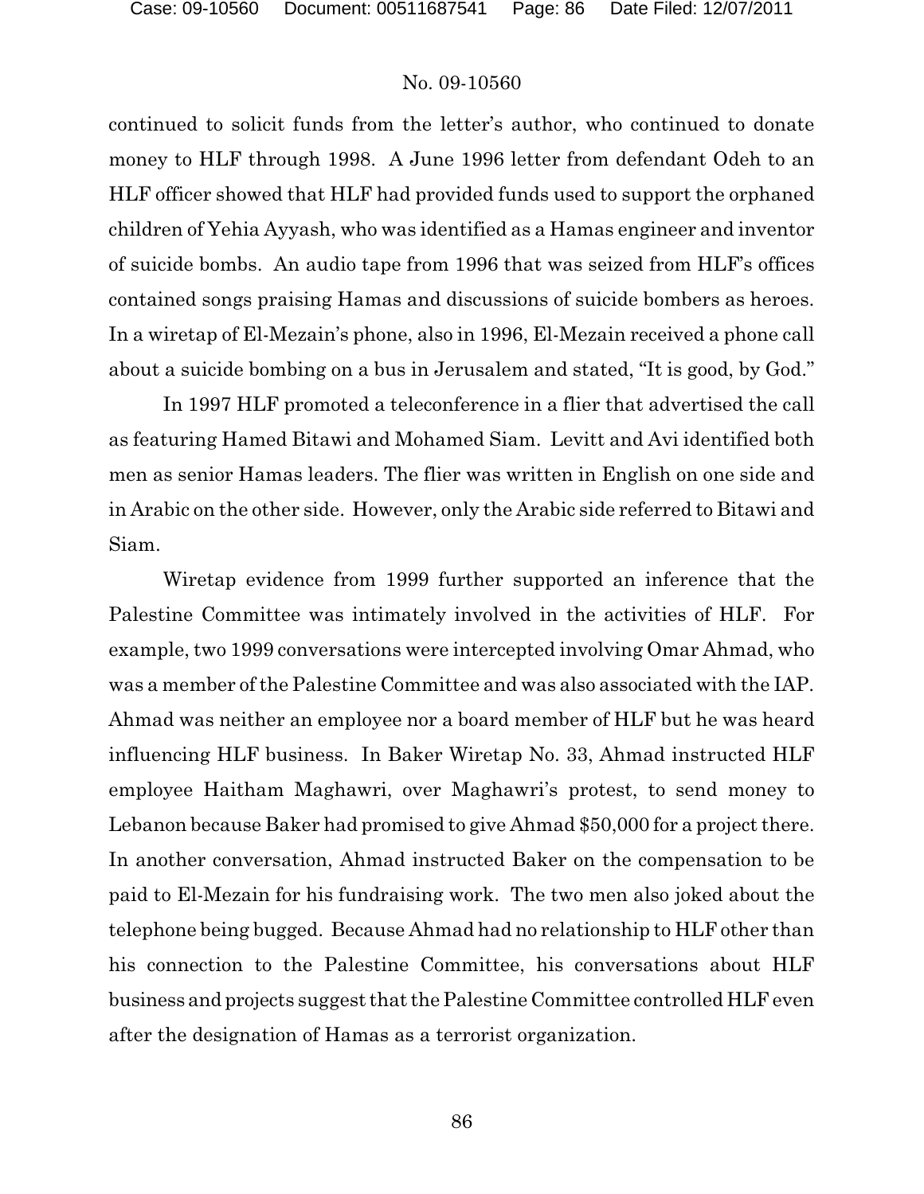continued to solicit funds from the letter's author, who continued to donate money to HLF through 1998. A June 1996 letter from defendant Odeh to an HLF officer showed that HLF had provided funds used to support the orphaned children of Yehia Ayyash, who was identified as a Hamas engineer and inventor of suicide bombs. An audio tape from 1996 that was seized from HLF's offices contained songs praising Hamas and discussions of suicide bombers as heroes. In a wiretap of El-Mezain's phone, also in 1996, El-Mezain received a phone call about a suicide bombing on a bus in Jerusalem and stated, "It is good, by God."

In 1997 HLF promoted a teleconference in a flier that advertised the call as featuring Hamed Bitawi and Mohamed Siam. Levitt and Avi identified both men as senior Hamas leaders. The flier was written in English on one side and in Arabic on the other side. However, only the Arabic side referred to Bitawi and Siam.

Wiretap evidence from 1999 further supported an inference that the Palestine Committee was intimately involved in the activities of HLF. For example, two 1999 conversations were intercepted involving Omar Ahmad, who was a member of the Palestine Committee and was also associated with the IAP. Ahmad was neither an employee nor a board member of HLF but he was heard influencing HLF business. In Baker Wiretap No. 33, Ahmad instructed HLF employee Haitham Maghawri, over Maghawri's protest, to send money to Lebanon because Baker had promised to give Ahmad $50,000 for a project there. In another conversation, Ahmad instructed Baker on the compensation to be paid to El-Mezain for his fundraising work. The two men also joked about the telephone being bugged. Because Ahmad had no relationship to HLF other than his connection to the Palestine Committee, his conversations about HLF business and projects suggest that the Palestine Committee controlled HLF even after the designation of Hamas as a terrorist organization.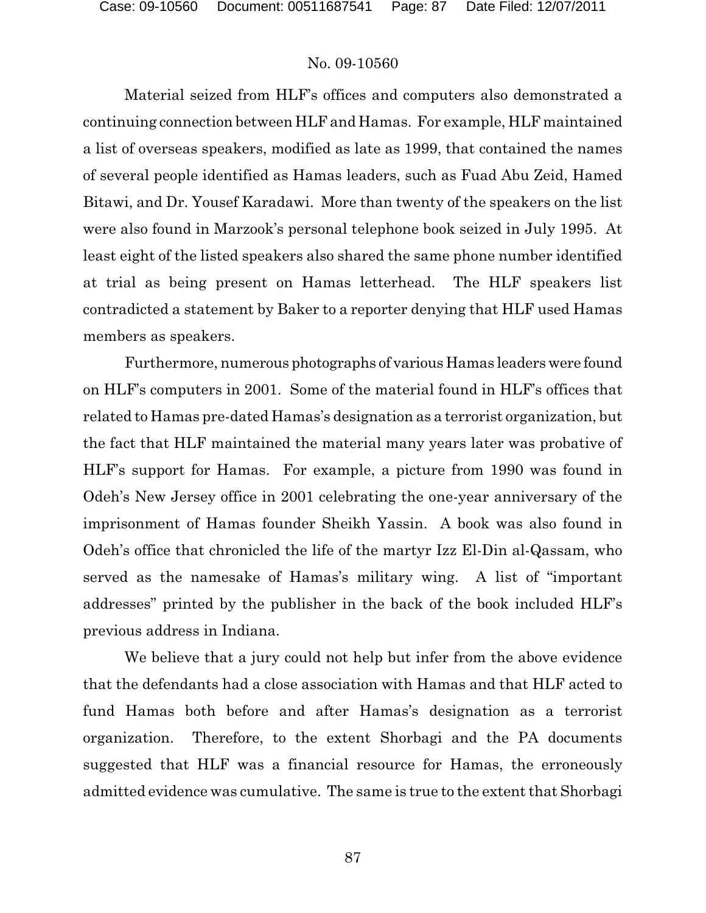Material seized from HLF's offices and computers also demonstrated a continuing connection between HLF and Hamas. For example, HLF maintained a list of overseas speakers, modified as late as 1999, that contained the names of several people identified as Hamas leaders, such as Fuad Abu Zeid, Hamed Bitawi, and Dr. Yousef Karadawi. More than twenty of the speakers on the list were also found in Marzook's personal telephone book seized in July 1995. At least eight of the listed speakers also shared the same phone number identified at trial as being present on Hamas letterhead. The HLF speakers list contradicted a statement by Baker to a reporter denying that HLF used Hamas members as speakers.

Furthermore, numerous photographs of various Hamas leaders were found on HLF's computers in 2001. Some of the material found in HLF's offices that related to Hamas pre-dated Hamas's designation as a terrorist organization, but the fact that HLF maintained the material many years later was probative of HLF's support for Hamas. For example, a picture from 1990 was found in Odeh's New Jersey office in 2001 celebrating the one-year anniversary of the imprisonment of Hamas founder Sheikh Yassin. A book was also found in Odeh's office that chronicled the life of the martyr Izz El-Din al-Qassam, who served as the namesake of Hamas's military wing. A list of "important addresses" printed by the publisher in the back of the book included HLF's previous address in Indiana.

We believe that a jury could not help but infer from the above evidence that the defendants had a close association with Hamas and that HLF acted to fund Hamas both before and after Hamas's designation as a terrorist organization. Therefore, to the extent Shorbagi and the PA documents suggested that HLF was a financial resource for Hamas, the erroneously admitted evidence was cumulative. The same is true to the extent that Shorbagi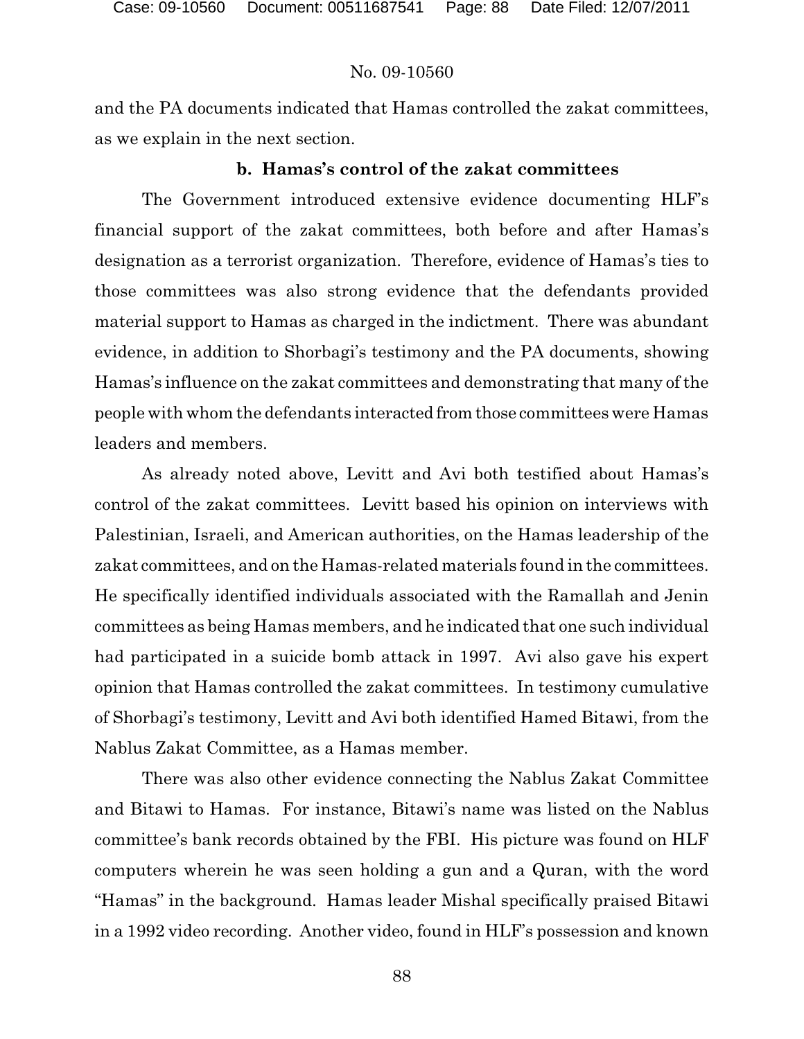and the PA documents indicated that Hamas controlled the zakat committees, as we explain in the next section.

**b. Hamas's control of the zakat committees**

The Government introduced extensive evidence documenting HLF's financial support of the zakat committees, both before and after Hamas's designation as a terrorist organization. Therefore, evidence of Hamas's ties to those committees was also strong evidence that the defendants provided material support to Hamas as charged in the indictment. There was abundant evidence, in addition to Shorbagi's testimony and the PA documents, showing Hamas's influence on the zakat committees and demonstrating that many of the people with whom the defendants interacted from those committees were Hamas leaders and members.

As already noted above, Levitt and Avi both testified about Hamas's control of the zakat committees. Levitt based his opinion on interviews with Palestinian, Israeli, and American authorities, on the Hamas leadership of the zakat committees, and on the Hamas-related materials found in the committees. He specifically identified individuals associated with the Ramallah and Jenin committees as being Hamas members, and he indicated that one such individual had participated in a suicide bomb attack in 1997. Avi also gave his expert opinion that Hamas controlled the zakat committees. In testimony cumulative of Shorbagi's testimony, Levitt and Avi both identified Hamed Bitawi, from the Nablus Zakat Committee, as a Hamas member.

There was also other evidence connecting the Nablus Zakat Committee and Bitawi to Hamas. For instance, Bitawi's name was listed on the Nablus committee's bank records obtained by the FBI. His picture was found on HLF computers wherein he was seen holding a gun and a Quran, with the word "Hamas" in the background. Hamas leader Mishal specifically praised Bitawi in a 1992 video recording. Another video, found in HLF's possession and known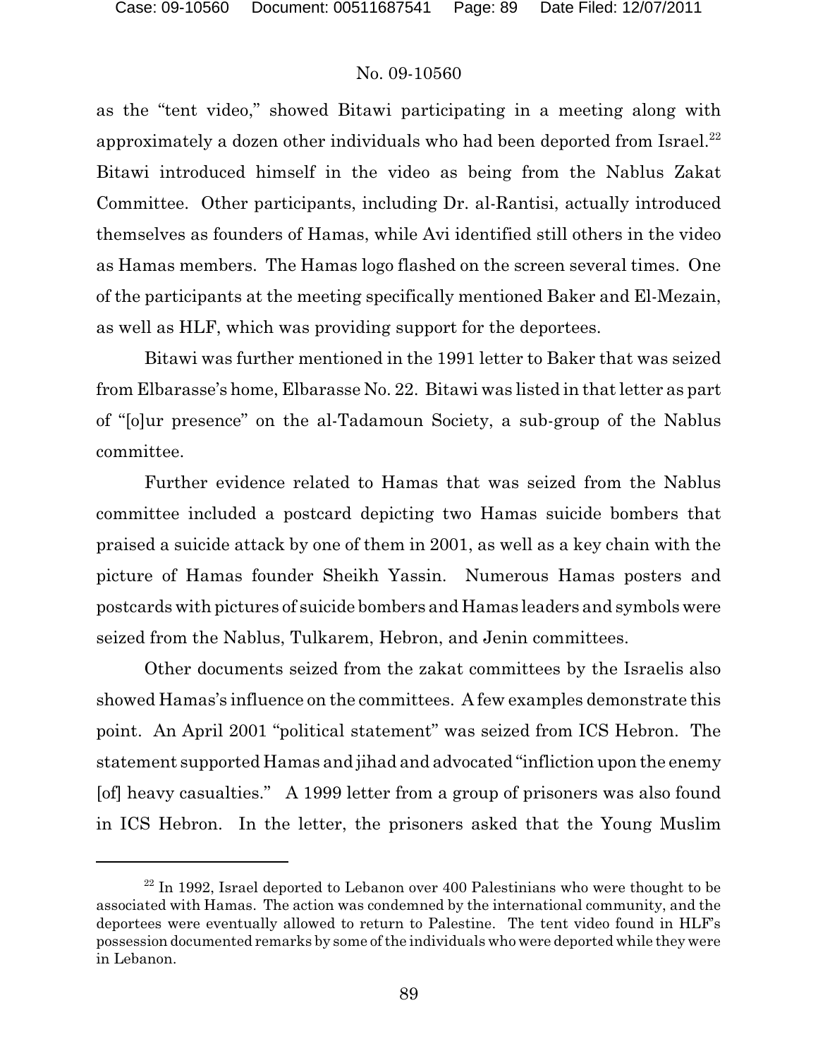as the "tent video," showed Bitawi participating in a meeting along with approximately a dozen other individuals who had been deported from Israel.[22] Bitawi introduced himself in the video as being from the Nablus Zakat Committee. Other participants, including Dr. al-Rantisi, actually introduced themselves as founders of Hamas, while Avi identified still others in the video as Hamas members. The Hamas logo flashed on the screen several times. One of the participants at the meeting specifically mentioned Baker and El-Mezain, as well as HLF, which was providing support for the deportees.

Bitawi was further mentioned in the 1991 letter to Baker that was seized from Elbarasse's home, Elbarasse No. 22. Bitawi was listed in that letter as part of "[o]ur presence" on the al-Tadamoun Society, a sub-group of the Nablus committee.

Further evidence related to Hamas that was seized from the Nablus committee included a postcard depicting two Hamas suicide bombers that praised a suicide attack by one of them in 2001, as well as a key chain with the picture of Hamas founder Sheikh Yassin. Numerous Hamas posters and postcards with pictures of suicide bombers and Hamas leaders and symbols were seized from the Nablus, Tulkarem, Hebron, and Jenin committees.

Other documents seized from the zakat committees by the Israelis also showed Hamas's influence on the committees. A few examples demonstrate this point. An April 2001 "political statement" was seized from ICS Hebron. The statement supported Hamas and jihad and advocated "infliction upon the enemy [of] heavy casualties." A 1999 letter from a group of prisoners was also found in ICS Hebron. In the letter, the prisoners asked that the Young Muslim

---

[22] In 1992, Israel deported to Lebanon over 400 Palestinians who were thought to be associated with Hamas. The action was condemned by the international community, and the deportees were eventually allowed to return to Palestine. The tent video found in HLF's possession documented remarks by some of the individuals who were deported while they were in Lebanon.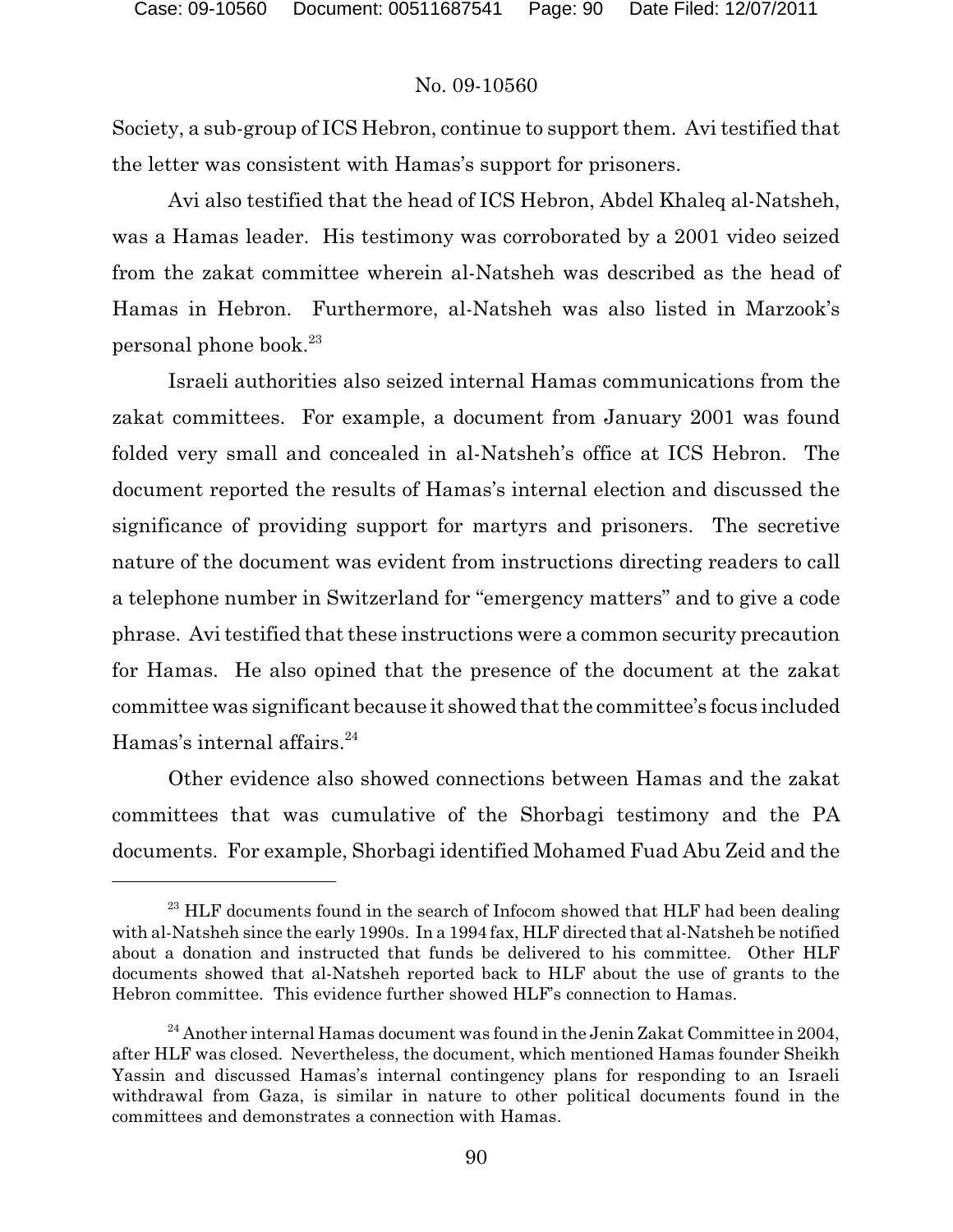Society, a sub-group of ICS Hebron, continue to support them. Avi testified that the letter was consistent with Hamas's support for prisoners.

Avi also testified that the head of ICS Hebron, Abdel Khaleq al-Natsheh, was a Hamas leader. His testimony was corroborated by a 2001 video seized from the zakat committee wherein al-Natsheh was described as the head of Hamas in Hebron. Furthermore, al-Natsheh was also listed in Marzook's personal phone book.[23]

Israeli authorities also seized internal Hamas communications from the zakat committees. For example, a document from January 2001 was found folded very small and concealed in al-Natsheh's office at ICS Hebron. The document reported the results of Hamas's internal election and discussed the significance of providing support for martyrs and prisoners. The secretive nature of the document was evident from instructions directing readers to call a telephone number in Switzerland for "emergency matters" and to give a code phrase. Avi testified that these instructions were a common security precaution for Hamas. He also opined that the presence of the document at the zakat committee was significant because it showed that the committee's focus included Hamas's internal affairs.[24]

Other evidence also showed connections between Hamas and the zakat committees that was cumulative of the Shorbagi testimony and the PA documents. For example, Shorbagi identified Mohamed Fuad Abu Zeid and the

---

[23] HLF documents found in the search of Infocom showed that HLF had been dealing with al-Natsheh since the early 1990s. In a 1994 fax, HLF directed that al-Natsheh be notified about a donation and instructed that funds be delivered to his committee. Other HLF documents showed that al-Natsheh reported back to HLF about the use of grants to the Hebron committee. This evidence further showed HLF's connection to Hamas.

[24] Another internal Hamas document was found in the Jenin Zakat Committee in 2004, after HLF was closed. Nevertheless, the document, which mentioned Hamas founder Sheikh Yassin and discussed Hamas's internal contingency plans for responding to an Israeli withdrawal from Gaza, is similar in nature to other political documents found in the committees and demonstrates a connection with Hamas.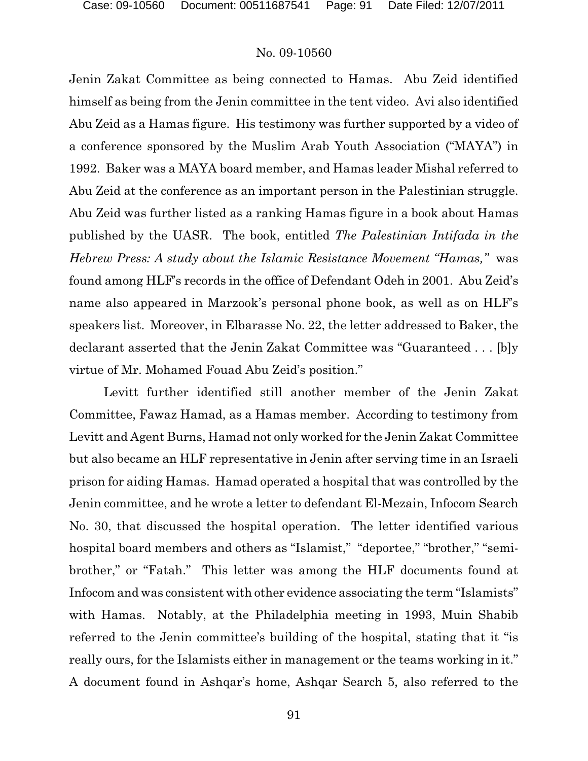Jenin Zakat Committee as being connected to Hamas. Abu Zeid identified himself as being from the Jenin committee in the tent video. Avi also identified Abu Zeid as a Hamas figure. His testimony was further supported by a video of a conference sponsored by the Muslim Arab Youth Association ("MAYA") in 1992. Baker was a MAYA board member, and Hamas leader Mishal referred to Abu Zeid at the conference as an important person in the Palestinian struggle. Abu Zeid was further listed as a ranking Hamas figure in a book about Hamas published by the UASR. The book, entitled *The Palestinian Intifada in the Hebrew Press: A study about the Islamic Resistance Movement "Hamas,"* was found among HLF's records in the office of Defendant Odeh in 2001. Abu Zeid's name also appeared in Marzook's personal phone book, as well as on HLF's speakers list. Moreover, in Elbarasse No. 22, the letter addressed to Baker, the declarant asserted that the Jenin Zakat Committee was "Guaranteed . . . [b]y virtue of Mr. Mohamed Fouad Abu Zeid's position."

Levitt further identified still another member of the Jenin Zakat Committee, Fawaz Hamad, as a Hamas member. According to testimony from Levitt and Agent Burns, Hamad not only worked for the Jenin Zakat Committee but also became an HLF representative in Jenin after serving time in an Israeli prison for aiding Hamas. Hamad operated a hospital that was controlled by the Jenin committee, and he wrote a letter to defendant El-Mezain, Infocom Search No. 30, that discussed the hospital operation. The letter identified various hospital board members and others as "Islamist," "deportee," "brother," "semi-brother," or "Fatah." This letter was among the HLF documents found at Infocom and was consistent with other evidence associating the term "Islamists" with Hamas. Notably, at the Philadelphia meeting in 1993, Muin Shabib referred to the Jenin committee's building of the hospital, stating that it "is really ours, for the Islamists either in management or the teams working in it." A document found in Ashqar's home, Ashqar Search 5, also referred to the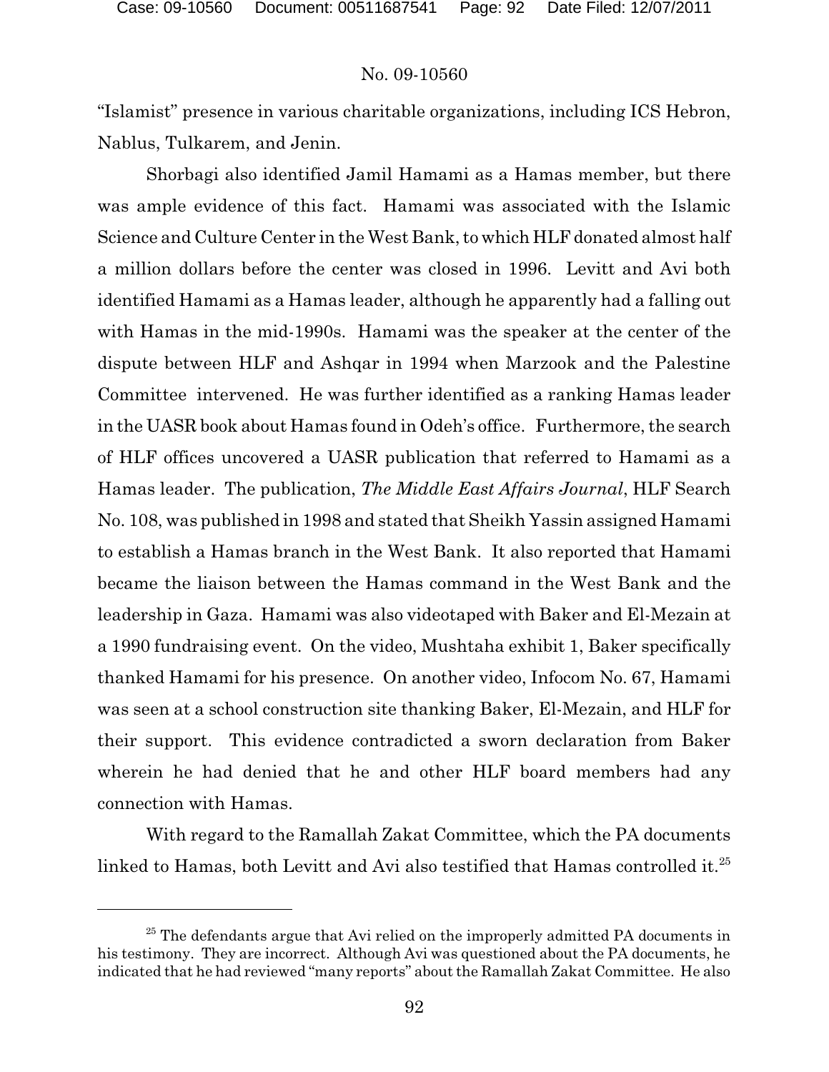"Islamist" presence in various charitable organizations, including ICS Hebron, Nablus, Tulkarem, and Jenin.

Shorbagi also identified Jamil Hamami as a Hamas member, but there was ample evidence of this fact. Hamami was associated with the Islamic Science and Culture Center in the West Bank, to which HLF donated almost half a million dollars before the center was closed in 1996. Levitt and Avi both identified Hamami as a Hamas leader, although he apparently had a falling out with Hamas in the mid-1990s. Hamami was the speaker at the center of the dispute between HLF and Ashqar in 1994 when Marzook and the Palestine Committee intervened. He was further identified as a ranking Hamas leader in the UASR book about Hamas found in Odeh's office. Furthermore, the search of HLF offices uncovered a UASR publication that referred to Hamami as a Hamas leader. The publication, *The Middle East Affairs Journal*, HLF Search No. 108, was published in 1998 and stated that Sheikh Yassin assigned Hamami to establish a Hamas branch in the West Bank. It also reported that Hamami became the liaison between the Hamas command in the West Bank and the leadership in Gaza. Hamami was also videotaped with Baker and El-Mezain at a 1990 fundraising event. On the video, Mushtaha exhibit 1, Baker specifically thanked Hamami for his presence. On another video, Infocom No. 67, Hamami was seen at a school construction site thanking Baker, El-Mezain, and HLF for their support. This evidence contradicted a sworn declaration from Baker wherein he had denied that he and other HLF board members had any connection with Hamas.

With regard to the Ramallah Zakat Committee, which the PA documents linked to Hamas, both Levitt and Avi also testified that Hamas controlled it.[25]

---

[25] The defendants argue that Avi relied on the improperly admitted PA documents in his testimony. They are incorrect. Although Avi was questioned about the PA documents, he indicated that he had reviewed "many reports" about the Ramallah Zakat Committee. He also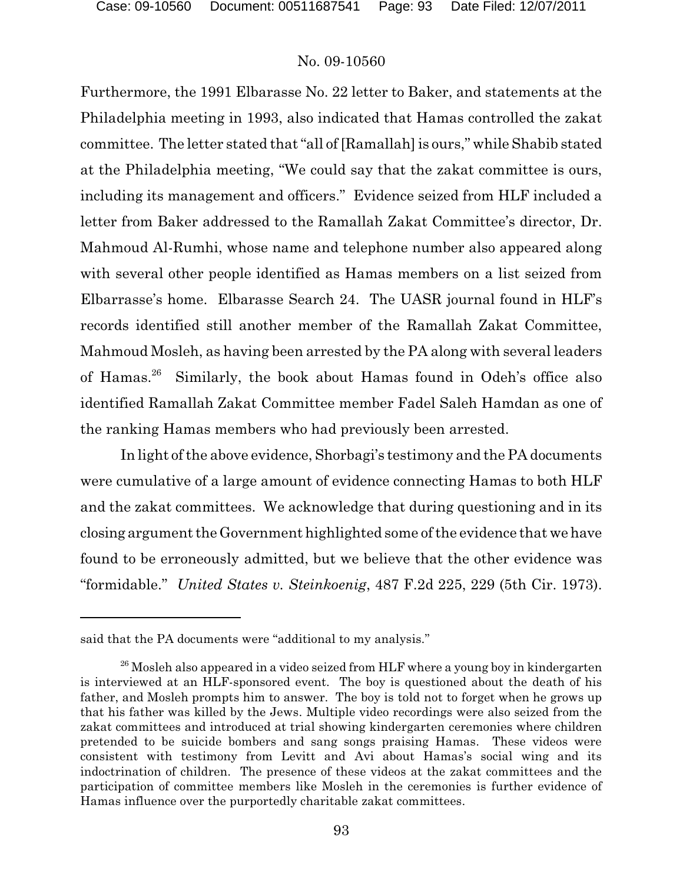Furthermore, the 1991 Elbarasse No. 22 letter to Baker, and statements at the Philadelphia meeting in 1993, also indicated that Hamas controlled the zakat committee. The letter stated that "all of [Ramallah] is ours," while Shabib stated at the Philadelphia meeting, "We could say that the zakat committee is ours, including its management and officers." Evidence seized from HLF included a letter from Baker addressed to the Ramallah Zakat Committee's director, Dr. Mahmoud Al-Rumhi, whose name and telephone number also appeared along with several other people identified as Hamas members on a list seized from Elbarrasse's home. Elbarasse Search 24. The UASR journal found in HLF's records identified still another member of the Ramallah Zakat Committee, Mahmoud Mosleh, as having been arrested by the PA along with several leaders of Hamas.[26] Similarly, the book about Hamas found in Odeh's office also identified Ramallah Zakat Committee member Fadel Saleh Hamdan as one of the ranking Hamas members who had previously been arrested.

In light of the above evidence, Shorbagi's testimony and the PA documents were cumulative of a large amount of evidence connecting Hamas to both HLF and the zakat committees. We acknowledge that during questioning and in its closing argument the Government highlighted some of the evidence that we have found to be erroneously admitted, but we believe that the other evidence was "formidable." *United States v. Steinkoenig*, 487 F.2d 225, 229 (5th Cir. 1973).

---

said that the PA documents were "additional to my analysis."

[26] Mosleh also appeared in a video seized from HLF where a young boy in kindergarten is interviewed at an HLF-sponsored event. The boy is questioned about the death of his father, and Mosleh prompts him to answer. The boy is told not to forget when he grows up that his father was killed by the Jews. Multiple video recordings were also seized from the zakat committees and introduced at trial showing kindergarten ceremonies where children pretended to be suicide bombers and sang songs praising Hamas. These videos were consistent with testimony from Levitt and Avi about Hamas's social wing and its indoctrination of children. The presence of these videos at the zakat committees and the participation of committee members like Mosleh in the ceremonies is further evidence of Hamas influence over the purportedly charitable zakat committees.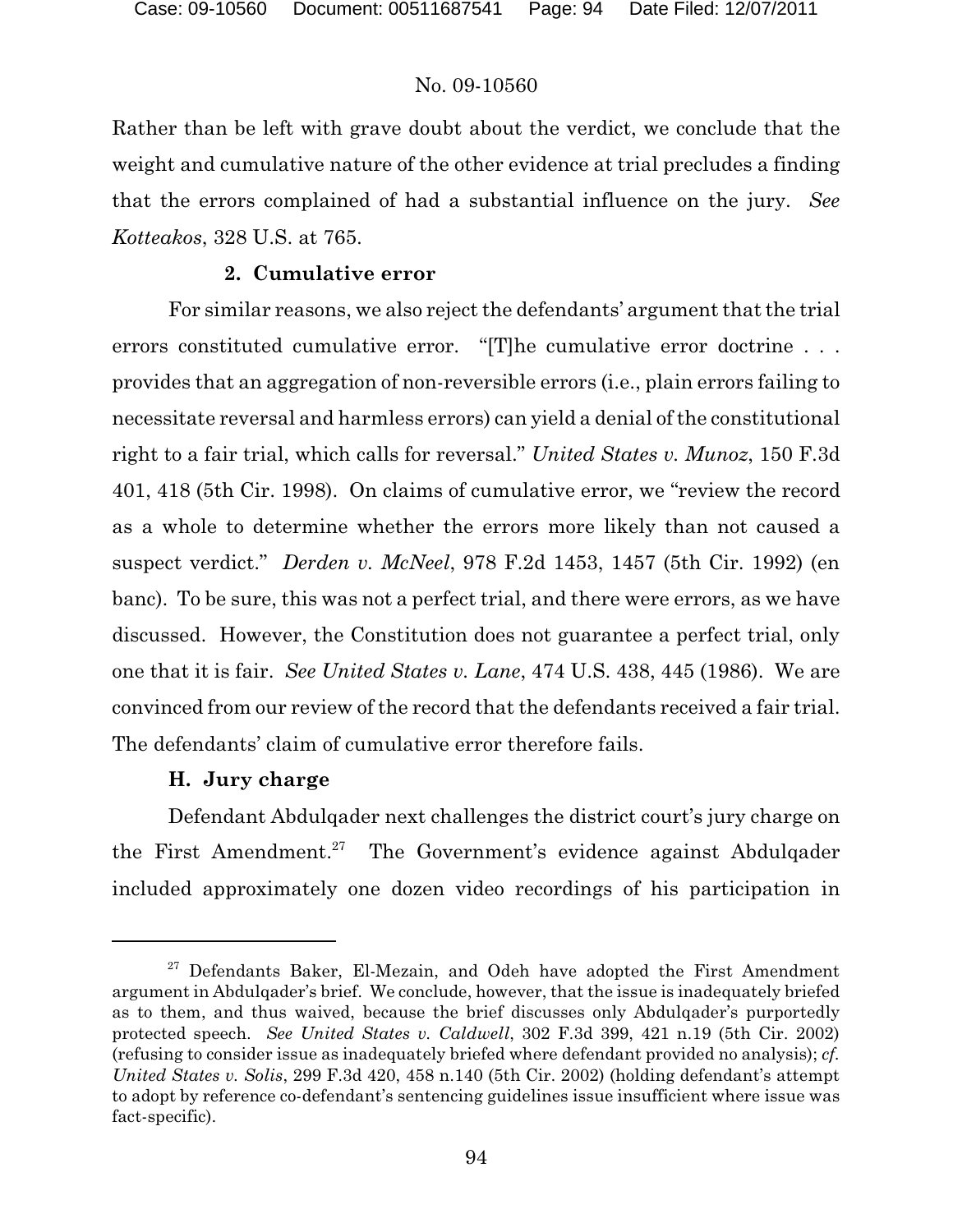Rather than be left with grave doubt about the verdict, we conclude that the weight and cumulative nature of the other evidence at trial precludes a finding that the errors complained of had a substantial influence on the jury. *See Kotteakos*, 328 U.S. at 765.

### 2. Cumulative error

For similar reasons, we also reject the defendants' argument that the trial errors constituted cumulative error. "[T]he cumulative error doctrine . . . provides that an aggregation of non-reversible errors (i.e., plain errors failing to necessitate reversal and harmless errors) can yield a denial of the constitutional right to a fair trial, which calls for reversal." *United States v. Munoz*, 150 F.3d 401, 418 (5th Cir. 1998). On claims of cumulative error, we "review the record as a whole to determine whether the errors more likely than not caused a suspect verdict." *Derden v. McNeel*, 978 F.2d 1453, 1457 (5th Cir. 1992) (en banc). To be sure, this was not a perfect trial, and there were errors, as we have discussed. However, the Constitution does not guarantee a perfect trial, only one that it is fair. *See United States v. Lane*, 474 U.S. 438, 445 (1986). We are convinced from our review of the record that the defendants received a fair trial. The defendants' claim of cumulative error therefore fails.

## H. Jury charge

Defendant Abdulqader next challenges the district court's jury charge on the First Amendment.[27] The Government's evidence against Abdulqader included approximately one dozen video recordings of his participation in

---

[27] Defendants Baker, El-Mezain, and Odeh have adopted the First Amendment argument in Abdulqader's brief. We conclude, however, that the issue is inadequately briefed as to them, and thus waived, because the brief discusses only Abdulqader's purportedly protected speech. *See United States v. Caldwell*, 302 F.3d 399, 421 n.19 (5th Cir. 2002) (refusing to consider issue as inadequately briefed where defendant provided no analysis); *cf. United States v. Solis*, 299 F.3d 420, 458 n.140 (5th Cir. 2002) (holding defendant's attempt to adopt by reference co-defendant's sentencing guidelines issue insufficient where issue was fact-specific).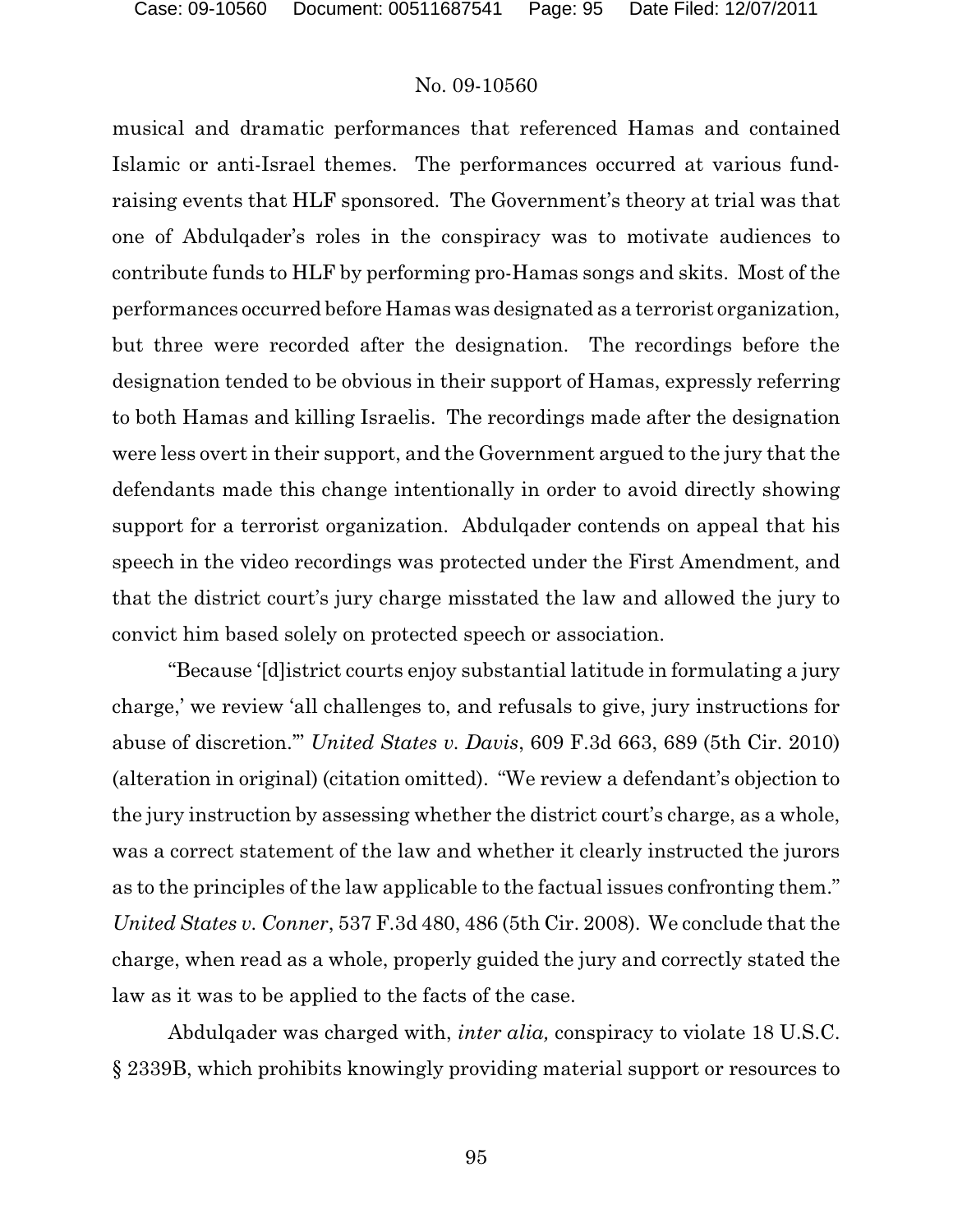musical and dramatic performances that referenced Hamas and contained Islamic or anti-Israel themes. The performances occurred at various fund-raising events that HLF sponsored. The Government's theory at trial was that one of Abdulqader's roles in the conspiracy was to motivate audiences to contribute funds to HLF by performing pro-Hamas songs and skits. Most of the performances occurred before Hamas was designated as a terrorist organization, but three were recorded after the designation. The recordings before the designation tended to be obvious in their support of Hamas, expressly referring to both Hamas and killing Israelis. The recordings made after the designation were less overt in their support, and the Government argued to the jury that the defendants made this change intentionally in order to avoid directly showing support for a terrorist organization. Abdulqader contends on appeal that his speech in the video recordings was protected under the First Amendment, and that the district court's jury charge misstated the law and allowed the jury to convict him based solely on protected speech or association.

"Because '[d]istrict courts enjoy substantial latitude in formulating a jury charge,' we review 'all challenges to, and refusals to give, jury instructions for abuse of discretion.'" *United States v. Davis*, 609 F.3d 663, 689 (5th Cir. 2010) (alteration in original) (citation omitted). "We review a defendant's objection to the jury instruction by assessing whether the district court's charge, as a whole, was a correct statement of the law and whether it clearly instructed the jurors as to the principles of the law applicable to the factual issues confronting them." *United States v. Conner*, 537 F.3d 480, 486 (5th Cir. 2008). We conclude that the charge, when read as a whole, properly guided the jury and correctly stated the law as it was to be applied to the facts of the case.

Abdulqader was charged with, *inter alia,* conspiracy to violate 18 U.S.C. § 2339B, which prohibits knowingly providing material support or resources to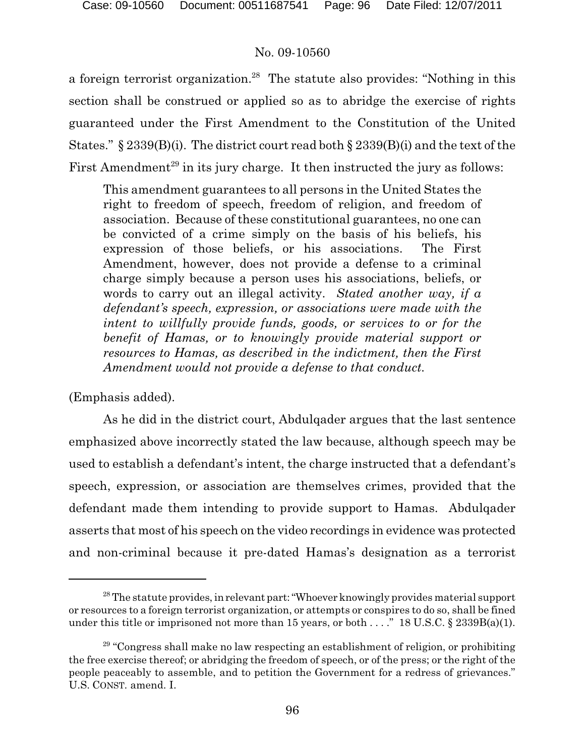a foreign terrorist organization.[28] The statute also provides: "Nothing in this section shall be construed or applied so as to abridge the exercise of rights guaranteed under the First Amendment to the Constitution of the United States." § 2339(B)(i). The district court read both § 2339(B)(i) and the text of the First Amendment[29] in its jury charge. It then instructed the jury as follows:

> This amendment guarantees to all persons in the United States the right to freedom of speech, freedom of religion, and freedom of association. Because of these constitutional guarantees, no one can be convicted of a crime simply on the basis of his beliefs, his expression of those beliefs, or his associations. The First Amendment, however, does not provide a defense to a criminal charge simply because a person uses his associations, beliefs, or words to carry out an illegal activity. *Stated another way, if a defendant's speech, expression, or associations were made with the intent to willfully provide funds, goods, or services to or for the benefit of Hamas, or to knowingly provide material support or resources to Hamas, as described in the indictment, then the First Amendment would not provide a defense to that conduct.*

(Emphasis added).

As he did in the district court, Abdulqader argues that the last sentence emphasized above incorrectly stated the law because, although speech may be used to establish a defendant's intent, the charge instructed that a defendant's speech, expression, or association are themselves crimes, provided that the defendant made them intending to provide support to Hamas. Abdulqader asserts that most of his speech on the video recordings in evidence was protected and non-criminal because it pre-dated Hamas's designation as a terrorist

---

[28] The statute provides, in relevant part: "Whoever knowingly provides material support or resources to a foreign terrorist organization, or attempts or conspires to do so, shall be fined under this title or imprisoned not more than 15 years, or both . . . ." 18 U.S.C. § 2339B(a)(1).

[29] "Congress shall make no law respecting an establishment of religion, or prohibiting the free exercise thereof; or abridging the freedom of speech, or of the press; or the right of the people peaceably to assemble, and to petition the Government for a redress of grievances." U.S. CONST. amend. I.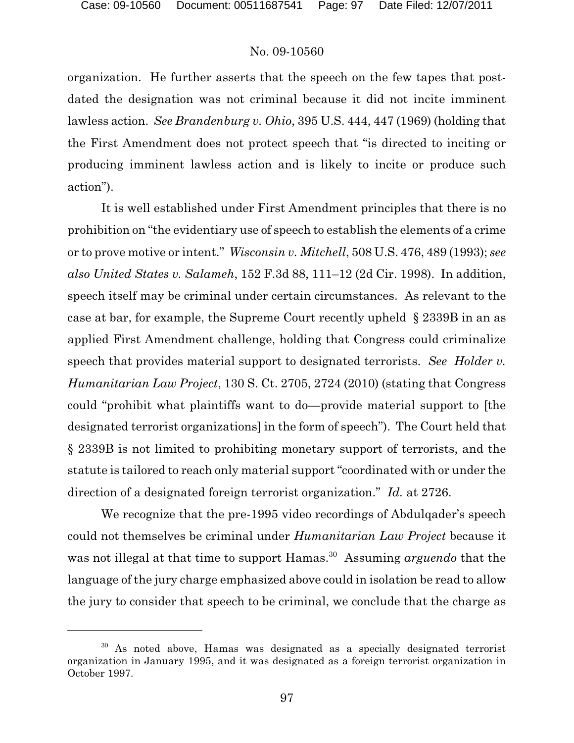organization. He further asserts that the speech on the few tapes that post-dated the designation was not criminal because it did not incite imminent lawless action. *See Brandenburg v. Ohio*, 395 U.S. 444, 447 (1969) (holding that the First Amendment does not protect speech that "is directed to inciting or producing imminent lawless action and is likely to incite or produce such action").

It is well established under First Amendment principles that there is no prohibition on "the evidentiary use of speech to establish the elements of a crime or to prove motive or intent." *Wisconsin v. Mitchell*, 508 U.S. 476, 489 (1993); *see also United States v. Salameh*, 152 F.3d 88, 111–12 (2d Cir. 1998). In addition, speech itself may be criminal under certain circumstances. As relevant to the case at bar, for example, the Supreme Court recently upheld § 2339B in an as applied First Amendment challenge, holding that Congress could criminalize speech that provides material support to designated terrorists. *See Holder v. Humanitarian Law Project*, 130 S. Ct. 2705, 2724 (2010) (stating that Congress could "prohibit what plaintiffs want to do—provide material support to [the designated terrorist organizations] in the form of speech"). The Court held that § 2339B is not limited to prohibiting monetary support of terrorists, and the statute is tailored to reach only material support "coordinated with or under the direction of a designated foreign terrorist organization." *Id.* at 2726.

We recognize that the pre-1995 video recordings of Abdulqader's speech could not themselves be criminal under *Humanitarian Law Project* because it was not illegal at that time to support Hamas.[30] Assuming *arguendo* that the language of the jury charge emphasized above could in isolation be read to allow the jury to consider that speech to be criminal, we conclude that the charge as

---

[30] As noted above, Hamas was designated as a specially designated terrorist organization in January 1995, and it was designated as a foreign terrorist organization in October 1997.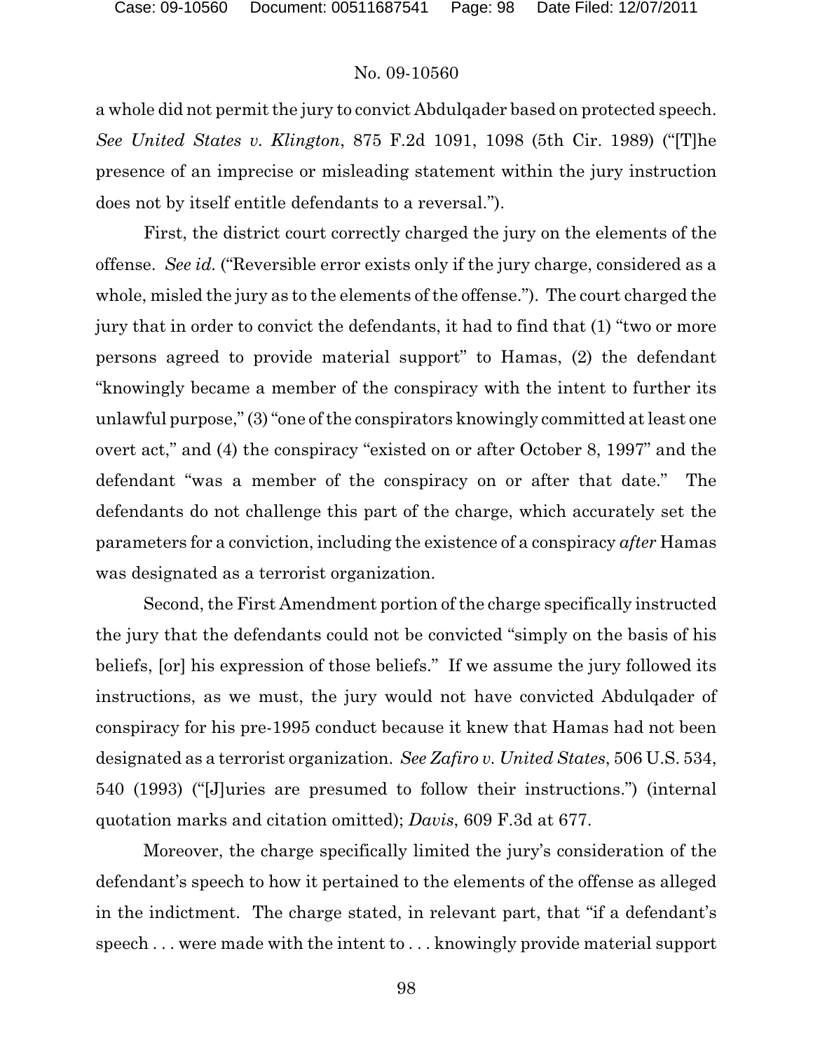a whole did not permit the jury to convict Abdulqader based on protected speech. *See United States v. Klington*, 875 F.2d 1091, 1098 (5th Cir. 1989) ("[T]he presence of an imprecise or misleading statement within the jury instruction does not by itself entitle defendants to a reversal.").

First, the district court correctly charged the jury on the elements of the offense. *See id.* ("Reversible error exists only if the jury charge, considered as a whole, misled the jury as to the elements of the offense."). The court charged the jury that in order to convict the defendants, it had to find that (1) "two or more persons agreed to provide material support" to Hamas, (2) the defendant "knowingly became a member of the conspiracy with the intent to further its unlawful purpose," (3) "one of the conspirators knowingly committed at least one overt act," and (4) the conspiracy "existed on or after October 8, 1997" and the defendant "was a member of the conspiracy on or after that date." The defendants do not challenge this part of the charge, which accurately set the parameters for a conviction, including the existence of a conspiracy *after* Hamas was designated as a terrorist organization.

Second, the First Amendment portion of the charge specifically instructed the jury that the defendants could not be convicted "simply on the basis of his beliefs, [or] his expression of those beliefs." If we assume the jury followed its instructions, as we must, the jury would not have convicted Abdulqader of conspiracy for his pre-1995 conduct because it knew that Hamas had not been designated as a terrorist organization. *See Zafiro v. United States*, 506 U.S. 534, 540 (1993) ("[J]uries are presumed to follow their instructions.") (internal quotation marks and citation omitted); *Davis*, 609 F.3d at 677.

Moreover, the charge specifically limited the jury's consideration of the defendant's speech to how it pertained to the elements of the offense as alleged in the indictment. The charge stated, in relevant part, that "if a defendant's speech . . . were made with the intent to . . . knowingly provide material support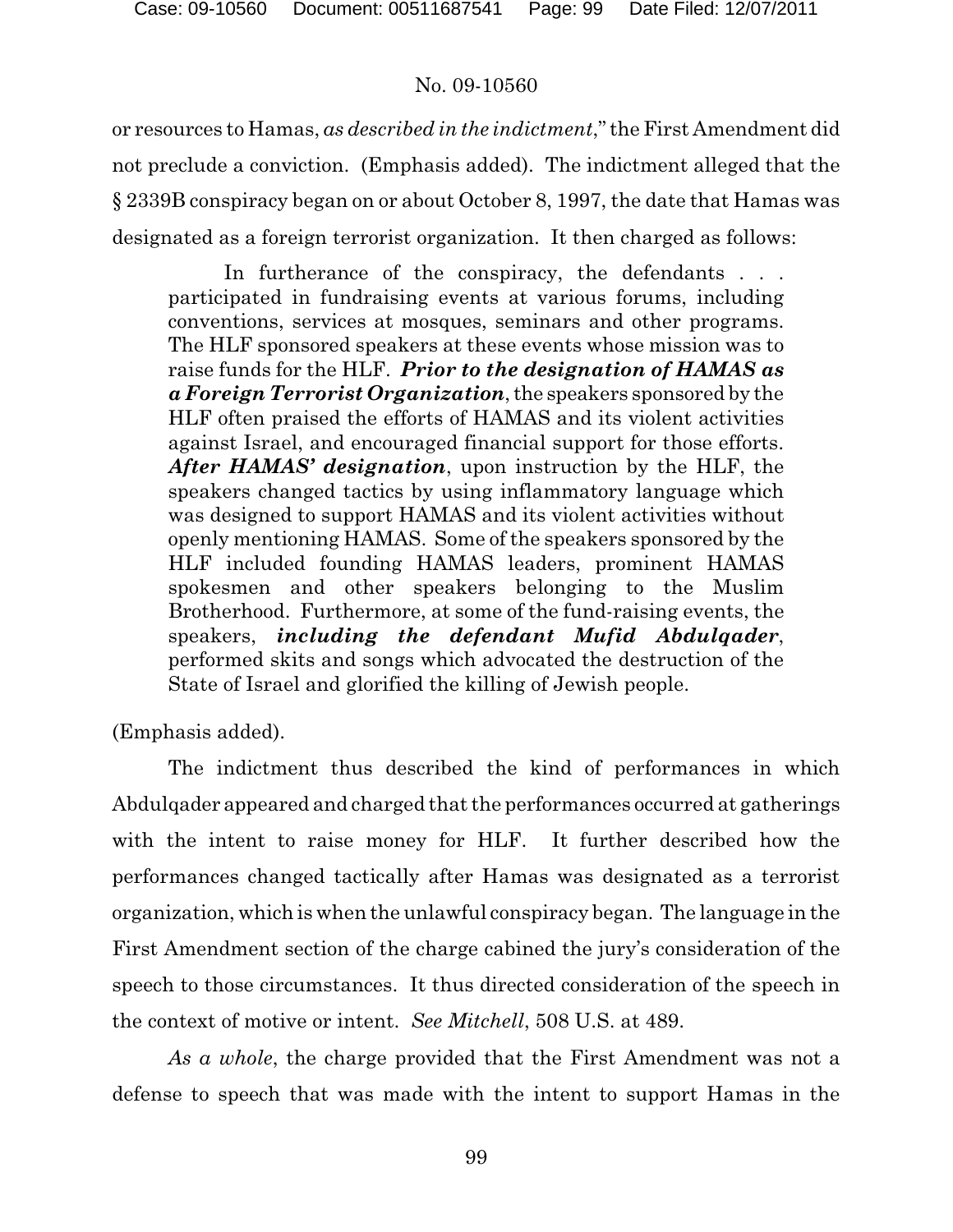or resources to Hamas, *as described in the indictment*," the First Amendment did not preclude a conviction. (Emphasis added). The indictment alleged that the § 2339B conspiracy began on or about October 8, 1997, the date that Hamas was designated as a foreign terrorist organization. It then charged as follows:

> In furtherance of the conspiracy, the defendants . . . participated in fundraising events at various forums, including conventions, services at mosques, seminars and other programs. The HLF sponsored speakers at these events whose mission was to raise funds for the HLF. ***Prior to the designation of HAMAS as a Foreign Terrorist Organization***, the speakers sponsored by the HLF often praised the efforts of HAMAS and its violent activities against Israel, and encouraged financial support for those efforts. ***After HAMAS' designation***, upon instruction by the HLF, the speakers changed tactics by using inflammatory language which was designed to support HAMAS and its violent activities without openly mentioning HAMAS. Some of the speakers sponsored by the HLF included founding HAMAS leaders, prominent HAMAS spokesmen and other speakers belonging to the Muslim Brotherhood. Furthermore, at some of the fund-raising events, the speakers, ***including the defendant Mufid Abdulqader***, performed skits and songs which advocated the destruction of the State of Israel and glorified the killing of Jewish people.

(Emphasis added).

The indictment thus described the kind of performances in which Abdulqader appeared and charged that the performances occurred at gatherings with the intent to raise money for HLF. It further described how the performances changed tactically after Hamas was designated as a terrorist organization, which is when the unlawful conspiracy began. The language in the First Amendment section of the charge cabined the jury's consideration of the speech to those circumstances. It thus directed consideration of the speech in the context of motive or intent. *See Mitchell*, 508 U.S. at 489.

*As a whole*, the charge provided that the First Amendment was not a defense to speech that was made with the intent to support Hamas in the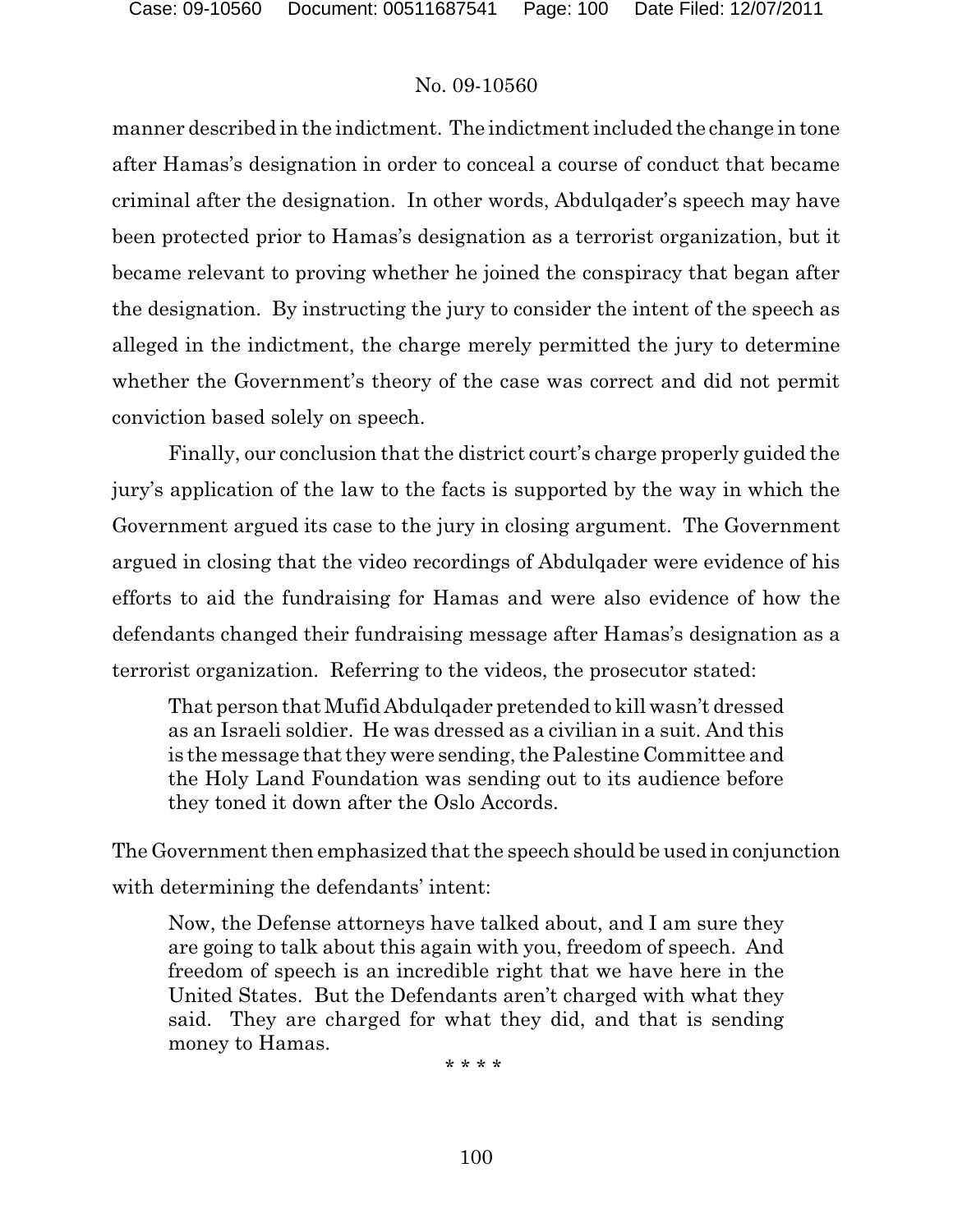manner described in the indictment. The indictment included the change in tone after Hamas's designation in order to conceal a course of conduct that became criminal after the designation. In other words, Abdulqader's speech may have been protected prior to Hamas's designation as a terrorist organization, but it became relevant to proving whether he joined the conspiracy that began after the designation. By instructing the jury to consider the intent of the speech as alleged in the indictment, the charge merely permitted the jury to determine whether the Government's theory of the case was correct and did not permit conviction based solely on speech.

Finally, our conclusion that the district court's charge properly guided the jury's application of the law to the facts is supported by the way in which the Government argued its case to the jury in closing argument. The Government argued in closing that the video recordings of Abdulqader were evidence of his efforts to aid the fundraising for Hamas and were also evidence of how the defendants changed their fundraising message after Hamas's designation as a terrorist organization. Referring to the videos, the prosecutor stated:

> That person that Mufid Abdulqader pretended to kill wasn't dressed as an Israeli soldier. He was dressed as a civilian in a suit. And this is the message that they were sending, the Palestine Committee and the Holy Land Foundation was sending out to its audience before they toned it down after the Oslo Accords.

The Government then emphasized that the speech should be used in conjunction with determining the defendants' intent:

> Now, the Defense attorneys have talked about, and I am sure they are going to talk about this again with you, freedom of speech. And freedom of speech is an incredible right that we have here in the United States. But the Defendants aren't charged with what they said. They are charged for what they did, and that is sending money to Hamas.
>
> * * * *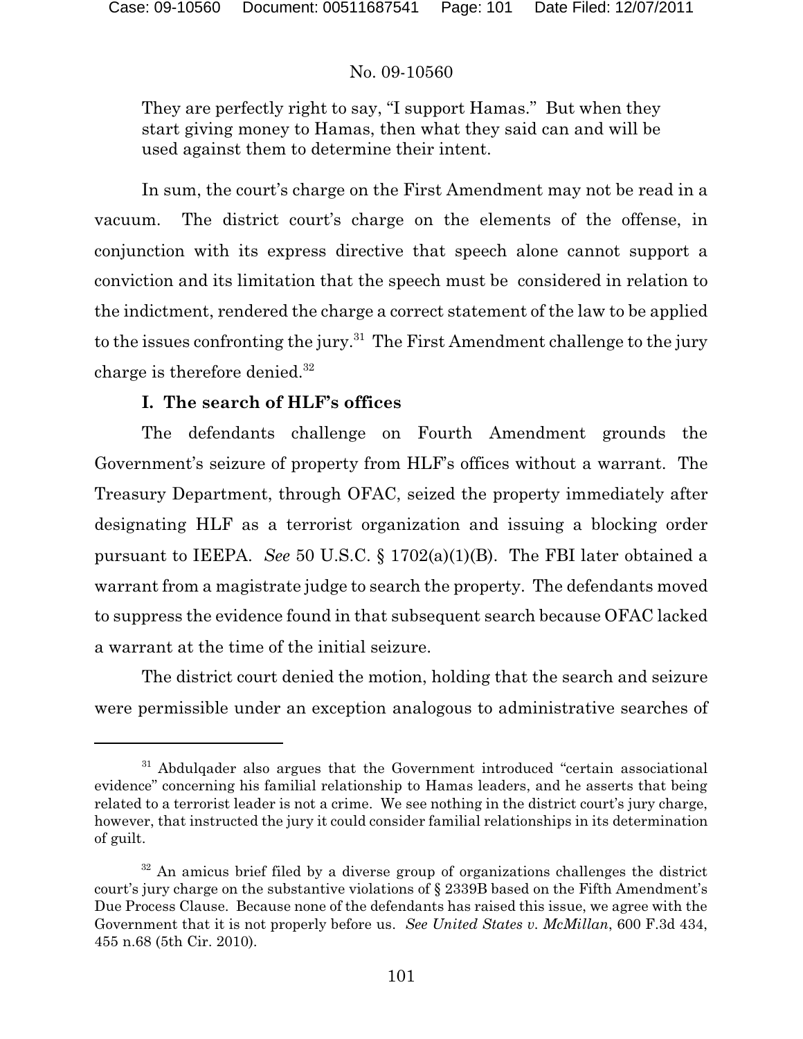They are perfectly right to say, "I support Hamas." But when they start giving money to Hamas, then what they said can and will be used against them to determine their intent.

In sum, the court's charge on the First Amendment may not be read in a vacuum. The district court's charge on the elements of the offense, in conjunction with its express directive that speech alone cannot support a conviction and its limitation that the speech must be considered in relation to the indictment, rendered the charge a correct statement of the law to be applied to the issues confronting the jury.[31] The First Amendment challenge to the jury charge is therefore denied.[32]

**I. The search of HLF's offices**

The defendants challenge on Fourth Amendment grounds the Government's seizure of property from HLF's offices without a warrant. The Treasury Department, through OFAC, seized the property immediately after designating HLF as a terrorist organization and issuing a blocking order pursuant to IEEPA. *See* 50 U.S.C. § 1702(a)(1)(B). The FBI later obtained a warrant from a magistrate judge to search the property. The defendants moved to suppress the evidence found in that subsequent search because OFAC lacked a warrant at the time of the initial seizure.

The district court denied the motion, holding that the search and seizure were permissible under an exception analogous to administrative searches of

---

[31] Abdulqader also argues that the Government introduced "certain associational evidence" concerning his familial relationship to Hamas leaders, and he asserts that being related to a terrorist leader is not a crime. We see nothing in the district court's jury charge, however, that instructed the jury it could consider familial relationships in its determination of guilt.

[32] An amicus brief filed by a diverse group of organizations challenges the district court's jury charge on the substantive violations of § 2339B based on the Fifth Amendment's Due Process Clause. Because none of the defendants has raised this issue, we agree with the Government that it is not properly before us. *See United States v. McMillan*, 600 F.3d 434, 455 n.68 (5th Cir. 2010).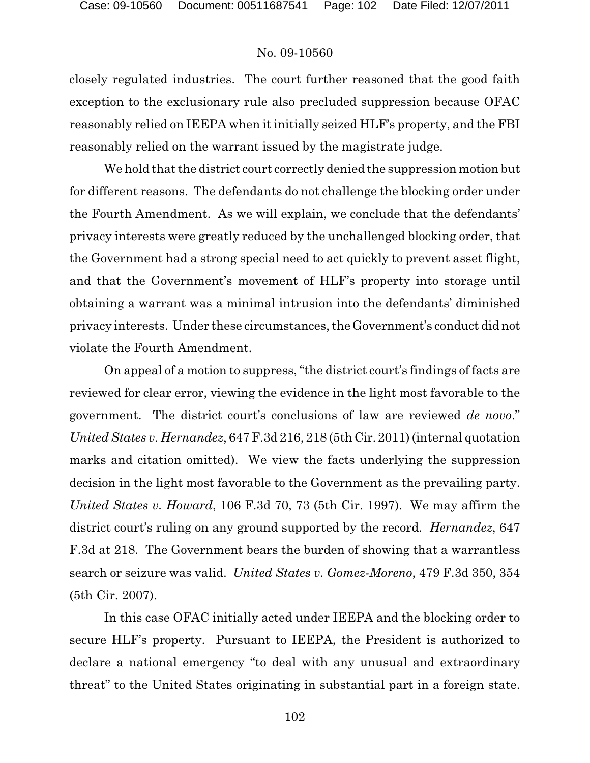closely regulated industries. The court further reasoned that the good faith exception to the exclusionary rule also precluded suppression because OFAC reasonably relied on IEEPA when it initially seized HLF's property, and the FBI reasonably relied on the warrant issued by the magistrate judge.

We hold that the district court correctly denied the suppression motion but for different reasons. The defendants do not challenge the blocking order under the Fourth Amendment. As we will explain, we conclude that the defendants' privacy interests were greatly reduced by the unchallenged blocking order, that the Government had a strong special need to act quickly to prevent asset flight, and that the Government's movement of HLF's property into storage until obtaining a warrant was a minimal intrusion into the defendants' diminished privacy interests. Under these circumstances, the Government's conduct did not violate the Fourth Amendment.

On appeal of a motion to suppress, "the district court's findings of facts are reviewed for clear error, viewing the evidence in the light most favorable to the government. The district court's conclusions of law are reviewed *de novo*." *United States v. Hernandez*, 647 F.3d 216, 218 (5th Cir. 2011) (internal quotation marks and citation omitted). We view the facts underlying the suppression decision in the light most favorable to the Government as the prevailing party. *United States v. Howard*, 106 F.3d 70, 73 (5th Cir. 1997). We may affirm the district court's ruling on any ground supported by the record. *Hernandez*, 647 F.3d at 218. The Government bears the burden of showing that a warrantless search or seizure was valid. *United States v. Gomez-Moreno*, 479 F.3d 350, 354 (5th Cir. 2007).

In this case OFAC initially acted under IEEPA and the blocking order to secure HLF's property. Pursuant to IEEPA, the President is authorized to declare a national emergency "to deal with any unusual and extraordinary threat" to the United States originating in substantial part in a foreign state.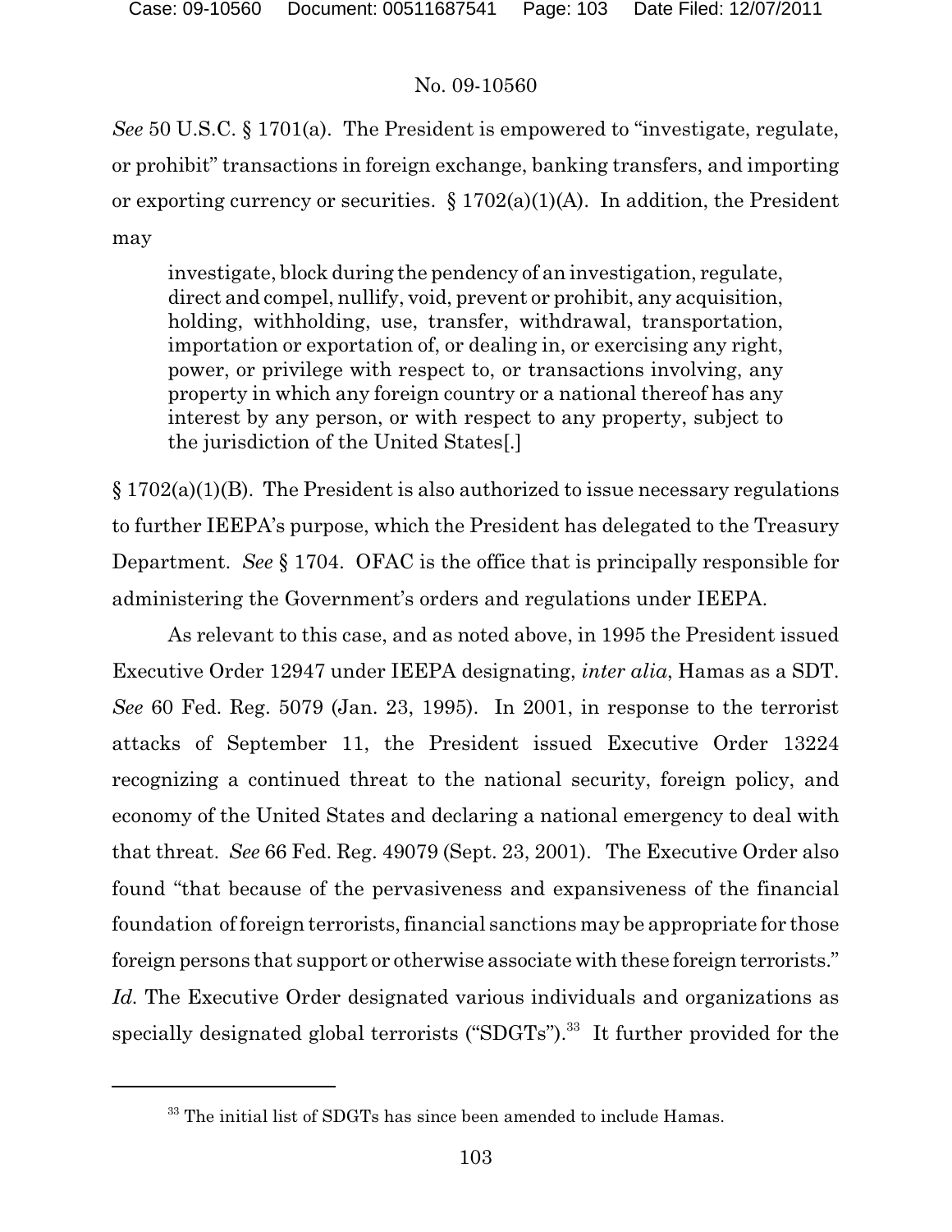*See* 50 U.S.C. § 1701(a). The President is empowered to "investigate, regulate, or prohibit" transactions in foreign exchange, banking transfers, and importing or exporting currency or securities. § 1702(a)(1)(A). In addition, the President may

> investigate, block during the pendency of an investigation, regulate, direct and compel, nullify, void, prevent or prohibit, any acquisition, holding, withholding, use, transfer, withdrawal, transportation, importation or exportation of, or dealing in, or exercising any right, power, or privilege with respect to, or transactions involving, any property in which any foreign country or a national thereof has any interest by any person, or with respect to any property, subject to the jurisdiction of the United States[.]

§ 1702(a)(1)(B). The President is also authorized to issue necessary regulations to further IEEPA's purpose, which the President has delegated to the Treasury Department. *See* § 1704. OFAC is the office that is principally responsible for administering the Government's orders and regulations under IEEPA.

As relevant to this case, and as noted above, in 1995 the President issued Executive Order 12947 under IEEPA designating, *inter alia*, Hamas as a SDT. *See* 60 Fed. Reg. 5079 (Jan. 23, 1995). In 2001, in response to the terrorist attacks of September 11, the President issued Executive Order 13224 recognizing a continued threat to the national security, foreign policy, and economy of the United States and declaring a national emergency to deal with that threat. *See* 66 Fed. Reg. 49079 (Sept. 23, 2001). The Executive Order also found "that because of the pervasiveness and expansiveness of the financial foundation of foreign terrorists, financial sanctions may be appropriate for those foreign persons that support or otherwise associate with these foreign terrorists." *Id.* The Executive Order designated various individuals and organizations as specially designated global terrorists ("SDGTs").[33] It further provided for the

[33] The initial list of SDGTs has since been amended to include Hamas.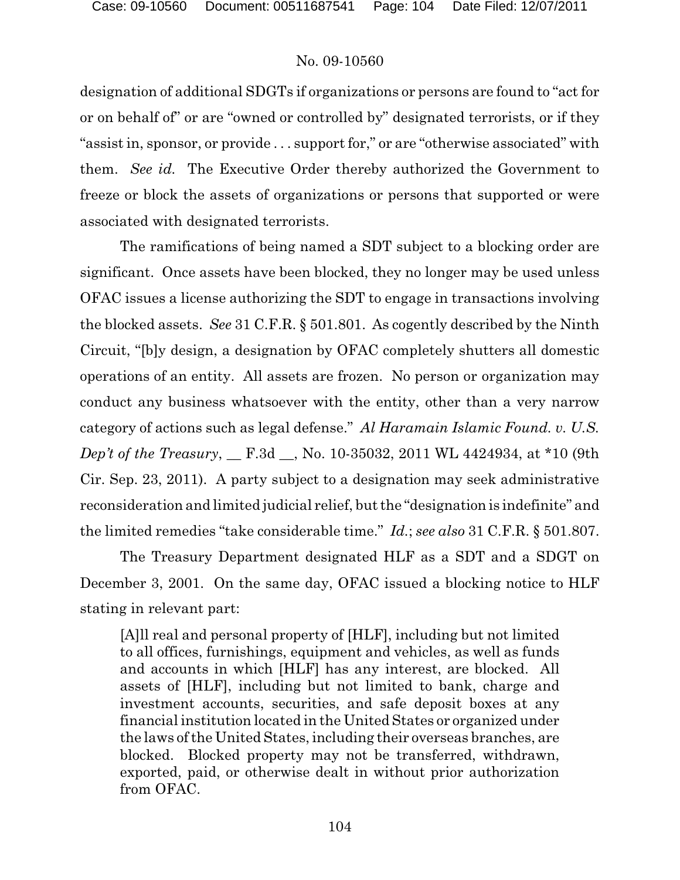designation of additional SDGTs if organizations or persons are found to "act for or on behalf of" or are "owned or controlled by" designated terrorists, or if they "assist in, sponsor, or provide . . . support for," or are "otherwise associated" with them. *See id.* The Executive Order thereby authorized the Government to freeze or block the assets of organizations or persons that supported or were associated with designated terrorists.

The ramifications of being named a SDT subject to a blocking order are significant. Once assets have been blocked, they no longer may be used unless OFAC issues a license authorizing the SDT to engage in transactions involving the blocked assets. *See* 31 C.F.R. § 501.801. As cogently described by the Ninth Circuit, "[b]y design, a designation by OFAC completely shutters all domestic operations of an entity. All assets are frozen. No person or organization may conduct any business whatsoever with the entity, other than a very narrow category of actions such as legal defense." *Al Haramain Islamic Found. v. U.S. Dep't of the Treasury*, __ F.3d __, No. 10-35032, 2011 WL 4424934, at *10 (9th Cir. Sep. 23, 2011). A party subject to a designation may seek administrative reconsideration and limited judicial relief, but the "designation is indefinite" and the limited remedies "take considerable time." *Id.*; *see also* 31 C.F.R. § 501.807.

The Treasury Department designated HLF as a SDT and a SDGT on December 3, 2001. On the same day, OFAC issued a blocking notice to HLF stating in relevant part:

> [A]ll real and personal property of [HLF], including but not limited to all offices, furnishings, equipment and vehicles, as well as funds and accounts in which [HLF] has any interest, are blocked. All assets of [HLF], including but not limited to bank, charge and investment accounts, securities, and safe deposit boxes at any financial institution located in the United States or organized under the laws of the United States, including their overseas branches, are blocked. Blocked property may not be transferred, withdrawn, exported, paid, or otherwise dealt in without prior authorization from OFAC.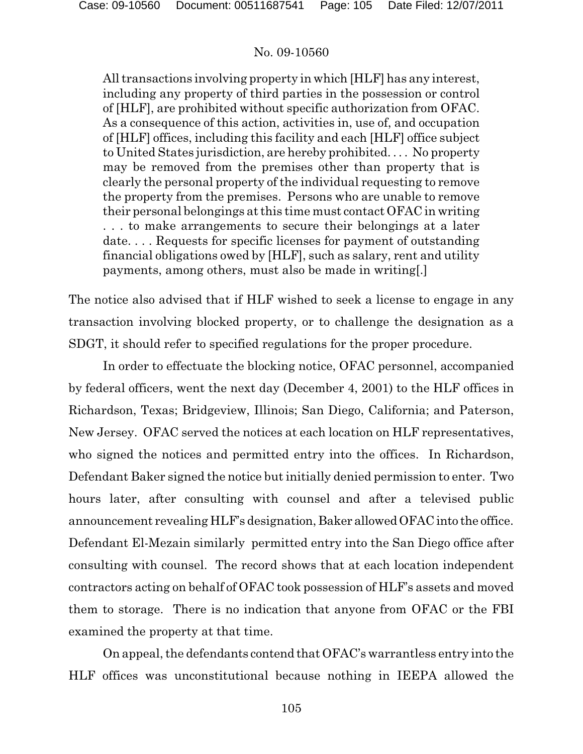> All transactions involving property in which [HLF] has any interest, including any property of third parties in the possession or control of [HLF], are prohibited without specific authorization from OFAC. As a consequence of this action, activities in, use of, and occupation of [HLF] offices, including this facility and each [HLF] office subject to United States jurisdiction, are hereby prohibited. . . . No property may be removed from the premises other than property that is clearly the personal property of the individual requesting to remove the property from the premises. Persons who are unable to remove their personal belongings at this time must contact OFAC in writing . . . to make arrangements to secure their belongings at a later date. . . . Requests for specific licenses for payment of outstanding financial obligations owed by [HLF], such as salary, rent and utility payments, among others, must also be made in writing[.]

The notice also advised that if HLF wished to seek a license to engage in any transaction involving blocked property, or to challenge the designation as a SDGT, it should refer to specified regulations for the proper procedure.

In order to effectuate the blocking notice, OFAC personnel, accompanied by federal officers, went the next day (December 4, 2001) to the HLF offices in Richardson, Texas; Bridgeview, Illinois; San Diego, California; and Paterson, New Jersey. OFAC served the notices at each location on HLF representatives, who signed the notices and permitted entry into the offices. In Richardson, Defendant Baker signed the notice but initially denied permission to enter. Two hours later, after consulting with counsel and after a televised public announcement revealing HLF's designation, Baker allowed OFAC into the office. Defendant El-Mezain similarly permitted entry into the San Diego office after consulting with counsel. The record shows that at each location independent contractors acting on behalf of OFAC took possession of HLF's assets and moved them to storage. There is no indication that anyone from OFAC or the FBI examined the property at that time.

On appeal, the defendants contend that OFAC's warrantless entry into the HLF offices was unconstitutional because nothing in IEEPA allowed the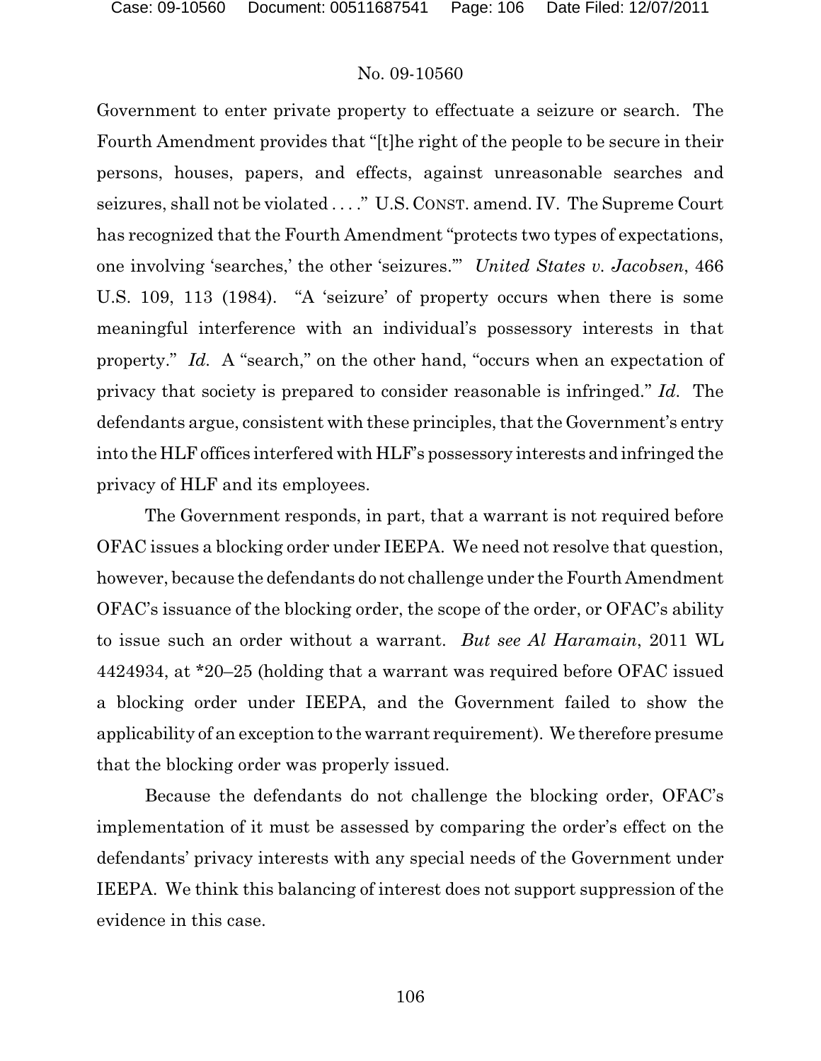Government to enter private property to effectuate a seizure or search. The Fourth Amendment provides that "[t]he right of the people to be secure in their persons, houses, papers, and effects, against unreasonable searches and seizures, shall not be violated . . . ." U.S. CONST. amend. IV. The Supreme Court has recognized that the Fourth Amendment "protects two types of expectations, one involving 'searches,' the other 'seizures.'" *United States v. Jacobsen*, 466 U.S. 109, 113 (1984). "A 'seizure' of property occurs when there is some meaningful interference with an individual's possessory interests in that property." *Id.* A "search," on the other hand, "occurs when an expectation of privacy that society is prepared to consider reasonable is infringed." *Id.* The defendants argue, consistent with these principles, that the Government's entry into the HLF offices interfered with HLF's possessory interests and infringed the privacy of HLF and its employees.

The Government responds, in part, that a warrant is not required before OFAC issues a blocking order under IEEPA. We need not resolve that question, however, because the defendants do not challenge under the Fourth Amendment OFAC's issuance of the blocking order, the scope of the order, or OFAC's ability to issue such an order without a warrant. *But see Al Haramain*, 2011 WL 4424934, at *20–25 (holding that a warrant was required before OFAC issued a blocking order under IEEPA, and the Government failed to show the applicability of an exception to the warrant requirement). We therefore presume that the blocking order was properly issued.

Because the defendants do not challenge the blocking order, OFAC's implementation of it must be assessed by comparing the order's effect on the defendants' privacy interests with any special needs of the Government under IEEPA. We think this balancing of interest does not support suppression of the evidence in this case.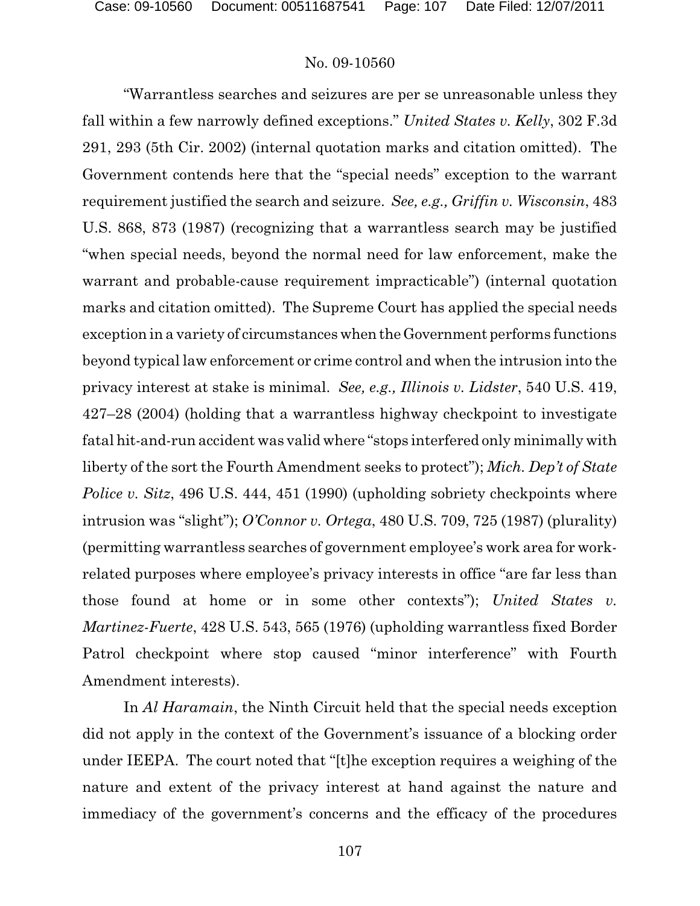"Warrantless searches and seizures are per se unreasonable unless they fall within a few narrowly defined exceptions." *United States v. Kelly*, 302 F.3d 291, 293 (5th Cir. 2002) (internal quotation marks and citation omitted). The Government contends here that the "special needs" exception to the warrant requirement justified the search and seizure. *See, e.g., Griffin v. Wisconsin*, 483 U.S. 868, 873 (1987) (recognizing that a warrantless search may be justified "when special needs, beyond the normal need for law enforcement, make the warrant and probable-cause requirement impracticable") (internal quotation marks and citation omitted). The Supreme Court has applied the special needs exception in a variety of circumstances when the Government performs functions beyond typical law enforcement or crime control and when the intrusion into the privacy interest at stake is minimal. *See, e.g., Illinois v. Lidster*, 540 U.S. 419, 427–28 (2004) (holding that a warrantless highway checkpoint to investigate fatal hit-and-run accident was valid where "stops interfered only minimally with liberty of the sort the Fourth Amendment seeks to protect"); *Mich. Dep't of State Police v. Sitz*, 496 U.S. 444, 451 (1990) (upholding sobriety checkpoints where intrusion was "slight"); *O'Connor v. Ortega*, 480 U.S. 709, 725 (1987) (plurality) (permitting warrantless searches of government employee's work area for work-related purposes where employee's privacy interests in office "are far less than those found at home or in some other contexts"); *United States v. Martinez-Fuerte*, 428 U.S. 543, 565 (1976) (upholding warrantless fixed Border Patrol checkpoint where stop caused "minor interference" with Fourth Amendment interests).

In *Al Haramain*, the Ninth Circuit held that the special needs exception did not apply in the context of the Government's issuance of a blocking order under IEEPA. The court noted that "[t]he exception requires a weighing of the nature and extent of the privacy interest at hand against the nature and immediacy of the government's concerns and the efficacy of the procedures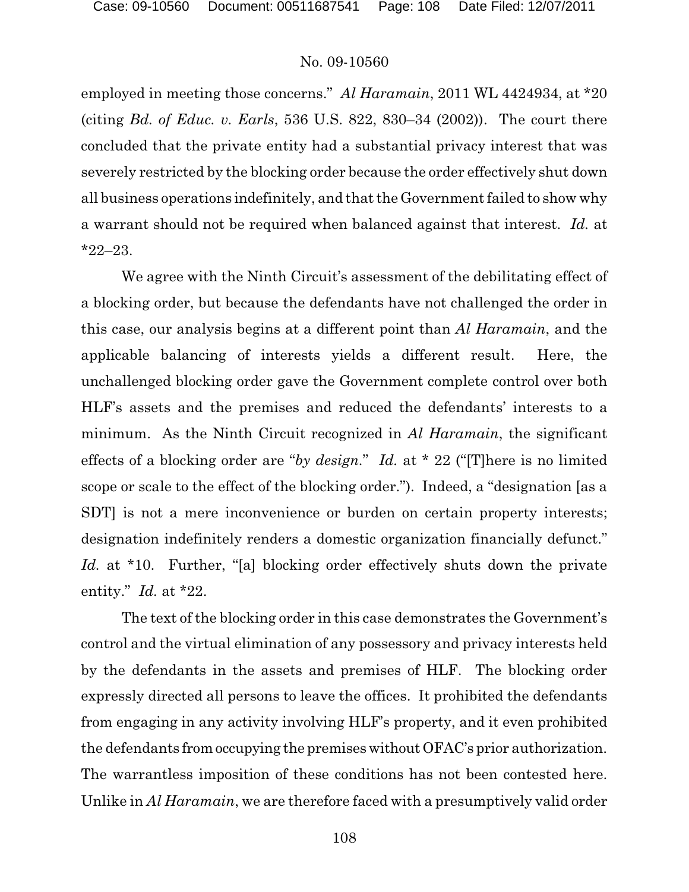employed in meeting those concerns." *Al Haramain*, 2011 WL 4424934, at *20 (citing *Bd. of Educ. v. Earls*, 536 U.S. 822, 830–34 (2002)). The court there concluded that the private entity had a substantial privacy interest that was severely restricted by the blocking order because the order effectively shut down all business operations indefinitely, and that the Government failed to show why a warrant should not be required when balanced against that interest. *Id.* at *22–23.

We agree with the Ninth Circuit's assessment of the debilitating effect of a blocking order, but because the defendants have not challenged the order in this case, our analysis begins at a different point than *Al Haramain*, and the applicable balancing of interests yields a different result. Here, the unchallenged blocking order gave the Government complete control over both HLF's assets and the premises and reduced the defendants' interests to a minimum. As the Ninth Circuit recognized in *Al Haramain*, the significant effects of a blocking order are "*by design*." *Id.* at * 22 ("[T]here is no limited scope or scale to the effect of the blocking order."). Indeed, a "designation [as a SDT] is not a mere inconvenience or burden on certain property interests; designation indefinitely renders a domestic organization financially defunct." *Id.* at *10. Further, "[a] blocking order effectively shuts down the private entity." *Id.* at *22.

The text of the blocking order in this case demonstrates the Government's control and the virtual elimination of any possessory and privacy interests held by the defendants in the assets and premises of HLF. The blocking order expressly directed all persons to leave the offices. It prohibited the defendants from engaging in any activity involving HLF's property, and it even prohibited the defendants from occupying the premises without OFAC's prior authorization. The warrantless imposition of these conditions has not been contested here. Unlike in *Al Haramain*, we are therefore faced with a presumptively valid order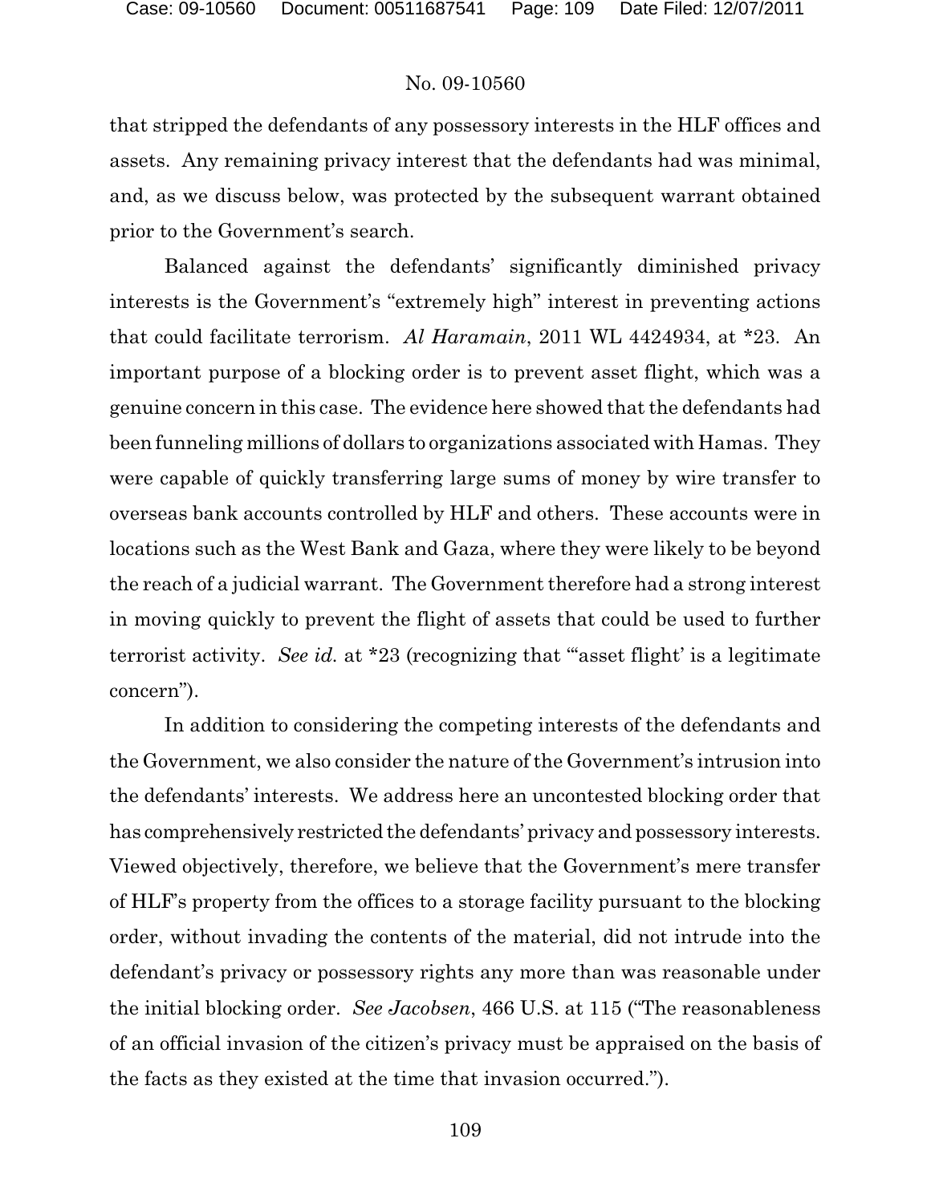that stripped the defendants of any possessory interests in the HLF offices and assets. Any remaining privacy interest that the defendants had was minimal, and, as we discuss below, was protected by the subsequent warrant obtained prior to the Government's search.

Balanced against the defendants' significantly diminished privacy interests is the Government's "extremely high" interest in preventing actions that could facilitate terrorism. *Al Haramain*, 2011 WL 4424934, at *23. An important purpose of a blocking order is to prevent asset flight, which was a genuine concern in this case. The evidence here showed that the defendants had been funneling millions of dollars to organizations associated with Hamas. They were capable of quickly transferring large sums of money by wire transfer to overseas bank accounts controlled by HLF and others. These accounts were in locations such as the West Bank and Gaza, where they were likely to be beyond the reach of a judicial warrant. The Government therefore had a strong interest in moving quickly to prevent the flight of assets that could be used to further terrorist activity. *See id.* at *23 (recognizing that "'asset flight' is a legitimate concern").

In addition to considering the competing interests of the defendants and the Government, we also consider the nature of the Government's intrusion into the defendants' interests. We address here an uncontested blocking order that has comprehensively restricted the defendants' privacy and possessory interests. Viewed objectively, therefore, we believe that the Government's mere transfer of HLF's property from the offices to a storage facility pursuant to the blocking order, without invading the contents of the material, did not intrude into the defendant's privacy or possessory rights any more than was reasonable under the initial blocking order. *See Jacobsen*, 466 U.S. at 115 ("The reasonableness of an official invasion of the citizen's privacy must be appraised on the basis of the facts as they existed at the time that invasion occurred.").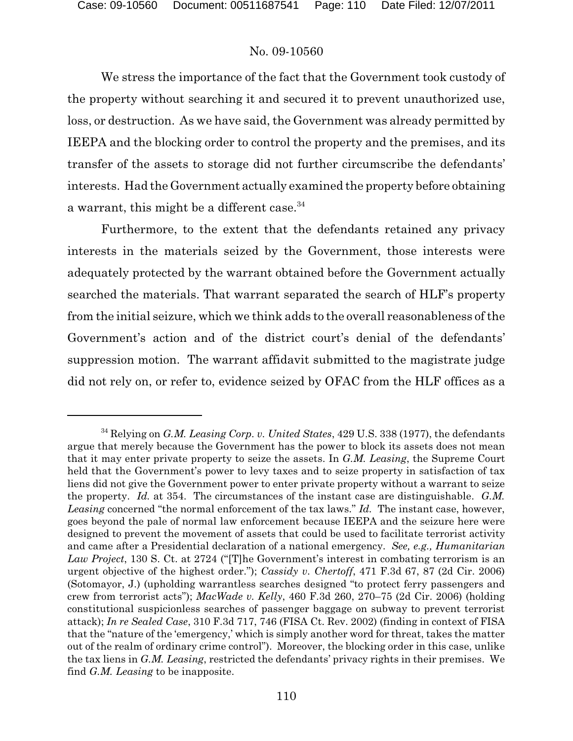We stress the importance of the fact that the Government took custody of the property without searching it and secured it to prevent unauthorized use, loss, or destruction. As we have said, the Government was already permitted by IEEPA and the blocking order to control the property and the premises, and its transfer of the assets to storage did not further circumscribe the defendants' interests. Had the Government actually examined the property before obtaining a warrant, this might be a different case.[34]

Furthermore, to the extent that the defendants retained any privacy interests in the materials seized by the Government, those interests were adequately protected by the warrant obtained before the Government actually searched the materials. That warrant separated the search of HLF's property from the initial seizure, which we think adds to the overall reasonableness of the Government's action and of the district court's denial of the defendants' suppression motion. The warrant affidavit submitted to the magistrate judge did not rely on, or refer to, evidence seized by OFAC from the HLF offices as a

---

[34] Relying on *G.M. Leasing Corp. v. United States*, 429 U.S. 338 (1977), the defendants argue that merely because the Government has the power to block its assets does not mean that it may enter private property to seize the assets. In *G.M. Leasing*, the Supreme Court held that the Government's power to levy taxes and to seize property in satisfaction of tax liens did not give the Government power to enter private property without a warrant to seize the property. *Id.* at 354. The circumstances of the instant case are distinguishable. *G.M. Leasing* concerned "the normal enforcement of the tax laws." *Id.* The instant case, however, goes beyond the pale of normal law enforcement because IEEPA and the seizure here were designed to prevent the movement of assets that could be used to facilitate terrorist activity and came after a Presidential declaration of a national emergency. *See, e.g., Humanitarian Law Project*, 130 S. Ct. at 2724 ("[T]he Government's interest in combating terrorism is an urgent objective of the highest order."); *Cassidy v. Chertoff*, 471 F.3d 67, 87 (2d Cir. 2006) (Sotomayor, J.) (upholding warrantless searches designed "to protect ferry passengers and crew from terrorist acts"); *MacWade v. Kelly*, 460 F.3d 260, 270–75 (2d Cir. 2006) (holding constitutional suspicionless searches of passenger baggage on subway to prevent terrorist attack); *In re Sealed Case*, 310 F.3d 717, 746 (FISA Ct. Rev. 2002) (finding in context of FISA that the "nature of the 'emergency,' which is simply another word for threat, takes the matter out of the realm of ordinary crime control"). Moreover, the blocking order in this case, unlike the tax liens in *G.M. Leasing*, restricted the defendants' privacy rights in their premises. We find *G.M. Leasing* to be inapposite.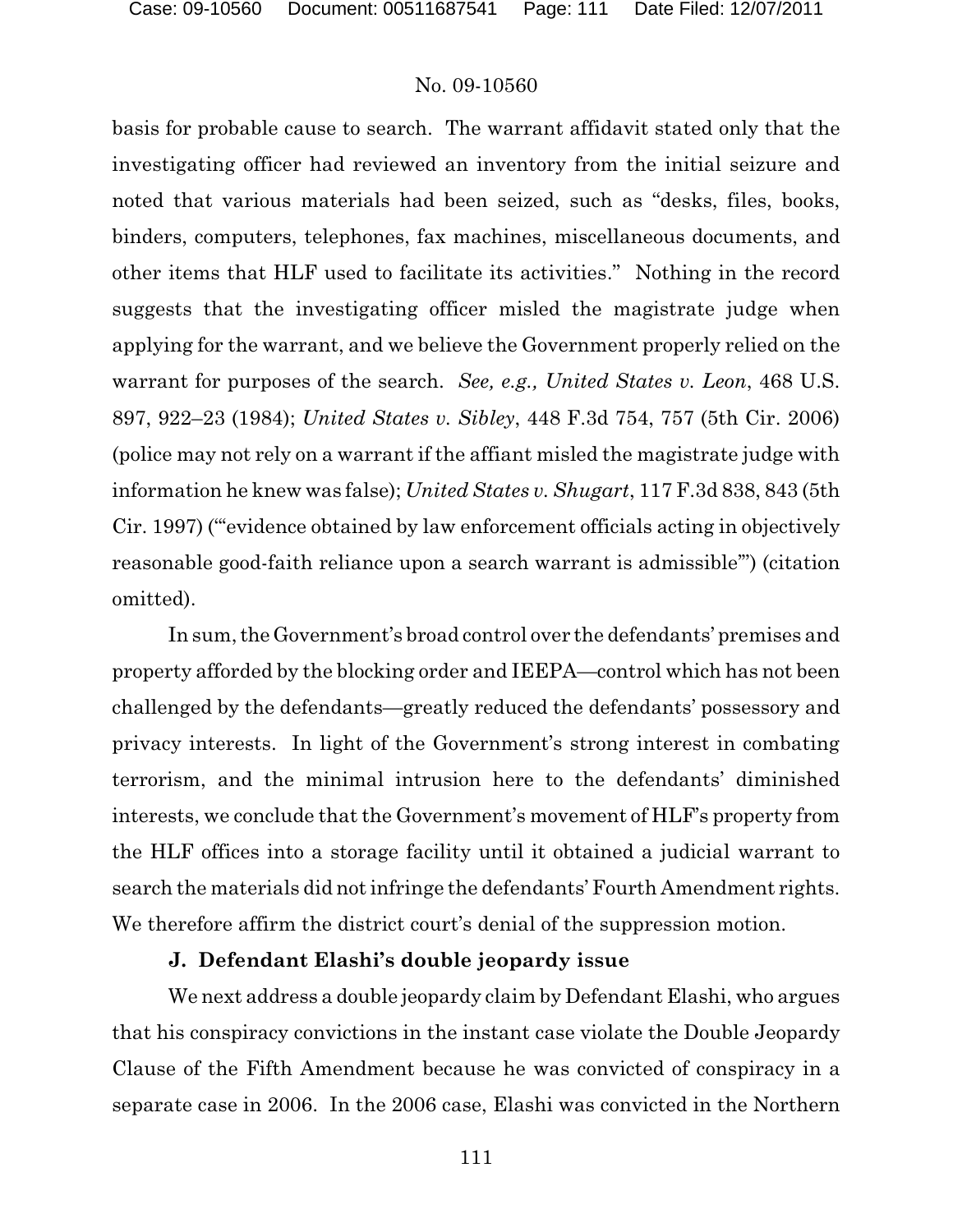basis for probable cause to search. The warrant affidavit stated only that the investigating officer had reviewed an inventory from the initial seizure and noted that various materials had been seized, such as "desks, files, books, binders, computers, telephones, fax machines, miscellaneous documents, and other items that HLF used to facilitate its activities." Nothing in the record suggests that the investigating officer misled the magistrate judge when applying for the warrant, and we believe the Government properly relied on the warrant for purposes of the search. *See, e.g., United States v. Leon*, 468 U.S. 897, 922–23 (1984); *United States v. Sibley*, 448 F.3d 754, 757 (5th Cir. 2006) (police may not rely on a warrant if the affiant misled the magistrate judge with information he knew was false); *United States v. Shugart*, 117 F.3d 838, 843 (5th Cir. 1997) ("'evidence obtained by law enforcement officials acting in objectively reasonable good-faith reliance upon a search warrant is admissible'") (citation omitted).

In sum, the Government's broad control over the defendants' premises and property afforded by the blocking order and IEEPA—control which has not been challenged by the defendants—greatly reduced the defendants' possessory and privacy interests. In light of the Government's strong interest in combating terrorism, and the minimal intrusion here to the defendants' diminished interests, we conclude that the Government's movement of HLF's property from the HLF offices into a storage facility until it obtained a judicial warrant to search the materials did not infringe the defendants' Fourth Amendment rights. We therefore affirm the district court's denial of the suppression motion.

**J. Defendant Elashi's double jeopardy issue**

We next address a double jeopardy claim by Defendant Elashi, who argues that his conspiracy convictions in the instant case violate the Double Jeopardy Clause of the Fifth Amendment because he was convicted of conspiracy in a separate case in 2006. In the 2006 case, Elashi was convicted in the Northern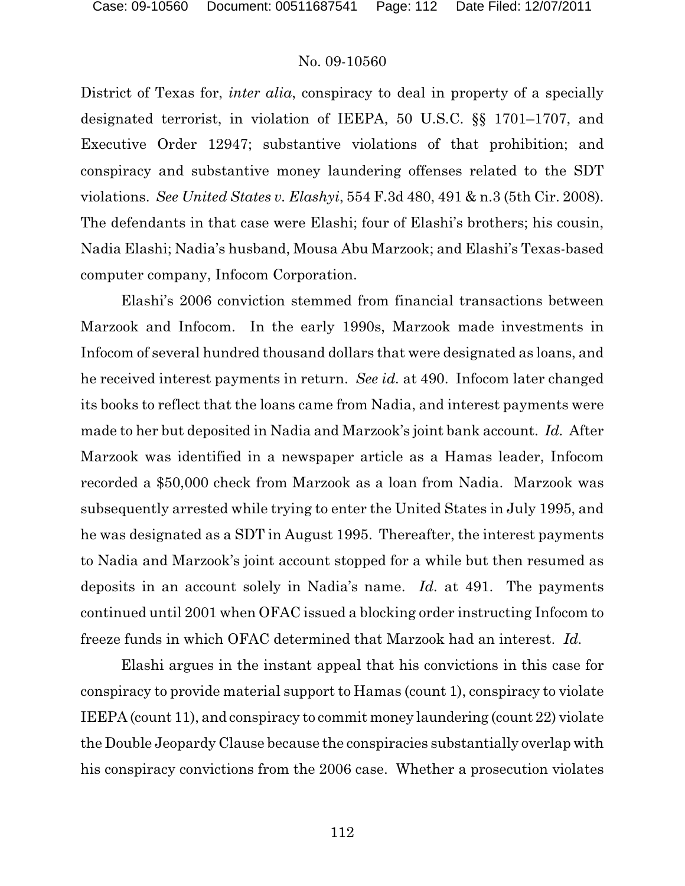District of Texas for, *inter alia*, conspiracy to deal in property of a specially designated terrorist, in violation of IEEPA, 50 U.S.C. §§ 1701–1707, and Executive Order 12947; substantive violations of that prohibition; and conspiracy and substantive money laundering offenses related to the SDT violations. *See United States v. Elashyi*, 554 F.3d 480, 491 & n.3 (5th Cir. 2008). The defendants in that case were Elashi; four of Elashi's brothers; his cousin, Nadia Elashi; Nadia's husband, Mousa Abu Marzook; and Elashi's Texas-based computer company, Infocom Corporation.

Elashi's 2006 conviction stemmed from financial transactions between Marzook and Infocom. In the early 1990s, Marzook made investments in Infocom of several hundred thousand dollars that were designated as loans, and he received interest payments in return. *See id.* at 490. Infocom later changed its books to reflect that the loans came from Nadia, and interest payments were made to her but deposited in Nadia and Marzook's joint bank account. *Id.* After Marzook was identified in a newspaper article as a Hamas leader, Infocom recorded a $50,000 check from Marzook as a loan from Nadia. Marzook was subsequently arrested while trying to enter the United States in July 1995, and he was designated as a SDT in August 1995. Thereafter, the interest payments to Nadia and Marzook's joint account stopped for a while but then resumed as deposits in an account solely in Nadia's name. *Id.* at 491. The payments continued until 2001 when OFAC issued a blocking order instructing Infocom to freeze funds in which OFAC determined that Marzook had an interest. *Id.*

Elashi argues in the instant appeal that his convictions in this case for conspiracy to provide material support to Hamas (count 1), conspiracy to violate IEEPA (count 11), and conspiracy to commit money laundering (count 22) violate the Double Jeopardy Clause because the conspiracies substantially overlap with his conspiracy convictions from the 2006 case. Whether a prosecution violates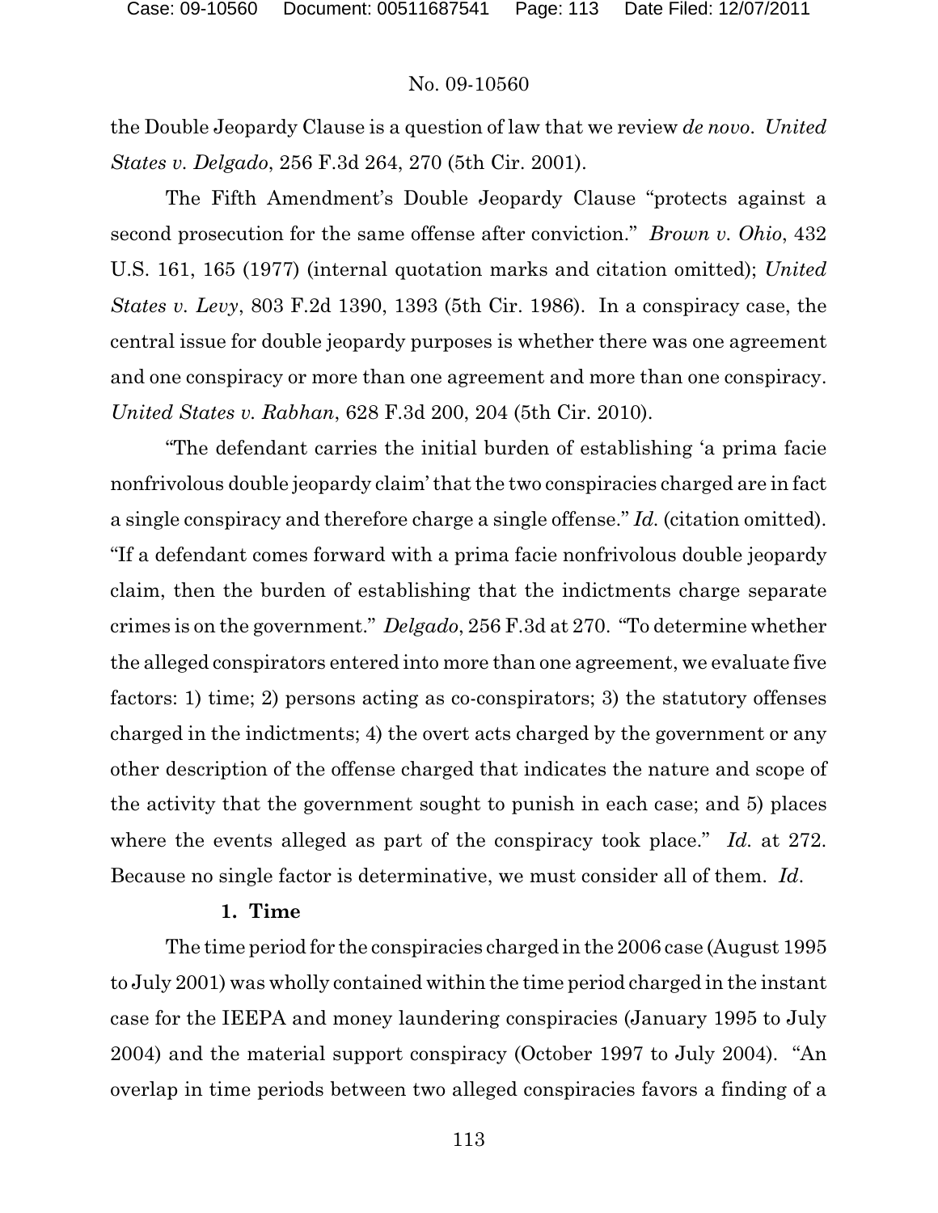the Double Jeopardy Clause is a question of law that we review *de novo*. *United States v. Delgado*, 256 F.3d 264, 270 (5th Cir. 2001).

The Fifth Amendment's Double Jeopardy Clause "protects against a second prosecution for the same offense after conviction." *Brown v. Ohio*, 432 U.S. 161, 165 (1977) (internal quotation marks and citation omitted); *United States v. Levy*, 803 F.2d 1390, 1393 (5th Cir. 1986). In a conspiracy case, the central issue for double jeopardy purposes is whether there was one agreement and one conspiracy or more than one agreement and more than one conspiracy. *United States v. Rabhan*, 628 F.3d 200, 204 (5th Cir. 2010).

"The defendant carries the initial burden of establishing 'a prima facie nonfrivolous double jeopardy claim' that the two conspiracies charged are in fact a single conspiracy and therefore charge a single offense." *Id.* (citation omitted). "If a defendant comes forward with a prima facie nonfrivolous double jeopardy claim, then the burden of establishing that the indictments charge separate crimes is on the government." *Delgado*, 256 F.3d at 270. "To determine whether the alleged conspirators entered into more than one agreement, we evaluate five factors: 1) time; 2) persons acting as co-conspirators; 3) the statutory offenses charged in the indictments; 4) the overt acts charged by the government or any other description of the offense charged that indicates the nature and scope of the activity that the government sought to punish in each case; and 5) places where the events alleged as part of the conspiracy took place." *Id.* at 272. Because no single factor is determinative, we must consider all of them. *Id*.

**1. Time**

The time period for the conspiracies charged in the 2006 case (August 1995 to July 2001) was wholly contained within the time period charged in the instant case for the IEEPA and money laundering conspiracies (January 1995 to July 2004) and the material support conspiracy (October 1997 to July 2004). "An overlap in time periods between two alleged conspiracies favors a finding of a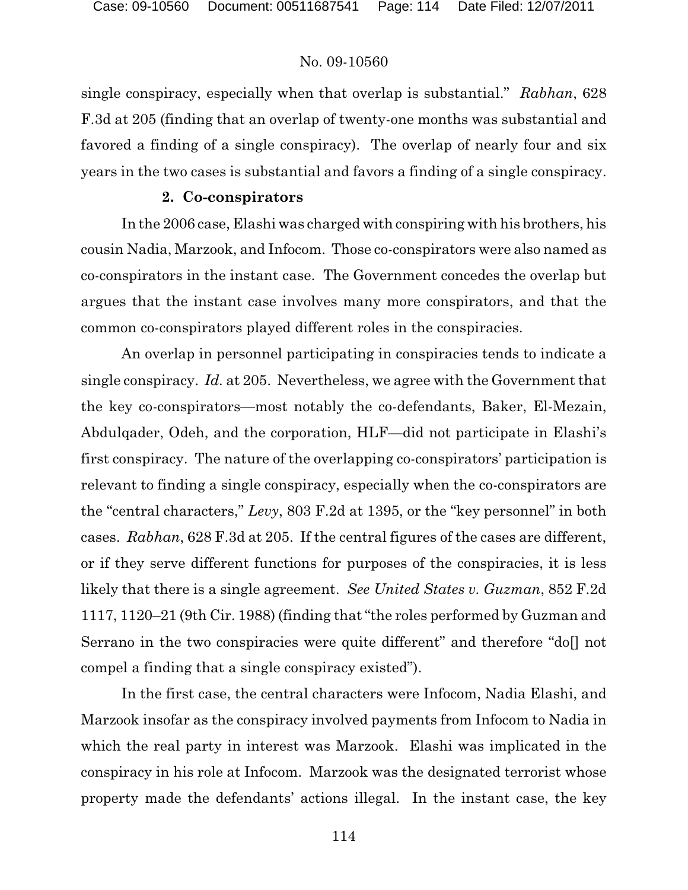single conspiracy, especially when that overlap is substantial." *Rabhan*, 628 F.3d at 205 (finding that an overlap of twenty-one months was substantial and favored a finding of a single conspiracy). The overlap of nearly four and six years in the two cases is substantial and favors a finding of a single conspiracy.

**2. Co-conspirators**

In the 2006 case, Elashi was charged with conspiring with his brothers, his cousin Nadia, Marzook, and Infocom. Those co-conspirators were also named as co-conspirators in the instant case. The Government concedes the overlap but argues that the instant case involves many more conspirators, and that the common co-conspirators played different roles in the conspiracies.

An overlap in personnel participating in conspiracies tends to indicate a single conspiracy. *Id.* at 205. Nevertheless, we agree with the Government that the key co-conspirators—most notably the co-defendants, Baker, El-Mezain, Abdulqader, Odeh, and the corporation, HLF—did not participate in Elashi's first conspiracy. The nature of the overlapping co-conspirators' participation is relevant to finding a single conspiracy, especially when the co-conspirators are the "central characters," *Levy*, 803 F.2d at 1395, or the "key personnel" in both cases. *Rabhan*, 628 F.3d at 205. If the central figures of the cases are different, or if they serve different functions for purposes of the conspiracies, it is less likely that there is a single agreement. *See United States v. Guzman*, 852 F.2d 1117, 1120–21 (9th Cir. 1988) (finding that "the roles performed by Guzman and Serrano in the two conspiracies were quite different" and therefore "do[] not compel a finding that a single conspiracy existed").

In the first case, the central characters were Infocom, Nadia Elashi, and Marzook insofar as the conspiracy involved payments from Infocom to Nadia in which the real party in interest was Marzook. Elashi was implicated in the conspiracy in his role at Infocom. Marzook was the designated terrorist whose property made the defendants' actions illegal. In the instant case, the key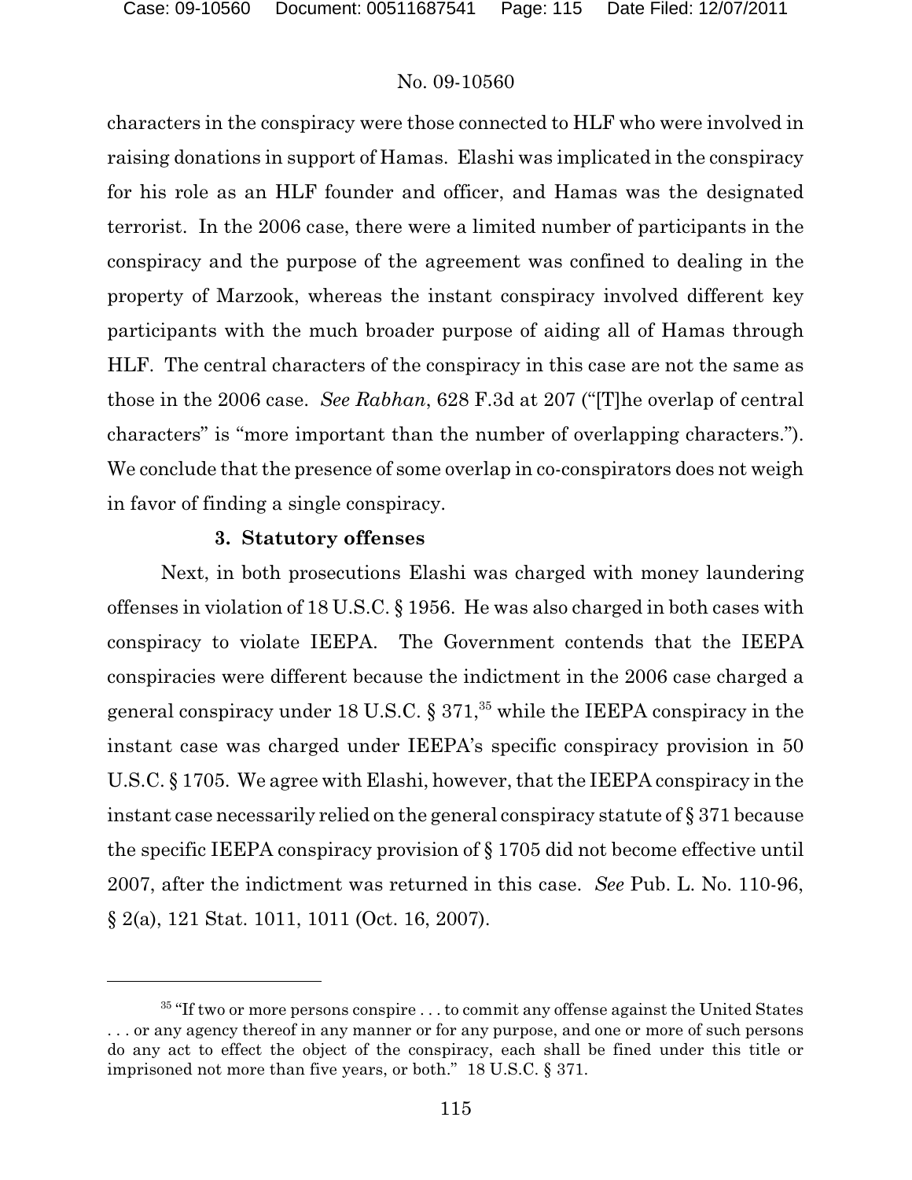characters in the conspiracy were those connected to HLF who were involved in raising donations in support of Hamas. Elashi was implicated in the conspiracy for his role as an HLF founder and officer, and Hamas was the designated terrorist. In the 2006 case, there were a limited number of participants in the conspiracy and the purpose of the agreement was confined to dealing in the property of Marzook, whereas the instant conspiracy involved different key participants with the much broader purpose of aiding all of Hamas through HLF. The central characters of the conspiracy in this case are not the same as those in the 2006 case. *See Rabhan*, 628 F.3d at 207 ("[T]he overlap of central characters" is "more important than the number of overlapping characters."). We conclude that the presence of some overlap in co-conspirators does not weigh in favor of finding a single conspiracy.

**3. Statutory offenses**

Next, in both prosecutions Elashi was charged with money laundering offenses in violation of 18 U.S.C. § 1956. He was also charged in both cases with conspiracy to violate IEEPA. The Government contends that the IEEPA conspiracies were different because the indictment in the 2006 case charged a general conspiracy under 18 U.S.C. § 371,[35] while the IEEPA conspiracy in the instant case was charged under IEEPA's specific conspiracy provision in 50 U.S.C. § 1705. We agree with Elashi, however, that the IEEPA conspiracy in the instant case necessarily relied on the general conspiracy statute of § 371 because the specific IEEPA conspiracy provision of § 1705 did not become effective until 2007, after the indictment was returned in this case. *See* Pub. L. No. 110-96, § 2(a), 121 Stat. 1011, 1011 (Oct. 16, 2007).

---

[35] "If two or more persons conspire . . . to commit any offense against the United States . . . or any agency thereof in any manner or for any purpose, and one or more of such persons do any act to effect the object of the conspiracy, each shall be fined under this title or imprisoned not more than five years, or both." 18 U.S.C. § 371.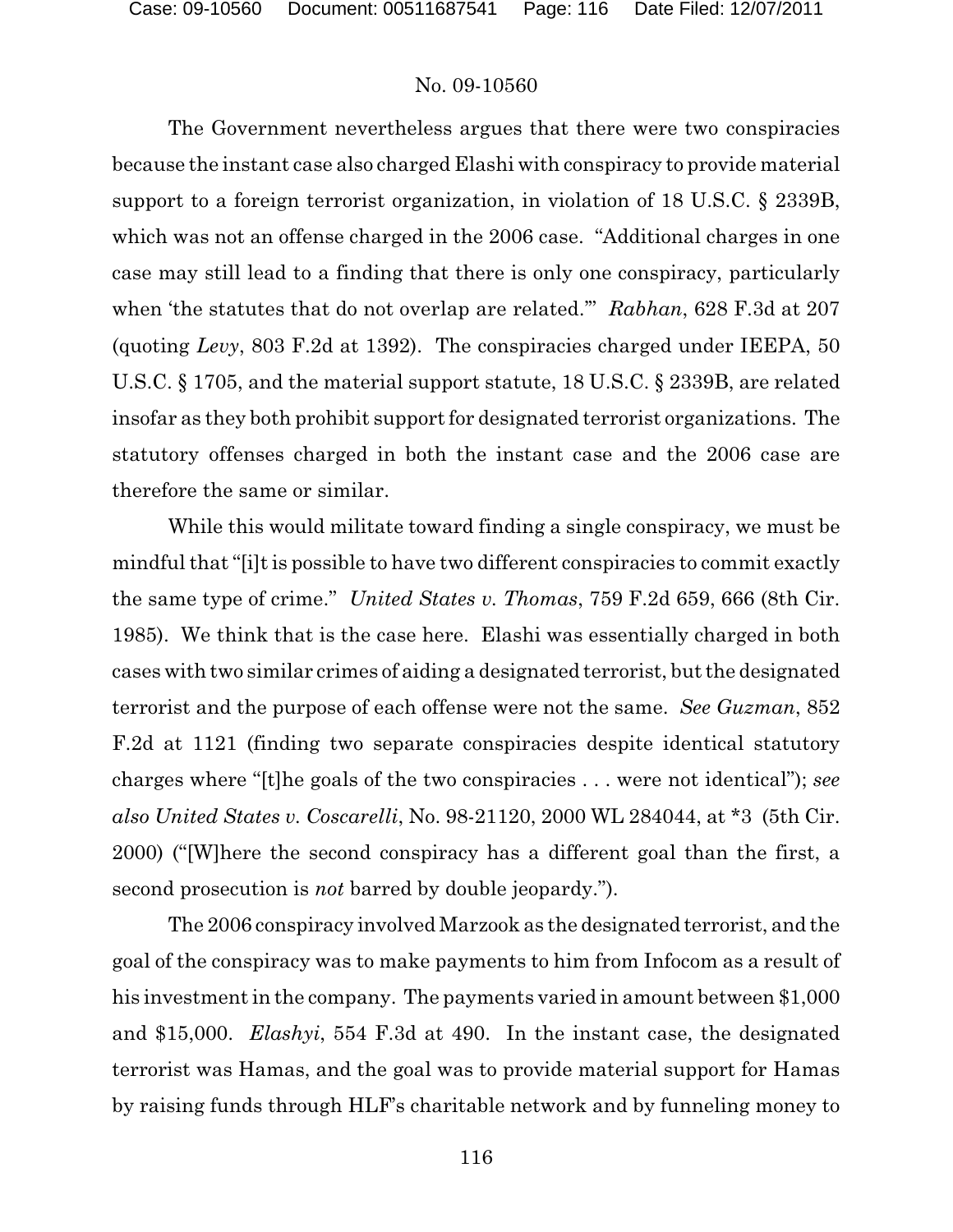The Government nevertheless argues that there were two conspiracies because the instant case also charged Elashi with conspiracy to provide material support to a foreign terrorist organization, in violation of 18 U.S.C. § 2339B, which was not an offense charged in the 2006 case. "Additional charges in one case may still lead to a finding that there is only one conspiracy, particularly when 'the statutes that do not overlap are related.'" *Rabhan*, 628 F.3d at 207 (quoting *Levy*, 803 F.2d at 1392). The conspiracies charged under IEEPA, 50 U.S.C. § 1705, and the material support statute, 18 U.S.C. § 2339B, are related insofar as they both prohibit support for designated terrorist organizations. The statutory offenses charged in both the instant case and the 2006 case are therefore the same or similar.

While this would militate toward finding a single conspiracy, we must be mindful that "[i]t is possible to have two different conspiracies to commit exactly the same type of crime." *United States v. Thomas*, 759 F.2d 659, 666 (8th Cir. 1985). We think that is the case here. Elashi was essentially charged in both cases with two similar crimes of aiding a designated terrorist, but the designated terrorist and the purpose of each offense were not the same. *See Guzman*, 852 F.2d at 1121 (finding two separate conspiracies despite identical statutory charges where "[t]he goals of the two conspiracies . . . were not identical"); *see also United States v. Coscarelli*, No. 98-21120, 2000 WL 284044, at *3 (5th Cir. 2000) ("[W]here the second conspiracy has a different goal than the first, a second prosecution is *not* barred by double jeopardy.").

The 2006 conspiracy involved Marzook as the designated terrorist, and the goal of the conspiracy was to make payments to him from Infocom as a result of his investment in the company. The payments varied in amount between $1,000 and $15,000. *Elashyi*, 554 F.3d at 490. In the instant case, the designated terrorist was Hamas, and the goal was to provide material support for Hamas by raising funds through HLF's charitable network and by funneling money to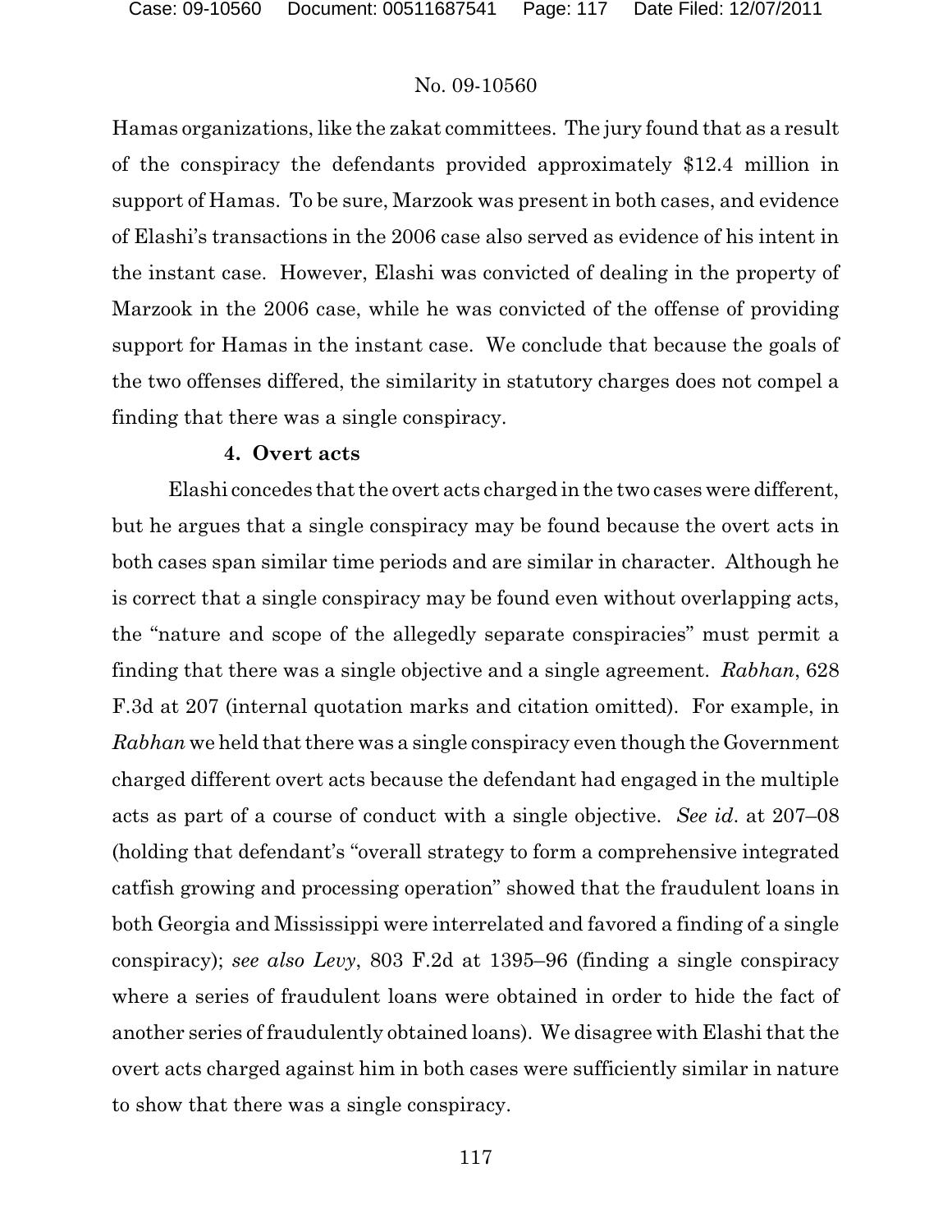Hamas organizations, like the zakat committees. The jury found that as a result of the conspiracy the defendants provided approximately $12.4 million in support of Hamas. To be sure, Marzook was present in both cases, and evidence of Elashi's transactions in the 2006 case also served as evidence of his intent in the instant case. However, Elashi was convicted of dealing in the property of Marzook in the 2006 case, while he was convicted of the offense of providing support for Hamas in the instant case. We conclude that because the goals of the two offenses differed, the similarity in statutory charges does not compel a finding that there was a single conspiracy.

#### 4. Overt acts

Elashi concedes that the overt acts charged in the two cases were different, but he argues that a single conspiracy may be found because the overt acts in both cases span similar time periods and are similar in character. Although he is correct that a single conspiracy may be found even without overlapping acts, the "nature and scope of the allegedly separate conspiracies" must permit a finding that there was a single objective and a single agreement. *Rabhan*, 628 F.3d at 207 (internal quotation marks and citation omitted). For example, in *Rabhan* we held that there was a single conspiracy even though the Government charged different overt acts because the defendant had engaged in the multiple acts as part of a course of conduct with a single objective. *See id*. at 207–08 (holding that defendant's "overall strategy to form a comprehensive integrated catfish growing and processing operation" showed that the fraudulent loans in both Georgia and Mississippi were interrelated and favored a finding of a single conspiracy); *see also Levy*, 803 F.2d at 1395–96 (finding a single conspiracy where a series of fraudulent loans were obtained in order to hide the fact of another series of fraudulently obtained loans). We disagree with Elashi that the overt acts charged against him in both cases were sufficiently similar in nature to show that there was a single conspiracy.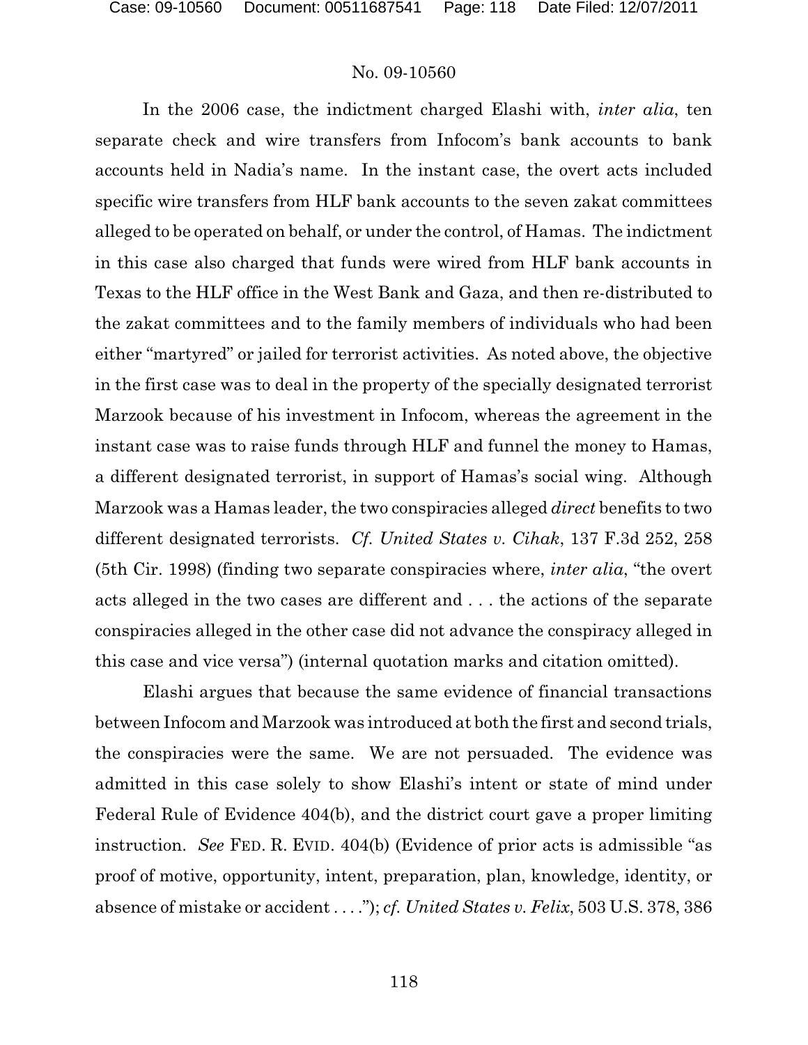In the 2006 case, the indictment charged Elashi with, *inter alia*, ten separate check and wire transfers from Infocom's bank accounts to bank accounts held in Nadia's name. In the instant case, the overt acts included specific wire transfers from HLF bank accounts to the seven zakat committees alleged to be operated on behalf, or under the control, of Hamas. The indictment in this case also charged that funds were wired from HLF bank accounts in Texas to the HLF office in the West Bank and Gaza, and then re-distributed to the zakat committees and to the family members of individuals who had been either "martyred" or jailed for terrorist activities. As noted above, the objective in the first case was to deal in the property of the specially designated terrorist Marzook because of his investment in Infocom, whereas the agreement in the instant case was to raise funds through HLF and funnel the money to Hamas, a different designated terrorist, in support of Hamas's social wing. Although Marzook was a Hamas leader, the two conspiracies alleged *direct* benefits to two different designated terrorists. *Cf. United States v. Cihak*, 137 F.3d 252, 258 (5th Cir. 1998) (finding two separate conspiracies where, *inter alia*, "the overt acts alleged in the two cases are different and . . . the actions of the separate conspiracies alleged in the other case did not advance the conspiracy alleged in this case and vice versa") (internal quotation marks and citation omitted).

Elashi argues that because the same evidence of financial transactions between Infocom and Marzook was introduced at both the first and second trials, the conspiracies were the same. We are not persuaded. The evidence was admitted in this case solely to show Elashi's intent or state of mind under Federal Rule of Evidence 404(b), and the district court gave a proper limiting instruction. *See* FED. R. EVID. 404(b) (Evidence of prior acts is admissible "as proof of motive, opportunity, intent, preparation, plan, knowledge, identity, or absence of mistake or accident . . . ."); *cf. United States v. Felix*, 503 U.S. 378, 386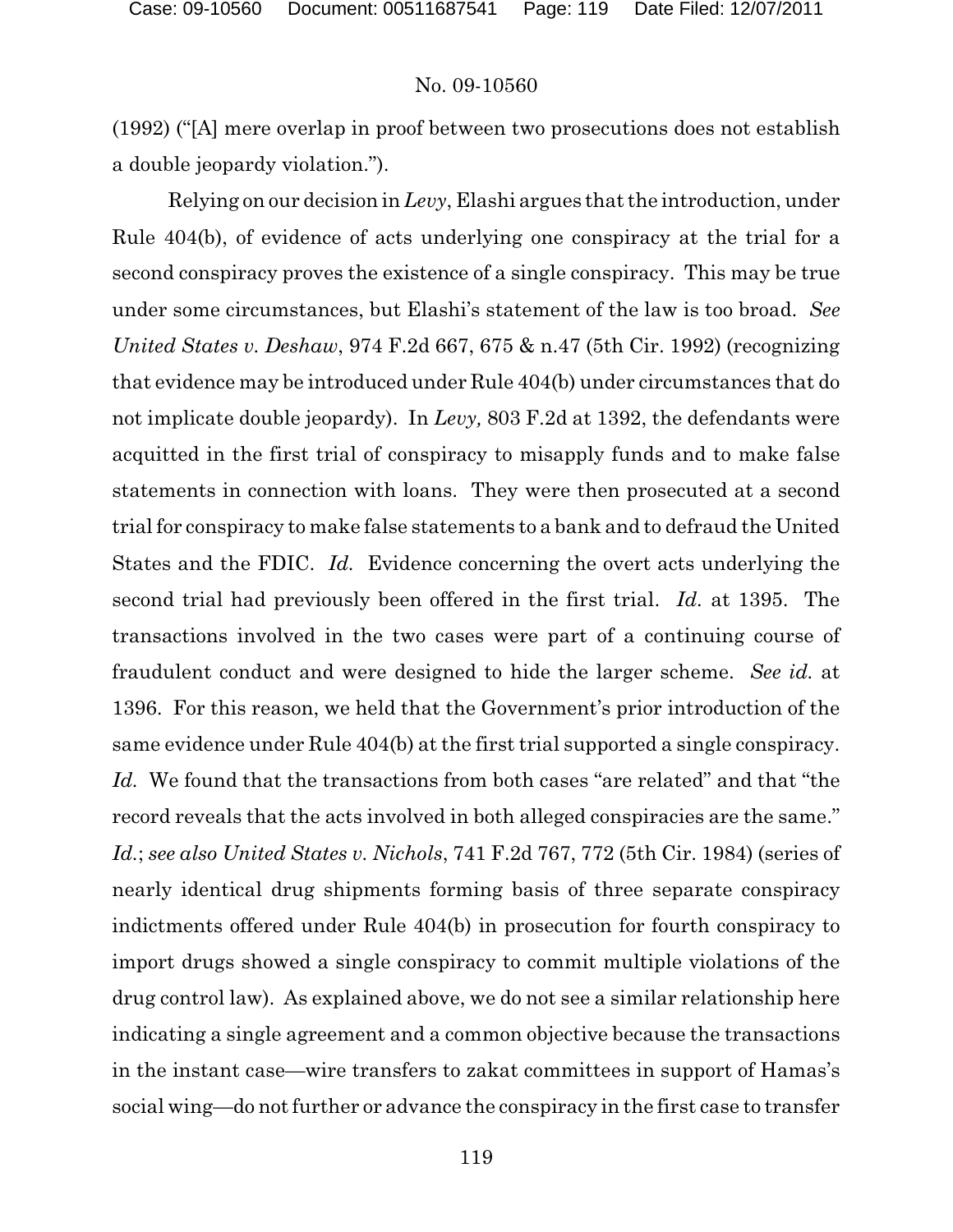(1992) ("[A] mere overlap in proof between two prosecutions does not establish a double jeopardy violation.").

Relying on our decision in *Levy*, Elashi argues that the introduction, under Rule 404(b), of evidence of acts underlying one conspiracy at the trial for a second conspiracy proves the existence of a single conspiracy. This may be true under some circumstances, but Elashi's statement of the law is too broad. *See United States v. Deshaw*, 974 F.2d 667, 675 & n.47 (5th Cir. 1992) (recognizing that evidence may be introduced under Rule 404(b) under circumstances that do not implicate double jeopardy). In *Levy,* 803 F.2d at 1392, the defendants were acquitted in the first trial of conspiracy to misapply funds and to make false statements in connection with loans. They were then prosecuted at a second trial for conspiracy to make false statements to a bank and to defraud the United States and the FDIC. *Id.* Evidence concerning the overt acts underlying the second trial had previously been offered in the first trial. *Id.* at 1395. The transactions involved in the two cases were part of a continuing course of fraudulent conduct and were designed to hide the larger scheme. *See id.* at 1396. For this reason, we held that the Government's prior introduction of the same evidence under Rule 404(b) at the first trial supported a single conspiracy. *Id.* We found that the transactions from both cases "are related" and that "the record reveals that the acts involved in both alleged conspiracies are the same." *Id.*; *see also United States v. Nichols*, 741 F.2d 767, 772 (5th Cir. 1984) (series of nearly identical drug shipments forming basis of three separate conspiracy indictments offered under Rule 404(b) in prosecution for fourth conspiracy to import drugs showed a single conspiracy to commit multiple violations of the drug control law). As explained above, we do not see a similar relationship here indicating a single agreement and a common objective because the transactions in the instant case—wire transfers to zakat committees in support of Hamas's social wing—do not further or advance the conspiracy in the first case to transfer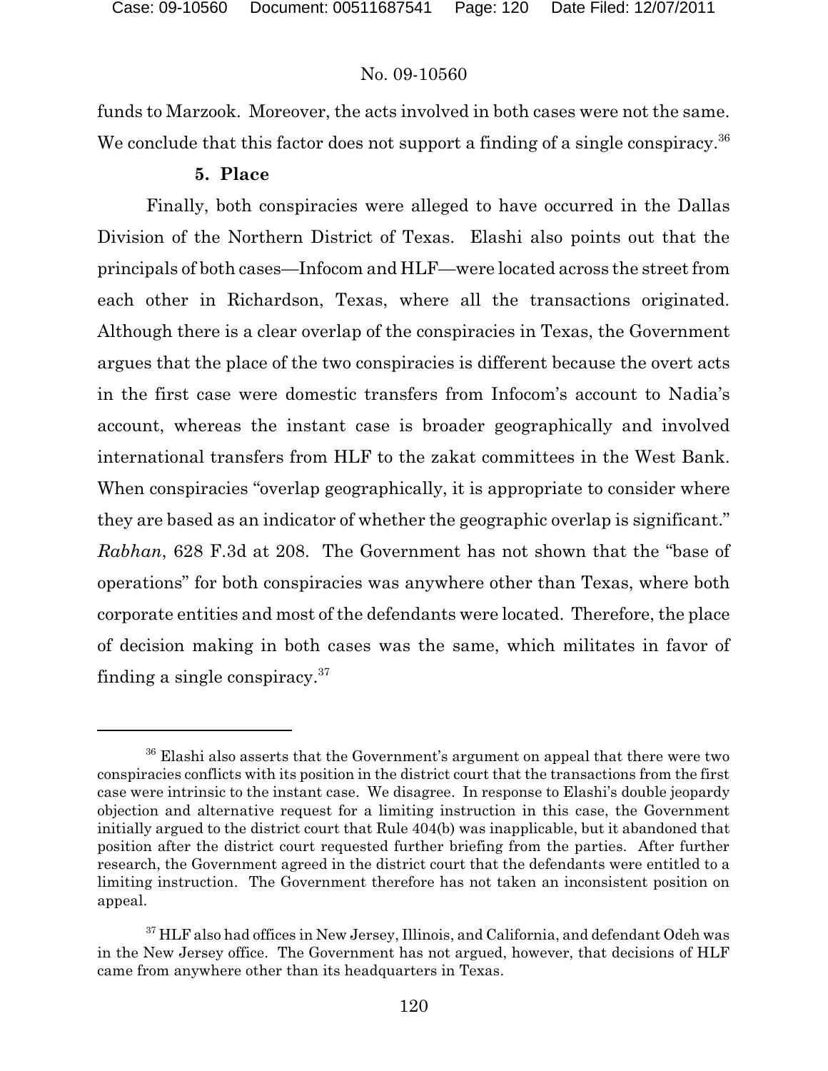funds to Marzook. Moreover, the acts involved in both cases were not the same. We conclude that this factor does not support a finding of a single conspiracy.[36]

### 5. Place

Finally, both conspiracies were alleged to have occurred in the Dallas Division of the Northern District of Texas. Elashi also points out that the principals of both cases—Infocom and HLF—were located across the street from each other in Richardson, Texas, where all the transactions originated. Although there is a clear overlap of the conspiracies in Texas, the Government argues that the place of the two conspiracies is different because the overt acts in the first case were domestic transfers from Infocom's account to Nadia's account, whereas the instant case is broader geographically and involved international transfers from HLF to the zakat committees in the West Bank. When conspiracies "overlap geographically, it is appropriate to consider where they are based as an indicator of whether the geographic overlap is significant." *Rabhan*, 628 F.3d at 208. The Government has not shown that the "base of operations" for both conspiracies was anywhere other than Texas, where both corporate entities and most of the defendants were located. Therefore, the place of decision making in both cases was the same, which militates in favor of finding a single conspiracy.[37]

---

[36] Elashi also asserts that the Government's argument on appeal that there were two conspiracies conflicts with its position in the district court that the transactions from the first case were intrinsic to the instant case. We disagree. In response to Elashi's double jeopardy objection and alternative request for a limiting instruction in this case, the Government initially argued to the district court that Rule 404(b) was inapplicable, but it abandoned that position after the district court requested further briefing from the parties. After further research, the Government agreed in the district court that the defendants were entitled to a limiting instruction. The Government therefore has not taken an inconsistent position on appeal.

[37] HLF also had offices in New Jersey, Illinois, and California, and defendant Odeh was in the New Jersey office. The Government has not argued, however, that decisions of HLF came from anywhere other than its headquarters in Texas.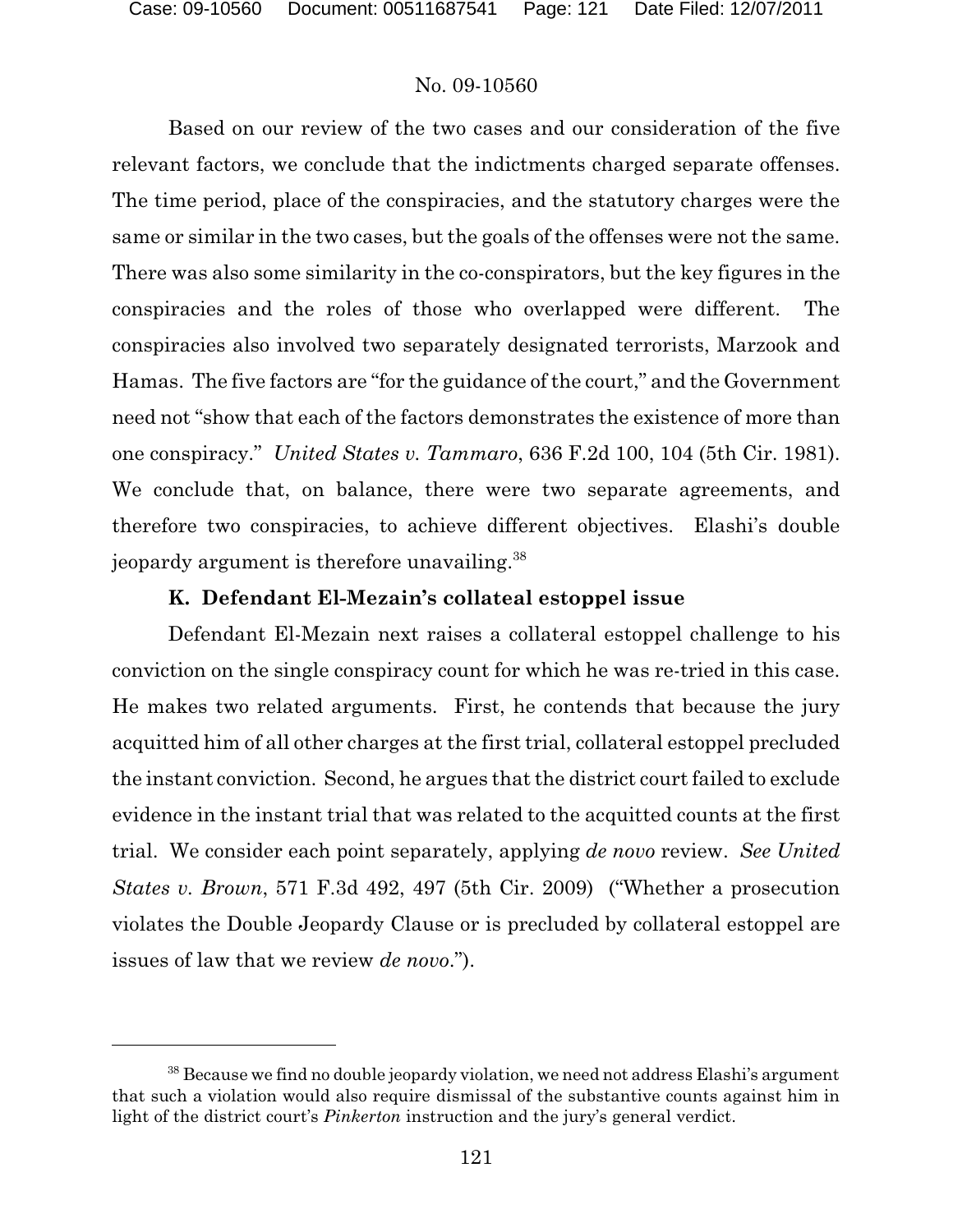Based on our review of the two cases and our consideration of the five relevant factors, we conclude that the indictments charged separate offenses. The time period, place of the conspiracies, and the statutory charges were the same or similar in the two cases, but the goals of the offenses were not the same. There was also some similarity in the co-conspirators, but the key figures in the conspiracies and the roles of those who overlapped were different. The conspiracies also involved two separately designated terrorists, Marzook and Hamas. The five factors are "for the guidance of the court," and the Government need not "show that each of the factors demonstrates the existence of more than one conspiracy." *United States v. Tammaro*, 636 F.2d 100, 104 (5th Cir. 1981). We conclude that, on balance, there were two separate agreements, and therefore two conspiracies, to achieve different objectives. Elashi's double jeopardy argument is therefore unavailing.[38]

### K. Defendant El-Mezain's collateal estoppel issue

Defendant El-Mezain next raises a collateral estoppel challenge to his conviction on the single conspiracy count for which he was re-tried in this case. He makes two related arguments. First, he contends that because the jury acquitted him of all other charges at the first trial, collateral estoppel precluded the instant conviction. Second, he argues that the district court failed to exclude evidence in the instant trial that was related to the acquitted counts at the first trial. We consider each point separately, applying *de novo* review. *See United States v. Brown*, 571 F.3d 492, 497 (5th Cir. 2009) ("Whether a prosecution violates the Double Jeopardy Clause or is precluded by collateral estoppel are issues of law that we review *de novo*.").

---

[38] Because we find no double jeopardy violation, we need not address Elashi's argument that such a violation would also require dismissal of the substantive counts against him in light of the district court's *Pinkerton* instruction and the jury's general verdict.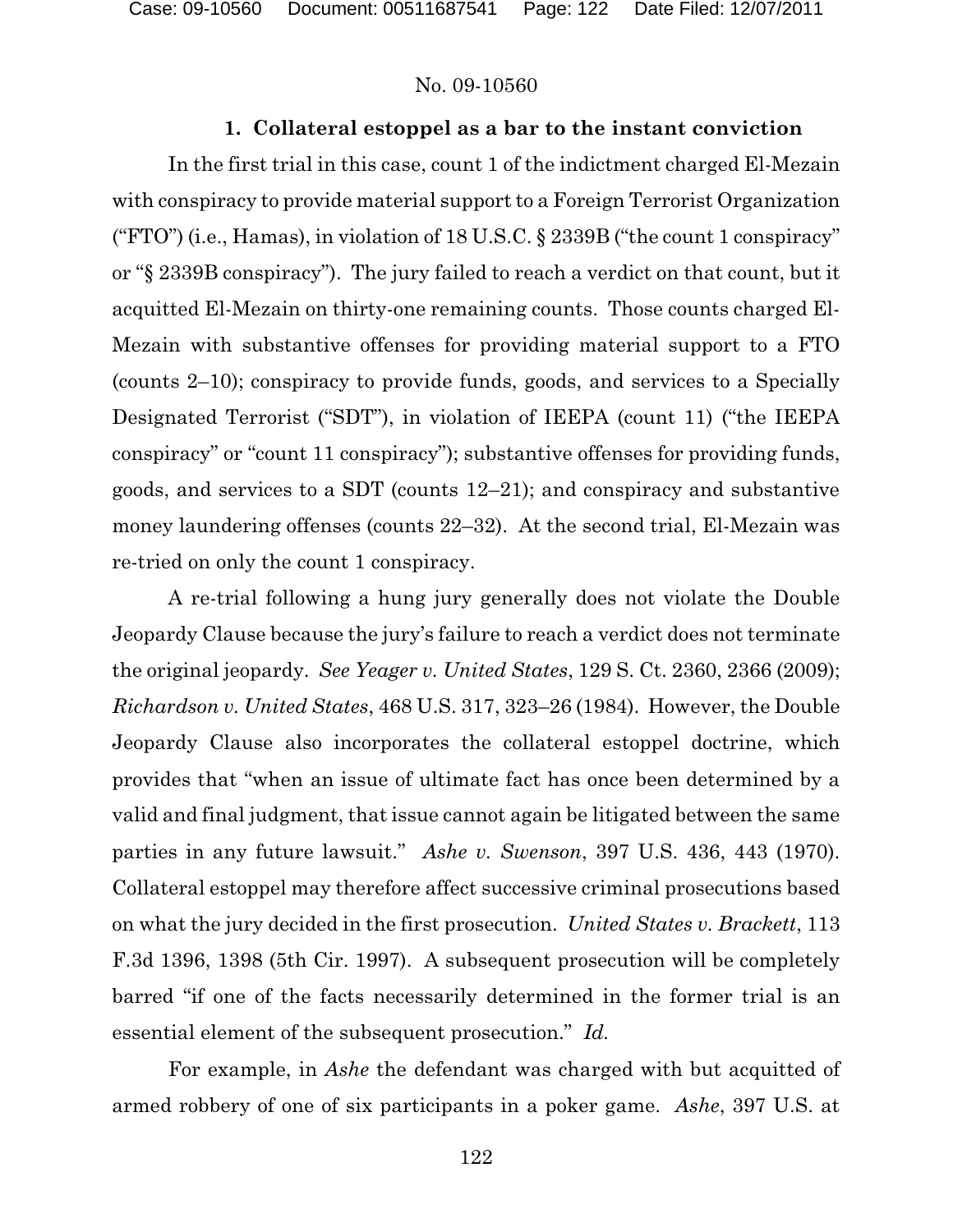### 1. Collateral estoppel as a bar to the instant conviction

In the first trial in this case, count 1 of the indictment charged El-Mezain with conspiracy to provide material support to a Foreign Terrorist Organization ("FTO") (i.e., Hamas), in violation of 18 U.S.C. § 2339B ("the count 1 conspiracy" or "§ 2339B conspiracy"). The jury failed to reach a verdict on that count, but it acquitted El-Mezain on thirty-one remaining counts. Those counts charged El-Mezain with substantive offenses for providing material support to a FTO (counts 2–10); conspiracy to provide funds, goods, and services to a Specially Designated Terrorist ("SDT"), in violation of IEEPA (count 11) ("the IEEPA conspiracy" or "count 11 conspiracy"); substantive offenses for providing funds, goods, and services to a SDT (counts 12–21); and conspiracy and substantive money laundering offenses (counts 22–32). At the second trial, El-Mezain was re-tried on only the count 1 conspiracy.

A re-trial following a hung jury generally does not violate the Double Jeopardy Clause because the jury's failure to reach a verdict does not terminate the original jeopardy. *See Yeager v. United States*, 129 S. Ct. 2360, 2366 (2009); *Richardson v. United States*, 468 U.S. 317, 323–26 (1984). However, the Double Jeopardy Clause also incorporates the collateral estoppel doctrine, which provides that "when an issue of ultimate fact has once been determined by a valid and final judgment, that issue cannot again be litigated between the same parties in any future lawsuit." *Ashe v. Swenson*, 397 U.S. 436, 443 (1970). Collateral estoppel may therefore affect successive criminal prosecutions based on what the jury decided in the first prosecution. *United States v. Brackett*, 113 F.3d 1396, 1398 (5th Cir. 1997). A subsequent prosecution will be completely barred "if one of the facts necessarily determined in the former trial is an essential element of the subsequent prosecution." *Id.*

For example, in *Ashe* the defendant was charged with but acquitted of armed robbery of one of six participants in a poker game. *Ashe*, 397 U.S. at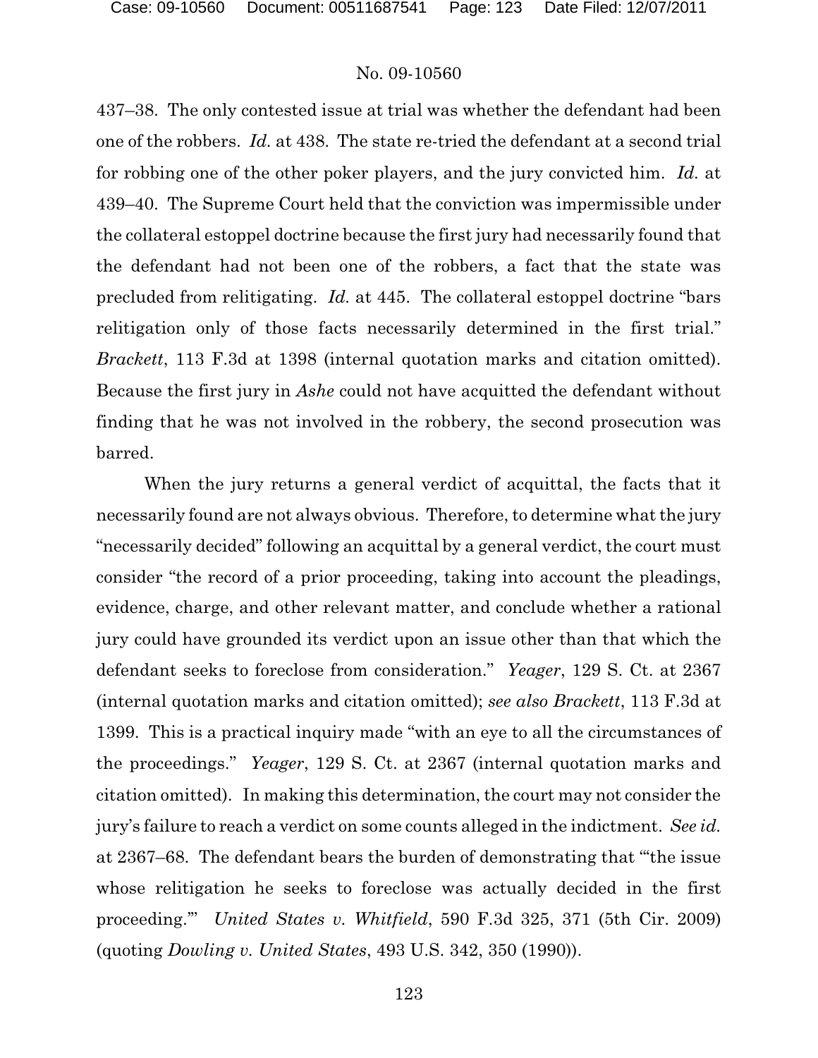437–38. The only contested issue at trial was whether the defendant had been one of the robbers. *Id.* at 438. The state re-tried the defendant at a second trial for robbing one of the other poker players, and the jury convicted him. *Id.* at 439–40. The Supreme Court held that the conviction was impermissible under the collateral estoppel doctrine because the first jury had necessarily found that the defendant had not been one of the robbers, a fact that the state was precluded from relitigating. *Id.* at 445. The collateral estoppel doctrine "bars relitigation only of those facts necessarily determined in the first trial." *Brackett*, 113 F.3d at 1398 (internal quotation marks and citation omitted). Because the first jury in *Ashe* could not have acquitted the defendant without finding that he was not involved in the robbery, the second prosecution was barred.

When the jury returns a general verdict of acquittal, the facts that it necessarily found are not always obvious. Therefore, to determine what the jury "necessarily decided" following an acquittal by a general verdict, the court must consider "the record of a prior proceeding, taking into account the pleadings, evidence, charge, and other relevant matter, and conclude whether a rational jury could have grounded its verdict upon an issue other than that which the defendant seeks to foreclose from consideration." *Yeager*, 129 S. Ct. at 2367 (internal quotation marks and citation omitted); *see also Brackett*, 113 F.3d at 1399. This is a practical inquiry made "with an eye to all the circumstances of the proceedings." *Yeager*, 129 S. Ct. at 2367 (internal quotation marks and citation omitted). In making this determination, the court may not consider the jury's failure to reach a verdict on some counts alleged in the indictment. *See id.* at 2367–68. The defendant bears the burden of demonstrating that "'the issue whose relitigation he seeks to foreclose was actually decided in the first proceeding.'" *United States v. Whitfield*, 590 F.3d 325, 371 (5th Cir. 2009) (quoting *Dowling v. United States*, 493 U.S. 342, 350 (1990)).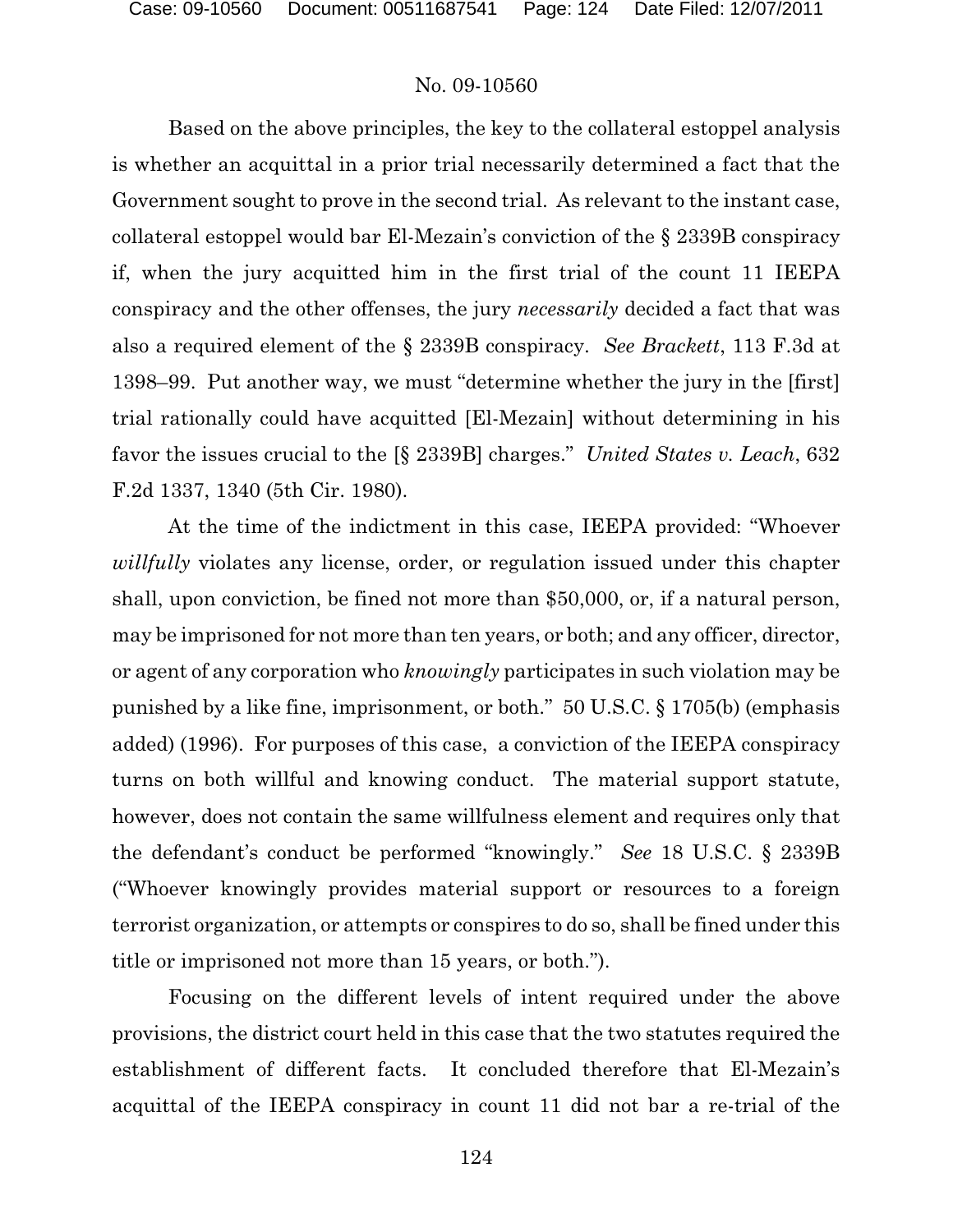Based on the above principles, the key to the collateral estoppel analysis is whether an acquittal in a prior trial necessarily determined a fact that the Government sought to prove in the second trial. As relevant to the instant case, collateral estoppel would bar El-Mezain's conviction of the § 2339B conspiracy if, when the jury acquitted him in the first trial of the count 11 IEEPA conspiracy and the other offenses, the jury *necessarily* decided a fact that was also a required element of the § 2339B conspiracy. *See Brackett*, 113 F.3d at 1398–99. Put another way, we must "determine whether the jury in the [first] trial rationally could have acquitted [El-Mezain] without determining in his favor the issues crucial to the [§ 2339B] charges." *United States v. Leach*, 632 F.2d 1337, 1340 (5th Cir. 1980).

At the time of the indictment in this case, IEEPA provided: "Whoever *willfully* violates any license, order, or regulation issued under this chapter shall, upon conviction, be fined not more than $50,000, or, if a natural person, may be imprisoned for not more than ten years, or both; and any officer, director, or agent of any corporation who *knowingly* participates in such violation may be punished by a like fine, imprisonment, or both." 50 U.S.C. § 1705(b) (emphasis added) (1996). For purposes of this case, a conviction of the IEEPA conspiracy turns on both willful and knowing conduct. The material support statute, however, does not contain the same willfulness element and requires only that the defendant's conduct be performed "knowingly." *See* 18 U.S.C. § 2339B ("Whoever knowingly provides material support or resources to a foreign terrorist organization, or attempts or conspires to do so, shall be fined under this title or imprisoned not more than 15 years, or both.").

Focusing on the different levels of intent required under the above provisions, the district court held in this case that the two statutes required the establishment of different facts. It concluded therefore that El-Mezain's acquittal of the IEEPA conspiracy in count 11 did not bar a re-trial of the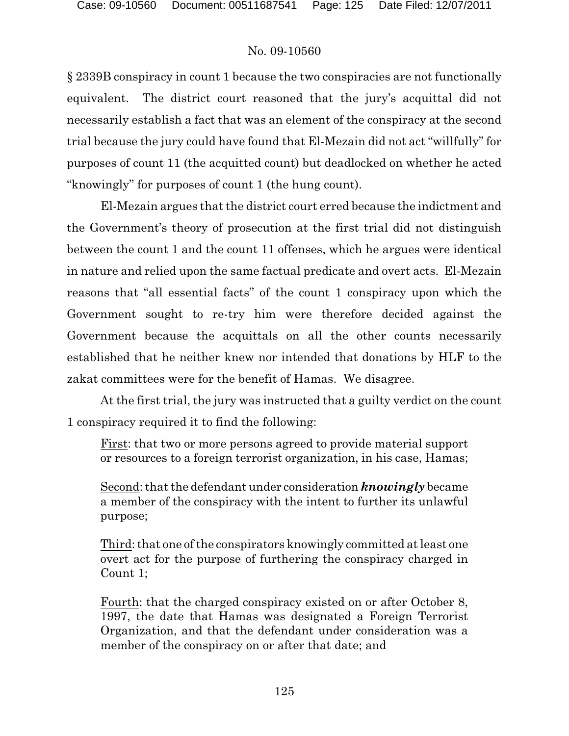§ 2339B conspiracy in count 1 because the two conspiracies are not functionally equivalent. The district court reasoned that the jury's acquittal did not necessarily establish a fact that was an element of the conspiracy at the second trial because the jury could have found that El-Mezain did not act "willfully" for purposes of count 11 (the acquitted count) but deadlocked on whether he acted "knowingly" for purposes of count 1 (the hung count).

El-Mezain argues that the district court erred because the indictment and the Government's theory of prosecution at the first trial did not distinguish between the count 1 and the count 11 offenses, which he argues were identical in nature and relied upon the same factual predicate and overt acts. El-Mezain reasons that "all essential facts" of the count 1 conspiracy upon which the Government sought to re-try him were therefore decided against the Government because the acquittals on all the other counts necessarily established that he neither knew nor intended that donations by HLF to the zakat committees were for the benefit of Hamas. We disagree.

At the first trial, the jury was instructed that a guilty verdict on the count 1 conspiracy required it to find the following:

> First: that two or more persons agreed to provide material support or resources to a foreign terrorist organization, in his case, Hamas;
>
> Second: that the defendant under consideration ***knowingly*** became a member of the conspiracy with the intent to further its unlawful purpose;
>
> Third: that one of the conspirators knowingly committed at least one overt act for the purpose of furthering the conspiracy charged in Count 1;
>
> Fourth: that the charged conspiracy existed on or after October 8, 1997, the date that Hamas was designated a Foreign Terrorist Organization, and that the defendant under consideration was a member of the conspiracy on or after that date; and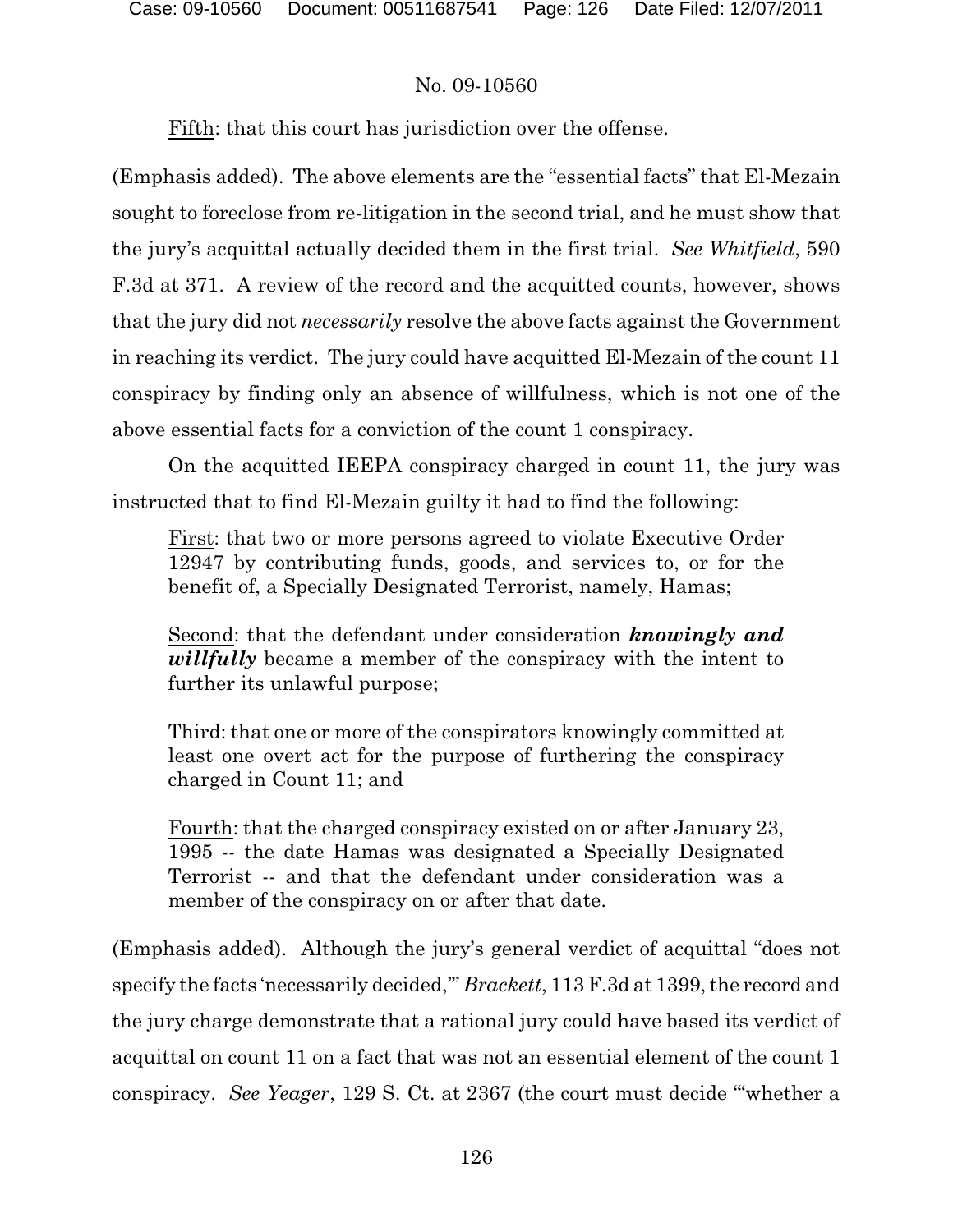Fifth: that this court has jurisdiction over the offense.

(Emphasis added). The above elements are the "essential facts" that El-Mezain sought to foreclose from re-litigation in the second trial, and he must show that the jury's acquittal actually decided them in the first trial. *See Whitfield*, 590 F.3d at 371. A review of the record and the acquitted counts, however, shows that the jury did not *necessarily* resolve the above facts against the Government in reaching its verdict. The jury could have acquitted El-Mezain of the count 11 conspiracy by finding only an absence of willfulness, which is not one of the above essential facts for a conviction of the count 1 conspiracy.

On the acquitted IEEPA conspiracy charged in count 11, the jury was instructed that to find El-Mezain guilty it had to find the following:

> First: that two or more persons agreed to violate Executive Order 12947 by contributing funds, goods, and services to, or for the benefit of, a Specially Designated Terrorist, namely, Hamas;
>
> Second: that the defendant under consideration ***knowingly and willfully*** became a member of the conspiracy with the intent to further its unlawful purpose;
>
> Third: that one or more of the conspirators knowingly committed at least one overt act for the purpose of furthering the conspiracy charged in Count 11; and
>
> Fourth: that the charged conspiracy existed on or after January 23, 1995 -- the date Hamas was designated a Specially Designated Terrorist -- and that the defendant under consideration was a member of the conspiracy on or after that date.

(Emphasis added). Although the jury's general verdict of acquittal "does not specify the facts 'necessarily decided,'" *Brackett*, 113 F.3d at 1399, the record and the jury charge demonstrate that a rational jury could have based its verdict of acquittal on count 11 on a fact that was not an essential element of the count 1 conspiracy. *See Yeager*, 129 S. Ct. at 2367 (the court must decide "'whether a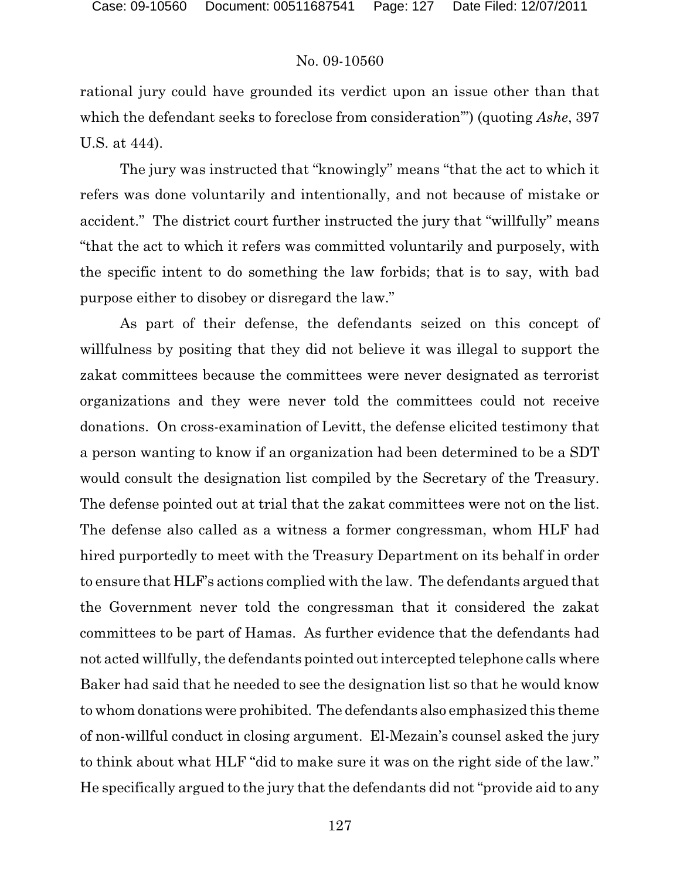rational jury could have grounded its verdict upon an issue other than that which the defendant seeks to foreclose from consideration'") (quoting *Ashe*, 397 U.S. at 444).

The jury was instructed that "knowingly" means "that the act to which it refers was done voluntarily and intentionally, and not because of mistake or accident." The district court further instructed the jury that "willfully" means "that the act to which it refers was committed voluntarily and purposely, with the specific intent to do something the law forbids; that is to say, with bad purpose either to disobey or disregard the law."

As part of their defense, the defendants seized on this concept of willfulness by positing that they did not believe it was illegal to support the zakat committees because the committees were never designated as terrorist organizations and they were never told the committees could not receive donations. On cross-examination of Levitt, the defense elicited testimony that a person wanting to know if an organization had been determined to be a SDT would consult the designation list compiled by the Secretary of the Treasury. The defense pointed out at trial that the zakat committees were not on the list. The defense also called as a witness a former congressman, whom HLF had hired purportedly to meet with the Treasury Department on its behalf in order to ensure that HLF's actions complied with the law. The defendants argued that the Government never told the congressman that it considered the zakat committees to be part of Hamas. As further evidence that the defendants had not acted willfully, the defendants pointed out intercepted telephone calls where Baker had said that he needed to see the designation list so that he would know to whom donations were prohibited. The defendants also emphasized this theme of non-willful conduct in closing argument. El-Mezain's counsel asked the jury to think about what HLF "did to make sure it was on the right side of the law." He specifically argued to the jury that the defendants did not "provide aid to any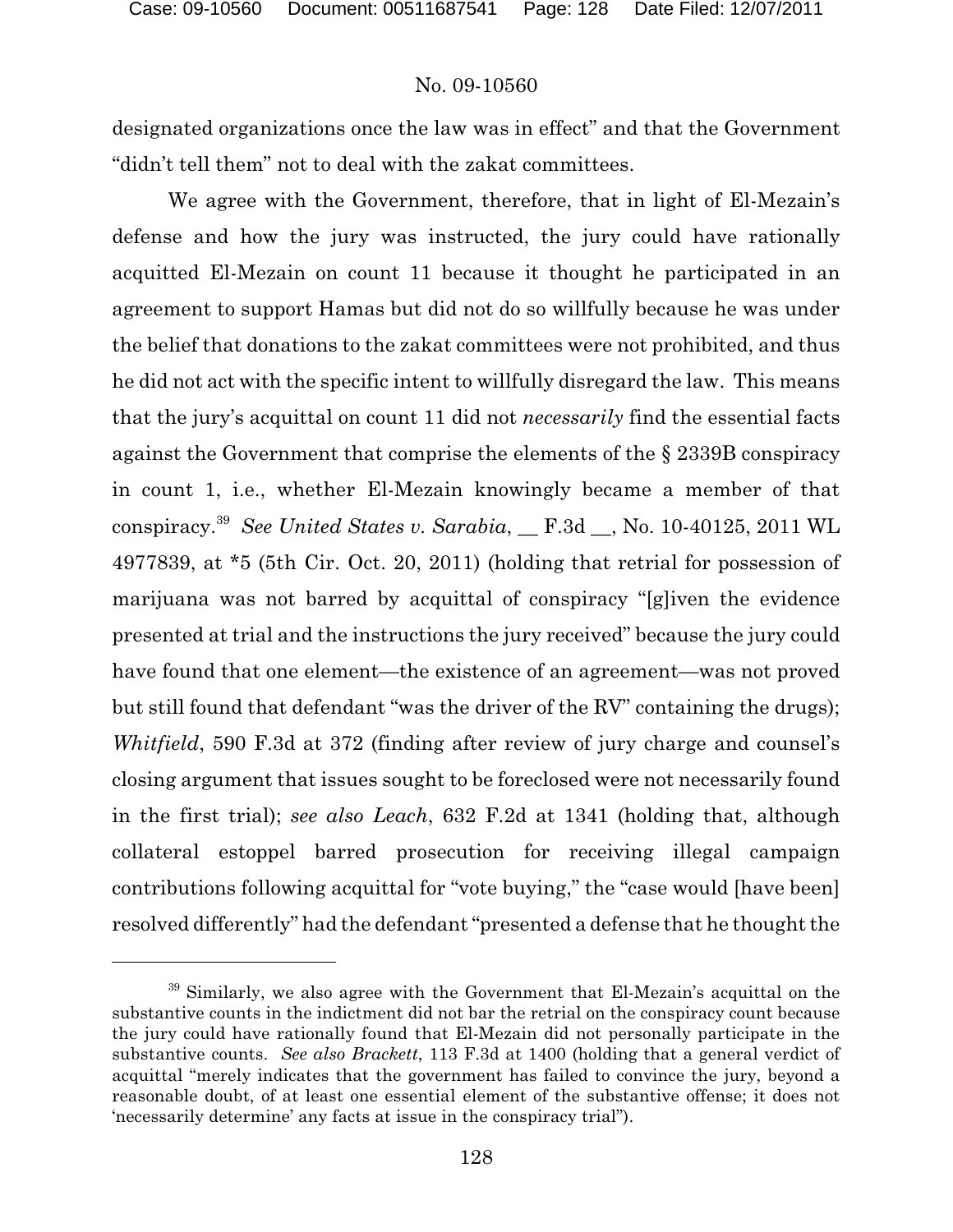designated organizations once the law was in effect" and that the Government "didn't tell them" not to deal with the zakat committees.

We agree with the Government, therefore, that in light of El-Mezain's defense and how the jury was instructed, the jury could have rationally acquitted El-Mezain on count 11 because it thought he participated in an agreement to support Hamas but did not do so willfully because he was under the belief that donations to the zakat committees were not prohibited, and thus he did not act with the specific intent to willfully disregard the law. This means that the jury's acquittal on count 11 did not *necessarily* find the essential facts against the Government that comprise the elements of the § 2339B conspiracy in count 1, i.e., whether El-Mezain knowingly became a member of that conspiracy.[39] *See United States v. Sarabia*, __ F.3d __, No. 10-40125, 2011 WL 4977839, at *5 (5th Cir. Oct. 20, 2011) (holding that retrial for possession of marijuana was not barred by acquittal of conspiracy "[g]iven the evidence presented at trial and the instructions the jury received" because the jury could have found that one element—the existence of an agreement—was not proved but still found that defendant "was the driver of the RV" containing the drugs); *Whitfield*, 590 F.3d at 372 (finding after review of jury charge and counsel's closing argument that issues sought to be foreclosed were not necessarily found in the first trial); *see also Leach*, 632 F.2d at 1341 (holding that, although collateral estoppel barred prosecution for receiving illegal campaign contributions following acquittal for "vote buying," the "case would [have been] resolved differently" had the defendant "presented a defense that he thought the

---

[39] Similarly, we also agree with the Government that El-Mezain's acquittal on the substantive counts in the indictment did not bar the retrial on the conspiracy count because the jury could have rationally found that El-Mezain did not personally participate in the substantive counts. *See also Brackett*, 113 F.3d at 1400 (holding that a general verdict of acquittal "merely indicates that the government has failed to convince the jury, beyond a reasonable doubt, of at least one essential element of the substantive offense; it does not 'necessarily determine' any facts at issue in the conspiracy trial").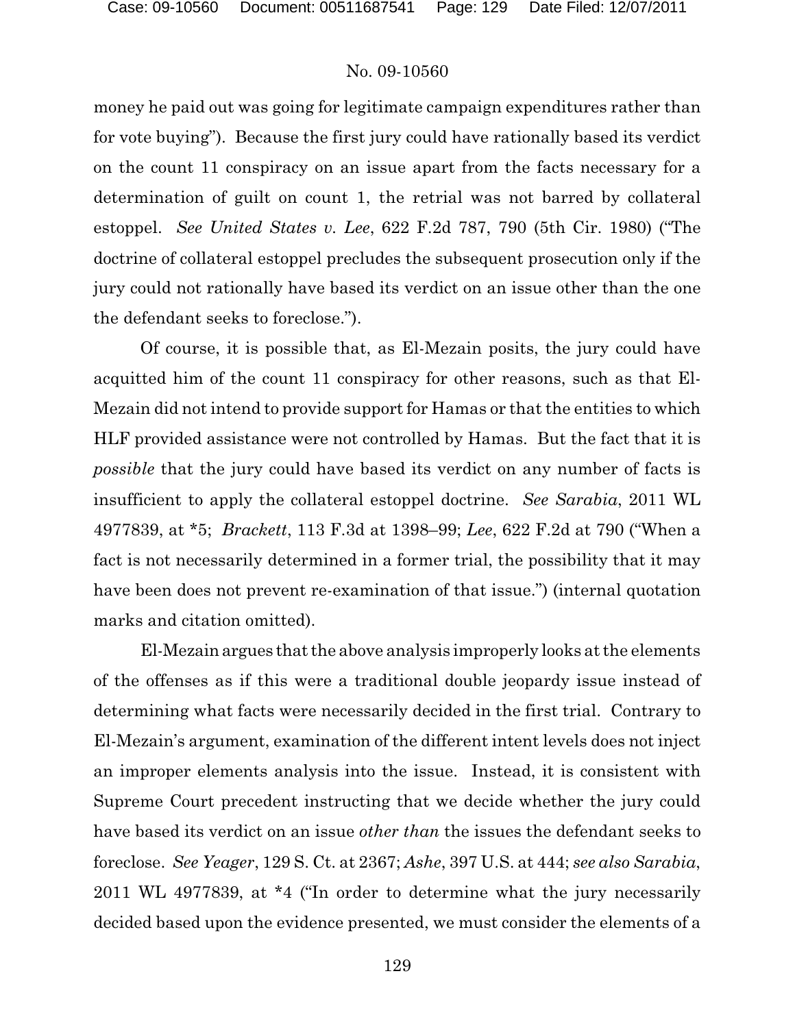money he paid out was going for legitimate campaign expenditures rather than for vote buying"). Because the first jury could have rationally based its verdict on the count 11 conspiracy on an issue apart from the facts necessary for a determination of guilt on count 1, the retrial was not barred by collateral estoppel. *See United States v. Lee*, 622 F.2d 787, 790 (5th Cir. 1980) ("The doctrine of collateral estoppel precludes the subsequent prosecution only if the jury could not rationally have based its verdict on an issue other than the one the defendant seeks to foreclose.").

Of course, it is possible that, as El-Mezain posits, the jury could have acquitted him of the count 11 conspiracy for other reasons, such as that El-Mezain did not intend to provide support for Hamas or that the entities to which HLF provided assistance were not controlled by Hamas. But the fact that it is *possible* that the jury could have based its verdict on any number of facts is insufficient to apply the collateral estoppel doctrine. *See Sarabia*, 2011 WL 4977839, at *5; *Brackett*, 113 F.3d at 1398–99; *Lee*, 622 F.2d at 790 ("When a fact is not necessarily determined in a former trial, the possibility that it may have been does not prevent re-examination of that issue.") (internal quotation marks and citation omitted).

El-Mezain argues that the above analysis improperly looks at the elements of the offenses as if this were a traditional double jeopardy issue instead of determining what facts were necessarily decided in the first trial. Contrary to El-Mezain's argument, examination of the different intent levels does not inject an improper elements analysis into the issue. Instead, it is consistent with Supreme Court precedent instructing that we decide whether the jury could have based its verdict on an issue *other than* the issues the defendant seeks to foreclose. *See Yeager*, 129 S. Ct. at 2367; *Ashe*, 397 U.S. at 444; *see also Sarabia*, 2011 WL 4977839, at *4 ("In order to determine what the jury necessarily decided based upon the evidence presented, we must consider the elements of a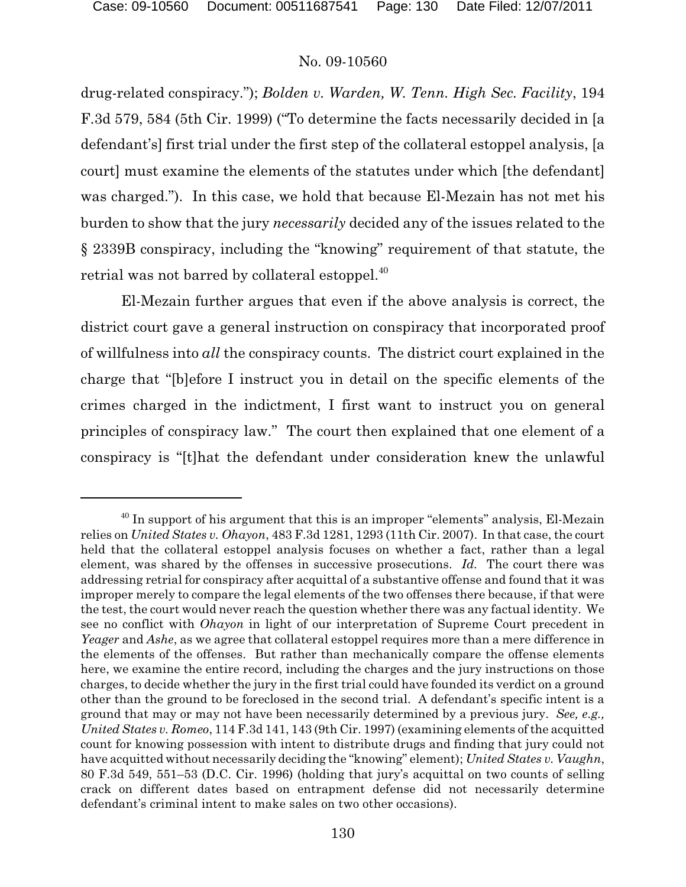drug-related conspiracy."); *Bolden v. Warden, W. Tenn. High Sec. Facility*, 194 F.3d 579, 584 (5th Cir. 1999) ("To determine the facts necessarily decided in [a defendant's] first trial under the first step of the collateral estoppel analysis, [a court] must examine the elements of the statutes under which [the defendant] was charged."). In this case, we hold that because El-Mezain has not met his burden to show that the jury *necessarily* decided any of the issues related to the § 2339B conspiracy, including the "knowing" requirement of that statute, the retrial was not barred by collateral estoppel.[40]

El-Mezain further argues that even if the above analysis is correct, the district court gave a general instruction on conspiracy that incorporated proof of willfulness into *all* the conspiracy counts. The district court explained in the charge that "[b]efore I instruct you in detail on the specific elements of the crimes charged in the indictment, I first want to instruct you on general principles of conspiracy law." The court then explained that one element of a conspiracy is "[t]hat the defendant under consideration knew the unlawful

---

[40] In support of his argument that this is an improper "elements" analysis, El-Mezain relies on *United States v. Ohayon*, 483 F.3d 1281, 1293 (11th Cir. 2007). In that case, the court held that the collateral estoppel analysis focuses on whether a fact, rather than a legal element, was shared by the offenses in successive prosecutions. *Id.* The court there was addressing retrial for conspiracy after acquittal of a substantive offense and found that it was improper merely to compare the legal elements of the two offenses there because, if that were the test, the court would never reach the question whether there was any factual identity. We see no conflict with *Ohayon* in light of our interpretation of Supreme Court precedent in *Yeager* and *Ashe*, as we agree that collateral estoppel requires more than a mere difference in the elements of the offenses. But rather than mechanically compare the offense elements here, we examine the entire record, including the charges and the jury instructions on those charges, to decide whether the jury in the first trial could have founded its verdict on a ground other than the ground to be foreclosed in the second trial. A defendant's specific intent is a ground that may or may not have been necessarily determined by a previous jury. *See, e.g., United States v. Romeo*, 114 F.3d 141, 143 (9th Cir. 1997) (examining elements of the acquitted count for knowing possession with intent to distribute drugs and finding that jury could not have acquitted without necessarily deciding the "knowing" element); *United States v. Vaughn*, 80 F.3d 549, 551–53 (D.C. Cir. 1996) (holding that jury's acquittal on two counts of selling crack on different dates based on entrapment defense did not necessarily determine defendant's criminal intent to make sales on two other occasions).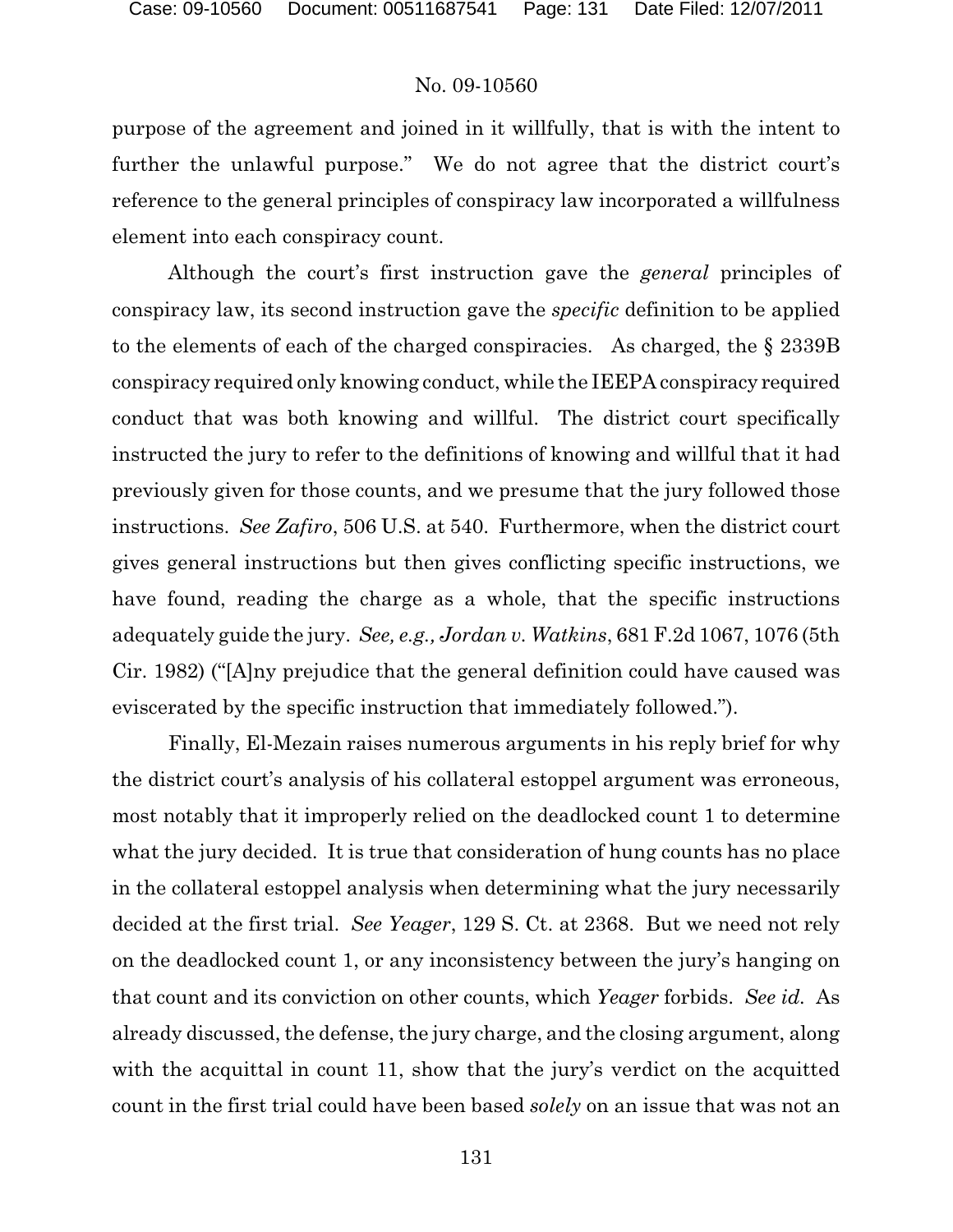purpose of the agreement and joined in it willfully, that is with the intent to further the unlawful purpose." We do not agree that the district court's reference to the general principles of conspiracy law incorporated a willfulness element into each conspiracy count.

Although the court's first instruction gave the *general* principles of conspiracy law, its second instruction gave the *specific* definition to be applied to the elements of each of the charged conspiracies. As charged, the § 2339B conspiracy required only knowing conduct, while the IEEPA conspiracy required conduct that was both knowing and willful. The district court specifically instructed the jury to refer to the definitions of knowing and willful that it had previously given for those counts, and we presume that the jury followed those instructions. *See Zafiro*, 506 U.S. at 540. Furthermore, when the district court gives general instructions but then gives conflicting specific instructions, we have found, reading the charge as a whole, that the specific instructions adequately guide the jury. *See, e.g., Jordan v. Watkins*, 681 F.2d 1067, 1076 (5th Cir. 1982) ("[A]ny prejudice that the general definition could have caused was eviscerated by the specific instruction that immediately followed.").

Finally, El-Mezain raises numerous arguments in his reply brief for why the district court's analysis of his collateral estoppel argument was erroneous, most notably that it improperly relied on the deadlocked count 1 to determine what the jury decided. It is true that consideration of hung counts has no place in the collateral estoppel analysis when determining what the jury necessarily decided at the first trial. *See Yeager*, 129 S. Ct. at 2368. But we need not rely on the deadlocked count 1, or any inconsistency between the jury's hanging on that count and its conviction on other counts, which *Yeager* forbids. *See id.* As already discussed, the defense, the jury charge, and the closing argument, along with the acquittal in count 11, show that the jury's verdict on the acquitted count in the first trial could have been based *solely* on an issue that was not an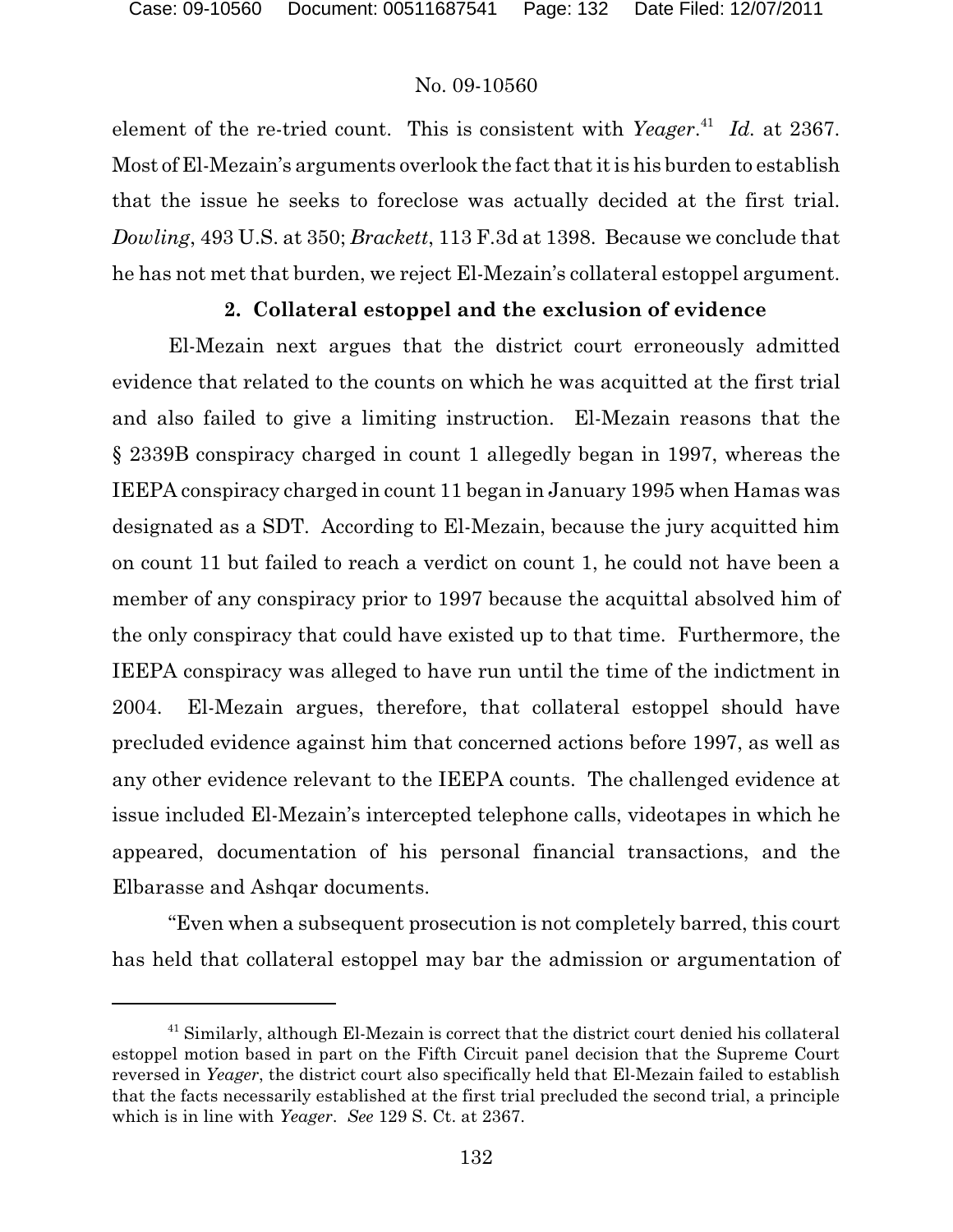element of the re-tried count. This is consistent with *Yeager*.[41] *Id.* at 2367. Most of El-Mezain's arguments overlook the fact that it is his burden to establish that the issue he seeks to foreclose was actually decided at the first trial. *Dowling*, 493 U.S. at 350; *Brackett*, 113 F.3d at 1398. Because we conclude that he has not met that burden, we reject El-Mezain's collateral estoppel argument.

**2. Collateral estoppel and the exclusion of evidence**

El-Mezain next argues that the district court erroneously admitted evidence that related to the counts on which he was acquitted at the first trial and also failed to give a limiting instruction. El-Mezain reasons that the § 2339B conspiracy charged in count 1 allegedly began in 1997, whereas the IEEPA conspiracy charged in count 11 began in January 1995 when Hamas was designated as a SDT. According to El-Mezain, because the jury acquitted him on count 11 but failed to reach a verdict on count 1, he could not have been a member of any conspiracy prior to 1997 because the acquittal absolved him of the only conspiracy that could have existed up to that time. Furthermore, the IEEPA conspiracy was alleged to have run until the time of the indictment in 2004. El-Mezain argues, therefore, that collateral estoppel should have precluded evidence against him that concerned actions before 1997, as well as any other evidence relevant to the IEEPA counts. The challenged evidence at issue included El-Mezain's intercepted telephone calls, videotapes in which he appeared, documentation of his personal financial transactions, and the Elbarasse and Ashqar documents.

"Even when a subsequent prosecution is not completely barred, this court has held that collateral estoppel may bar the admission or argumentation of

[41] Similarly, although El-Mezain is correct that the district court denied his collateral estoppel motion based in part on the Fifth Circuit panel decision that the Supreme Court reversed in *Yeager*, the district court also specifically held that El-Mezain failed to establish that the facts necessarily established at the first trial precluded the second trial, a principle which is in line with *Yeager*. *See* 129 S. Ct. at 2367.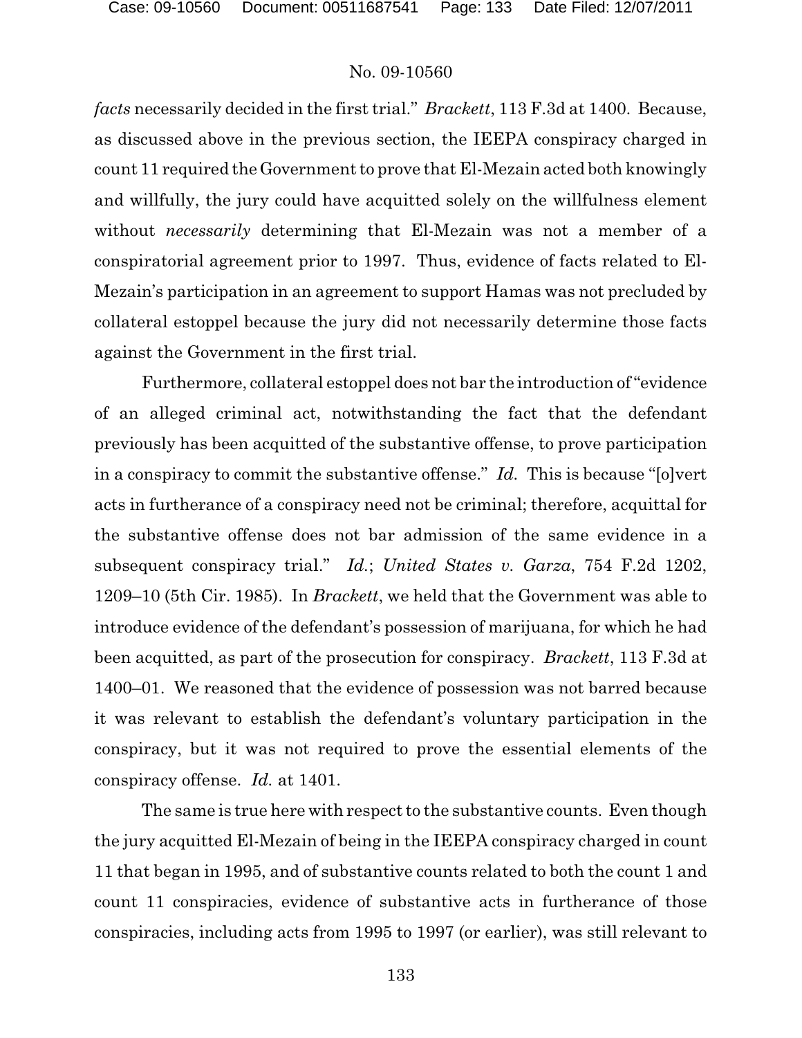*facts* necessarily decided in the first trial." *Brackett*, 113 F.3d at 1400. Because, as discussed above in the previous section, the IEEPA conspiracy charged in count 11 required the Government to prove that El-Mezain acted both knowingly and willfully, the jury could have acquitted solely on the willfulness element without *necessarily* determining that El-Mezain was not a member of a conspiratorial agreement prior to 1997. Thus, evidence of facts related to El-Mezain's participation in an agreement to support Hamas was not precluded by collateral estoppel because the jury did not necessarily determine those facts against the Government in the first trial.

Furthermore, collateral estoppel does not bar the introduction of "evidence of an alleged criminal act, notwithstanding the fact that the defendant previously has been acquitted of the substantive offense, to prove participation in a conspiracy to commit the substantive offense." *Id.* This is because "[o]vert acts in furtherance of a conspiracy need not be criminal; therefore, acquittal for the substantive offense does not bar admission of the same evidence in a subsequent conspiracy trial." *Id.*; *United States v. Garza*, 754 F.2d 1202, 1209–10 (5th Cir. 1985). In *Brackett*, we held that the Government was able to introduce evidence of the defendant's possession of marijuana, for which he had been acquitted, as part of the prosecution for conspiracy. *Brackett*, 113 F.3d at 1400–01. We reasoned that the evidence of possession was not barred because it was relevant to establish the defendant's voluntary participation in the conspiracy, but it was not required to prove the essential elements of the conspiracy offense. *Id.* at 1401.

The same is true here with respect to the substantive counts. Even though the jury acquitted El-Mezain of being in the IEEPA conspiracy charged in count 11 that began in 1995, and of substantive counts related to both the count 1 and count 11 conspiracies, evidence of substantive acts in furtherance of those conspiracies, including acts from 1995 to 1997 (or earlier), was still relevant to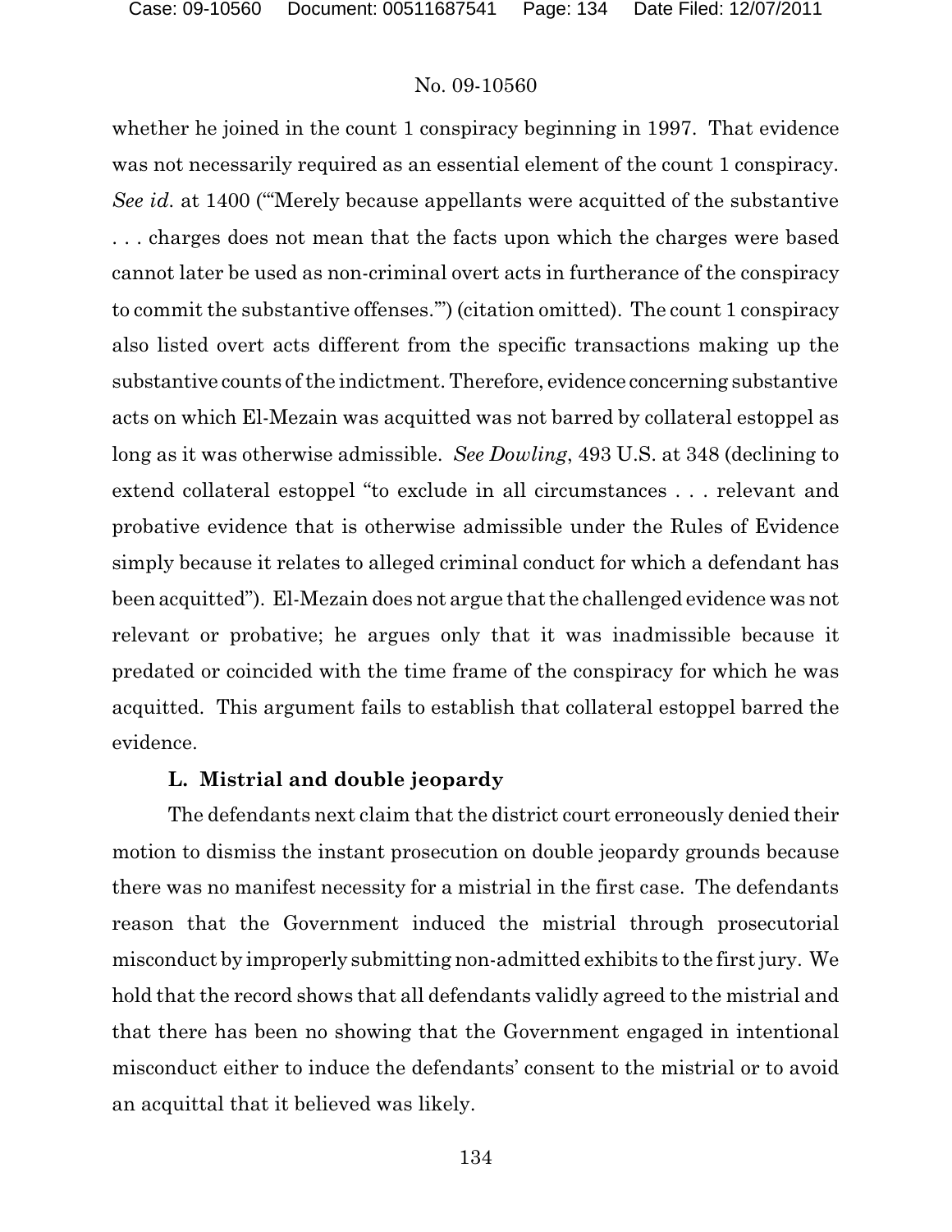whether he joined in the count 1 conspiracy beginning in 1997. That evidence was not necessarily required as an essential element of the count 1 conspiracy. *See id.* at 1400 ("'Merely because appellants were acquitted of the substantive . . . charges does not mean that the facts upon which the charges were based cannot later be used as non-criminal overt acts in furtherance of the conspiracy to commit the substantive offenses.'") (citation omitted). The count 1 conspiracy also listed overt acts different from the specific transactions making up the substantive counts of the indictment. Therefore, evidence concerning substantive acts on which El-Mezain was acquitted was not barred by collateral estoppel as long as it was otherwise admissible. *See Dowling*, 493 U.S. at 348 (declining to extend collateral estoppel "to exclude in all circumstances . . . relevant and probative evidence that is otherwise admissible under the Rules of Evidence simply because it relates to alleged criminal conduct for which a defendant has been acquitted"). El-Mezain does not argue that the challenged evidence was not relevant or probative; he argues only that it was inadmissible because it predated or coincided with the time frame of the conspiracy for which he was acquitted. This argument fails to establish that collateral estoppel barred the evidence.

### L. Mistrial and double jeopardy

The defendants next claim that the district court erroneously denied their motion to dismiss the instant prosecution on double jeopardy grounds because there was no manifest necessity for a mistrial in the first case. The defendants reason that the Government induced the mistrial through prosecutorial misconduct by improperly submitting non-admitted exhibits to the first jury. We hold that the record shows that all defendants validly agreed to the mistrial and that there has been no showing that the Government engaged in intentional misconduct either to induce the defendants' consent to the mistrial or to avoid an acquittal that it believed was likely.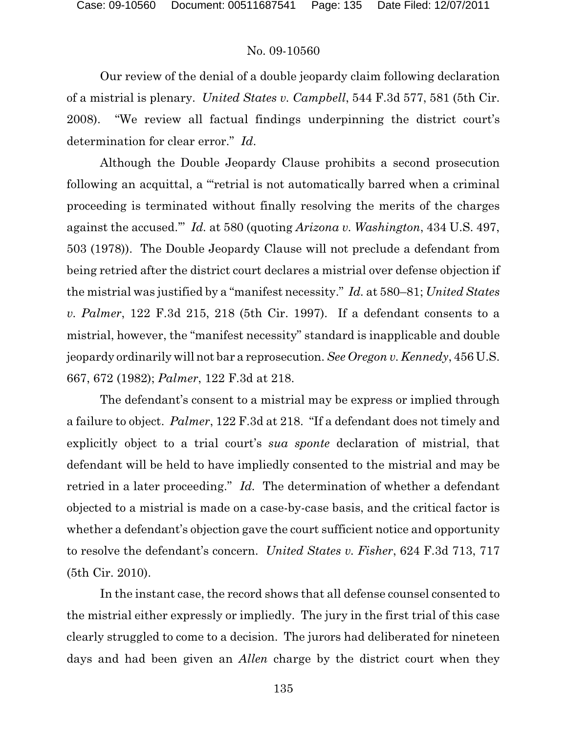Our review of the denial of a double jeopardy claim following declaration of a mistrial is plenary. *United States v. Campbell*, 544 F.3d 577, 581 (5th Cir. 2008). "We review all factual findings underpinning the district court's determination for clear error." *Id*.

Although the Double Jeopardy Clause prohibits a second prosecution following an acquittal, a "'retrial is not automatically barred when a criminal proceeding is terminated without finally resolving the merits of the charges against the accused.'" *Id.* at 580 (quoting *Arizona v. Washington*, 434 U.S. 497, 503 (1978)). The Double Jeopardy Clause will not preclude a defendant from being retried after the district court declares a mistrial over defense objection if the mistrial was justified by a "manifest necessity." *Id.* at 580–81; *United States v. Palmer*, 122 F.3d 215, 218 (5th Cir. 1997). If a defendant consents to a mistrial, however, the "manifest necessity" standard is inapplicable and double jeopardy ordinarily will not bar a reprosecution. *See Oregon v. Kennedy*, 456 U.S. 667, 672 (1982); *Palmer*, 122 F.3d at 218.

The defendant's consent to a mistrial may be express or implied through a failure to object. *Palmer*, 122 F.3d at 218. "If a defendant does not timely and explicitly object to a trial court's *sua sponte* declaration of mistrial, that defendant will be held to have impliedly consented to the mistrial and may be retried in a later proceeding." *Id.* The determination of whether a defendant objected to a mistrial is made on a case-by-case basis, and the critical factor is whether a defendant's objection gave the court sufficient notice and opportunity to resolve the defendant's concern. *United States v. Fisher*, 624 F.3d 713, 717 (5th Cir. 2010).

In the instant case, the record shows that all defense counsel consented to the mistrial either expressly or impliedly. The jury in the first trial of this case clearly struggled to come to a decision. The jurors had deliberated for nineteen days and had been given an *Allen* charge by the district court when they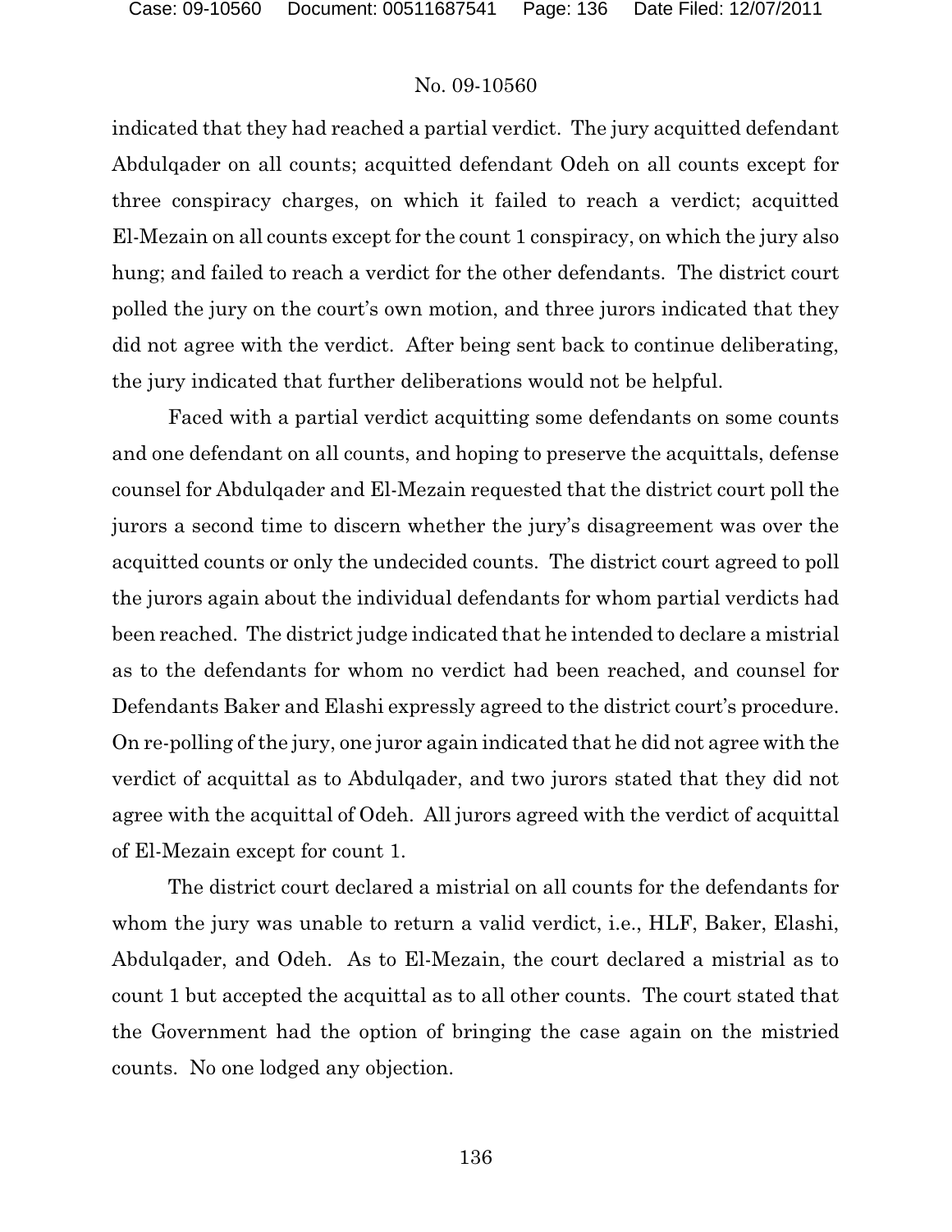indicated that they had reached a partial verdict. The jury acquitted defendant Abdulqader on all counts; acquitted defendant Odeh on all counts except for three conspiracy charges, on which it failed to reach a verdict; acquitted El-Mezain on all counts except for the count 1 conspiracy, on which the jury also hung; and failed to reach a verdict for the other defendants. The district court polled the jury on the court's own motion, and three jurors indicated that they did not agree with the verdict. After being sent back to continue deliberating, the jury indicated that further deliberations would not be helpful.

Faced with a partial verdict acquitting some defendants on some counts and one defendant on all counts, and hoping to preserve the acquittals, defense counsel for Abdulqader and El-Mezain requested that the district court poll the jurors a second time to discern whether the jury's disagreement was over the acquitted counts or only the undecided counts. The district court agreed to poll the jurors again about the individual defendants for whom partial verdicts had been reached. The district judge indicated that he intended to declare a mistrial as to the defendants for whom no verdict had been reached, and counsel for Defendants Baker and Elashi expressly agreed to the district court's procedure. On re-polling of the jury, one juror again indicated that he did not agree with the verdict of acquittal as to Abdulqader, and two jurors stated that they did not agree with the acquittal of Odeh. All jurors agreed with the verdict of acquittal of El-Mezain except for count 1.

The district court declared a mistrial on all counts for the defendants for whom the jury was unable to return a valid verdict, i.e., HLF, Baker, Elashi, Abdulqader, and Odeh. As to El-Mezain, the court declared a mistrial as to count 1 but accepted the acquittal as to all other counts. The court stated that the Government had the option of bringing the case again on the mistried counts. No one lodged any objection.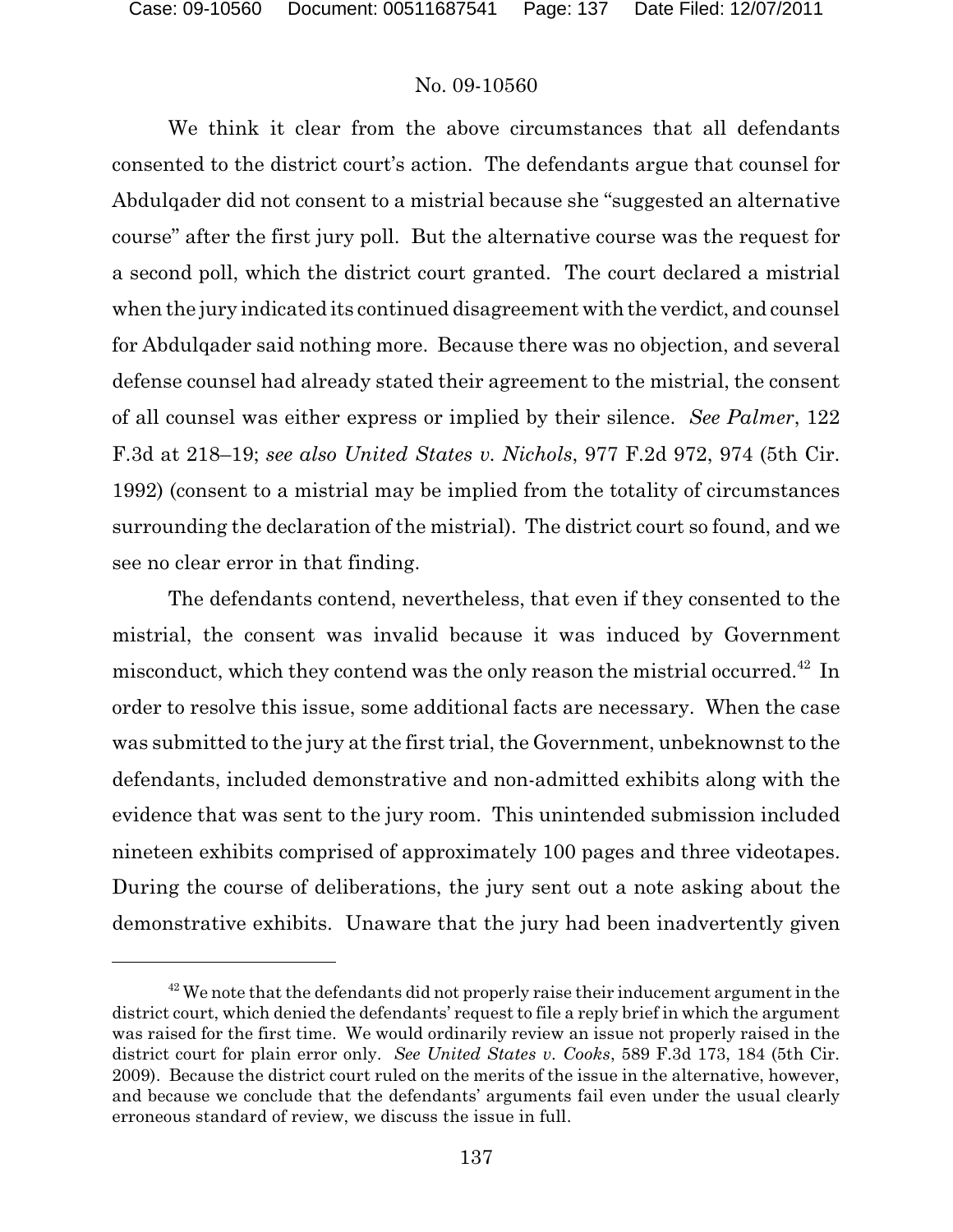We think it clear from the above circumstances that all defendants consented to the district court's action. The defendants argue that counsel for Abdulqader did not consent to a mistrial because she "suggested an alternative course" after the first jury poll. But the alternative course was the request for a second poll, which the district court granted. The court declared a mistrial when the jury indicated its continued disagreement with the verdict, and counsel for Abdulqader said nothing more. Because there was no objection, and several defense counsel had already stated their agreement to the mistrial, the consent of all counsel was either express or implied by their silence. *See Palmer*, 122 F.3d at 218–19; *see also United States v. Nichols*, 977 F.2d 972, 974 (5th Cir. 1992) (consent to a mistrial may be implied from the totality of circumstances surrounding the declaration of the mistrial). The district court so found, and we see no clear error in that finding.

The defendants contend, nevertheless, that even if they consented to the mistrial, the consent was invalid because it was induced by Government misconduct, which they contend was the only reason the mistrial occurred.[42] In order to resolve this issue, some additional facts are necessary. When the case was submitted to the jury at the first trial, the Government, unbeknownst to the defendants, included demonstrative and non-admitted exhibits along with the evidence that was sent to the jury room. This unintended submission included nineteen exhibits comprised of approximately 100 pages and three videotapes. During the course of deliberations, the jury sent out a note asking about the demonstrative exhibits. Unaware that the jury had been inadvertently given

---

[42] We note that the defendants did not properly raise their inducement argument in the district court, which denied the defendants' request to file a reply brief in which the argument was raised for the first time. We would ordinarily review an issue not properly raised in the district court for plain error only. *See United States v. Cooks*, 589 F.3d 173, 184 (5th Cir. 2009). Because the district court ruled on the merits of the issue in the alternative, however, and because we conclude that the defendants' arguments fail even under the usual clearly erroneous standard of review, we discuss the issue in full.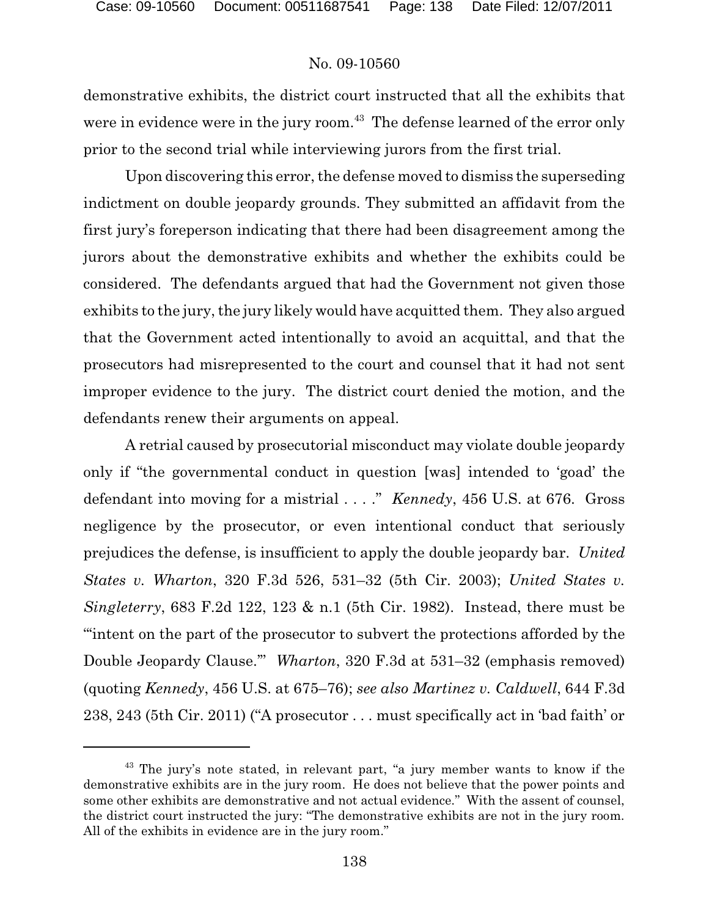demonstrative exhibits, the district court instructed that all the exhibits that were in evidence were in the jury room.[43] The defense learned of the error only prior to the second trial while interviewing jurors from the first trial.

Upon discovering this error, the defense moved to dismiss the superseding indictment on double jeopardy grounds. They submitted an affidavit from the first jury's foreperson indicating that there had been disagreement among the jurors about the demonstrative exhibits and whether the exhibits could be considered. The defendants argued that had the Government not given those exhibits to the jury, the jury likely would have acquitted them. They also argued that the Government acted intentionally to avoid an acquittal, and that the prosecutors had misrepresented to the court and counsel that it had not sent improper evidence to the jury. The district court denied the motion, and the defendants renew their arguments on appeal.

A retrial caused by prosecutorial misconduct may violate double jeopardy only if "the governmental conduct in question [was] intended to 'goad' the defendant into moving for a mistrial . . . ." *Kennedy*, 456 U.S. at 676. Gross negligence by the prosecutor, or even intentional conduct that seriously prejudices the defense, is insufficient to apply the double jeopardy bar. *United States v. Wharton*, 320 F.3d 526, 531–32 (5th Cir. 2003); *United States v. Singleterry*, 683 F.2d 122, 123 & n.1 (5th Cir. 1982). Instead, there must be "'intent on the part of the prosecutor to subvert the protections afforded by the Double Jeopardy Clause.'" *Wharton*, 320 F.3d at 531–32 (emphasis removed) (quoting *Kennedy*, 456 U.S. at 675–76); *see also Martinez v. Caldwell*, 644 F.3d 238, 243 (5th Cir. 2011) ("A prosecutor . . . must specifically act in 'bad faith' or

---

[43] The jury's note stated, in relevant part, "a jury member wants to know if the demonstrative exhibits are in the jury room. He does not believe that the power points and some other exhibits are demonstrative and not actual evidence." With the assent of counsel, the district court instructed the jury: "The demonstrative exhibits are not in the jury room. All of the exhibits in evidence are in the jury room."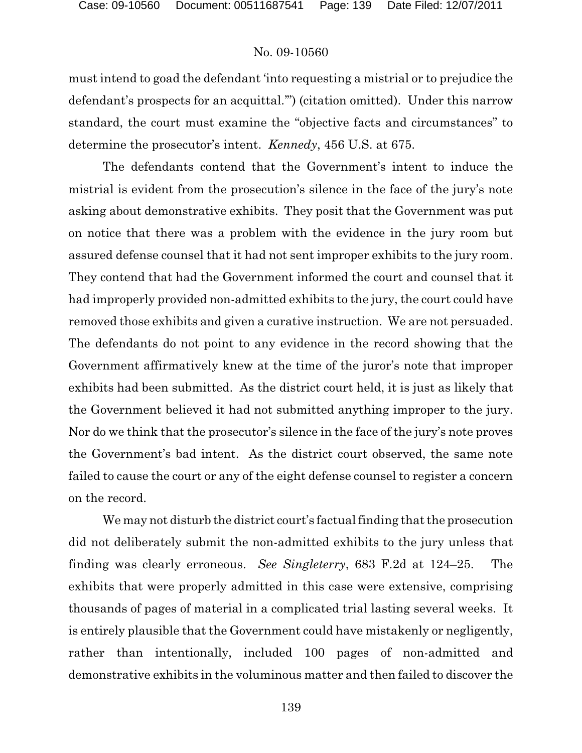must intend to goad the defendant 'into requesting a mistrial or to prejudice the defendant's prospects for an acquittal.'") (citation omitted). Under this narrow standard, the court must examine the "objective facts and circumstances" to determine the prosecutor's intent. *Kennedy*, 456 U.S. at 675.

The defendants contend that the Government's intent to induce the mistrial is evident from the prosecution's silence in the face of the jury's note asking about demonstrative exhibits. They posit that the Government was put on notice that there was a problem with the evidence in the jury room but assured defense counsel that it had not sent improper exhibits to the jury room. They contend that had the Government informed the court and counsel that it had improperly provided non-admitted exhibits to the jury, the court could have removed those exhibits and given a curative instruction. We are not persuaded. The defendants do not point to any evidence in the record showing that the Government affirmatively knew at the time of the juror's note that improper exhibits had been submitted. As the district court held, it is just as likely that the Government believed it had not submitted anything improper to the jury. Nor do we think that the prosecutor's silence in the face of the jury's note proves the Government's bad intent. As the district court observed, the same note failed to cause the court or any of the eight defense counsel to register a concern on the record.

We may not disturb the district court's factual finding that the prosecution did not deliberately submit the non-admitted exhibits to the jury unless that finding was clearly erroneous. *See Singleterry*, 683 F.2d at 124–25. The exhibits that were properly admitted in this case were extensive, comprising thousands of pages of material in a complicated trial lasting several weeks. It is entirely plausible that the Government could have mistakenly or negligently, rather than intentionally, included 100 pages of non-admitted and demonstrative exhibits in the voluminous matter and then failed to discover the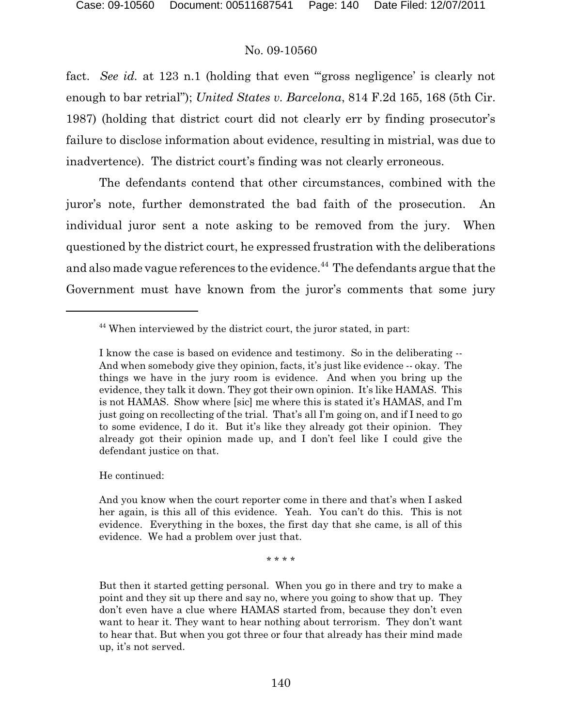fact. *See id.* at 123 n.1 (holding that even "'gross negligence' is clearly not enough to bar retrial"); *United States v. Barcelona*, 814 F.2d 165, 168 (5th Cir. 1987) (holding that district court did not clearly err by finding prosecutor's failure to disclose information about evidence, resulting in mistrial, was due to inadvertence). The district court's finding was not clearly erroneous.

The defendants contend that other circumstances, combined with the juror's note, further demonstrated the bad faith of the prosecution. An individual juror sent a note asking to be removed from the jury. When questioned by the district court, he expressed frustration with the deliberations and also made vague references to the evidence.[44] The defendants argue that the Government must have known from the juror's comments that some jury

---

[44] When interviewed by the district court, the juror stated, in part:

> I know the case is based on evidence and testimony. So in the deliberating -- And when somebody give they opinion, facts, it's just like evidence -- okay. The things we have in the jury room is evidence. And when you bring up the evidence, they talk it down. They got their own opinion. It's like HAMAS. This is not HAMAS. Show where [sic] me where this is stated it's HAMAS, and I'm just going on recollecting of the trial. That's all I'm going on, and if I need to go to some evidence, I do it. But it's like they already got their opinion. They already got their opinion made up, and I don't feel like I could give the defendant justice on that.

He continued:

> And you know when the court reporter come in there and that's when I asked her again, is this all of this evidence. Yeah. You can't do this. This is not evidence. Everything in the boxes, the first day that she came, is all of this evidence. We had a problem over just that.
>
> \* \* \* \*
>
> But then it started getting personal. When you go in there and try to make a point and they sit up there and say no, where you going to show that up. They don't even have a clue where HAMAS started from, because they don't even want to hear it. They want to hear nothing about terrorism. They don't want to hear that. But when you got three or four that already has their mind made up, it's not served.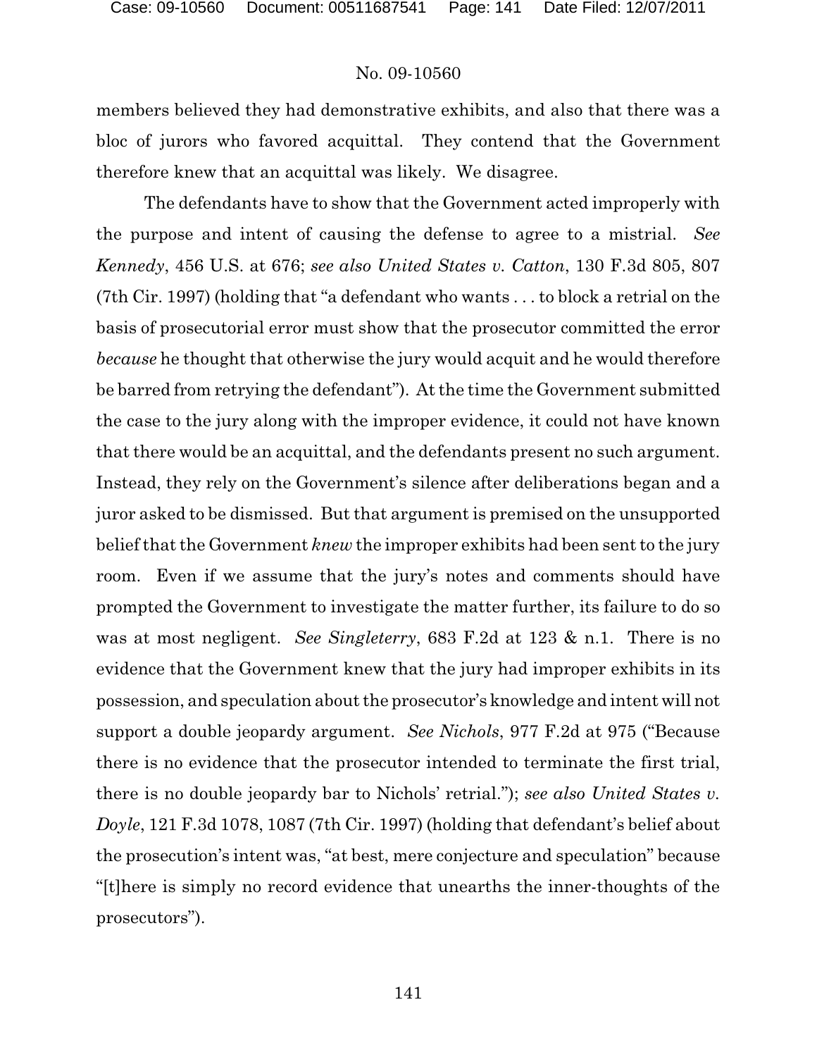members believed they had demonstrative exhibits, and also that there was a bloc of jurors who favored acquittal. They contend that the Government therefore knew that an acquittal was likely. We disagree.

The defendants have to show that the Government acted improperly with the purpose and intent of causing the defense to agree to a mistrial. *See Kennedy*, 456 U.S. at 676; *see also United States v. Catton*, 130 F.3d 805, 807 (7th Cir. 1997) (holding that "a defendant who wants . . . to block a retrial on the basis of prosecutorial error must show that the prosecutor committed the error *because* he thought that otherwise the jury would acquit and he would therefore be barred from retrying the defendant"). At the time the Government submitted the case to the jury along with the improper evidence, it could not have known that there would be an acquittal, and the defendants present no such argument. Instead, they rely on the Government's silence after deliberations began and a juror asked to be dismissed. But that argument is premised on the unsupported belief that the Government *knew* the improper exhibits had been sent to the jury room. Even if we assume that the jury's notes and comments should have prompted the Government to investigate the matter further, its failure to do so was at most negligent. *See Singleterry*, 683 F.2d at 123 & n.1. There is no evidence that the Government knew that the jury had improper exhibits in its possession, and speculation about the prosecutor's knowledge and intent will not support a double jeopardy argument. *See Nichols*, 977 F.2d at 975 ("Because there is no evidence that the prosecutor intended to terminate the first trial, there is no double jeopardy bar to Nichols' retrial."); *see also United States v. Doyle*, 121 F.3d 1078, 1087 (7th Cir. 1997) (holding that defendant's belief about the prosecution's intent was, "at best, mere conjecture and speculation" because "[t]here is simply no record evidence that unearths the inner-thoughts of the prosecutors").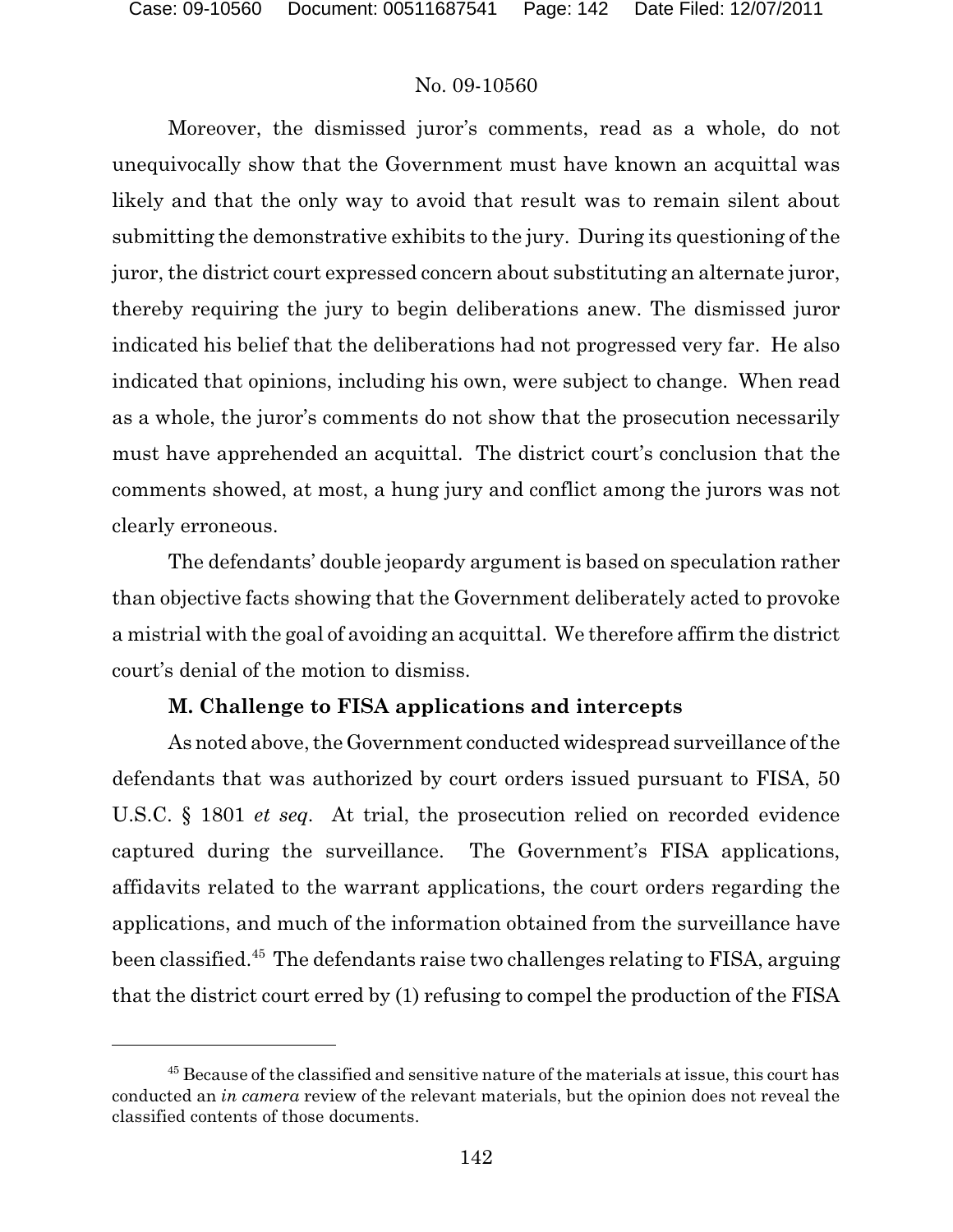Moreover, the dismissed juror's comments, read as a whole, do not unequivocally show that the Government must have known an acquittal was likely and that the only way to avoid that result was to remain silent about submitting the demonstrative exhibits to the jury. During its questioning of the juror, the district court expressed concern about substituting an alternate juror, thereby requiring the jury to begin deliberations anew. The dismissed juror indicated his belief that the deliberations had not progressed very far. He also indicated that opinions, including his own, were subject to change. When read as a whole, the juror's comments do not show that the prosecution necessarily must have apprehended an acquittal. The district court's conclusion that the comments showed, at most, a hung jury and conflict among the jurors was not clearly erroneous.

The defendants' double jeopardy argument is based on speculation rather than objective facts showing that the Government deliberately acted to provoke a mistrial with the goal of avoiding an acquittal. We therefore affirm the district court's denial of the motion to dismiss.

**M. Challenge to FISA applications and intercepts**

As noted above, the Government conducted widespread surveillance of the defendants that was authorized by court orders issued pursuant to FISA, 50 U.S.C. § 1801 *et seq.* At trial, the prosecution relied on recorded evidence captured during the surveillance. The Government's FISA applications, affidavits related to the warrant applications, the court orders regarding the applications, and much of the information obtained from the surveillance have been classified.[45] The defendants raise two challenges relating to FISA, arguing that the district court erred by (1) refusing to compel the production of the FISA

[45] Because of the classified and sensitive nature of the materials at issue, this court has conducted an *in camera* review of the relevant materials, but the opinion does not reveal the classified contents of those documents.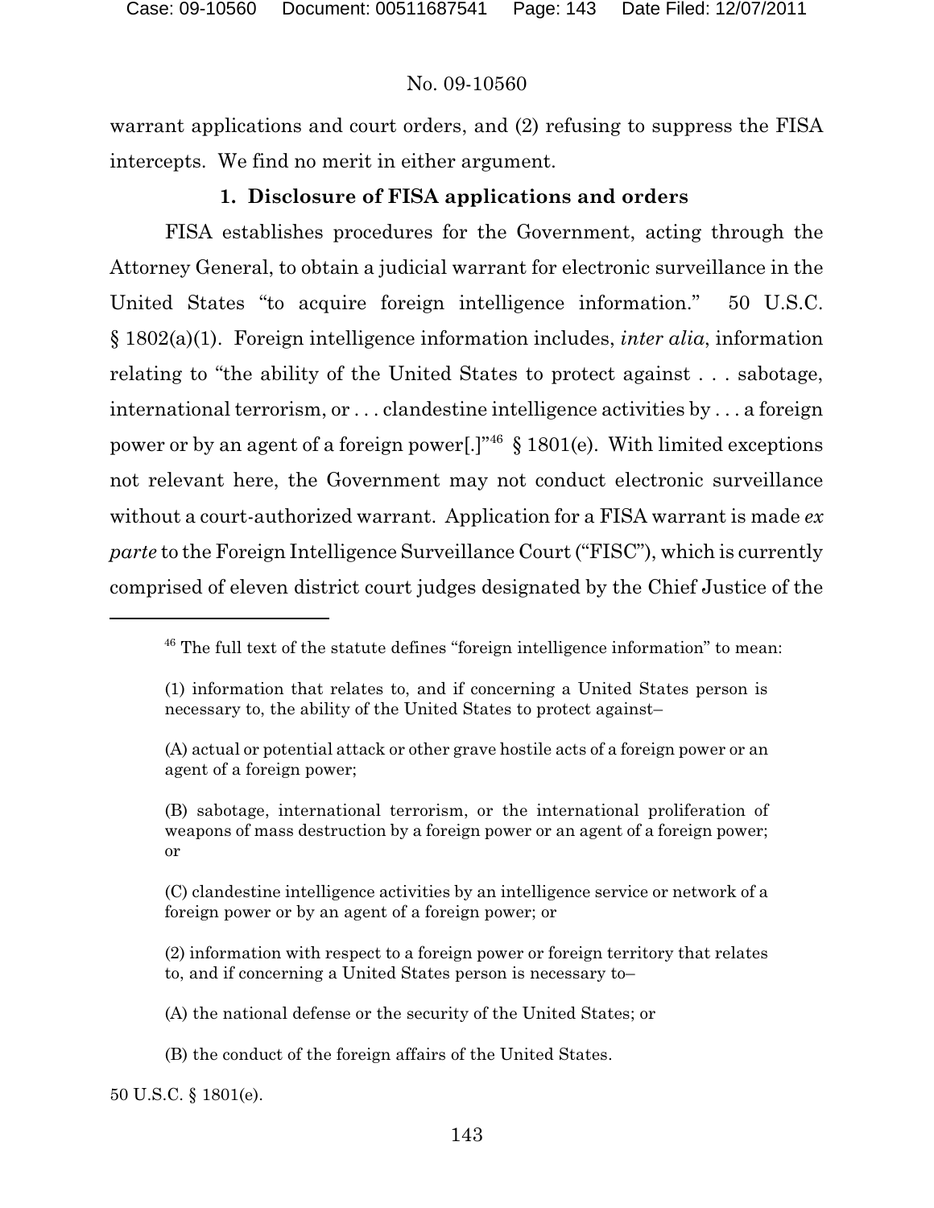warrant applications and court orders, and (2) refusing to suppress the FISA intercepts. We find no merit in either argument.

### 1. Disclosure of FISA applications and orders

FISA establishes procedures for the Government, acting through the Attorney General, to obtain a judicial warrant for electronic surveillance in the United States "to acquire foreign intelligence information." 50 U.S.C. § 1802(a)(1). Foreign intelligence information includes, *inter alia*, information relating to "the ability of the United States to protect against . . . sabotage, international terrorism, or . . . clandestine intelligence activities by . . . a foreign power or by an agent of a foreign power[.]"[46] § 1801(e). With limited exceptions not relevant here, the Government may not conduct electronic surveillance without a court-authorized warrant. Application for a FISA warrant is made *ex parte* to the Foreign Intelligence Surveillance Court ("FISC"), which is currently comprised of eleven district court judges designated by the Chief Justice of the

---

[46] The full text of the statute defines "foreign intelligence information" to mean:

(1) information that relates to, and if concerning a United States person is necessary to, the ability of the United States to protect against–

(A) actual or potential attack or other grave hostile acts of a foreign power or an agent of a foreign power;

(B) sabotage, international terrorism, or the international proliferation of weapons of mass destruction by a foreign power or an agent of a foreign power; or

(C) clandestine intelligence activities by an intelligence service or network of a foreign power or by an agent of a foreign power; or

(2) information with respect to a foreign power or foreign territory that relates to, and if concerning a United States person is necessary to–

(A) the national defense or the security of the United States; or

(B) the conduct of the foreign affairs of the United States.

50 U.S.C. § 1801(e).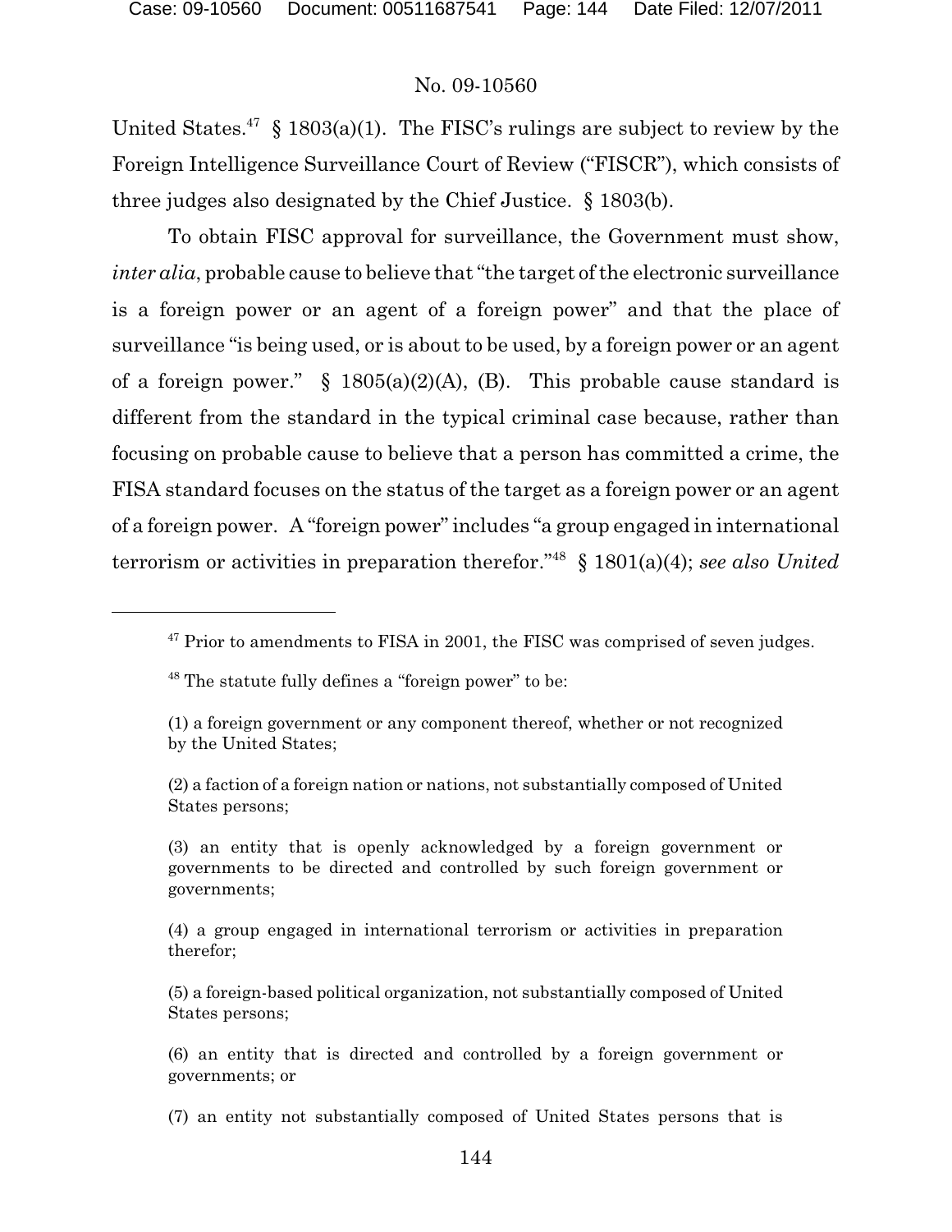United States.[47] § 1803(a)(1). The FISC's rulings are subject to review by the Foreign Intelligence Surveillance Court of Review ("FISCR"), which consists of three judges also designated by the Chief Justice. § 1803(b).

To obtain FISC approval for surveillance, the Government must show, *inter alia*, probable cause to believe that "the target of the electronic surveillance is a foreign power or an agent of a foreign power" and that the place of surveillance "is being used, or is about to be used, by a foreign power or an agent of a foreign power." § 1805(a)(2)(A), (B). This probable cause standard is different from the standard in the typical criminal case because, rather than focusing on probable cause to believe that a person has committed a crime, the FISA standard focuses on the status of the target as a foreign power or an agent of a foreign power. A "foreign power" includes "a group engaged in international terrorism or activities in preparation therefor."[48] § 1801(a)(4); *see also United*

---

[47] Prior to amendments to FISA in 2001, the FISC was comprised of seven judges.

[48] The statute fully defines a "foreign power" to be:

> (1) a foreign government or any component thereof, whether or not recognized by the United States;
>
> (2) a faction of a foreign nation or nations, not substantially composed of United States persons;
>
> (3) an entity that is openly acknowledged by a foreign government or governments to be directed and controlled by such foreign government or governments;
>
> (4) a group engaged in international terrorism or activities in preparation therefor;
>
> (5) a foreign-based political organization, not substantially composed of United States persons;
>
> (6) an entity that is directed and controlled by a foreign government or governments; or
>
> (7) an entity not substantially composed of United States persons that is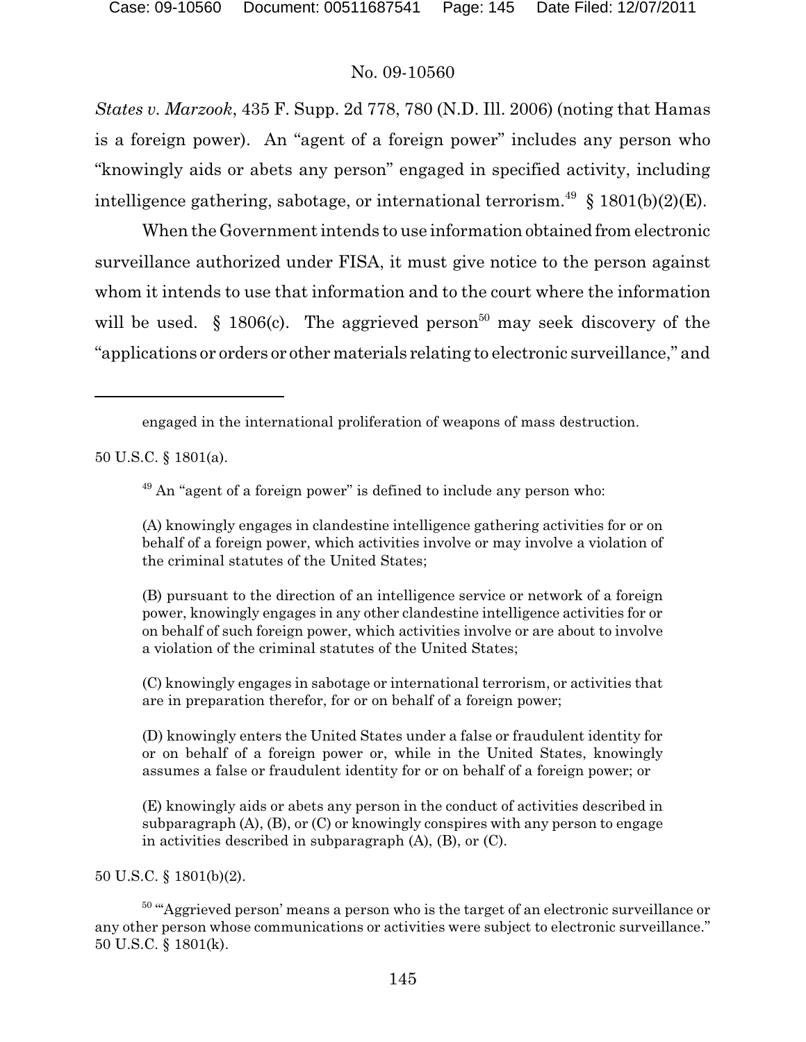*States v. Marzook*, 435 F. Supp. 2d 778, 780 (N.D. Ill. 2006) (noting that Hamas is a foreign power). An "agent of a foreign power" includes any person who "knowingly aids or abets any person" engaged in specified activity, including intelligence gathering, sabotage, or international terrorism.[49] § 1801(b)(2)(E).

When the Government intends to use information obtained from electronic surveillance authorized under FISA, it must give notice to the person against whom it intends to use that information and to the court where the information will be used. § 1806(c). The aggrieved person[50] may seek discovery of the "applications or orders or other materials relating to electronic surveillance," and

---

engaged in the international proliferation of weapons of mass destruction.

50 U.S.C. § 1801(a).

[49] An "agent of a foreign power" is defined to include any person who:

> (A) knowingly engages in clandestine intelligence gathering activities for or on behalf of a foreign power, which activities involve or may involve a violation of the criminal statutes of the United States;
>
> (B) pursuant to the direction of an intelligence service or network of a foreign power, knowingly engages in any other clandestine intelligence activities for or on behalf of such foreign power, which activities involve or are about to involve a violation of the criminal statutes of the United States;
>
> (C) knowingly engages in sabotage or international terrorism, or activities that are in preparation therefor, for or on behalf of a foreign power;
>
> (D) knowingly enters the United States under a false or fraudulent identity for or on behalf of a foreign power or, while in the United States, knowingly assumes a false or fraudulent identity for or on behalf of a foreign power; or
>
> (E) knowingly aids or abets any person in the conduct of activities described in subparagraph (A), (B), or (C) or knowingly conspires with any person to engage in activities described in subparagraph (A), (B), or (C).

50 U.S.C. § 1801(b)(2).

[50] "'Aggrieved person' means a person who is the target of an electronic surveillance or any other person whose communications or activities were subject to electronic surveillance." 50 U.S.C. § 1801(k).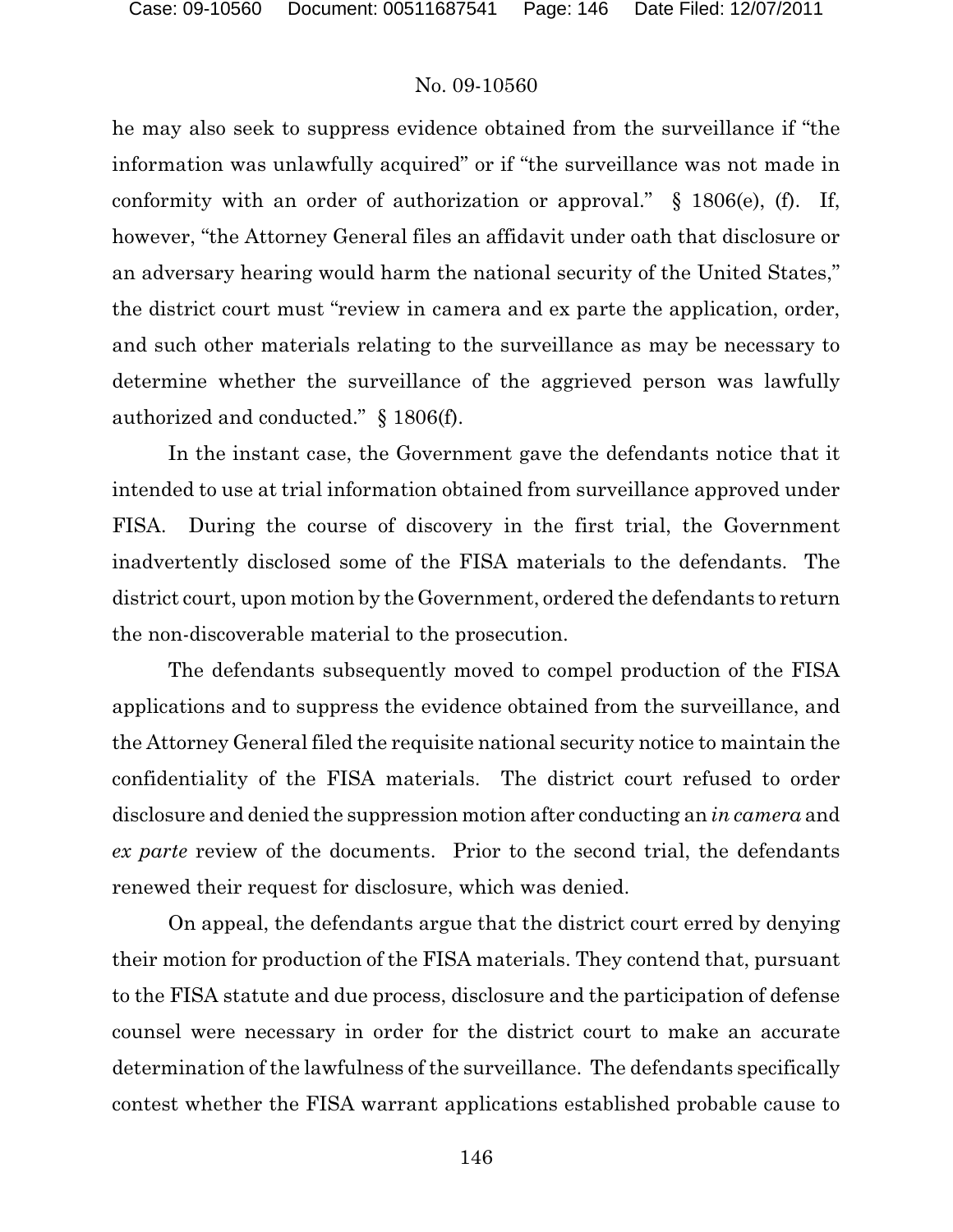he may also seek to suppress evidence obtained from the surveillance if "the information was unlawfully acquired" or if "the surveillance was not made in conformity with an order of authorization or approval." § 1806(e), (f). If, however, "the Attorney General files an affidavit under oath that disclosure or an adversary hearing would harm the national security of the United States," the district court must "review in camera and ex parte the application, order, and such other materials relating to the surveillance as may be necessary to determine whether the surveillance of the aggrieved person was lawfully authorized and conducted." § 1806(f).

In the instant case, the Government gave the defendants notice that it intended to use at trial information obtained from surveillance approved under FISA. During the course of discovery in the first trial, the Government inadvertently disclosed some of the FISA materials to the defendants. The district court, upon motion by the Government, ordered the defendants to return the non-discoverable material to the prosecution.

The defendants subsequently moved to compel production of the FISA applications and to suppress the evidence obtained from the surveillance, and the Attorney General filed the requisite national security notice to maintain the confidentiality of the FISA materials. The district court refused to order disclosure and denied the suppression motion after conducting an *in camera* and *ex parte* review of the documents. Prior to the second trial, the defendants renewed their request for disclosure, which was denied.

On appeal, the defendants argue that the district court erred by denying their motion for production of the FISA materials. They contend that, pursuant to the FISA statute and due process, disclosure and the participation of defense counsel were necessary in order for the district court to make an accurate determination of the lawfulness of the surveillance. The defendants specifically contest whether the FISA warrant applications established probable cause to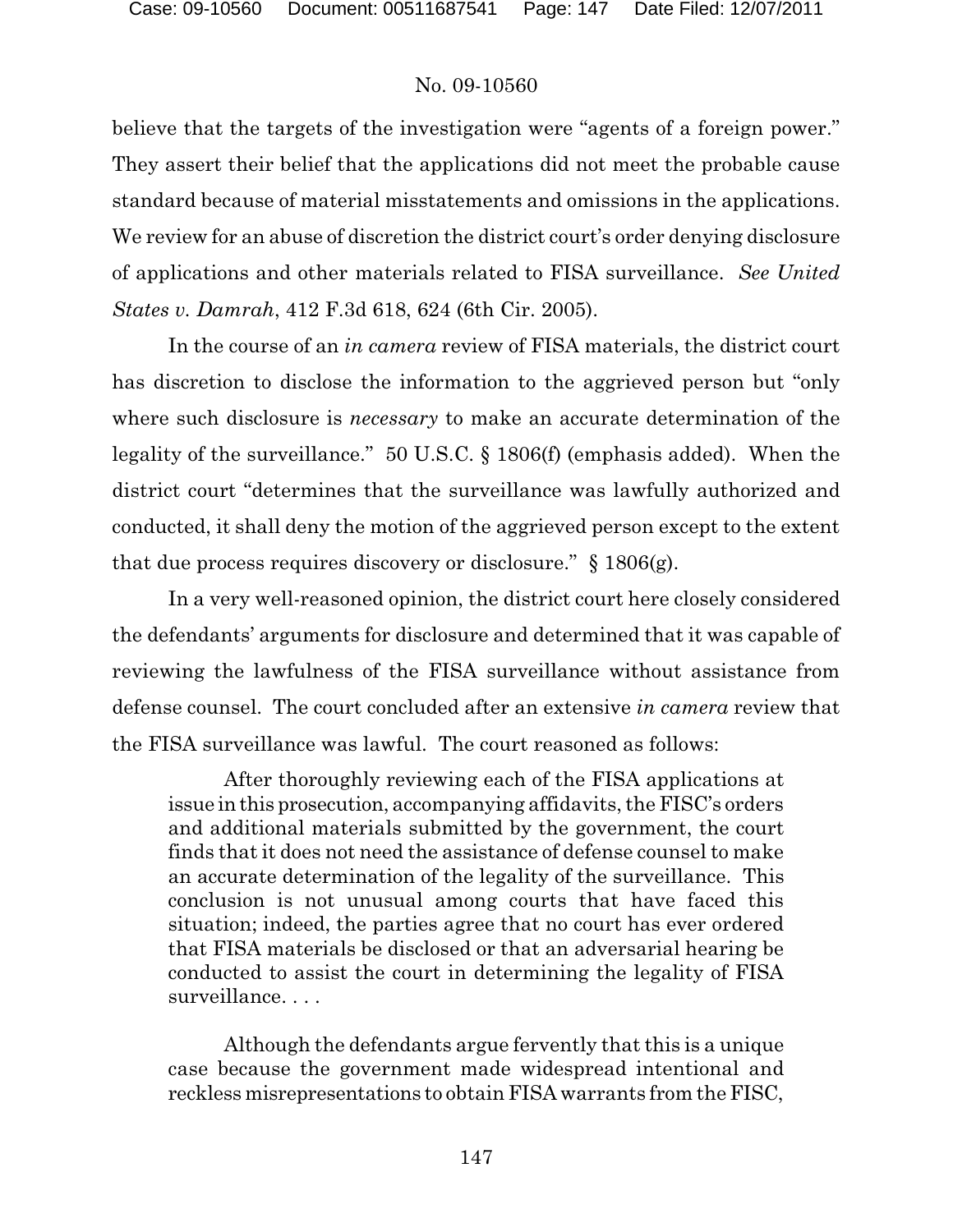believe that the targets of the investigation were "agents of a foreign power." They assert their belief that the applications did not meet the probable cause standard because of material misstatements and omissions in the applications. We review for an abuse of discretion the district court's order denying disclosure of applications and other materials related to FISA surveillance. *See United States v. Damrah*, 412 F.3d 618, 624 (6th Cir. 2005).

In the course of an *in camera* review of FISA materials, the district court has discretion to disclose the information to the aggrieved person but "only where such disclosure is *necessary* to make an accurate determination of the legality of the surveillance." 50 U.S.C. § 1806(f) (emphasis added). When the district court "determines that the surveillance was lawfully authorized and conducted, it shall deny the motion of the aggrieved person except to the extent that due process requires discovery or disclosure." § 1806(g).

In a very well-reasoned opinion, the district court here closely considered the defendants' arguments for disclosure and determined that it was capable of reviewing the lawfulness of the FISA surveillance without assistance from defense counsel. The court concluded after an extensive *in camera* review that the FISA surveillance was lawful. The court reasoned as follows:

> After thoroughly reviewing each of the FISA applications at issue in this prosecution, accompanying affidavits, the FISC's orders and additional materials submitted by the government, the court finds that it does not need the assistance of defense counsel to make an accurate determination of the legality of the surveillance. This conclusion is not unusual among courts that have faced this situation; indeed, the parties agree that no court has ever ordered that FISA materials be disclosed or that an adversarial hearing be conducted to assist the court in determining the legality of FISA surveillance. . . .
>
> Although the defendants argue fervently that this is a unique case because the government made widespread intentional and reckless misrepresentations to obtain FISA warrants from the FISC,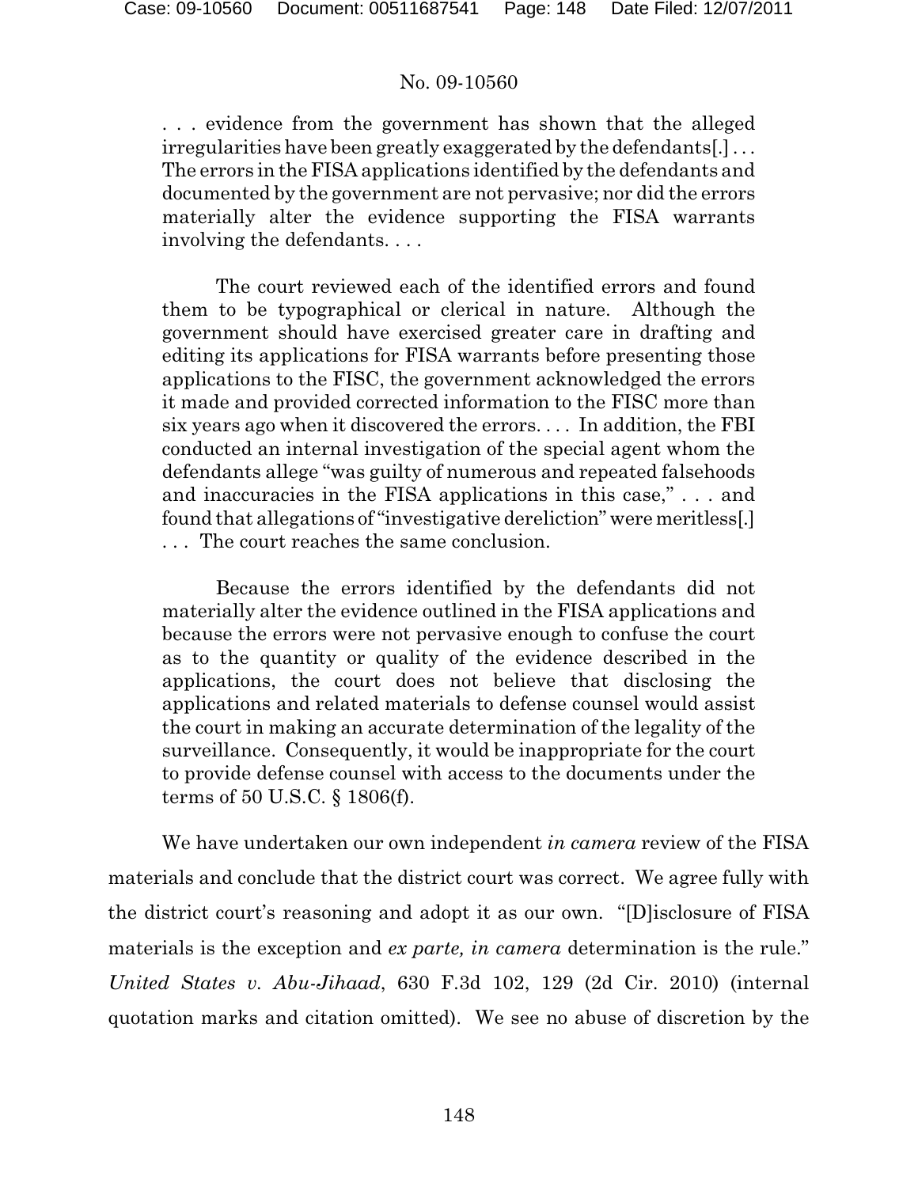> . . . evidence from the government has shown that the alleged irregularities have been greatly exaggerated by the defendants[.] . . . The errors in the FISA applications identified by the defendants and documented by the government are not pervasive; nor did the errors materially alter the evidence supporting the FISA warrants involving the defendants. . . .
>
> The court reviewed each of the identified errors and found them to be typographical or clerical in nature. Although the government should have exercised greater care in drafting and editing its applications for FISA warrants before presenting those applications to the FISC, the government acknowledged the errors it made and provided corrected information to the FISC more than six years ago when it discovered the errors. . . . In addition, the FBI conducted an internal investigation of the special agent whom the defendants allege "was guilty of numerous and repeated falsehoods and inaccuracies in the FISA applications in this case," . . . and found that allegations of "investigative dereliction" were meritless[.] . . . The court reaches the same conclusion.
>
> Because the errors identified by the defendants did not materially alter the evidence outlined in the FISA applications and because the errors were not pervasive enough to confuse the court as to the quantity or quality of the evidence described in the applications, the court does not believe that disclosing the applications and related materials to defense counsel would assist the court in making an accurate determination of the legality of the surveillance. Consequently, it would be inappropriate for the court to provide defense counsel with access to the documents under the terms of 50 U.S.C. § 1806(f).

We have undertaken our own independent *in camera* review of the FISA materials and conclude that the district court was correct. We agree fully with the district court's reasoning and adopt it as our own. "[D]isclosure of FISA materials is the exception and *ex parte, in camera* determination is the rule." *United States v. Abu-Jihaad*, 630 F.3d 102, 129 (2d Cir. 2010) (internal quotation marks and citation omitted). We see no abuse of discretion by the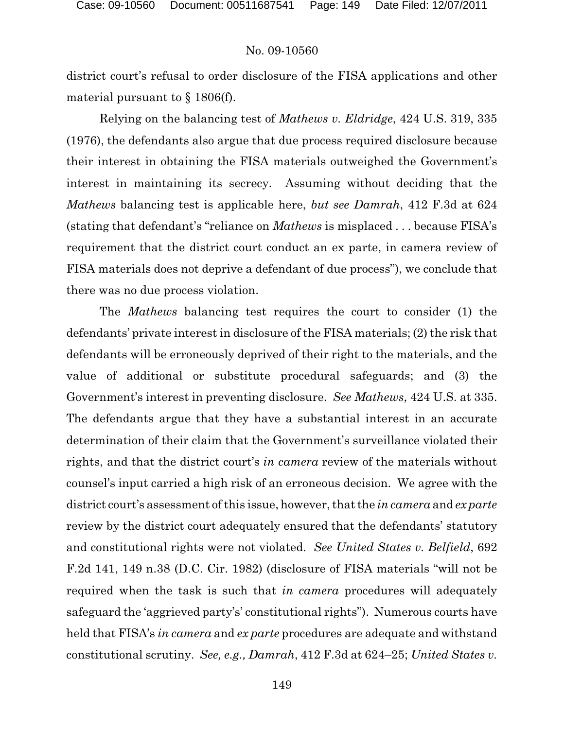district court's refusal to order disclosure of the FISA applications and other material pursuant to § 1806(f).

Relying on the balancing test of *Mathews v. Eldridge*, 424 U.S. 319, 335 (1976), the defendants also argue that due process required disclosure because their interest in obtaining the FISA materials outweighed the Government's interest in maintaining its secrecy. Assuming without deciding that the *Mathews* balancing test is applicable here, *but see Damrah*, 412 F.3d at 624 (stating that defendant's "reliance on *Mathews* is misplaced . . . because FISA's requirement that the district court conduct an ex parte, in camera review of FISA materials does not deprive a defendant of due process"), we conclude that there was no due process violation.

The *Mathews* balancing test requires the court to consider (1) the defendants' private interest in disclosure of the FISA materials; (2) the risk that defendants will be erroneously deprived of their right to the materials, and the value of additional or substitute procedural safeguards; and (3) the Government's interest in preventing disclosure. *See Mathews*, 424 U.S. at 335. The defendants argue that they have a substantial interest in an accurate determination of their claim that the Government's surveillance violated their rights, and that the district court's *in camera* review of the materials without counsel's input carried a high risk of an erroneous decision. We agree with the district court's assessment of this issue, however, that the *in camera* and *ex parte* review by the district court adequately ensured that the defendants' statutory and constitutional rights were not violated. *See United States v. Belfield*, 692 F.2d 141, 149 n.38 (D.C. Cir. 1982) (disclosure of FISA materials "will not be required when the task is such that *in camera* procedures will adequately safeguard the 'aggrieved party's' constitutional rights"). Numerous courts have held that FISA's *in camera* and *ex parte* procedures are adequate and withstand constitutional scrutiny. *See, e.g., Damrah*, 412 F.3d at 624–25; *United States v.*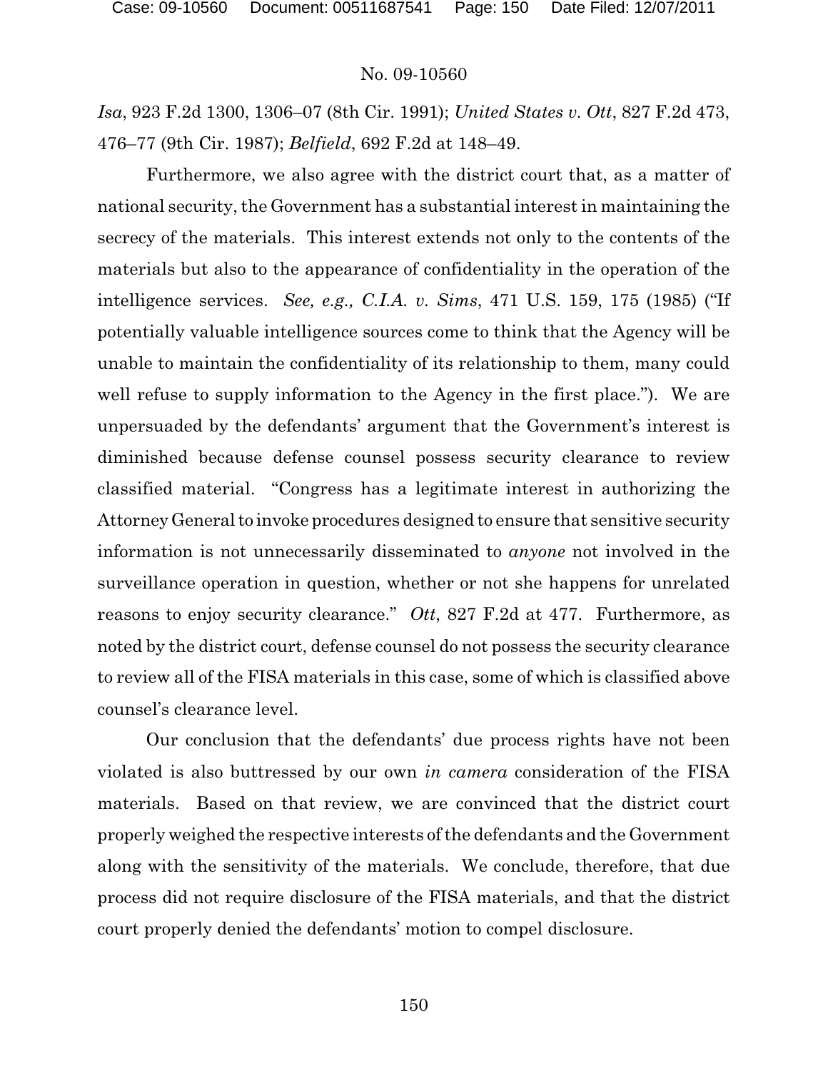*Isa*, 923 F.2d 1300, 1306–07 (8th Cir. 1991); *United States v. Ott*, 827 F.2d 473, 476–77 (9th Cir. 1987); *Belfield*, 692 F.2d at 148–49.

Furthermore, we also agree with the district court that, as a matter of national security, the Government has a substantial interest in maintaining the secrecy of the materials. This interest extends not only to the contents of the materials but also to the appearance of confidentiality in the operation of the intelligence services. *See, e.g., C.I.A. v. Sims*, 471 U.S. 159, 175 (1985) ("If potentially valuable intelligence sources come to think that the Agency will be unable to maintain the confidentiality of its relationship to them, many could well refuse to supply information to the Agency in the first place."). We are unpersuaded by the defendants' argument that the Government's interest is diminished because defense counsel possess security clearance to review classified material. "Congress has a legitimate interest in authorizing the Attorney General to invoke procedures designed to ensure that sensitive security information is not unnecessarily disseminated to *anyone* not involved in the surveillance operation in question, whether or not she happens for unrelated reasons to enjoy security clearance." *Ott*, 827 F.2d at 477. Furthermore, as noted by the district court, defense counsel do not possess the security clearance to review all of the FISA materials in this case, some of which is classified above counsel's clearance level.

Our conclusion that the defendants' due process rights have not been violated is also buttressed by our own *in camera* consideration of the FISA materials. Based on that review, we are convinced that the district court properly weighed the respective interests of the defendants and the Government along with the sensitivity of the materials. We conclude, therefore, that due process did not require disclosure of the FISA materials, and that the district court properly denied the defendants' motion to compel disclosure.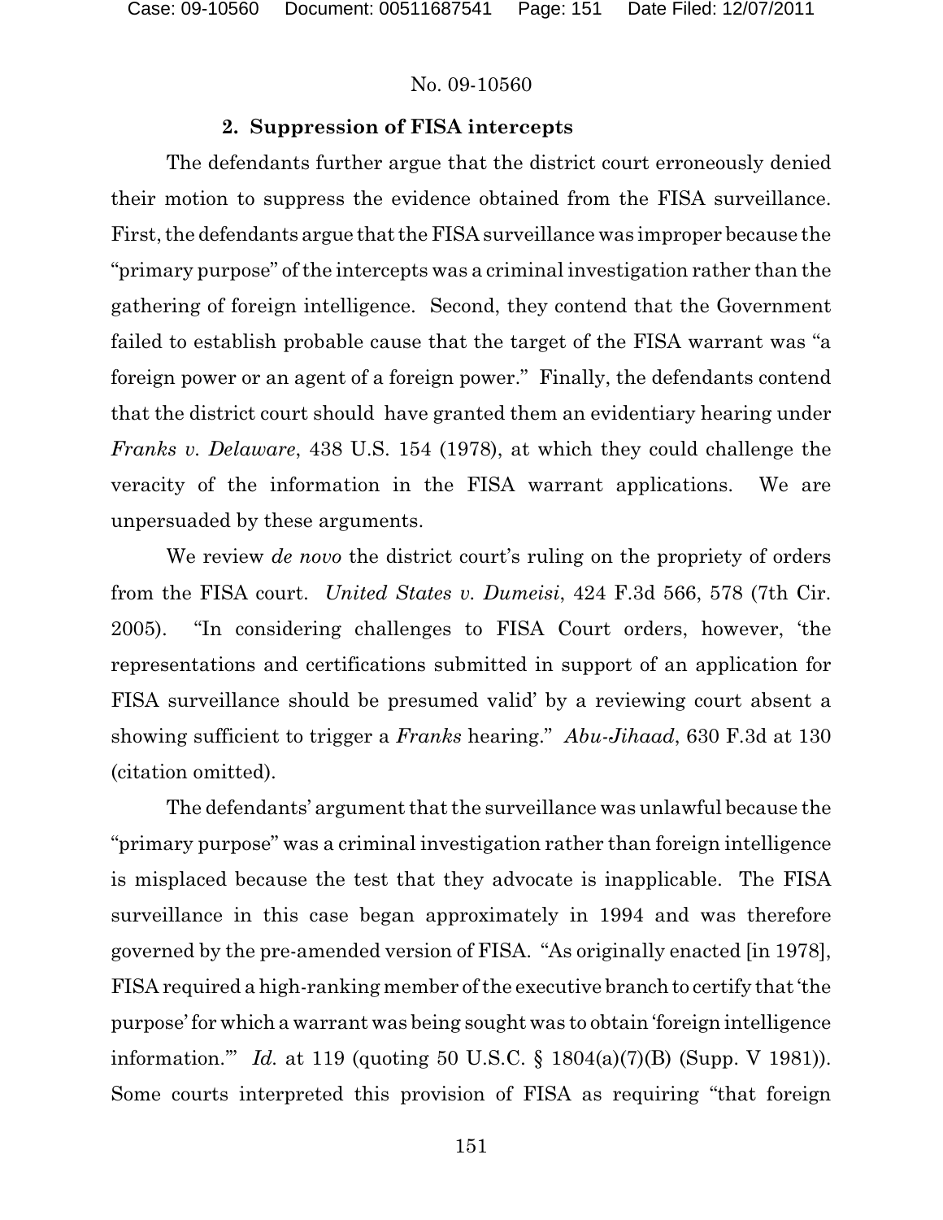No. 09-10560

### 2. Suppression of FISA intercepts

The defendants further argue that the district court erroneously denied their motion to suppress the evidence obtained from the FISA surveillance. First, the defendants argue that the FISA surveillance was improper because the "primary purpose" of the intercepts was a criminal investigation rather than the gathering of foreign intelligence. Second, they contend that the Government failed to establish probable cause that the target of the FISA warrant was "a foreign power or an agent of a foreign power." Finally, the defendants contend that the district court should have granted them an evidentiary hearing under *Franks v. Delaware*, 438 U.S. 154 (1978), at which they could challenge the veracity of the information in the FISA warrant applications. We are unpersuaded by these arguments.

We review *de novo* the district court's ruling on the propriety of orders from the FISA court. *United States v. Dumeisi*, 424 F.3d 566, 578 (7th Cir. 2005). "In considering challenges to FISA Court orders, however, 'the representations and certifications submitted in support of an application for FISA surveillance should be presumed valid' by a reviewing court absent a showing sufficient to trigger a *Franks* hearing." *Abu-Jihaad*, 630 F.3d at 130 (citation omitted).

The defendants' argument that the surveillance was unlawful because the "primary purpose" was a criminal investigation rather than foreign intelligence is misplaced because the test that they advocate is inapplicable. The FISA surveillance in this case began approximately in 1994 and was therefore governed by the pre-amended version of FISA. "As originally enacted [in 1978], FISA required a high-ranking member of the executive branch to certify that 'the purpose' for which a warrant was being sought was to obtain 'foreign intelligence information.'" *Id.* at 119 (quoting 50 U.S.C. § 1804(a)(7)(B) (Supp. V 1981)). Some courts interpreted this provision of FISA as requiring "that foreign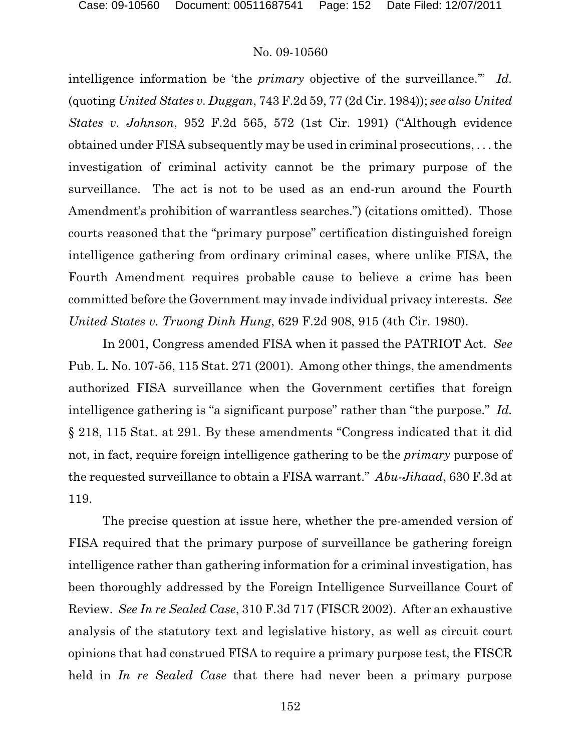intelligence information be 'the *primary* objective of the surveillance.'" *Id.* (quoting *United States v. Duggan*, 743 F.2d 59, 77 (2d Cir. 1984)); *see also United States v. Johnson*, 952 F.2d 565, 572 (1st Cir. 1991) ("Although evidence obtained under FISA subsequently may be used in criminal prosecutions, . . . the investigation of criminal activity cannot be the primary purpose of the surveillance. The act is not to be used as an end-run around the Fourth Amendment's prohibition of warrantless searches.") (citations omitted). Those courts reasoned that the "primary purpose" certification distinguished foreign intelligence gathering from ordinary criminal cases, where unlike FISA, the Fourth Amendment requires probable cause to believe a crime has been committed before the Government may invade individual privacy interests. *See United States v. Truong Dinh Hung*, 629 F.2d 908, 915 (4th Cir. 1980).

In 2001, Congress amended FISA when it passed the PATRIOT Act. *See* Pub. L. No. 107-56, 115 Stat. 271 (2001). Among other things, the amendments authorized FISA surveillance when the Government certifies that foreign intelligence gathering is "a significant purpose" rather than "the purpose." *Id.* § 218, 115 Stat. at 291. By these amendments "Congress indicated that it did not, in fact, require foreign intelligence gathering to be the *primary* purpose of the requested surveillance to obtain a FISA warrant." *Abu-Jihaad*, 630 F.3d at 119.

The precise question at issue here, whether the pre-amended version of FISA required that the primary purpose of surveillance be gathering foreign intelligence rather than gathering information for a criminal investigation, has been thoroughly addressed by the Foreign Intelligence Surveillance Court of Review. *See In re Sealed Case*, 310 F.3d 717 (FISCR 2002). After an exhaustive analysis of the statutory text and legislative history, as well as circuit court opinions that had construed FISA to require a primary purpose test, the FISCR held in *In re Sealed Case* that there had never been a primary purpose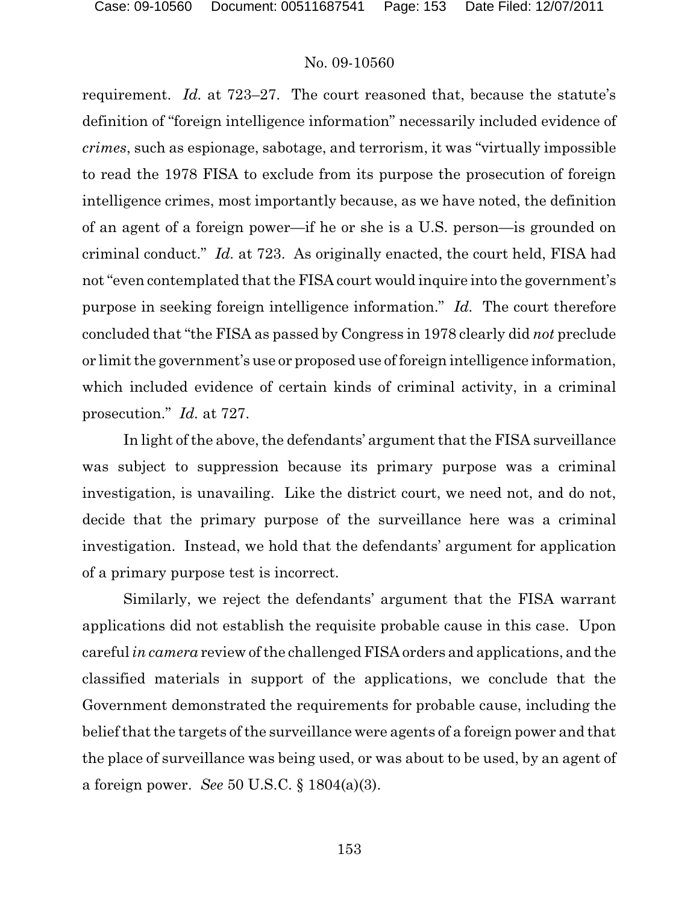requirement. *Id.* at 723–27. The court reasoned that, because the statute's definition of "foreign intelligence information" necessarily included evidence of *crimes*, such as espionage, sabotage, and terrorism, it was "virtually impossible to read the 1978 FISA to exclude from its purpose the prosecution of foreign intelligence crimes, most importantly because, as we have noted, the definition of an agent of a foreign power—if he or she is a U.S. person—is grounded on criminal conduct." *Id.* at 723. As originally enacted, the court held, FISA had not "even contemplated that the FISA court would inquire into the government's purpose in seeking foreign intelligence information." *Id.* The court therefore concluded that "the FISA as passed by Congress in 1978 clearly did *not* preclude or limit the government's use or proposed use of foreign intelligence information, which included evidence of certain kinds of criminal activity, in a criminal prosecution." *Id.* at 727.

In light of the above, the defendants' argument that the FISA surveillance was subject to suppression because its primary purpose was a criminal investigation, is unavailing. Like the district court, we need not, and do not, decide that the primary purpose of the surveillance here was a criminal investigation. Instead, we hold that the defendants' argument for application of a primary purpose test is incorrect.

Similarly, we reject the defendants' argument that the FISA warrant applications did not establish the requisite probable cause in this case. Upon careful *in camera* review of the challenged FISA orders and applications, and the classified materials in support of the applications, we conclude that the Government demonstrated the requirements for probable cause, including the belief that the targets of the surveillance were agents of a foreign power and that the place of surveillance was being used, or was about to be used, by an agent of a foreign power. *See* 50 U.S.C. § 1804(a)(3).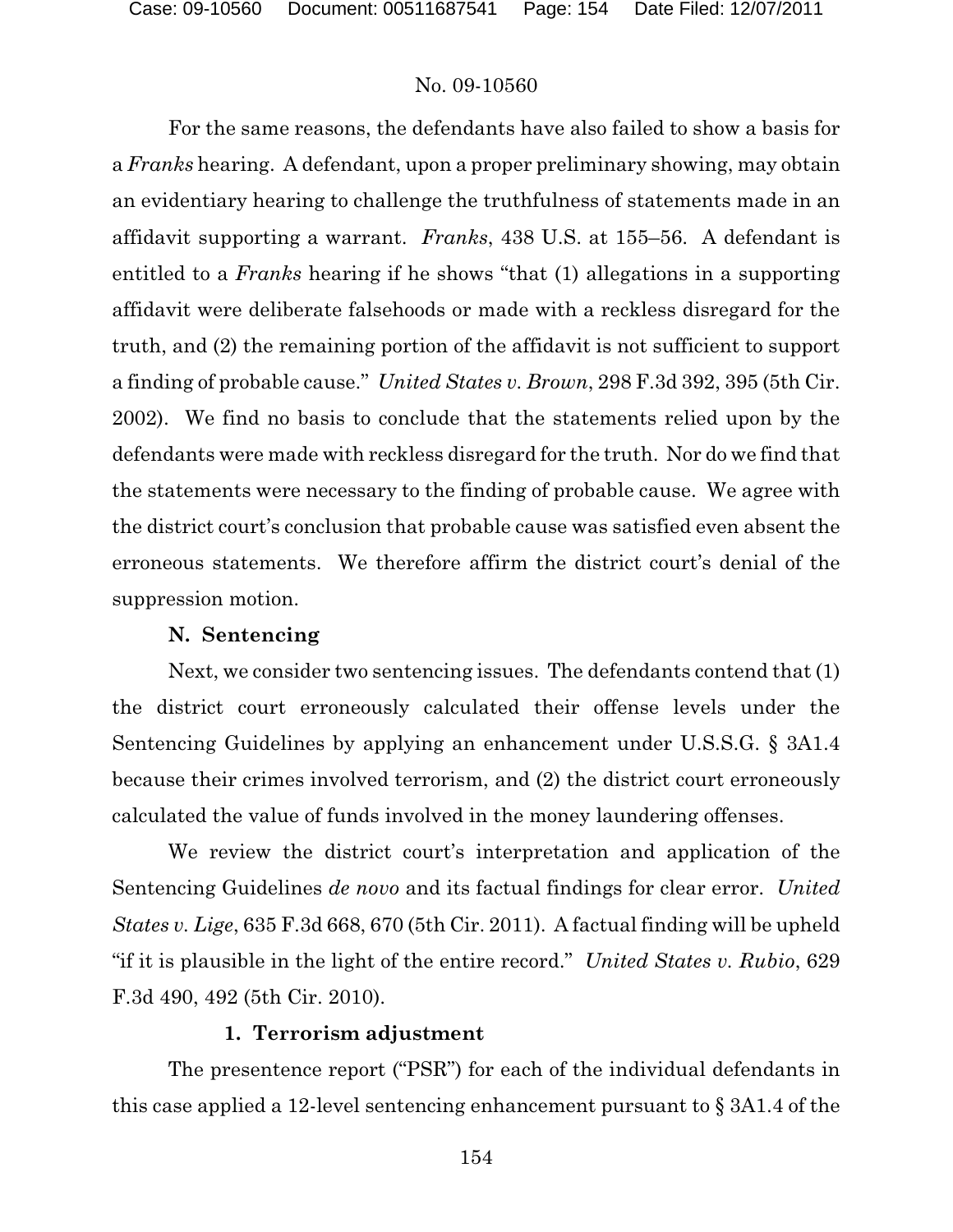For the same reasons, the defendants have also failed to show a basis for a *Franks* hearing. A defendant, upon a proper preliminary showing, may obtain an evidentiary hearing to challenge the truthfulness of statements made in an affidavit supporting a warrant. *Franks*, 438 U.S. at 155–56. A defendant is entitled to a *Franks* hearing if he shows "that (1) allegations in a supporting affidavit were deliberate falsehoods or made with a reckless disregard for the truth, and (2) the remaining portion of the affidavit is not sufficient to support a finding of probable cause." *United States v. Brown*, 298 F.3d 392, 395 (5th Cir. 2002). We find no basis to conclude that the statements relied upon by the defendants were made with reckless disregard for the truth. Nor do we find that the statements were necessary to the finding of probable cause. We agree with the district court's conclusion that probable cause was satisfied even absent the erroneous statements. We therefore affirm the district court's denial of the suppression motion.

### N. Sentencing

Next, we consider two sentencing issues. The defendants contend that (1) the district court erroneously calculated their offense levels under the Sentencing Guidelines by applying an enhancement under U.S.S.G. § 3A1.4 because their crimes involved terrorism, and (2) the district court erroneously calculated the value of funds involved in the money laundering offenses.

We review the district court's interpretation and application of the Sentencing Guidelines *de novo* and its factual findings for clear error. *United States v. Lige*, 635 F.3d 668, 670 (5th Cir. 2011). A factual finding will be upheld "if it is plausible in the light of the entire record." *United States v. Rubio*, 629 F.3d 490, 492 (5th Cir. 2010).

#### 1. Terrorism adjustment

The presentence report ("PSR") for each of the individual defendants in this case applied a 12-level sentencing enhancement pursuant to § 3A1.4 of the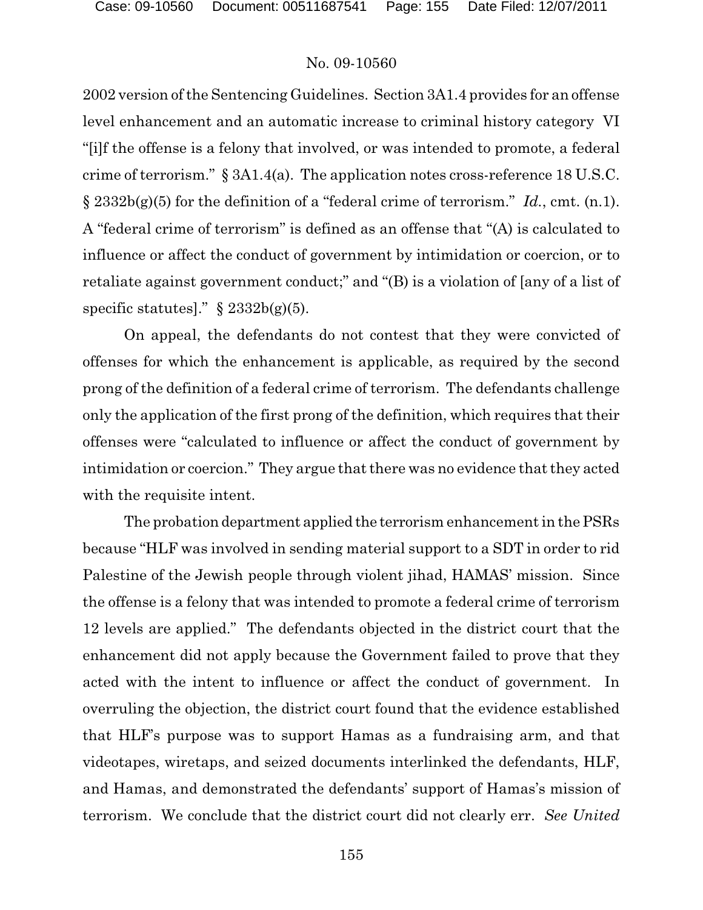2002 version of the Sentencing Guidelines. Section 3A1.4 provides for an offense level enhancement and an automatic increase to criminal history category VI "[i]f the offense is a felony that involved, or was intended to promote, a federal crime of terrorism." § 3A1.4(a). The application notes cross-reference 18 U.S.C. § 2332b(g)(5) for the definition of a "federal crime of terrorism." *Id.*, cmt. (n.1). A "federal crime of terrorism" is defined as an offense that "(A) is calculated to influence or affect the conduct of government by intimidation or coercion, or to retaliate against government conduct;" and "(B) is a violation of [any of a list of specific statutes]." § 2332b(g)(5).

On appeal, the defendants do not contest that they were convicted of offenses for which the enhancement is applicable, as required by the second prong of the definition of a federal crime of terrorism. The defendants challenge only the application of the first prong of the definition, which requires that their offenses were "calculated to influence or affect the conduct of government by intimidation or coercion." They argue that there was no evidence that they acted with the requisite intent.

The probation department applied the terrorism enhancement in the PSRs because "HLF was involved in sending material support to a SDT in order to rid Palestine of the Jewish people through violent jihad, HAMAS' mission. Since the offense is a felony that was intended to promote a federal crime of terrorism 12 levels are applied." The defendants objected in the district court that the enhancement did not apply because the Government failed to prove that they acted with the intent to influence or affect the conduct of government. In overruling the objection, the district court found that the evidence established that HLF's purpose was to support Hamas as a fundraising arm, and that videotapes, wiretaps, and seized documents interlinked the defendants, HLF, and Hamas, and demonstrated the defendants' support of Hamas's mission of terrorism. We conclude that the district court did not clearly err. *See United*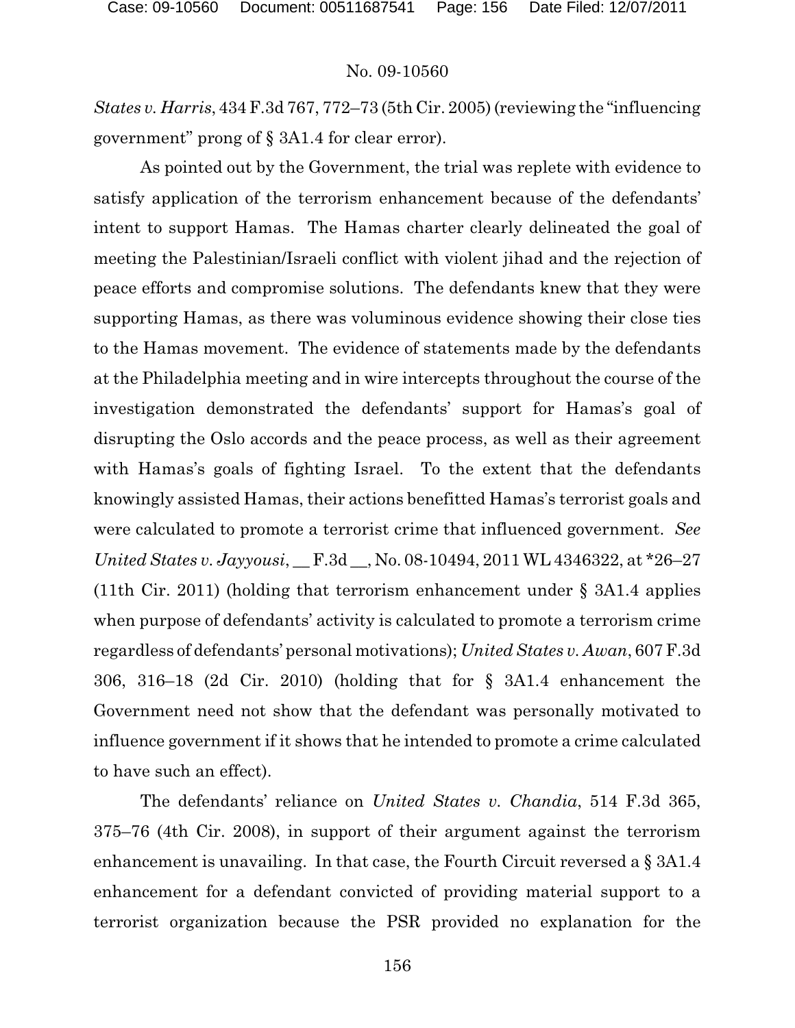*States v. Harris*, 434 F.3d 767, 772–73 (5th Cir. 2005) (reviewing the "influencing government" prong of § 3A1.4 for clear error).

As pointed out by the Government, the trial was replete with evidence to satisfy application of the terrorism enhancement because of the defendants' intent to support Hamas. The Hamas charter clearly delineated the goal of meeting the Palestinian/Israeli conflict with violent jihad and the rejection of peace efforts and compromise solutions. The defendants knew that they were supporting Hamas, as there was voluminous evidence showing their close ties to the Hamas movement. The evidence of statements made by the defendants at the Philadelphia meeting and in wire intercepts throughout the course of the investigation demonstrated the defendants' support for Hamas's goal of disrupting the Oslo accords and the peace process, as well as their agreement with Hamas's goals of fighting Israel. To the extent that the defendants knowingly assisted Hamas, their actions benefitted Hamas's terrorist goals and were calculated to promote a terrorist crime that influenced government. *See United States v. Jayyousi*, __ F.3d __, No. 08-10494, 2011 WL 4346322, at *26–27 (11th Cir. 2011) (holding that terrorism enhancement under § 3A1.4 applies when purpose of defendants' activity is calculated to promote a terrorism crime regardless of defendants' personal motivations); *United States v. Awan*, 607 F.3d 306, 316–18 (2d Cir. 2010) (holding that for § 3A1.4 enhancement the Government need not show that the defendant was personally motivated to influence government if it shows that he intended to promote a crime calculated to have such an effect).

The defendants' reliance on *United States v. Chandia*, 514 F.3d 365, 375–76 (4th Cir. 2008), in support of their argument against the terrorism enhancement is unavailing. In that case, the Fourth Circuit reversed a § 3A1.4 enhancement for a defendant convicted of providing material support to a terrorist organization because the PSR provided no explanation for the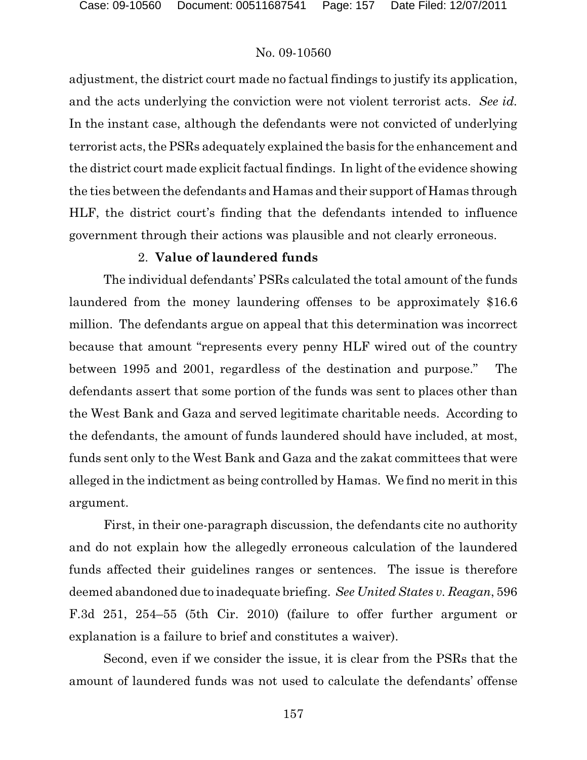adjustment, the district court made no factual findings to justify its application, and the acts underlying the conviction were not violent terrorist acts. *See id.* In the instant case, although the defendants were not convicted of underlying terrorist acts, the PSRs adequately explained the basis for the enhancement and the district court made explicit factual findings. In light of the evidence showing the ties between the defendants and Hamas and their support of Hamas through HLF, the district court's finding that the defendants intended to influence government through their actions was plausible and not clearly erroneous.

2. **Value of laundered funds**

The individual defendants' PSRs calculated the total amount of the funds laundered from the money laundering offenses to be approximately $16.6 million. The defendants argue on appeal that this determination was incorrect because that amount "represents every penny HLF wired out of the country between 1995 and 2001, regardless of the destination and purpose." The defendants assert that some portion of the funds was sent to places other than the West Bank and Gaza and served legitimate charitable needs. According to the defendants, the amount of funds laundered should have included, at most, funds sent only to the West Bank and Gaza and the zakat committees that were alleged in the indictment as being controlled by Hamas. We find no merit in this argument.

First, in their one-paragraph discussion, the defendants cite no authority and do not explain how the allegedly erroneous calculation of the laundered funds affected their guidelines ranges or sentences. The issue is therefore deemed abandoned due to inadequate briefing. *See United States v. Reagan*, 596 F.3d 251, 254–55 (5th Cir. 2010) (failure to offer further argument or explanation is a failure to brief and constitutes a waiver).

Second, even if we consider the issue, it is clear from the PSRs that the amount of laundered funds was not used to calculate the defendants' offense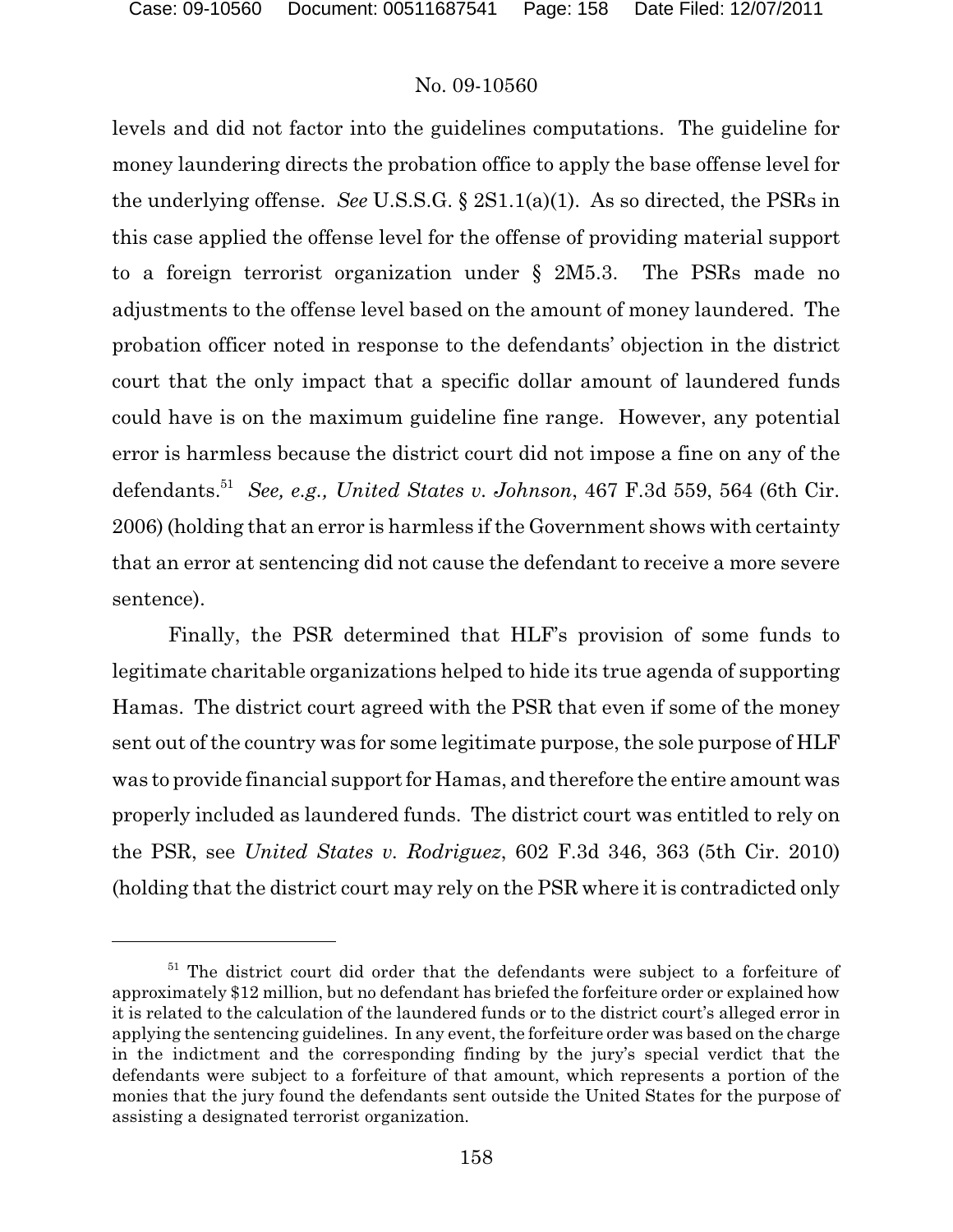levels and did not factor into the guidelines computations. The guideline for money laundering directs the probation office to apply the base offense level for the underlying offense. *See* U.S.S.G. § 2S1.1(a)(1). As so directed, the PSRs in this case applied the offense level for the offense of providing material support to a foreign terrorist organization under § 2M5.3. The PSRs made no adjustments to the offense level based on the amount of money laundered. The probation officer noted in response to the defendants' objection in the district court that the only impact that a specific dollar amount of laundered funds could have is on the maximum guideline fine range. However, any potential error is harmless because the district court did not impose a fine on any of the defendants.[51] *See, e.g., United States v. Johnson*, 467 F.3d 559, 564 (6th Cir. 2006) (holding that an error is harmless if the Government shows with certainty that an error at sentencing did not cause the defendant to receive a more severe sentence).

Finally, the PSR determined that HLF's provision of some funds to legitimate charitable organizations helped to hide its true agenda of supporting Hamas. The district court agreed with the PSR that even if some of the money sent out of the country was for some legitimate purpose, the sole purpose of HLF was to provide financial support for Hamas, and therefore the entire amount was properly included as laundered funds. The district court was entitled to rely on the PSR, see *United States v. Rodriguez*, 602 F.3d 346, 363 (5th Cir. 2010) (holding that the district court may rely on the PSR where it is contradicted only

[51] The district court did order that the defendants were subject to a forfeiture of approximately $12 million, but no defendant has briefed the forfeiture order or explained how it is related to the calculation of the laundered funds or to the district court's alleged error in applying the sentencing guidelines. In any event, the forfeiture order was based on the charge in the indictment and the corresponding finding by the jury's special verdict that the defendants were subject to a forfeiture of that amount, which represents a portion of the monies that the jury found the defendants sent outside the United States for the purpose of assisting a designated terrorist organization.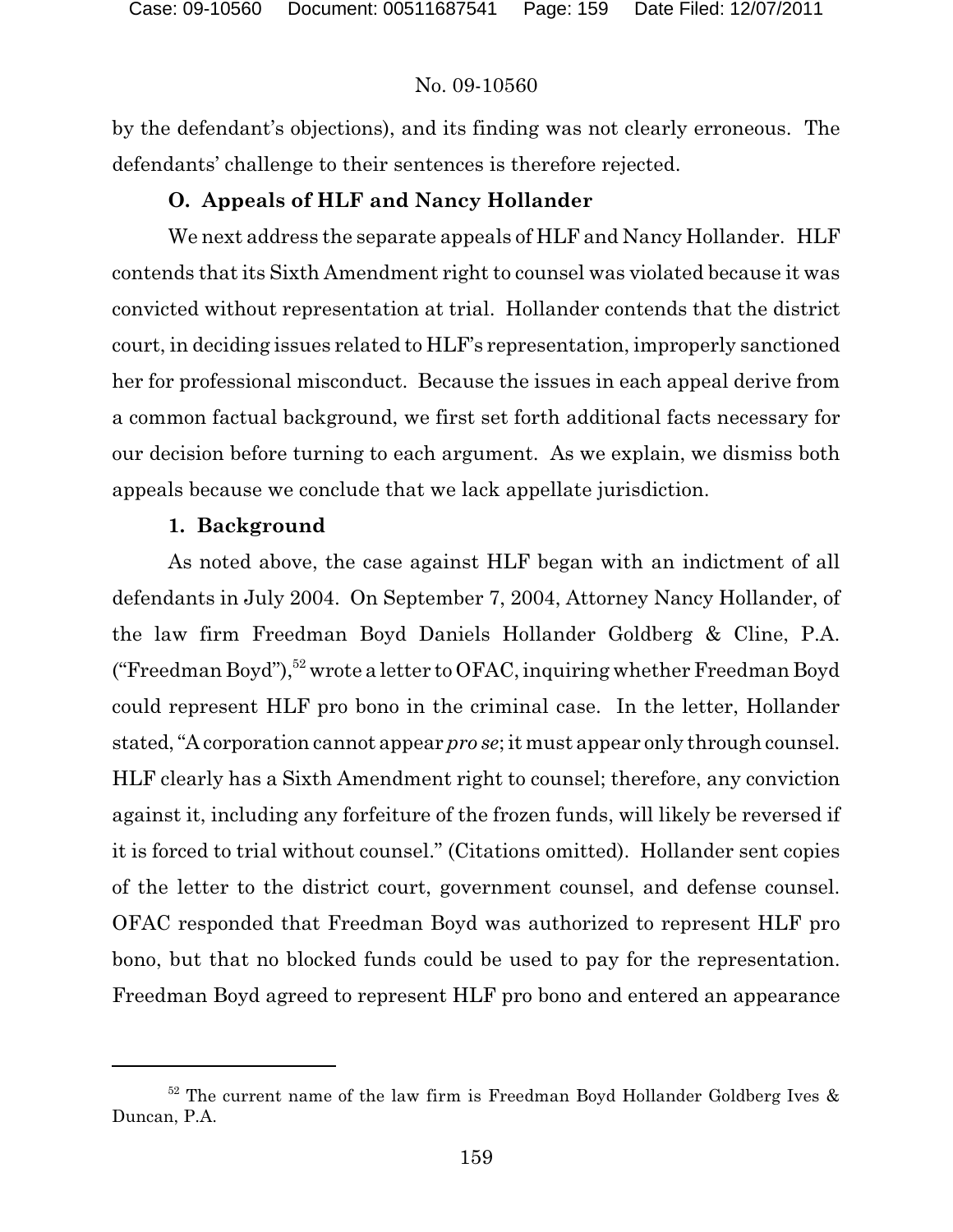by the defendant's objections), and its finding was not clearly erroneous. The defendants' challenge to their sentences is therefore rejected.

### O. Appeals of HLF and Nancy Hollander

We next address the separate appeals of HLF and Nancy Hollander. HLF contends that its Sixth Amendment right to counsel was violated because it was convicted without representation at trial. Hollander contends that the district court, in deciding issues related to HLF's representation, improperly sanctioned her for professional misconduct. Because the issues in each appeal derive from a common factual background, we first set forth additional facts necessary for our decision before turning to each argument. As we explain, we dismiss both appeals because we conclude that we lack appellate jurisdiction.

#### 1. Background

As noted above, the case against HLF began with an indictment of all defendants in July 2004. On September 7, 2004, Attorney Nancy Hollander, of the law firm Freedman Boyd Daniels Hollander Goldberg & Cline, P.A. ("Freedman Boyd"),[52] wrote a letter to OFAC, inquiring whether Freedman Boyd could represent HLF pro bono in the criminal case. In the letter, Hollander stated, "A corporation cannot appear *pro se*; it must appear only through counsel. HLF clearly has a Sixth Amendment right to counsel; therefore, any conviction against it, including any forfeiture of the frozen funds, will likely be reversed if it is forced to trial without counsel." (Citations omitted). Hollander sent copies of the letter to the district court, government counsel, and defense counsel. OFAC responded that Freedman Boyd was authorized to represent HLF pro bono, but that no blocked funds could be used to pay for the representation. Freedman Boyd agreed to represent HLF pro bono and entered an appearance

[52] The current name of the law firm is Freedman Boyd Hollander Goldberg Ives & Duncan, P.A.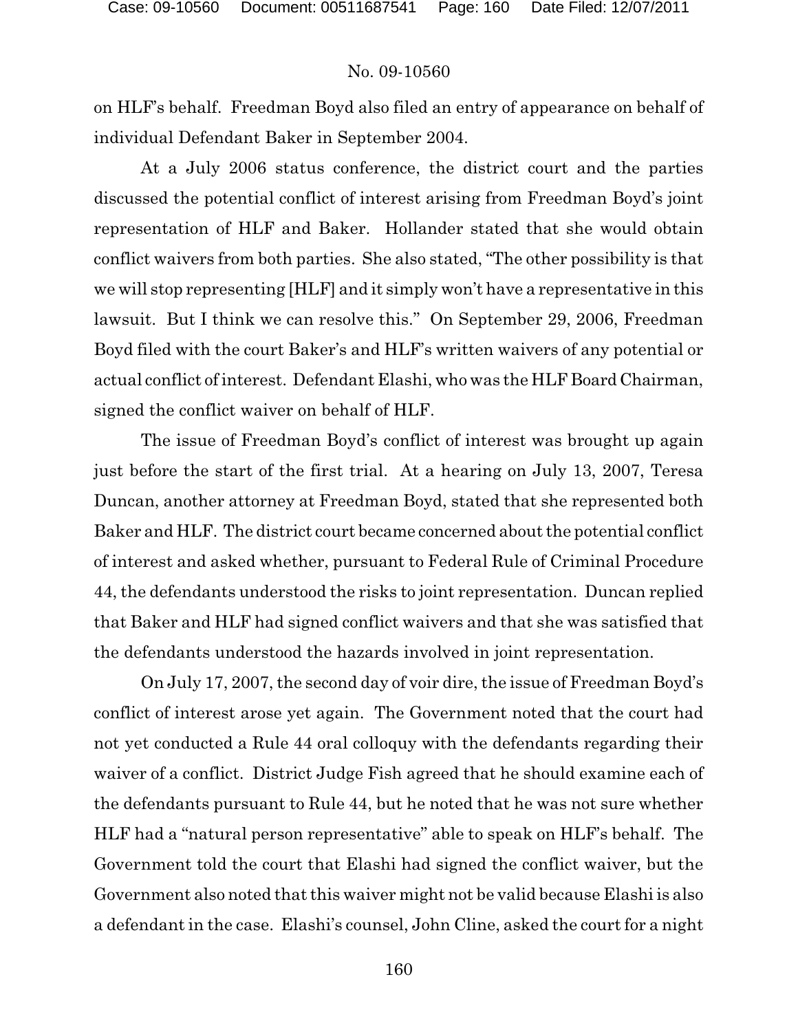on HLF's behalf. Freedman Boyd also filed an entry of appearance on behalf of individual Defendant Baker in September 2004.

At a July 2006 status conference, the district court and the parties discussed the potential conflict of interest arising from Freedman Boyd's joint representation of HLF and Baker. Hollander stated that she would obtain conflict waivers from both parties. She also stated, "The other possibility is that we will stop representing [HLF] and it simply won't have a representative in this lawsuit. But I think we can resolve this." On September 29, 2006, Freedman Boyd filed with the court Baker's and HLF's written waivers of any potential or actual conflict of interest. Defendant Elashi, who was the HLF Board Chairman, signed the conflict waiver on behalf of HLF.

The issue of Freedman Boyd's conflict of interest was brought up again just before the start of the first trial. At a hearing on July 13, 2007, Teresa Duncan, another attorney at Freedman Boyd, stated that she represented both Baker and HLF. The district court became concerned about the potential conflict of interest and asked whether, pursuant to Federal Rule of Criminal Procedure 44, the defendants understood the risks to joint representation. Duncan replied that Baker and HLF had signed conflict waivers and that she was satisfied that the defendants understood the hazards involved in joint representation.

On July 17, 2007, the second day of voir dire, the issue of Freedman Boyd's conflict of interest arose yet again. The Government noted that the court had not yet conducted a Rule 44 oral colloquy with the defendants regarding their waiver of a conflict. District Judge Fish agreed that he should examine each of the defendants pursuant to Rule 44, but he noted that he was not sure whether HLF had a "natural person representative" able to speak on HLF's behalf. The Government told the court that Elashi had signed the conflict waiver, but the Government also noted that this waiver might not be valid because Elashi is also a defendant in the case. Elashi's counsel, John Cline, asked the court for a night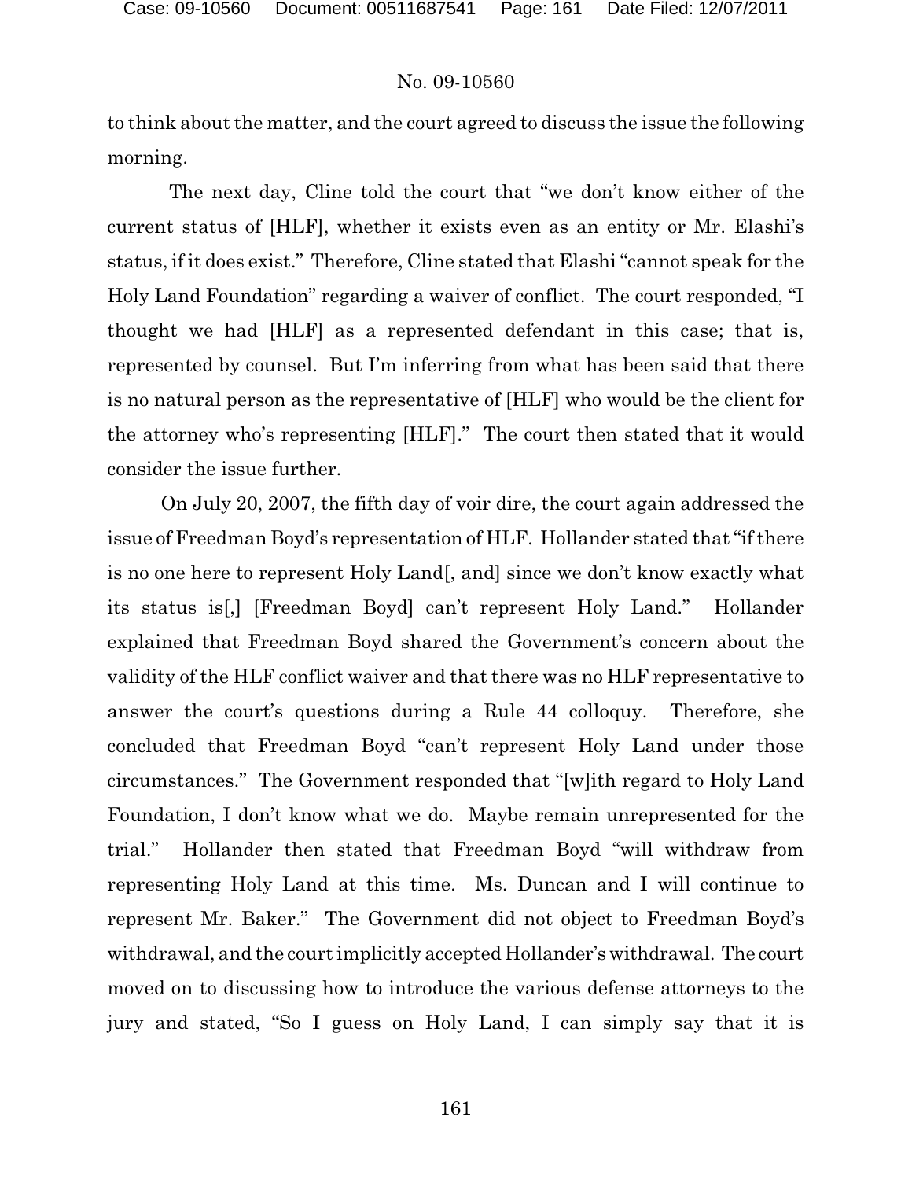to think about the matter, and the court agreed to discuss the issue the following morning.

The next day, Cline told the court that "we don't know either of the current status of [HLF], whether it exists even as an entity or Mr. Elashi's status, if it does exist." Therefore, Cline stated that Elashi "cannot speak for the Holy Land Foundation" regarding a waiver of conflict. The court responded, "I thought we had [HLF] as a represented defendant in this case; that is, represented by counsel. But I'm inferring from what has been said that there is no natural person as the representative of [HLF] who would be the client for the attorney who's representing [HLF]." The court then stated that it would consider the issue further.

On July 20, 2007, the fifth day of voir dire, the court again addressed the issue of Freedman Boyd's representation of HLF. Hollander stated that "if there is no one here to represent Holy Land[, and] since we don't know exactly what its status is[,] [Freedman Boyd] can't represent Holy Land." Hollander explained that Freedman Boyd shared the Government's concern about the validity of the HLF conflict waiver and that there was no HLF representative to answer the court's questions during a Rule 44 colloquy. Therefore, she concluded that Freedman Boyd "can't represent Holy Land under those circumstances." The Government responded that "[w]ith regard to Holy Land Foundation, I don't know what we do. Maybe remain unrepresented for the trial." Hollander then stated that Freedman Boyd "will withdraw from representing Holy Land at this time. Ms. Duncan and I will continue to represent Mr. Baker." The Government did not object to Freedman Boyd's withdrawal, and the court implicitly accepted Hollander's withdrawal. The court moved on to discussing how to introduce the various defense attorneys to the jury and stated, "So I guess on Holy Land, I can simply say that it is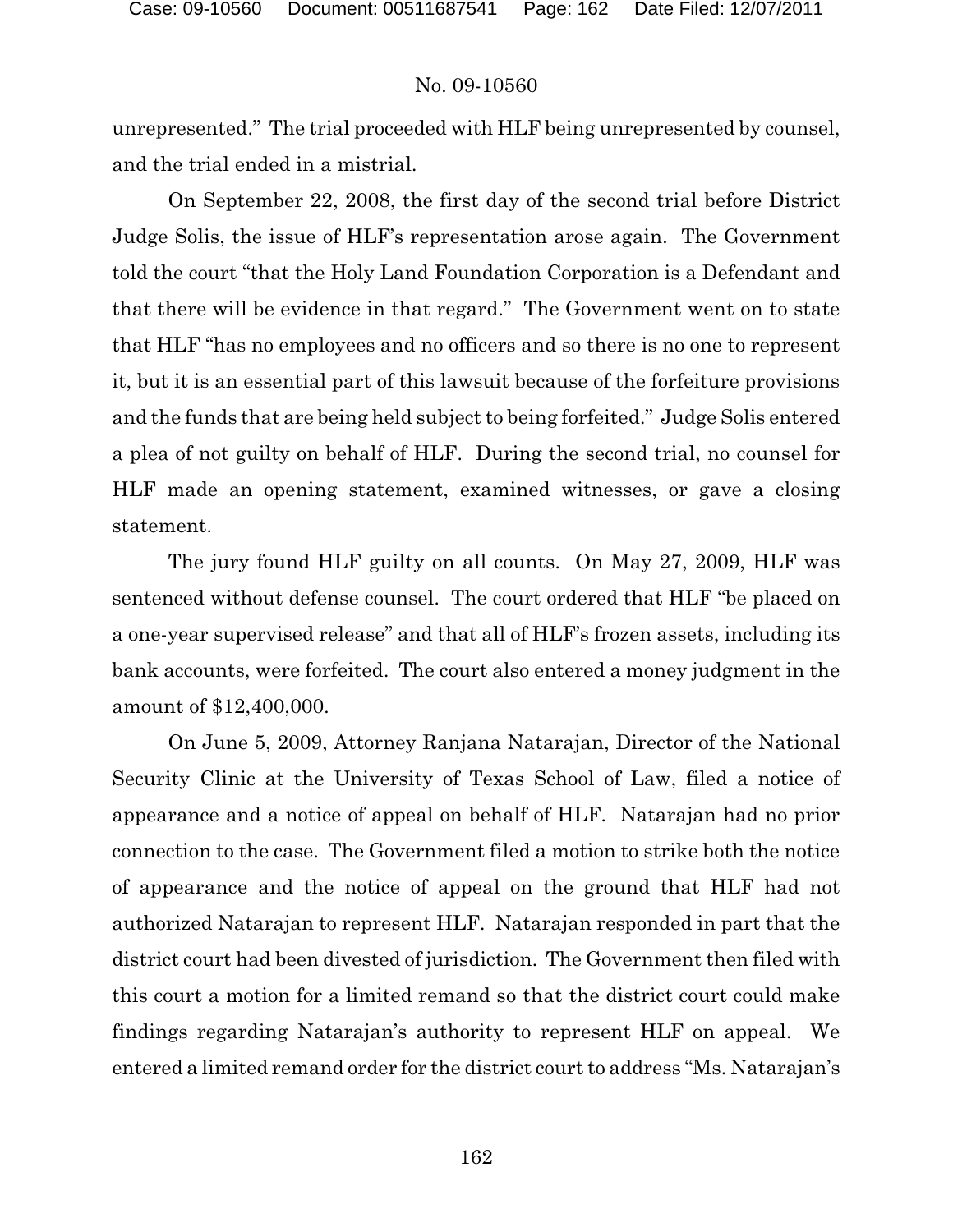unrepresented." The trial proceeded with HLF being unrepresented by counsel, and the trial ended in a mistrial.

On September 22, 2008, the first day of the second trial before District Judge Solis, the issue of HLF's representation arose again. The Government told the court "that the Holy Land Foundation Corporation is a Defendant and that there will be evidence in that regard." The Government went on to state that HLF "has no employees and no officers and so there is no one to represent it, but it is an essential part of this lawsuit because of the forfeiture provisions and the funds that are being held subject to being forfeited." Judge Solis entered a plea of not guilty on behalf of HLF. During the second trial, no counsel for HLF made an opening statement, examined witnesses, or gave a closing statement.

The jury found HLF guilty on all counts. On May 27, 2009, HLF was sentenced without defense counsel. The court ordered that HLF "be placed on a one-year supervised release" and that all of HLF's frozen assets, including its bank accounts, were forfeited. The court also entered a money judgment in the amount of $12,400,000.

On June 5, 2009, Attorney Ranjana Natarajan, Director of the National Security Clinic at the University of Texas School of Law, filed a notice of appearance and a notice of appeal on behalf of HLF. Natarajan had no prior connection to the case. The Government filed a motion to strike both the notice of appearance and the notice of appeal on the ground that HLF had not authorized Natarajan to represent HLF. Natarajan responded in part that the district court had been divested of jurisdiction. The Government then filed with this court a motion for a limited remand so that the district court could make findings regarding Natarajan's authority to represent HLF on appeal. We entered a limited remand order for the district court to address "Ms. Natarajan's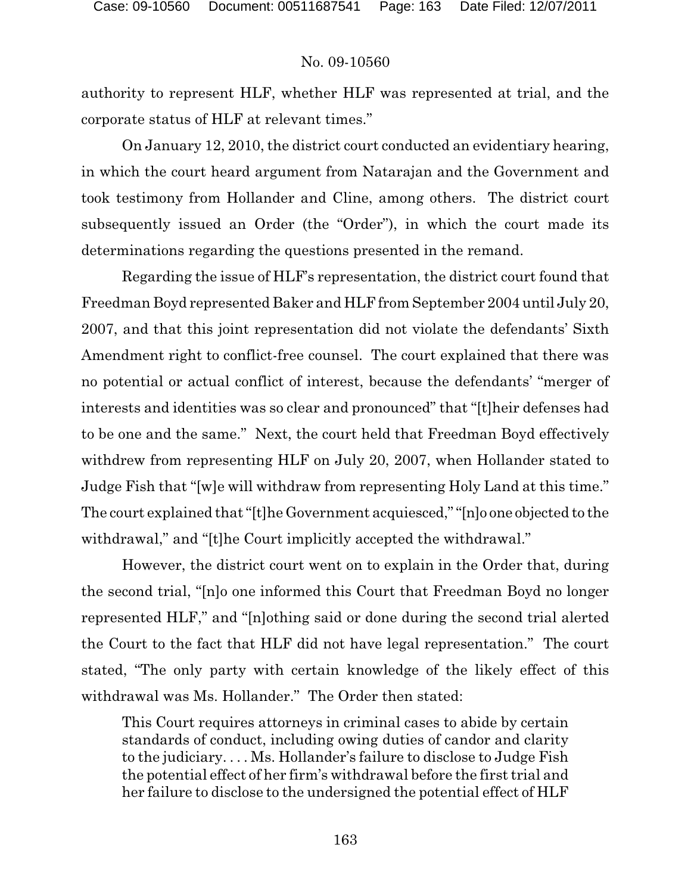authority to represent HLF, whether HLF was represented at trial, and the corporate status of HLF at relevant times."

On January 12, 2010, the district court conducted an evidentiary hearing, in which the court heard argument from Natarajan and the Government and took testimony from Hollander and Cline, among others. The district court subsequently issued an Order (the "Order"), in which the court made its determinations regarding the questions presented in the remand.

Regarding the issue of HLF's representation, the district court found that Freedman Boyd represented Baker and HLF from September 2004 until July 20, 2007, and that this joint representation did not violate the defendants' Sixth Amendment right to conflict-free counsel. The court explained that there was no potential or actual conflict of interest, because the defendants' "merger of interests and identities was so clear and pronounced" that "[t]heir defenses had to be one and the same." Next, the court held that Freedman Boyd effectively withdrew from representing HLF on July 20, 2007, when Hollander stated to Judge Fish that "[w]e will withdraw from representing Holy Land at this time." The court explained that "[t]he Government acquiesced," "[n]o one objected to the withdrawal," and "[t]he Court implicitly accepted the withdrawal."

However, the district court went on to explain in the Order that, during the second trial, "[n]o one informed this Court that Freedman Boyd no longer represented HLF," and "[n]othing said or done during the second trial alerted the Court to the fact that HLF did not have legal representation." The court stated, "The only party with certain knowledge of the likely effect of this withdrawal was Ms. Hollander." The Order then stated:

> This Court requires attorneys in criminal cases to abide by certain standards of conduct, including owing duties of candor and clarity to the judiciary. . . . Ms. Hollander's failure to disclose to Judge Fish the potential effect of her firm's withdrawal before the first trial and her failure to disclose to the undersigned the potential effect of HLF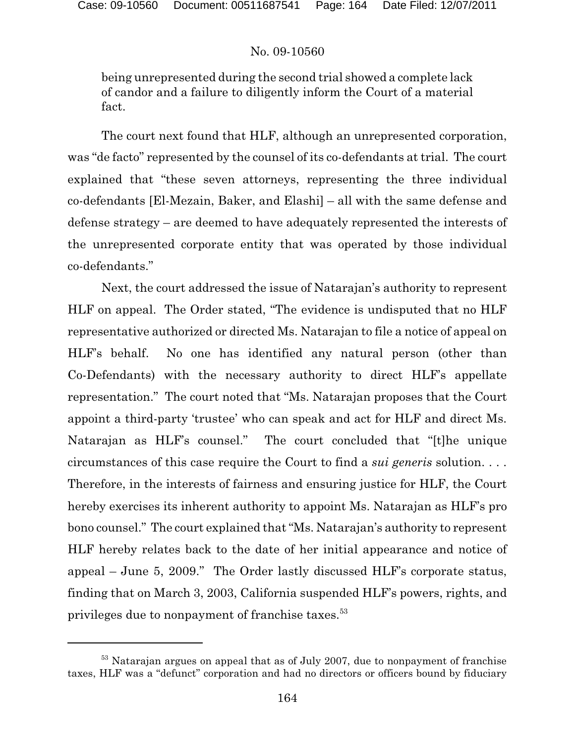being unrepresented during the second trial showed a complete lack of candor and a failure to diligently inform the Court of a material fact.

The court next found that HLF, although an unrepresented corporation, was "de facto" represented by the counsel of its co-defendants at trial. The court explained that "these seven attorneys, representing the three individual co-defendants [El-Mezain, Baker, and Elashi] – all with the same defense and defense strategy – are deemed to have adequately represented the interests of the unrepresented corporate entity that was operated by those individual co-defendants."

Next, the court addressed the issue of Natarajan's authority to represent HLF on appeal. The Order stated, "The evidence is undisputed that no HLF representative authorized or directed Ms. Natarajan to file a notice of appeal on HLF's behalf. No one has identified any natural person (other than Co-Defendants) with the necessary authority to direct HLF's appellate representation." The court noted that "Ms. Natarajan proposes that the Court appoint a third-party 'trustee' who can speak and act for HLF and direct Ms. Natarajan as HLF's counsel." The court concluded that "[t]he unique circumstances of this case require the Court to find a *sui generis* solution. . . . Therefore, in the interests of fairness and ensuring justice for HLF, the Court hereby exercises its inherent authority to appoint Ms. Natarajan as HLF's pro bono counsel." The court explained that "Ms. Natarajan's authority to represent HLF hereby relates back to the date of her initial appearance and notice of appeal – June 5, 2009." The Order lastly discussed HLF's corporate status, finding that on March 3, 2003, California suspended HLF's powers, rights, and privileges due to nonpayment of franchise taxes.[53]

---

[53] Natarajan argues on appeal that as of July 2007, due to nonpayment of franchise taxes, HLF was a "defunct" corporation and had no directors or officers bound by fiduciary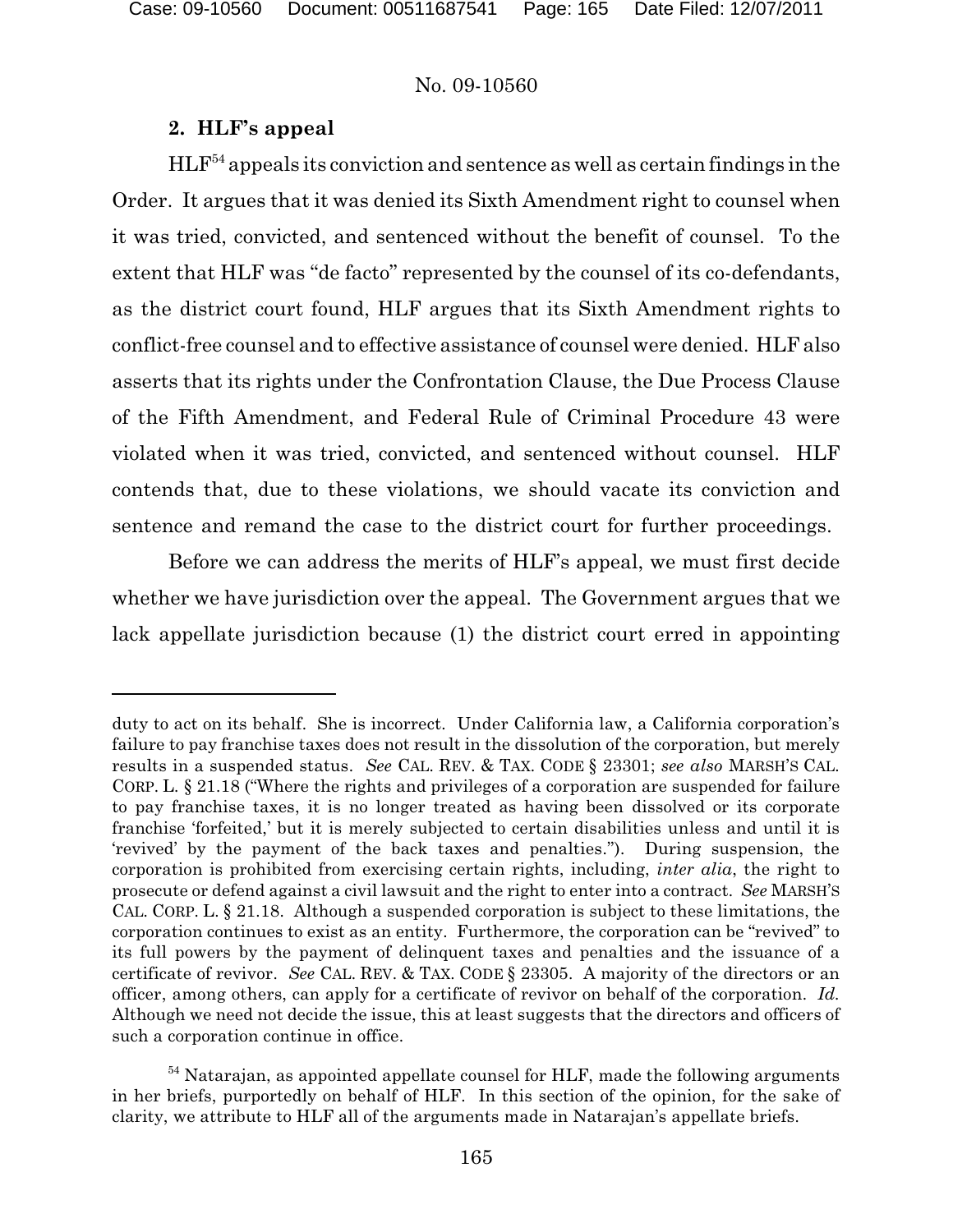### 2. HLF's appeal

HLF[54] appeals its conviction and sentence as well as certain findings in the Order. It argues that it was denied its Sixth Amendment right to counsel when it was tried, convicted, and sentenced without the benefit of counsel. To the extent that HLF was "de facto" represented by the counsel of its co-defendants, as the district court found, HLF argues that its Sixth Amendment rights to conflict-free counsel and to effective assistance of counsel were denied. HLF also asserts that its rights under the Confrontation Clause, the Due Process Clause of the Fifth Amendment, and Federal Rule of Criminal Procedure 43 were violated when it was tried, convicted, and sentenced without counsel. HLF contends that, due to these violations, we should vacate its conviction and sentence and remand the case to the district court for further proceedings.

Before we can address the merits of HLF's appeal, we must first decide whether we have jurisdiction over the appeal. The Government argues that we lack appellate jurisdiction because (1) the district court erred in appointing

---

duty to act on its behalf. She is incorrect. Under California law, a California corporation's failure to pay franchise taxes does not result in the dissolution of the corporation, but merely results in a suspended status. *See* CAL. REV. & TAX. CODE § 23301; *see also* MARSH'S CAL. CORP. L. § 21.18 ("Where the rights and privileges of a corporation are suspended for failure to pay franchise taxes, it is no longer treated as having been dissolved or its corporate franchise 'forfeited,' but it is merely subjected to certain disabilities unless and until it is 'revived' by the payment of the back taxes and penalties."). During suspension, the corporation is prohibited from exercising certain rights, including, *inter alia*, the right to prosecute or defend against a civil lawsuit and the right to enter into a contract. *See* MARSH'S CAL. CORP. L. § 21.18. Although a suspended corporation is subject to these limitations, the corporation continues to exist as an entity. Furthermore, the corporation can be "revived" to its full powers by the payment of delinquent taxes and penalties and the issuance of a certificate of revivor. *See* CAL. REV. & TAX. CODE § 23305. A majority of the directors or an officer, among others, can apply for a certificate of revivor on behalf of the corporation. *Id.* Although we need not decide the issue, this at least suggests that the directors and officers of such a corporation continue in office.

[54] Natarajan, as appointed appellate counsel for HLF, made the following arguments in her briefs, purportedly on behalf of HLF. In this section of the opinion, for the sake of clarity, we attribute to HLF all of the arguments made in Natarajan's appellate briefs.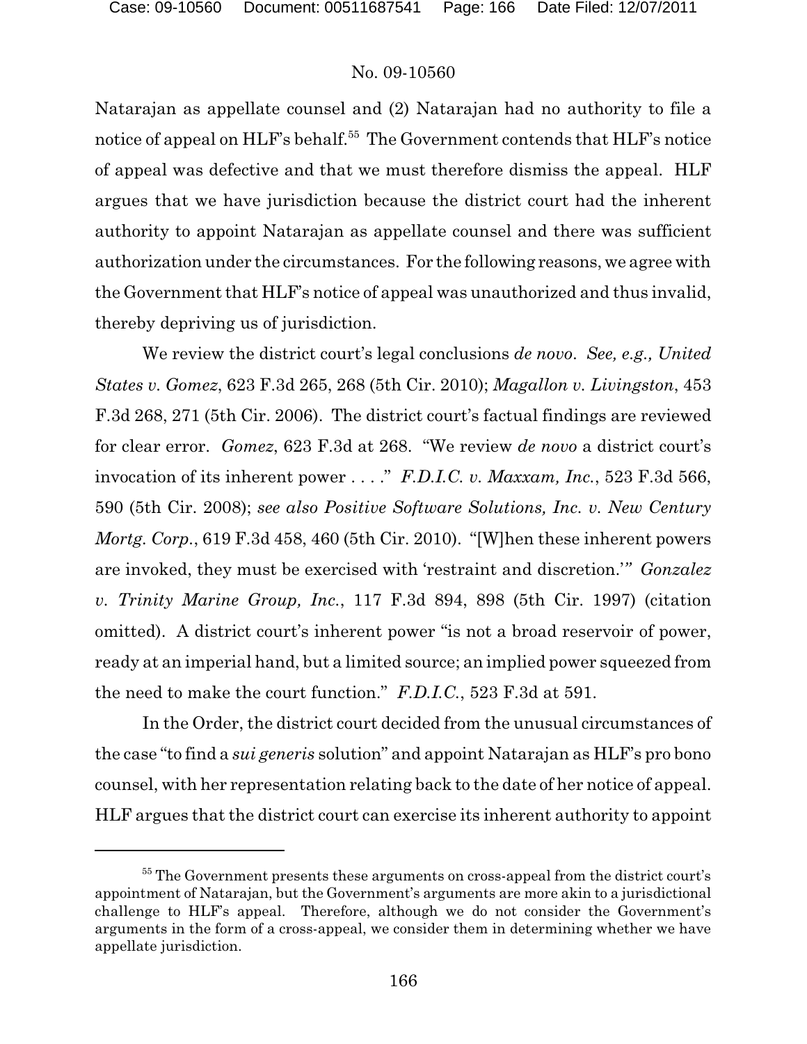Natarajan as appellate counsel and (2) Natarajan had no authority to file a notice of appeal on HLF's behalf.[55] The Government contends that HLF's notice of appeal was defective and that we must therefore dismiss the appeal. HLF argues that we have jurisdiction because the district court had the inherent authority to appoint Natarajan as appellate counsel and there was sufficient authorization under the circumstances. For the following reasons, we agree with the Government that HLF's notice of appeal was unauthorized and thus invalid, thereby depriving us of jurisdiction.

We review the district court's legal conclusions *de novo*. *See, e.g., United States v. Gomez*, 623 F.3d 265, 268 (5th Cir. 2010); *Magallon v. Livingston*, 453 F.3d 268, 271 (5th Cir. 2006). The district court's factual findings are reviewed for clear error. *Gomez*, 623 F.3d at 268. "We review *de novo* a district court's invocation of its inherent power . . . ." *F.D.I.C. v. Maxxam, Inc.*, 523 F.3d 566, 590 (5th Cir. 2008); *see also Positive Software Solutions, Inc. v. New Century Mortg. Corp.*, 619 F.3d 458, 460 (5th Cir. 2010). "[W]hen these inherent powers are invoked, they must be exercised with 'restraint and discretion.'" *Gonzalez v. Trinity Marine Group, Inc.*, 117 F.3d 894, 898 (5th Cir. 1997) (citation omitted). A district court's inherent power "is not a broad reservoir of power, ready at an imperial hand, but a limited source; an implied power squeezed from the need to make the court function." *F.D.I.C.*, 523 F.3d at 591.

In the Order, the district court decided from the unusual circumstances of the case "to find a *sui generis* solution" and appoint Natarajan as HLF's pro bono counsel, with her representation relating back to the date of her notice of appeal. HLF argues that the district court can exercise its inherent authority to appoint

[55] The Government presents these arguments on cross-appeal from the district court's appointment of Natarajan, but the Government's arguments are more akin to a jurisdictional challenge to HLF's appeal. Therefore, although we do not consider the Government's arguments in the form of a cross-appeal, we consider them in determining whether we have appellate jurisdiction.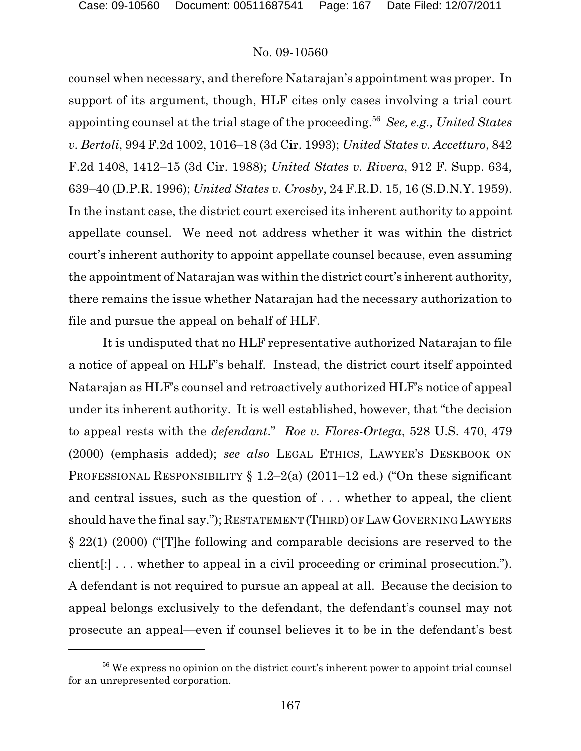counsel when necessary, and therefore Natarajan's appointment was proper. In support of its argument, though, HLF cites only cases involving a trial court appointing counsel at the trial stage of the proceeding.[56] *See, e.g., United States v. Bertoli*, 994 F.2d 1002, 1016–18 (3d Cir. 1993); *United States v. Accetturo*, 842 F.2d 1408, 1412–15 (3d Cir. 1988); *United States v. Rivera*, 912 F. Supp. 634, 639–40 (D.P.R. 1996); *United States v. Crosby*, 24 F.R.D. 15, 16 (S.D.N.Y. 1959). In the instant case, the district court exercised its inherent authority to appoint appellate counsel. We need not address whether it was within the district court's inherent authority to appoint appellate counsel because, even assuming the appointment of Natarajan was within the district court's inherent authority, there remains the issue whether Natarajan had the necessary authorization to file and pursue the appeal on behalf of HLF.

It is undisputed that no HLF representative authorized Natarajan to file a notice of appeal on HLF's behalf. Instead, the district court itself appointed Natarajan as HLF's counsel and retroactively authorized HLF's notice of appeal under its inherent authority. It is well established, however, that "the decision to appeal rests with the *defendant*." *Roe v. Flores-Ortega*, 528 U.S. 470, 479 (2000) (emphasis added); *see also* LEGAL ETHICS, LAWYER'S DESKBOOK ON PROFESSIONAL RESPONSIBILITY § 1.2–2(a) (2011–12 ed.) ("On these significant and central issues, such as the question of . . . whether to appeal, the client should have the final say."); RESTATEMENT (THIRD) OF LAW GOVERNING LAWYERS § 22(1) (2000) ("[T]he following and comparable decisions are reserved to the client[:] . . . whether to appeal in a civil proceeding or criminal prosecution."). A defendant is not required to pursue an appeal at all. Because the decision to appeal belongs exclusively to the defendant, the defendant's counsel may not prosecute an appeal—even if counsel believes it to be in the defendant's best

[56] We express no opinion on the district court's inherent power to appoint trial counsel for an unrepresented corporation.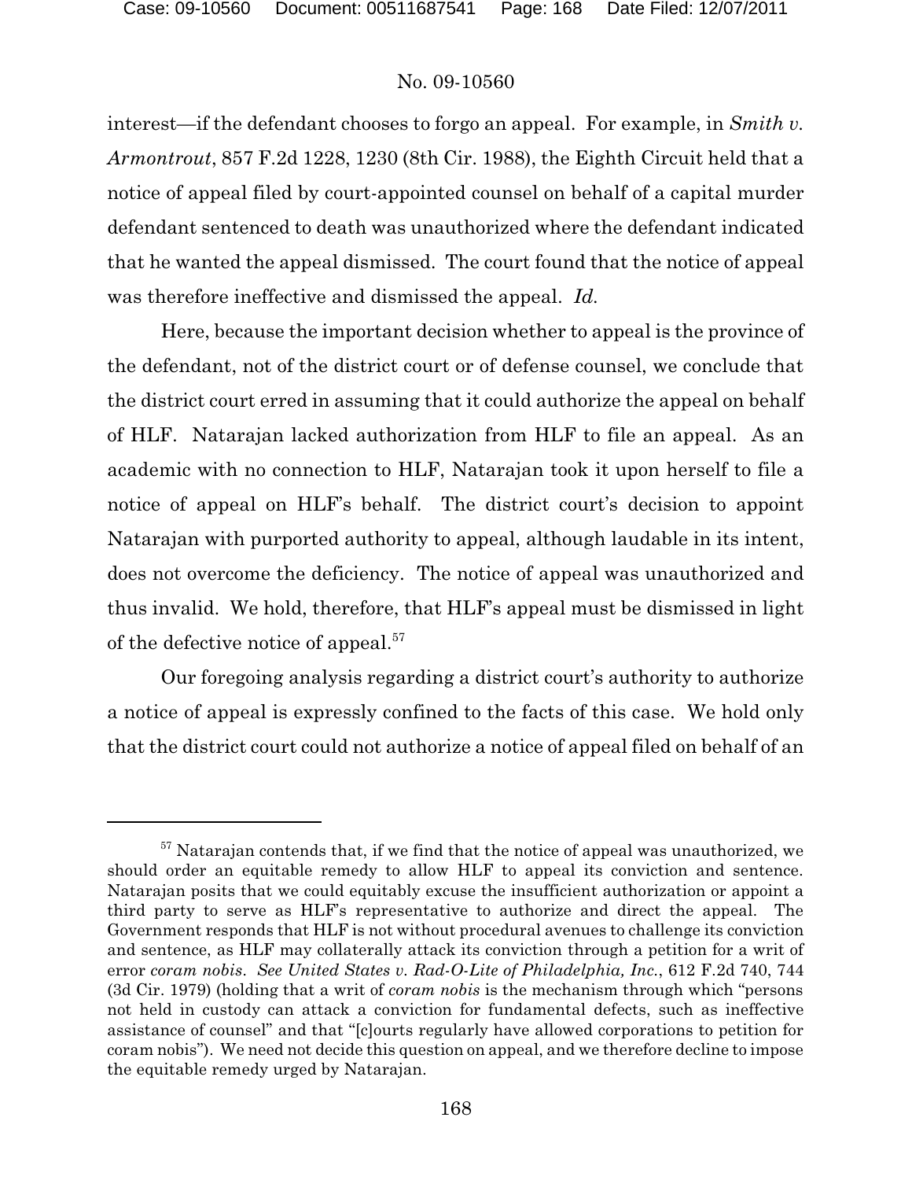interest—if the defendant chooses to forgo an appeal. For example, in *Smith v. Armontrout*, 857 F.2d 1228, 1230 (8th Cir. 1988), the Eighth Circuit held that a notice of appeal filed by court-appointed counsel on behalf of a capital murder defendant sentenced to death was unauthorized where the defendant indicated that he wanted the appeal dismissed. The court found that the notice of appeal was therefore ineffective and dismissed the appeal. *Id.*

Here, because the important decision whether to appeal is the province of the defendant, not of the district court or of defense counsel, we conclude that the district court erred in assuming that it could authorize the appeal on behalf of HLF. Natarajan lacked authorization from HLF to file an appeal. As an academic with no connection to HLF, Natarajan took it upon herself to file a notice of appeal on HLF's behalf. The district court's decision to appoint Natarajan with purported authority to appeal, although laudable in its intent, does not overcome the deficiency. The notice of appeal was unauthorized and thus invalid. We hold, therefore, that HLF's appeal must be dismissed in light of the defective notice of appeal.[57]

Our foregoing analysis regarding a district court's authority to authorize a notice of appeal is expressly confined to the facts of this case. We hold only that the district court could not authorize a notice of appeal filed on behalf of an

---

[57] Natarajan contends that, if we find that the notice of appeal was unauthorized, we should order an equitable remedy to allow HLF to appeal its conviction and sentence. Natarajan posits that we could equitably excuse the insufficient authorization or appoint a third party to serve as HLF's representative to authorize and direct the appeal. The Government responds that HLF is not without procedural avenues to challenge its conviction and sentence, as HLF may collaterally attack its conviction through a petition for a writ of error *coram nobis*. *See United States v. Rad-O-Lite of Philadelphia, Inc.*, 612 F.2d 740, 744 (3d Cir. 1979) (holding that a writ of *coram nobis* is the mechanism through which "persons not held in custody can attack a conviction for fundamental defects, such as ineffective assistance of counsel" and that "[c]ourts regularly have allowed corporations to petition for coram nobis"). We need not decide this question on appeal, and we therefore decline to impose the equitable remedy urged by Natarajan.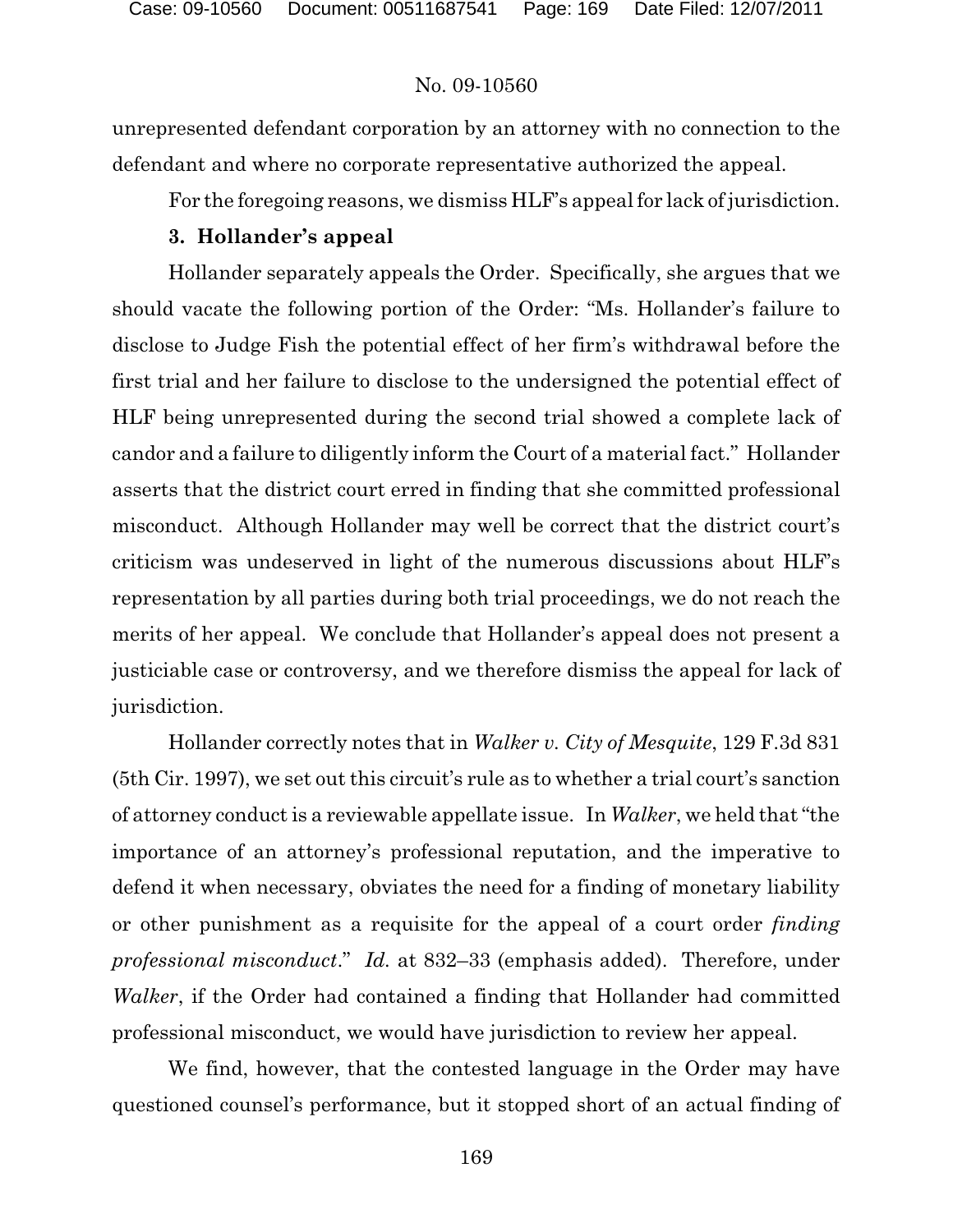unrepresented defendant corporation by an attorney with no connection to the defendant and where no corporate representative authorized the appeal.

For the foregoing reasons, we dismiss HLF's appeal for lack of jurisdiction.

### 3. Hollander's appeal

Hollander separately appeals the Order. Specifically, she argues that we should vacate the following portion of the Order: "Ms. Hollander's failure to disclose to Judge Fish the potential effect of her firm's withdrawal before the first trial and her failure to disclose to the undersigned the potential effect of HLF being unrepresented during the second trial showed a complete lack of candor and a failure to diligently inform the Court of a material fact." Hollander asserts that the district court erred in finding that she committed professional misconduct. Although Hollander may well be correct that the district court's criticism was undeserved in light of the numerous discussions about HLF's representation by all parties during both trial proceedings, we do not reach the merits of her appeal. We conclude that Hollander's appeal does not present a justiciable case or controversy, and we therefore dismiss the appeal for lack of jurisdiction.

Hollander correctly notes that in *Walker v. City of Mesquite*, 129 F.3d 831 (5th Cir. 1997), we set out this circuit's rule as to whether a trial court's sanction of attorney conduct is a reviewable appellate issue. In *Walker*, we held that "the importance of an attorney's professional reputation, and the imperative to defend it when necessary, obviates the need for a finding of monetary liability or other punishment as a requisite for the appeal of a court order *finding professional misconduct*." *Id.* at 832–33 (emphasis added). Therefore, under *Walker*, if the Order had contained a finding that Hollander had committed professional misconduct, we would have jurisdiction to review her appeal.

We find, however, that the contested language in the Order may have questioned counsel's performance, but it stopped short of an actual finding of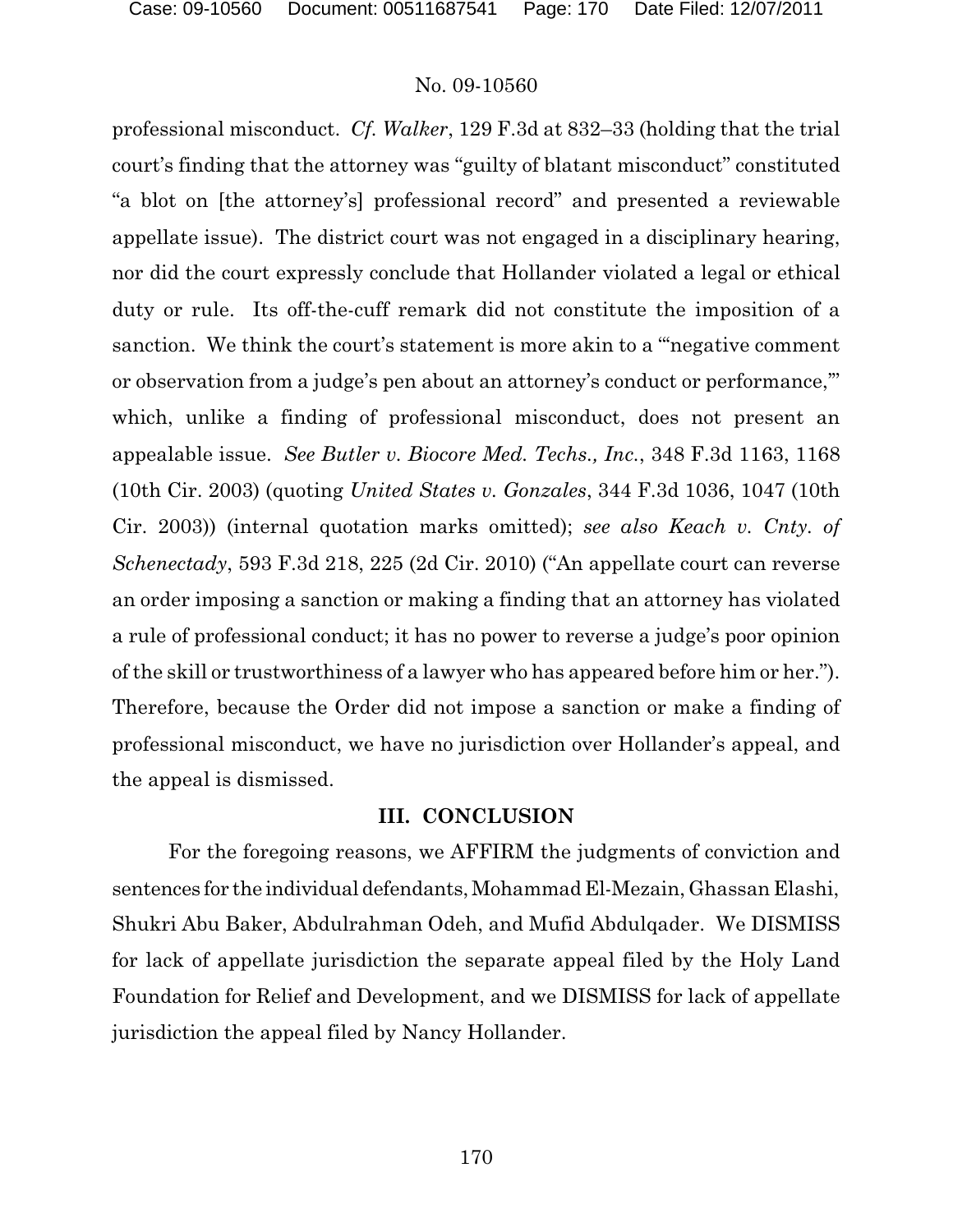professional misconduct. *Cf. Walker*, 129 F.3d at 832–33 (holding that the trial court's finding that the attorney was "guilty of blatant misconduct" constituted "a blot on [the attorney's] professional record" and presented a reviewable appellate issue). The district court was not engaged in a disciplinary hearing, nor did the court expressly conclude that Hollander violated a legal or ethical duty or rule. Its off-the-cuff remark did not constitute the imposition of a sanction. We think the court's statement is more akin to a "'negative comment or observation from a judge's pen about an attorney's conduct or performance,'" which, unlike a finding of professional misconduct, does not present an appealable issue. *See Butler v. Biocore Med. Techs., Inc.*, 348 F.3d 1163, 1168 (10th Cir. 2003) (quoting *United States v. Gonzales*, 344 F.3d 1036, 1047 (10th Cir. 2003)) (internal quotation marks omitted); *see also Keach v. Cnty. of Schenectady*, 593 F.3d 218, 225 (2d Cir. 2010) ("An appellate court can reverse an order imposing a sanction or making a finding that an attorney has violated a rule of professional conduct; it has no power to reverse a judge's poor opinion of the skill or trustworthiness of a lawyer who has appeared before him or her."). Therefore, because the Order did not impose a sanction or make a finding of professional misconduct, we have no jurisdiction over Hollander's appeal, and the appeal is dismissed.

## III. CONCLUSION

For the foregoing reasons, we AFFIRM the judgments of conviction and sentences for the individual defendants, Mohammad El-Mezain, Ghassan Elashi, Shukri Abu Baker, Abdulrahman Odeh, and Mufid Abdulqader. We DISMISS for lack of appellate jurisdiction the separate appeal filed by the Holy Land Foundation for Relief and Development, and we DISMISS for lack of appellate jurisdiction the appeal filed by Nancy Hollander.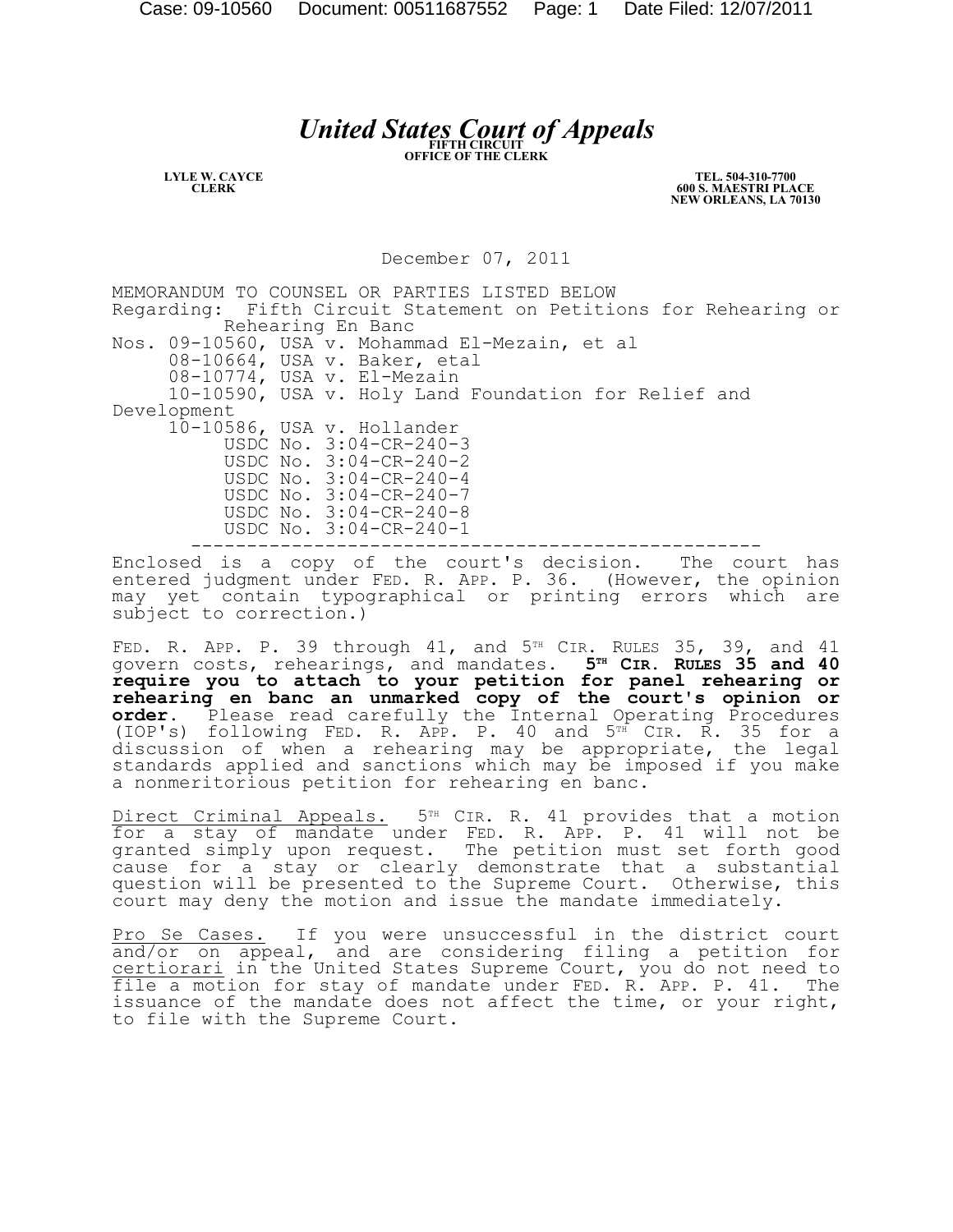# *United States Court of Appeals*

**FIFTH CIRCUIT**
**OFFICE OF THE CLERK**

**LYLE W. CAYCE**
**CLERK**

**TEL. 504-310-7700**
**600 S. MAESTRI PLACE**
**NEW ORLEANS, LA 70130**

December 07, 2011

MEMORANDUM TO COUNSEL OR PARTIES LISTED BELOW

Regarding: Fifth Circuit Statement on Petitions for Rehearing or Rehearing En Banc

Nos. 09-10560, USA v. Mohammad El-Mezain, et al
08-10664, USA v. Baker, etal
08-10774, USA v. El-Mezain
10-10590, USA v. Holy Land Foundation for Relief and Development
10-10586, USA v. Hollander
USDC No. 3:04-CR-240-3
USDC No. 3:04-CR-240-2
USDC No. 3:04-CR-240-4
USDC No. 3:04-CR-240-7
USDC No. 3:04-CR-240-8
USDC No. 3:04-CR-240-1

---

Enclosed is a copy of the court's decision. The court has entered judgment under FED. R. APP. P. 36. (However, the opinion may yet contain typographical or printing errors which are subject to correction.)

FED. R. APP. P. 39 through 41, and 5TH CIR. RULES 35, 39, and 41 govern costs, rehearings, and mandates. **5TH CIR. RULES 35 and 40 require you to attach to your petition for panel rehearing or rehearing en banc an unmarked copy of the court's opinion or order.** Please read carefully the Internal Operating Procedures (IOP's) following FED. R. APP. P. 40 and 5TH CIR. R. 35 for a discussion of when a rehearing may be appropriate, the legal standards applied and sanctions which may be imposed if you make a nonmeritorious petition for rehearing en banc.

Direct Criminal Appeals. 5TH CIR. R. 41 provides that a motion for a stay of mandate under FED. R. APP. P. 41 will not be granted simply upon request. The petition must set forth good cause for a stay or clearly demonstrate that a substantial question will be presented to the Supreme Court. Otherwise, this court may deny the motion and issue the mandate immediately.

Pro Se Cases. If you were unsuccessful in the district court and/or on appeal, and are considering filing a petition for certiorari in the United States Supreme Court, you do not need to file a motion for stay of mandate under FED. R. APP. P. 41. The issuance of the mandate does not affect the time, or your right, to file with the Supreme Court.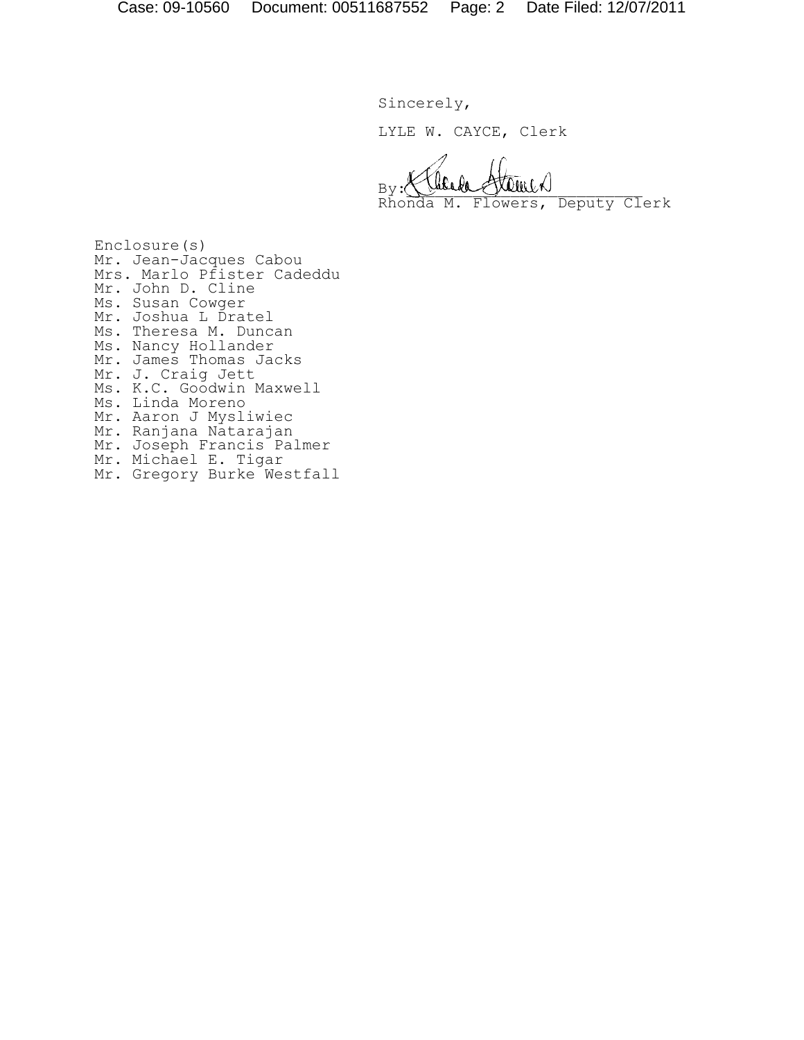Sincerely,

LYLE W. CAYCE, Clerk

By: ______________________
Rhonda M. Flowers, Deputy Clerk

Enclosure(s)
Mr. Jean-Jacques Cabou
Mrs. Marlo Pfister Cadeddu
Mr. John D. Cline
Ms. Susan Cowger
Mr. Joshua L Dratel
Ms. Theresa M. Duncan
Ms. Nancy Hollander
Mr. James Thomas Jacks
Mr. J. Craig Jett
Ms. K.C. Goodwin Maxwell
Ms. Linda Moreno
Mr. Aaron J Mysliwiec
Mr. Ranjana Natarajan
Mr. Joseph Francis Palmer
Mr. Michael E. Tigar
Mr. Gregory Burke Westfall